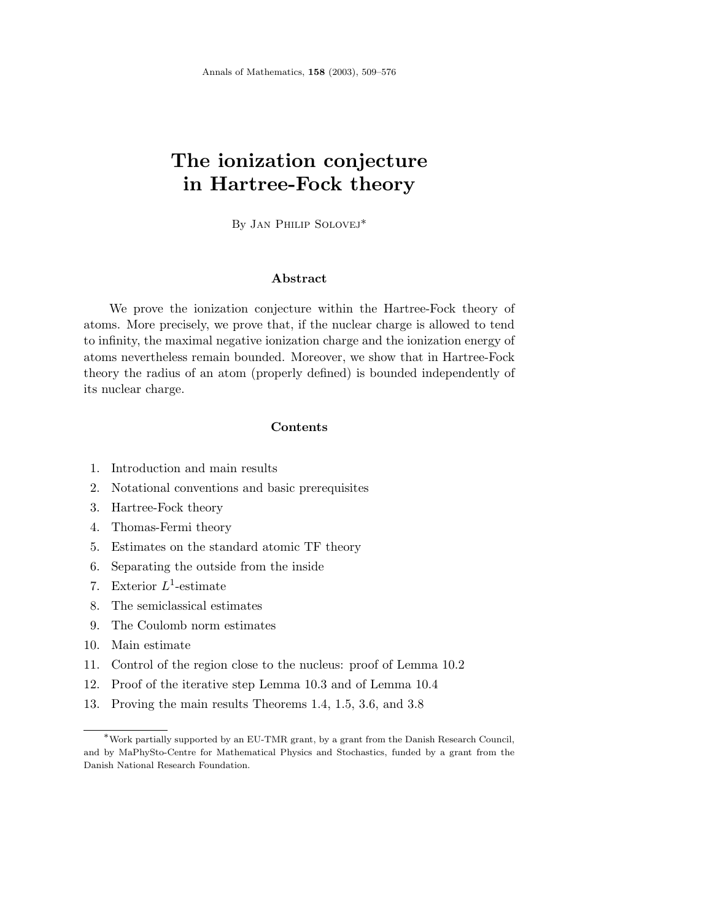# The ionization conjecture in Hartree-Fock theory

By Jan Philip Solovej[*]

## Abstract

We prove the ionization conjecture within the Hartree-Fock theory of atoms. More precisely, we prove that, if the nuclear charge is allowed to tend to infinity, the maximal negative ionization charge and the ionization energy of atoms nevertheless remain bounded. Moreover, we show that in Hartree-Fock theory the radius of an atom (properly defined) is bounded independently of its nuclear charge.

## Contents

1. Introduction and main results
2. Notational conventions and basic prerequisites
3. Hartree-Fock theory
4. Thomas-Fermi theory
5. Estimates on the standard atomic TF theory
6. Separating the outside from the inside
7. Exterior $L^1$-estimate
8. The semiclassical estimates
9. The Coulomb norm estimates
10. Main estimate
11. Control of the region close to the nucleus: proof of Lemma 10.2
12. Proof of the iterative step Lemma 10.3 and of Lemma 10.4
13. Proving the main results Theorems 1.4, 1.5, 3.6, and 3.8

---

[*] Work partially supported by an EU-TMR grant, by a grant from the Danish Research Council, and by MaPhySto-Centre for Mathematical Physics and Stochastics, funded by a grant from the Danish National Research Foundation.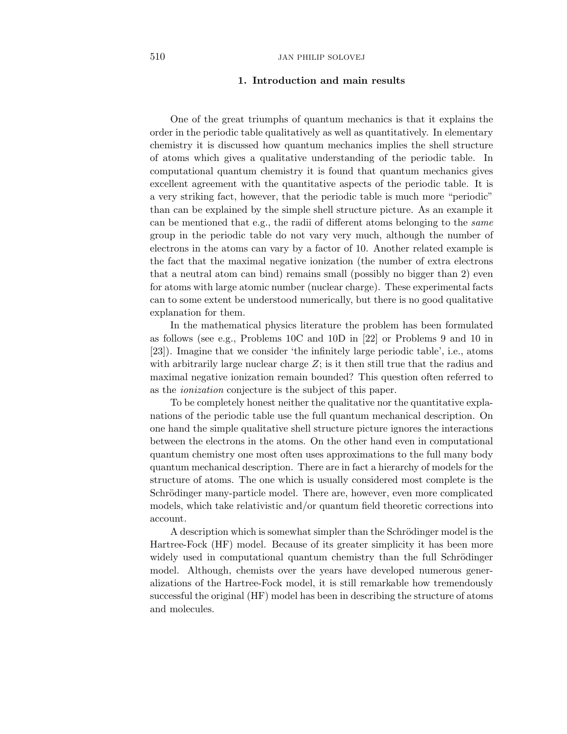## 1. Introduction and main results

One of the great triumphs of quantum mechanics is that it explains the order in the periodic table qualitatively as well as quantitatively. In elementary chemistry it is discussed how quantum mechanics implies the shell structure of atoms which gives a qualitative understanding of the periodic table. In computational quantum chemistry it is found that quantum mechanics gives excellent agreement with the quantitative aspects of the periodic table. It is a very striking fact, however, that the periodic table is much more "periodic" than can be explained by the simple shell structure picture. As an example it can be mentioned that e.g., the radii of different atoms belonging to the *same* group in the periodic table do not vary very much, although the number of electrons in the atoms can vary by a factor of 10. Another related example is the fact that the maximal negative ionization (the number of extra electrons that a neutral atom can bind) remains small (possibly no bigger than 2) even for atoms with large atomic number (nuclear charge). These experimental facts can to some extent be understood numerically, but there is no good qualitative explanation for them.

In the mathematical physics literature the problem has been formulated as follows (see e.g., Problems 10C and 10D in [22] or Problems 9 and 10 in [23]). Imagine that we consider 'the infinitely large periodic table', i.e., atoms with arbitrarily large nuclear charge $Z$; is it then still true that the radius and maximal negative ionization remain bounded? This question often referred to as the *ionization* conjecture is the subject of this paper.

To be completely honest neither the qualitative nor the quantitative explanations of the periodic table use the full quantum mechanical description. On one hand the simple qualitative shell structure picture ignores the interactions between the electrons in the atoms. On the other hand even in computational quantum chemistry one most often uses approximations to the full many body quantum mechanical description. There are in fact a hierarchy of models for the structure of atoms. The one which is usually considered most complete is the Schrödinger many-particle model. There are, however, even more complicated models, which take relativistic and/or quantum field theoretic corrections into account.

A description which is somewhat simpler than the Schrödinger model is the Hartree-Fock (HF) model. Because of its greater simplicity it has been more widely used in computational quantum chemistry than the full Schrödinger model. Although, chemists over the years have developed numerous generalizations of the Hartree-Fock model, it is still remarkable how tremendously successful the original (HF) model has been in describing the structure of atoms and molecules.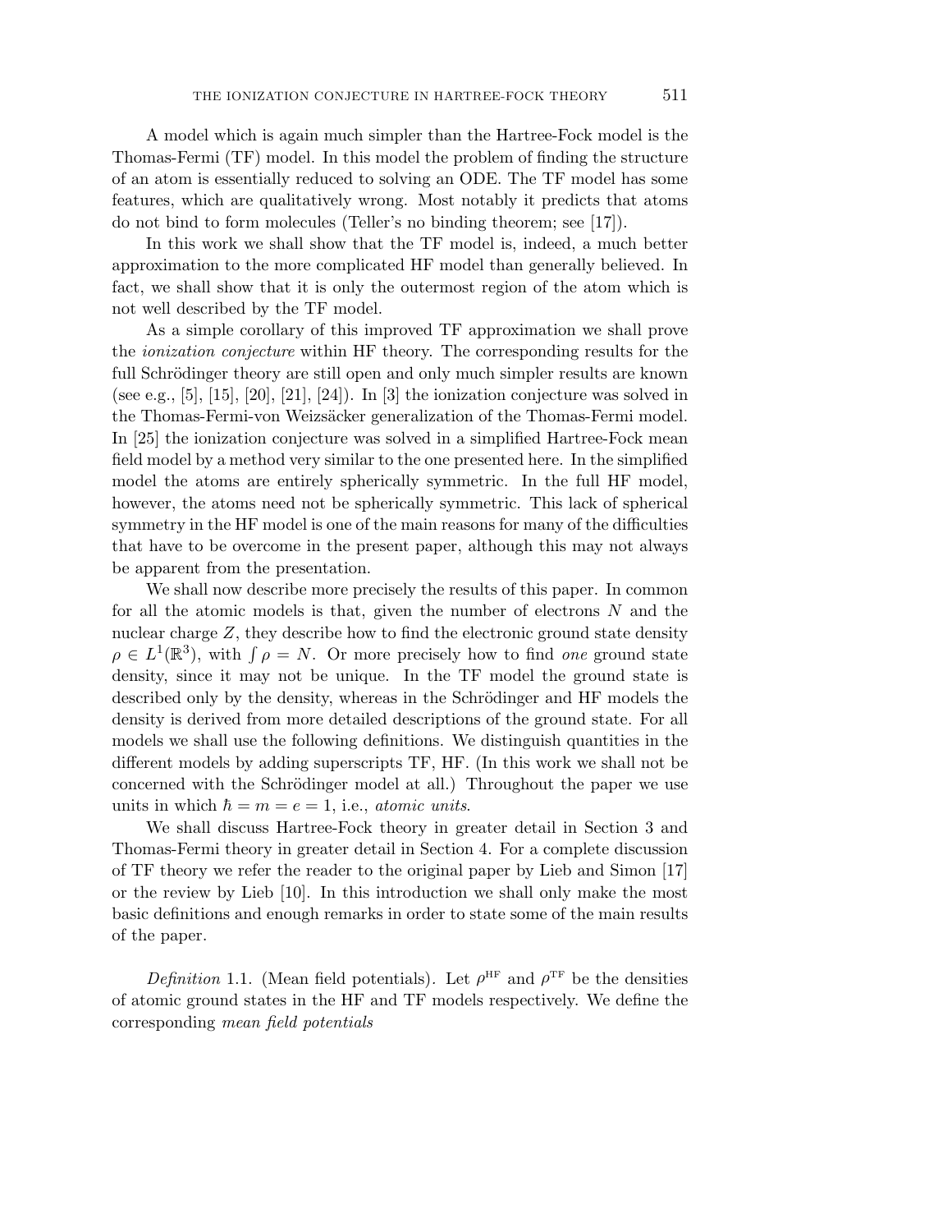A model which is again much simpler than the Hartree-Fock model is the Thomas-Fermi (TF) model. In this model the problem of finding the structure of an atom is essentially reduced to solving an ODE. The TF model has some features, which are qualitatively wrong. Most notably it predicts that atoms do not bind to form molecules (Teller's no binding theorem; see [17]).

In this work we shall show that the TF model is, indeed, a much better approximation to the more complicated HF model than generally believed. In fact, we shall show that it is only the outermost region of the atom which is not well described by the TF model.

As a simple corollary of this improved TF approximation we shall prove the *ionization conjecture* within HF theory. The corresponding results for the full Schrödinger theory are still open and only much simpler results are known (see e.g., [5], [15], [20], [21], [24]). In [3] the ionization conjecture was solved in the Thomas-Fermi-von Weizsäcker generalization of the Thomas-Fermi model. In [25] the ionization conjecture was solved in a simplified Hartree-Fock mean field model by a method very similar to the one presented here. In the simplified model the atoms are entirely spherically symmetric. In the full HF model, however, the atoms need not be spherically symmetric. This lack of spherical symmetry in the HF model is one of the main reasons for many of the difficulties that have to be overcome in the present paper, although this may not always be apparent from the presentation.

We shall now describe more precisely the results of this paper. In common for all the atomic models is that, given the number of electrons $N$ and the nuclear charge $Z$, they describe how to find the electronic ground state density $\rho \in L^1(\mathbb{R}^3)$, with $\int \rho = N$. Or more precisely how to find *one* ground state density, since it may not be unique. In the TF model the ground state is described only by the density, whereas in the Schrödinger and HF models the density is derived from more detailed descriptions of the ground state. For all models we shall use the following definitions. We distinguish quantities in the different models by adding superscripts TF, HF. (In this work we shall not be concerned with the Schrödinger model at all.) Throughout the paper we use units in which $\hbar = m = e = 1$, i.e., *atomic units*.

We shall discuss Hartree-Fock theory in greater detail in Section 3 and Thomas-Fermi theory in greater detail in Section 4. For a complete discussion of TF theory we refer the reader to the original paper by Lieb and Simon [17] or the review by Lieb [10]. In this introduction we shall only make the most basic definitions and enough remarks in order to state some of the main results of the paper.

*Definition* 1.1. (Mean field potentials). Let $\rho^{\mathrm{HF}}$ and $\rho^{\mathrm{TF}}$ be the densities of atomic ground states in the HF and TF models respectively. We define the corresponding *mean field potentials*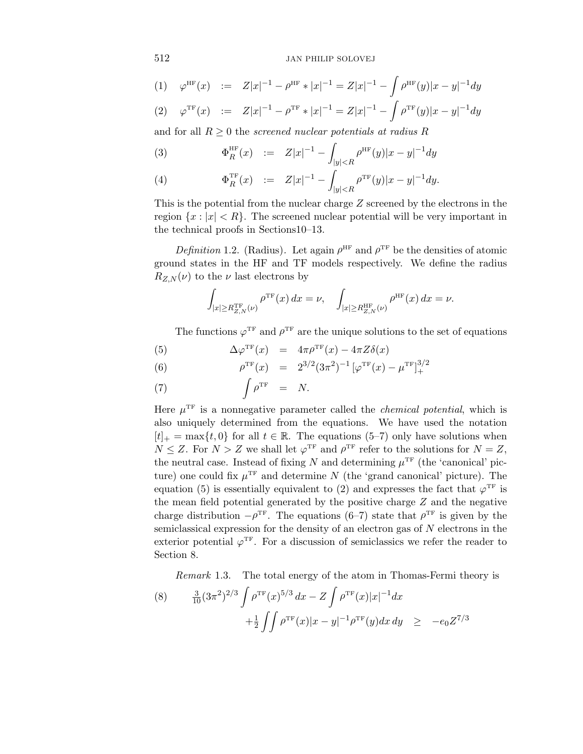$$\varphi^{\mathrm{HF}}(x) := Z|x|^{-1} - \rho^{\mathrm{HF}} * |x|^{-1} = Z|x|^{-1} - \int \rho^{\mathrm{HF}}(y)|x-y|^{-1}dy \tag{1}$$

$$\varphi^{\mathrm{TF}}(x) := Z|x|^{-1} - \rho^{\mathrm{TF}} * |x|^{-1} = Z|x|^{-1} - \int \rho^{\mathrm{TF}}(y)|x-y|^{-1}dy \tag{2}$$

and for all $R \geq 0$ the *screened nuclear potentials at radius $R$*

$$\Phi_R^{\mathrm{HF}}(x) := Z|x|^{-1} - \int_{|y|<R} \rho^{\mathrm{HF}}(y)|x-y|^{-1}dy \tag{3}$$

$$\Phi_R^{\mathrm{TF}}(x) := Z|x|^{-1} - \int_{|y|<R} \rho^{\mathrm{TF}}(y)|x-y|^{-1}dy. \tag{4}$$

This is the potential from the nuclear charge $Z$ screened by the electrons in the region $\{x : |x| < R\}$. The screened nuclear potential will be very important in the technical proofs in Sections10–13.

*Definition* 1.2. (Radius). Let again $\rho^{\mathrm{HF}}$ and $\rho^{\mathrm{TF}}$ be the densities of atomic ground states in the HF and TF models respectively. We define the radius $R_{Z,N}(\nu)$ to the $\nu$ last electrons by

$$\int_{|x|\geq R_{Z,N}^{\mathrm{TF}}(\nu)} \rho^{\mathrm{TF}}(x)\,dx = \nu, \quad \int_{|x|\geq R_{Z,N}^{\mathrm{HF}}(\nu)} \rho^{\mathrm{HF}}(x)\,dx = \nu.$$

The functions $\varphi^{\mathrm{TF}}$ and $\rho^{\mathrm{TF}}$ are the unique solutions to the set of equations

$$\Delta\varphi^{\mathrm{TF}}(x) = 4\pi\rho^{\mathrm{TF}}(x) - 4\pi Z\delta(x) \tag{5}$$

$$\rho^{\mathrm{TF}}(x) = 2^{3/2}(3\pi^2)^{-1}\left[\varphi^{\mathrm{TF}}(x) - \mu^{\mathrm{TF}}\right]_+^{3/2} \tag{6}$$

$$\int \rho^{\mathrm{TF}} = N. \tag{7}$$

Here $\mu^{\mathrm{TF}}$ is a nonnegative parameter called the *chemical potential*, which is also uniquely determined from the equations. We have used the notation $[t]_+ = \max\{t, 0\}$ for all $t \in \mathbb{R}$. The equations (5–7) only have solutions when $N \leq Z$. For $N > Z$ we shall let $\varphi^{\mathrm{TF}}$ and $\rho^{\mathrm{TF}}$ refer to the solutions for $N = Z$, the neutral case. Instead of fixing $N$ and determining $\mu^{\mathrm{TF}}$ (the 'canonical' picture) one could fix $\mu^{\mathrm{TF}}$ and determine $N$ (the 'grand canonical' picture). The equation (5) is essentially equivalent to (2) and expresses the fact that $\varphi^{\mathrm{TF}}$ is the mean field potential generated by the positive charge $Z$ and the negative charge distribution $-\rho^{\mathrm{TF}}$. The equations (6–7) state that $\rho^{\mathrm{TF}}$ is given by the semiclassical expression for the density of an electron gas of $N$ electrons in the exterior potential $\varphi^{\mathrm{TF}}$. For a discussion of semiclassics we refer the reader to Section 8.

*Remark* 1.3. The total energy of the atom in Thomas-Fermi theory is

$$\begin{aligned} &\tfrac{3}{10}(3\pi^2)^{2/3}\int \rho^{\mathrm{TF}}(x)^{5/3}\,dx - Z\int \rho^{\mathrm{TF}}(x)|x|^{-1}dx \\ &\qquad + \tfrac{1}{2}\iint \rho^{\mathrm{TF}}(x)|x-y|^{-1}\rho^{\mathrm{TF}}(y)dx\,dy \quad \geq \quad -e_0 Z^{7/3} \end{aligned} \tag{8}$$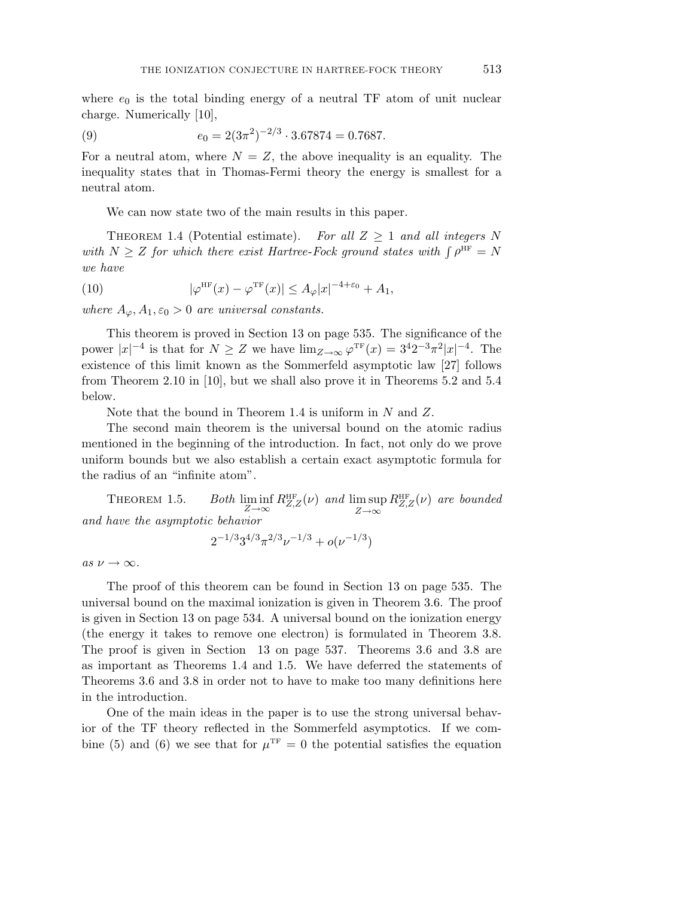where $e_0$ is the total binding energy of a neutral TF atom of unit nuclear charge. Numerically [10],

$$e_0 = 2(3\pi^2)^{-2/3} \cdot 3.67874 = 0.7687. \tag{9}$$

For a neutral atom, where $N = Z$, the above inequality is an equality. The inequality states that in Thomas-Fermi theory the energy is smallest for a neutral atom.

We can now state two of the main results in this paper.

Theorem 1.4 (Potential estimate). *For all $Z \geq 1$ and all integers $N$ with $N \geq Z$ for which there exist Hartree-Fock ground states with $\int \rho^{\mathrm{HF}} = N$ we have*

$$|\varphi^{\mathrm{HF}}(x) - \varphi^{\mathrm{TF}}(x)| \leq A_\varphi |x|^{-4+\varepsilon_0} + A_1, \tag{10}$$

*where $A_\varphi, A_1, \varepsilon_0 > 0$ are universal constants.*

This theorem is proved in Section 13 on page 535. The significance of the power $|x|^{-4}$ is that for $N \geq Z$ we have $\lim_{Z\to\infty} \varphi^{\mathrm{TF}}(x) = 3^4 2^{-3} \pi^2 |x|^{-4}$. The existence of this limit known as the Sommerfeld asymptotic law [27] follows from Theorem 2.10 in [10], but we shall also prove it in Theorems 5.2 and 5.4 below.

Note that the bound in Theorem 1.4 is uniform in $N$ and $Z$.

The second main theorem is the universal bound on the atomic radius mentioned in the beginning of the introduction. In fact, not only do we prove uniform bounds but we also establish a certain exact asymptotic formula for the radius of an "infinite atom".

Theorem 1.5. *Both $\liminf_{Z\to\infty} R^{\mathrm{HF}}_{Z,Z}(\nu)$ and $\limsup_{Z\to\infty} R^{\mathrm{HF}}_{Z,Z}(\nu)$ are bounded and have the asymptotic behavior*

$$2^{-1/3} 3^{4/3} \pi^{2/3} \nu^{-1/3} + o(\nu^{-1/3})$$

*as $\nu \to \infty$.*

The proof of this theorem can be found in Section 13 on page 535. The universal bound on the maximal ionization is given in Theorem 3.6. The proof is given in Section 13 on page 534. A universal bound on the ionization energy (the energy it takes to remove one electron) is formulated in Theorem 3.8. The proof is given in Section 13 on page 537. Theorems 3.6 and 3.8 are as important as Theorems 1.4 and 1.5. We have deferred the statements of Theorems 3.6 and 3.8 in order not to have to make too many definitions here in the introduction.

One of the main ideas in the paper is to use the strong universal behavior of the TF theory reflected in the Sommerfeld asymptotics. If we combine (5) and (6) we see that for $\mu^{\mathrm{TF}} = 0$ the potential satisfies the equation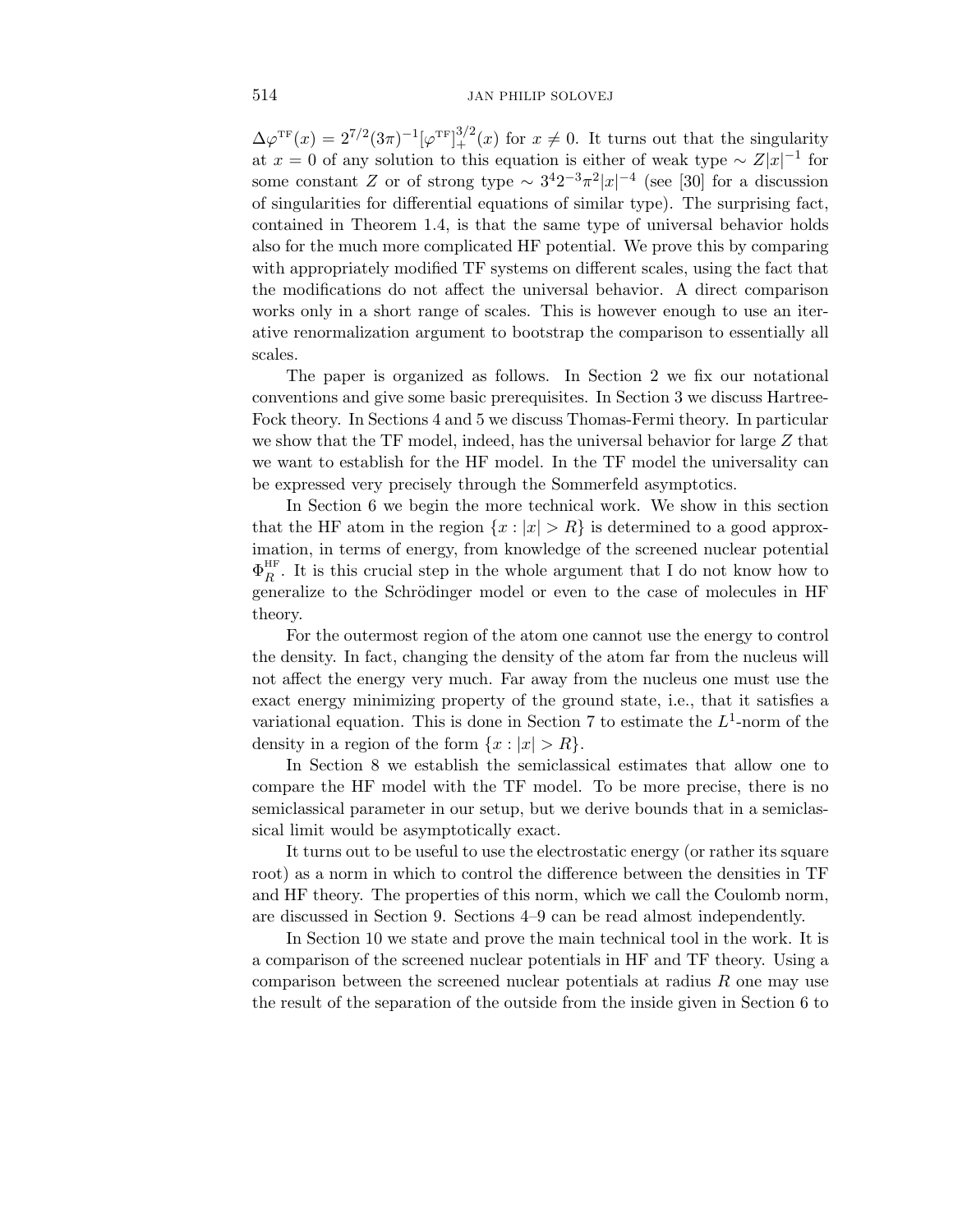$\Delta\varphi^{\rm TF}(x) = 2^{7/2}(3\pi)^{-1}[\varphi^{\rm TF}]_+^{3/2}(x)$ for $x \neq 0$. It turns out that the singularity at $x = 0$ of any solution to this equation is either of weak type $\sim Z|x|^{-1}$ for some constant $Z$ or of strong type $\sim 3^4 2^{-3}\pi^2|x|^{-4}$ (see [30] for a discussion of singularities for differential equations of similar type). The surprising fact, contained in Theorem 1.4, is that the same type of universal behavior holds also for the much more complicated HF potential. We prove this by comparing with appropriately modified TF systems on different scales, using the fact that the modifications do not affect the universal behavior. A direct comparison works only in a short range of scales. This is however enough to use an iterative renormalization argument to bootstrap the comparison to essentially all scales.

The paper is organized as follows. In Section 2 we fix our notational conventions and give some basic prerequisites. In Section 3 we discuss Hartree-Fock theory. In Sections 4 and 5 we discuss Thomas-Fermi theory. In particular we show that the TF model, indeed, has the universal behavior for large $Z$ that we want to establish for the HF model. In the TF model the universality can be expressed very precisely through the Sommerfeld asymptotics.

In Section 6 we begin the more technical work. We show in this section that the HF atom in the region $\{x : |x| > R\}$ is determined to a good approximation, in terms of energy, from knowledge of the screened nuclear potential $\Phi_R^{\rm HF}$. It is this crucial step in the whole argument that I do not know how to generalize to the Schrödinger model or even to the case of molecules in HF theory.

For the outermost region of the atom one cannot use the energy to control the density. In fact, changing the density of the atom far from the nucleus will not affect the energy very much. Far away from the nucleus one must use the exact energy minimizing property of the ground state, i.e., that it satisfies a variational equation. This is done in Section 7 to estimate the $L^1$-norm of the density in a region of the form $\{x : |x| > R\}$.

In Section 8 we establish the semiclassical estimates that allow one to compare the HF model with the TF model. To be more precise, there is no semiclassical parameter in our setup, but we derive bounds that in a semiclassical limit would be asymptotically exact.

It turns out to be useful to use the electrostatic energy (or rather its square root) as a norm in which to control the difference between the densities in TF and HF theory. The properties of this norm, which we call the Coulomb norm, are discussed in Section 9. Sections 4–9 can be read almost independently.

In Section 10 we state and prove the main technical tool in the work. It is a comparison of the screened nuclear potentials in HF and TF theory. Using a comparison between the screened nuclear potentials at radius $R$ one may use the result of the separation of the outside from the inside given in Section 6 to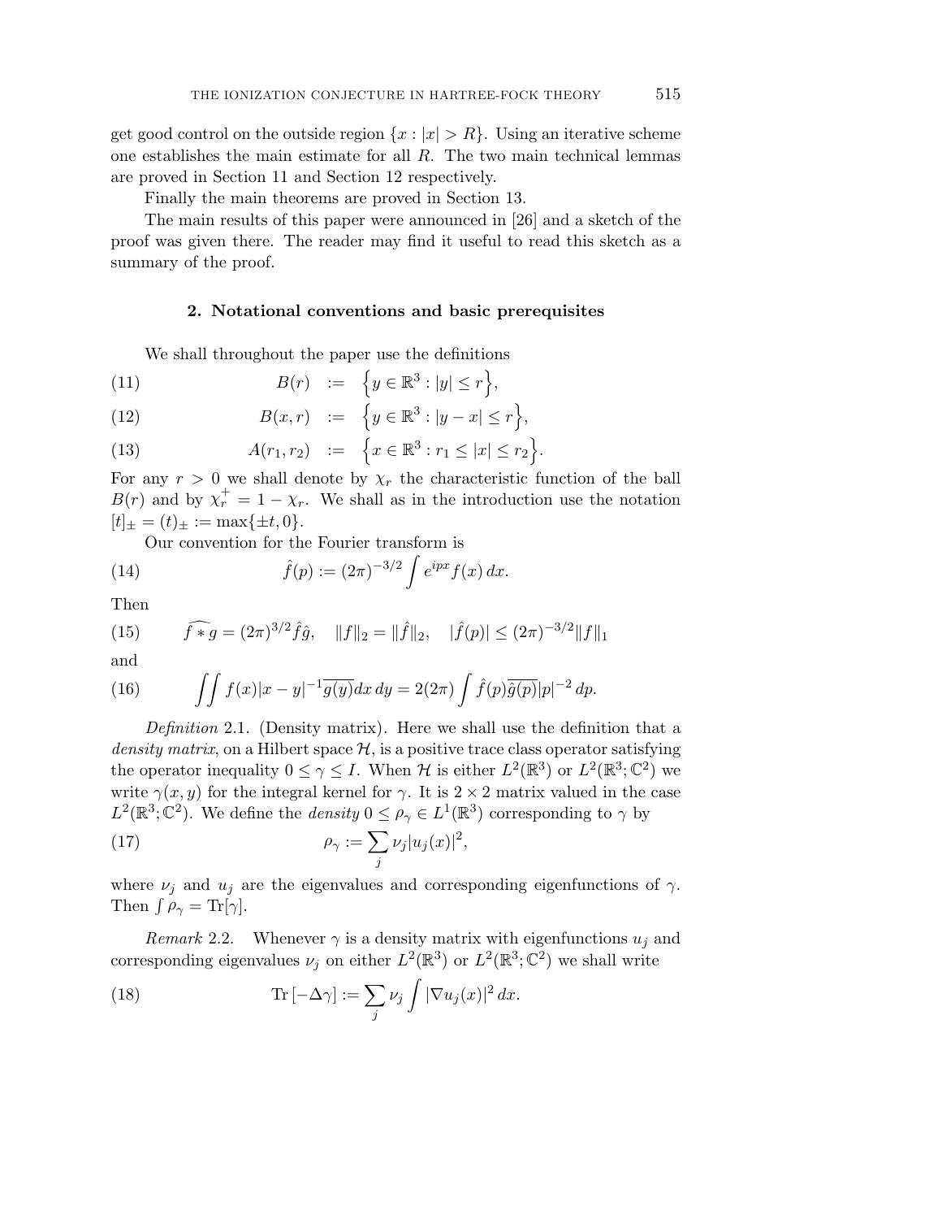get good control on the outside region $\{x : |x| > R\}$. Using an iterative scheme one establishes the main estimate for all $R$. The two main technical lemmas are proved in Section 11 and Section 12 respectively.

Finally the main theorems are proved in Section 13.

The main results of this paper were announced in [26] and a sketch of the proof was given there. The reader may find it useful to read this sketch as a summary of the proof.

## 2. Notational conventions and basic prerequisites

We shall throughout the paper use the definitions

$$B(r) := \Big\{y \in \mathbb{R}^3 : |y| \le r\Big\}, \tag{11}$$

$$B(x,r) := \Big\{y \in \mathbb{R}^3 : |y-x| \le r\Big\}, \tag{12}$$

$$A(r_1, r_2) := \Big\{x \in \mathbb{R}^3 : r_1 \le |x| \le r_2\Big\}. \tag{13}$$

For any $r > 0$ we shall denote by $\chi_r$ the characteristic function of the ball $B(r)$ and by $\chi_r^+ = 1 - \chi_r$. We shall as in the introduction use the notation $[t]_\pm = (t)_\pm := \max\{\pm t, 0\}$.

Our convention for the Fourier transform is

$$\hat{f}(p) := (2\pi)^{-3/2} \int e^{ipx} f(x)\, dx. \tag{14}$$

Then

$$\widehat{f * g} = (2\pi)^{3/2} \hat{f}\hat{g}, \quad \|f\|_2 = \|\hat{f}\|_2, \quad |\hat{f}(p)| \le (2\pi)^{-3/2} \|f\|_1 \tag{15}$$

and

$$\iint f(x)|x-y|^{-1}\overline{g(y)}dx\, dy = 2(2\pi) \int \hat{f}(p)\overline{\hat{g}(p)}|p|^{-2}\, dp. \tag{16}$$

*Definition* 2.1. (Density matrix). Here we shall use the definition that a *density matrix*, on a Hilbert space $\mathcal{H}$, is a positive trace class operator satisfying the operator inequality $0 \le \gamma \le I$. When $\mathcal{H}$ is either $L^2(\mathbb{R}^3)$ or $L^2(\mathbb{R}^3; \mathbb{C}^2)$ we write $\gamma(x, y)$ for the integral kernel for $\gamma$. It is $2 \times 2$ matrix valued in the case $L^2(\mathbb{R}^3; \mathbb{C}^2)$. We define the *density* $0 \le \rho_\gamma \in L^1(\mathbb{R}^3)$ corresponding to $\gamma$ by

$$\rho_\gamma := \sum_j \nu_j |u_j(x)|^2, \tag{17}$$

where $\nu_j$ and $u_j$ are the eigenvalues and corresponding eigenfunctions of $\gamma$. Then $\int \rho_\gamma = \mathrm{Tr}[\gamma]$.

*Remark* 2.2. Whenever $\gamma$ is a density matrix with eigenfunctions $u_j$ and corresponding eigenvalues $\nu_j$ on either $L^2(\mathbb{R}^3)$ or $L^2(\mathbb{R}^3; \mathbb{C}^2)$ we shall write

$$\mathrm{Tr}\,[-\Delta\gamma] := \sum_j \nu_j \int |\nabla u_j(x)|^2\, dx. \tag{18}$$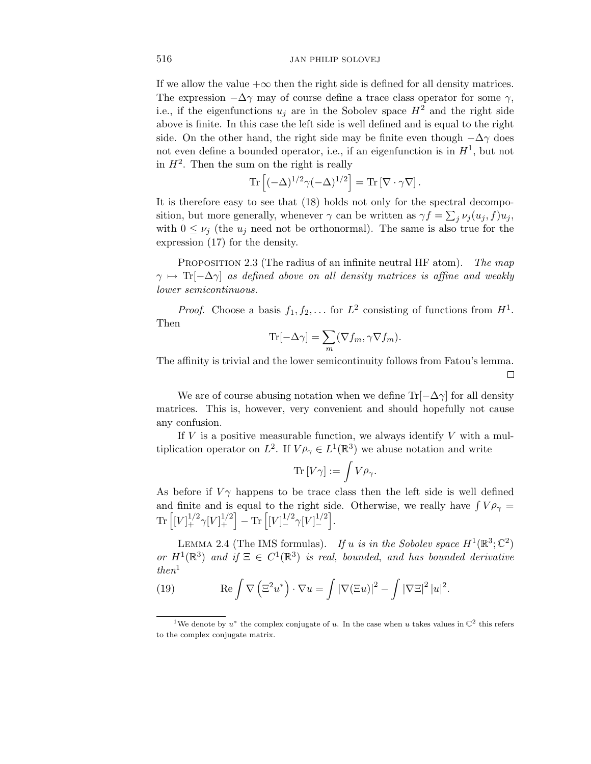If we allow the value $+\infty$ then the right side is defined for all density matrices. The expression $-\Delta\gamma$ may of course define a trace class operator for some $\gamma$, i.e., if the eigenfunctions $u_j$ are in the Sobolev space $H^2$ and the right side above is finite. In this case the left side is well defined and is equal to the right side. On the other hand, the right side may be finite even though $-\Delta\gamma$ does not even define a bounded operator, i.e., if an eigenfunction is in $H^1$, but not in $H^2$. Then the sum on the right is really

$$\mathrm{Tr}\left[(-\Delta)^{1/2}\gamma(-\Delta)^{1/2}\right] = \mathrm{Tr}\left[\nabla\cdot\gamma\nabla\right].$$

It is therefore easy to see that (18) holds not only for the spectral decomposition, but more generally, whenever $\gamma$ can be written as $\gamma f = \sum_j \nu_j(u_j, f)u_j$, with $0 \leq \nu_j$ (the $u_j$ need not be orthonormal). The same is also true for the expression (17) for the density.

Proposition 2.3 (The radius of an infinite neutral HF atom). *The map $\gamma \mapsto \mathrm{Tr}[-\Delta\gamma]$ as defined above on all density matrices is affine and weakly lower semicontinuous.*

*Proof.* Choose a basis $f_1, f_2, \ldots$ for $L^2$ consisting of functions from $H^1$. Then

$$\mathrm{Tr}[-\Delta\gamma] = \sum_m (\nabla f_m, \gamma\nabla f_m).$$

The affinity is trivial and the lower semicontinuity follows from Fatou's lemma. □

We are of course abusing notation when we define $\mathrm{Tr}[-\Delta\gamma]$ for all density matrices. This is, however, very convenient and should hopefully not cause any confusion.

If $V$ is a positive measurable function, we always identify $V$ with a multiplication operator on $L^2$. If $V\rho_\gamma \in L^1(\mathbb{R}^3)$ we abuse notation and write

$$\mathrm{Tr}\left[V\gamma\right] := \int V\rho_\gamma.$$

As before if $V\gamma$ happens to be trace class then the left side is well defined and finite and is equal to the right side. Otherwise, we really have $\int V\rho_\gamma = \mathrm{Tr}\left[[V]_+^{1/2}\gamma[V]_+^{1/2}\right] - \mathrm{Tr}\left[[V]_-^{1/2}\gamma[V]_-^{1/2}\right]$.

Lemma 2.4 (The IMS formulas). *If $u$ is in the Sobolev space $H^1(\mathbb{R}^3;\mathbb{C}^2)$ or $H^1(\mathbb{R}^3)$ and if $\Xi \in C^1(\mathbb{R}^3)$ is real, bounded, and has bounded derivative then*[1]

$$\mathrm{Re}\int \nabla\left(\Xi^2 u^*\right)\cdot\nabla u = \int |\nabla(\Xi u)|^2 - \int |\nabla\Xi|^2\,|u|^2. \tag{19}$$

[1] We denote by $u^*$ the complex conjugate of $u$. In the case when $u$ takes values in $\mathbb{C}^2$ this refers to the complex conjugate matrix.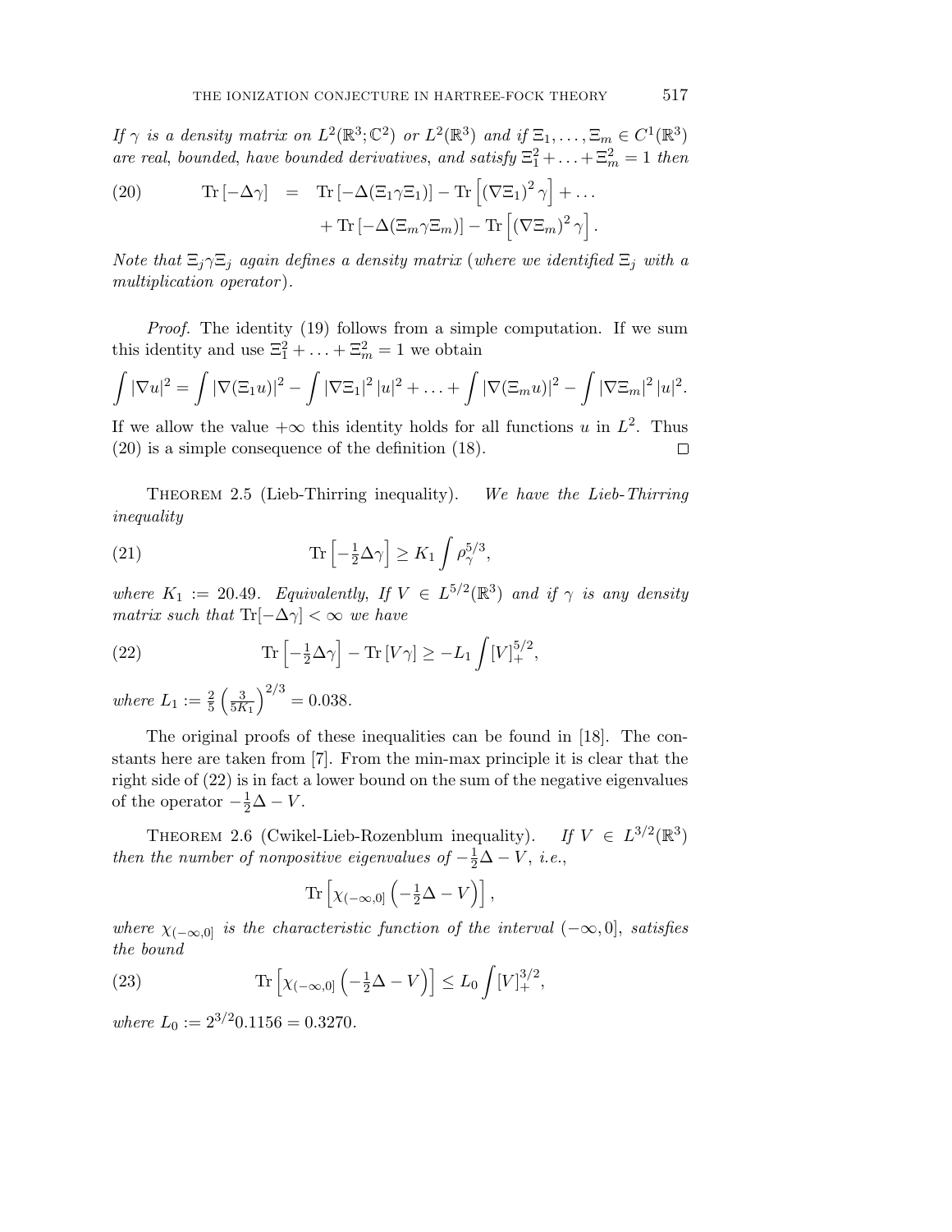*If $\gamma$ is a density matrix on $L^2(\mathbb{R}^3;\mathbb{C}^2)$ or $L^2(\mathbb{R}^3)$ and if $\Xi_1,\ldots,\Xi_m \in C^1(\mathbb{R}^3)$ are real, bounded, have bounded derivatives, and satisfy $\Xi_1^2+\ldots+\Xi_m^2 = 1$ then*

$$
\begin{aligned}
\text{(20)} \qquad \operatorname{Tr}[-\Delta\gamma] \;&=\; \operatorname{Tr}[-\Delta(\Xi_1\gamma\Xi_1)] - \operatorname{Tr}\left[(\nabla\Xi_1)^2\gamma\right] + \ldots \\
&\quad + \operatorname{Tr}[-\Delta(\Xi_m\gamma\Xi_m)] - \operatorname{Tr}\left[(\nabla\Xi_m)^2\gamma\right].
\end{aligned}
$$

*Note that $\Xi_j\gamma\Xi_j$ again defines a density matrix (where we identified $\Xi_j$ with a multiplication operator).*

*Proof.* The identity (19) follows from a simple computation. If we sum this identity and use $\Xi_1^2+\ldots+\Xi_m^2 = 1$ we obtain

$$
\int |\nabla u|^2 = \int |\nabla(\Xi_1 u)|^2 - \int |\nabla\Xi_1|^2\,|u|^2 + \ldots + \int |\nabla(\Xi_m u)|^2 - \int |\nabla\Xi_m|^2\,|u|^2.
$$

If we allow the value $+\infty$ this identity holds for all functions $u$ in $L^2$. Thus (20) is a simple consequence of the definition (18). □

Theorem 2.5 (Lieb-Thirring inequality). *We have the Lieb-Thirring inequality*

$$
\text{(21)} \qquad \operatorname{Tr}\left[-\tfrac{1}{2}\Delta\gamma\right] \geq K_1 \int \rho_\gamma^{5/3},
$$

*where $K_1 := 20.49$. Equivalently, If $V \in L^{5/2}(\mathbb{R}^3)$ and if $\gamma$ is any density matrix such that $\operatorname{Tr}[-\Delta\gamma] < \infty$ we have*

$$
\text{(22)} \qquad \operatorname{Tr}\left[-\tfrac{1}{2}\Delta\gamma\right] - \operatorname{Tr}[V\gamma] \geq -L_1 \int [V]_+^{5/2},
$$

*where $L_1 := \frac{2}{5}\left(\frac{3}{5K_1}\right)^{2/3} = 0.038$.*

The original proofs of these inequalities can be found in [18]. The constants here are taken from [7]. From the min-max principle it is clear that the right side of (22) is in fact a lower bound on the sum of the negative eigenvalues of the operator $-\frac{1}{2}\Delta - V$.

Theorem 2.6 (Cwikel-Lieb-Rozenblum inequality). *If $V \in L^{3/2}(\mathbb{R}^3)$ then the number of nonpositive eigenvalues of $-\frac{1}{2}\Delta - V$, i.e.,*

$$
\operatorname{Tr}\left[\chi_{(-\infty,0]}\left(-\tfrac{1}{2}\Delta - V\right)\right],
$$

*where $\chi_{(-\infty,0]}$ is the characteristic function of the interval $(-\infty,0]$, satisfies the bound*

$$
\text{(23)} \qquad \operatorname{Tr}\left[\chi_{(-\infty,0]}\left(-\tfrac{1}{2}\Delta - V\right)\right] \leq L_0 \int [V]_+^{3/2},
$$

*where $L_0 := 2^{3/2}0.1156 = 0.3270$.*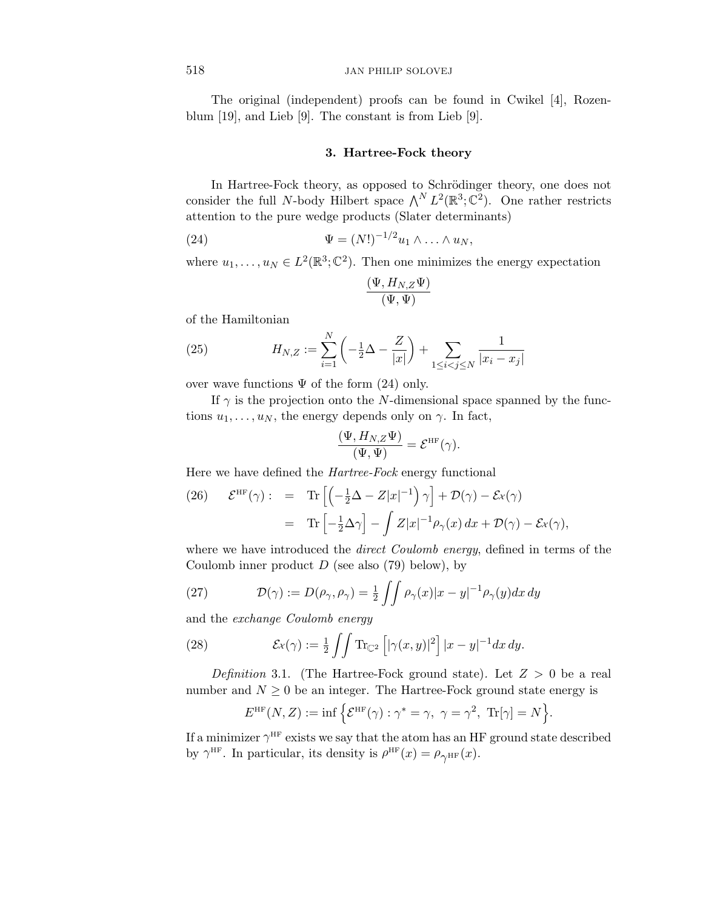The original (independent) proofs can be found in Cwikel [4], Rozenblum [19], and Lieb [9]. The constant is from Lieb [9].

## 3. Hartree-Fock theory

In Hartree-Fock theory, as opposed to Schrödinger theory, one does not consider the full $N$-body Hilbert space $\bigwedge^N L^2(\mathbb{R}^3;\mathbb{C}^2)$. One rather restricts attention to the pure wedge products (Slater determinants)

$$\Psi = (N!)^{-1/2} u_1 \wedge \ldots \wedge u_N, \tag{24}$$

where $u_1, \ldots, u_N \in L^2(\mathbb{R}^3;\mathbb{C}^2)$. Then one minimizes the energy expectation

$$\frac{(\Psi, H_{N,Z}\Psi)}{(\Psi,\Psi)}$$

of the Hamiltonian

$$H_{N,Z} := \sum_{i=1}^{N} \left( -\tfrac{1}{2}\Delta - \frac{Z}{|x|} \right) + \sum_{1\le i<j\le N} \frac{1}{|x_i - x_j|} \tag{25}$$

over wave functions $\Psi$ of the form (24) only.

If $\gamma$ is the projection onto the $N$-dimensional space spanned by the functions $u_1, \ldots, u_N$, the energy depends only on $\gamma$. In fact,

$$\frac{(\Psi, H_{N,Z}\Psi)}{(\Psi,\Psi)} = \mathcal{E}^{\text{HF}}(\gamma).$$

Here we have defined the *Hartree-Fock* energy functional

$$\begin{aligned} \mathcal{E}^{\text{HF}}(\gamma) : &= \operatorname{Tr}\left[\left(-\tfrac{1}{2}\Delta - Z|x|^{-1}\right)\gamma\right] + \mathcal{D}(\gamma) - \mathcal{E}x(\gamma) \\ &= \operatorname{Tr}\left[-\tfrac{1}{2}\Delta\gamma\right] - \int Z|x|^{-1}\rho_\gamma(x)\,dx + \mathcal{D}(\gamma) - \mathcal{E}x(\gamma), \end{aligned} \tag{26}$$

where we have introduced the *direct Coulomb energy*, defined in terms of the Coulomb inner product $D$ (see also (79) below), by

$$\mathcal{D}(\gamma) := D(\rho_\gamma, \rho_\gamma) = \tfrac{1}{2} \iint \rho_\gamma(x)|x-y|^{-1}\rho_\gamma(y)dx\,dy \tag{27}$$

and the *exchange Coulomb energy*

$$\mathcal{E}x(\gamma) := \tfrac{1}{2}\iint \operatorname{Tr}_{\mathbb{C}^2}\left[|\gamma(x,y)|^2\right]|x-y|^{-1}dx\,dy. \tag{28}$$

*Definition* 3.1. (The Hartree-Fock ground state). Let $Z > 0$ be a real number and $N \geq 0$ be an integer. The Hartree-Fock ground state energy is

$$E^{\text{HF}}(N,Z) := \inf\left\{\mathcal{E}^{\text{HF}}(\gamma) : \gamma^* = \gamma,\ \gamma = \gamma^2,\ \operatorname{Tr}[\gamma] = N\right\}.$$

If a minimizer $\gamma^{\text{HF}}$ exists we say that the atom has an HF ground state described by $\gamma^{\text{HF}}$. In particular, its density is $\rho^{\text{HF}}(x) = \rho_{\gamma^{\text{HF}}}(x)$.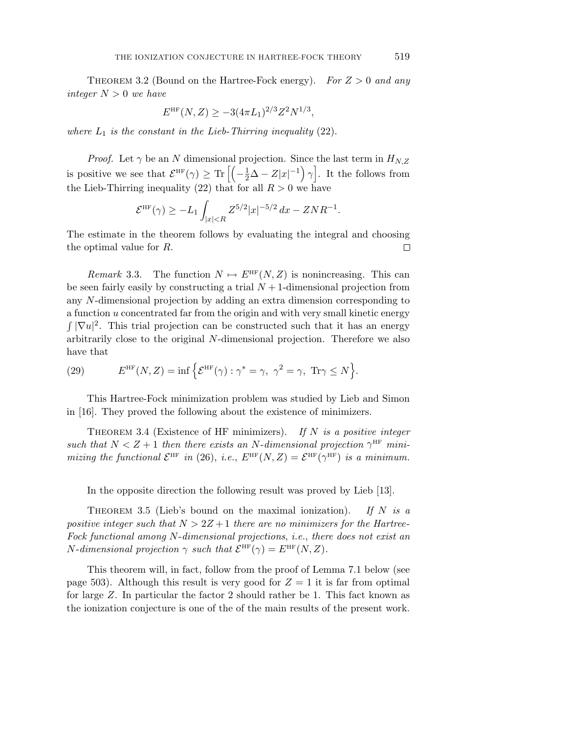**Theorem 3.2** (Bound on the Hartree-Fock energy). *For $Z > 0$ and any integer $N > 0$ we have*

$$E^{\mathrm{HF}}(N, Z) \geq -3(4\pi L_1)^{2/3} Z^2 N^{1/3},$$

*where $L_1$ is the constant in the Lieb-Thirring inequality* (22).

*Proof.* Let $\gamma$ be an $N$ dimensional projection. Since the last term in $H_{N,Z}$ is positive we see that $\mathcal{E}^{\mathrm{HF}}(\gamma) \geq \mathrm{Tr}\left[\left(-\frac{1}{2}\Delta - Z|x|^{-1}\right)\gamma\right]$. It the follows from the Lieb-Thirring inequality (22) that for all $R > 0$ we have

$$\mathcal{E}^{\mathrm{HF}}(\gamma) \geq -L_1 \int_{|x|<R} Z^{5/2}|x|^{-5/2}\,dx - ZNR^{-1}.$$

The estimate in the theorem follows by evaluating the integral and choosing the optimal value for $R$. $\square$

*Remark* 3.3. The function $N \mapsto E^{\mathrm{HF}}(N, Z)$ is nonincreasing. This can be seen fairly easily by constructing a trial $N+1$-dimensional projection from any $N$-dimensional projection by adding an extra dimension corresponding to a function $u$ concentrated far from the origin and with very small kinetic energy $\int |\nabla u|^2$. This trial projection can be constructed such that it has an energy arbitrarily close to the original $N$-dimensional projection. Therefore we also have that

$$E^{\mathrm{HF}}(N, Z) = \inf\left\{\mathcal{E}^{\mathrm{HF}}(\gamma) : \gamma^* = \gamma,\ \gamma^2 = \gamma,\ \mathrm{Tr}\gamma \leq N\right\}. \tag{29}$$

This Hartree-Fock minimization problem was studied by Lieb and Simon in [16]. They proved the following about the existence of minimizers.

**Theorem 3.4** (Existence of HF minimizers). *If $N$ is a positive integer such that $N < Z + 1$ then there exists an $N$-dimensional projection $\gamma^{\mathrm{HF}}$ minimizing the functional $\mathcal{E}^{\mathrm{HF}}$ in* (26), *i.e., $E^{\mathrm{HF}}(N, Z) = \mathcal{E}^{\mathrm{HF}}(\gamma^{\mathrm{HF}})$ is a minimum.*

In the opposite direction the following result was proved by Lieb [13].

**Theorem 3.5** (Lieb's bound on the maximal ionization). *If $N$ is a positive integer such that $N > 2Z + 1$ there are no minimizers for the Hartree-Fock functional among $N$-dimensional projections, i.e., there does not exist an $N$-dimensional projection $\gamma$ such that $\mathcal{E}^{\mathrm{HF}}(\gamma) = E^{\mathrm{HF}}(N, Z)$.*

This theorem will, in fact, follow from the proof of Lemma 7.1 below (see page 503). Although this result is very good for $Z = 1$ it is far from optimal for large $Z$. In particular the factor 2 should rather be 1. This fact known as the ionization conjecture is one of the of the main results of the present work.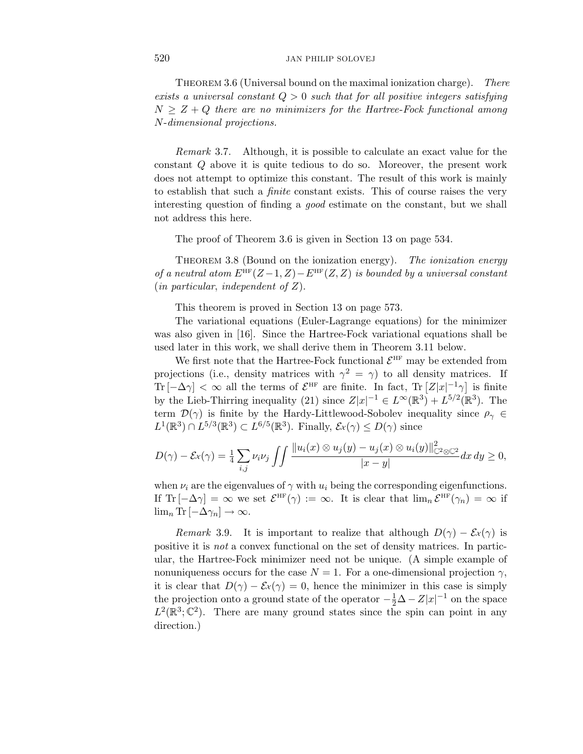THEOREM 3.6 (Universal bound on the maximal ionization charge). *There exists a universal constant $Q > 0$ such that for all positive integers satisfying $N \geq Z + Q$ there are no minimizers for the Hartree-Fock functional among $N$-dimensional projections.*

*Remark* 3.7. Although, it is possible to calculate an exact value for the constant $Q$ above it is quite tedious to do so. Moreover, the present work does not attempt to optimize this constant. The result of this work is mainly to establish that such a *finite* constant exists. This of course raises the very interesting question of finding a *good* estimate on the constant, but we shall not address this here.

The proof of Theorem 3.6 is given in Section 13 on page 534.

THEOREM 3.8 (Bound on the ionization energy). *The ionization energy of a neutral atom $E^{\mathrm{HF}}(Z-1, Z) - E^{\mathrm{HF}}(Z, Z)$ is bounded by a universal constant (in particular, independent of $Z$).*

This theorem is proved in Section 13 on page 573.

The variational equations (Euler-Lagrange equations) for the minimizer was also given in [16]. Since the Hartree-Fock variational equations shall be used later in this work, we shall derive them in Theorem 3.11 below.

We first note that the Hartree-Fock functional $\mathcal{E}^{\mathrm{HF}}$ may be extended from projections (i.e., density matrices with $\gamma^2 = \gamma$) to all density matrices. If $\mathrm{Tr}\,[-\Delta\gamma] < \infty$ all the terms of $\mathcal{E}^{\mathrm{HF}}$ are finite. In fact, $\mathrm{Tr}\,[Z|x|^{-1}\gamma]$ is finite by the Lieb-Thirring inequality (21) since $Z|x|^{-1} \in L^\infty(\mathbb{R}^3) + L^{5/2}(\mathbb{R}^3)$. The term $\mathcal{D}(\gamma)$ is finite by the Hardy-Littlewood-Sobolev inequality since $\rho_\gamma \in L^1(\mathbb{R}^3) \cap L^{5/3}(\mathbb{R}^3) \subset L^{6/5}(\mathbb{R}^3)$. Finally, $\mathcal{E}x(\gamma) \leq D(\gamma)$ since

$$D(\gamma) - \mathcal{E}x(\gamma) = \tfrac{1}{4}\sum_{i,j} \nu_i \nu_j \iint \frac{\|u_i(x) \otimes u_j(y) - u_j(x) \otimes u_i(y)\|^2_{\mathbb{C}^2 \otimes \mathbb{C}^2}}{|x-y|} dx\, dy \geq 0,$$

when $\nu_i$ are the eigenvalues of $\gamma$ with $u_i$ being the corresponding eigenfunctions. If $\mathrm{Tr}\,[-\Delta\gamma] = \infty$ we set $\mathcal{E}^{\mathrm{HF}}(\gamma) := \infty$. It is clear that $\lim_n \mathcal{E}^{\mathrm{HF}}(\gamma_n) = \infty$ if $\lim_n \mathrm{Tr}\,[-\Delta\gamma_n] \to \infty$.

*Remark* 3.9. It is important to realize that although $D(\gamma) - \mathcal{E}x(\gamma)$ is positive it is *not* a convex functional on the set of density matrices. In particular, the Hartree-Fock minimizer need not be unique. (A simple example of nonuniqueness occurs for the case $N = 1$. For a one-dimensional projection $\gamma$, it is clear that $D(\gamma) - \mathcal{E}x(\gamma) = 0$, hence the minimizer in this case is simply the projection onto a ground state of the operator $-\frac{1}{2}\Delta - Z|x|^{-1}$ on the space $L^2(\mathbb{R}^3; \mathbb{C}^2)$. There are many ground states since the spin can point in any direction.)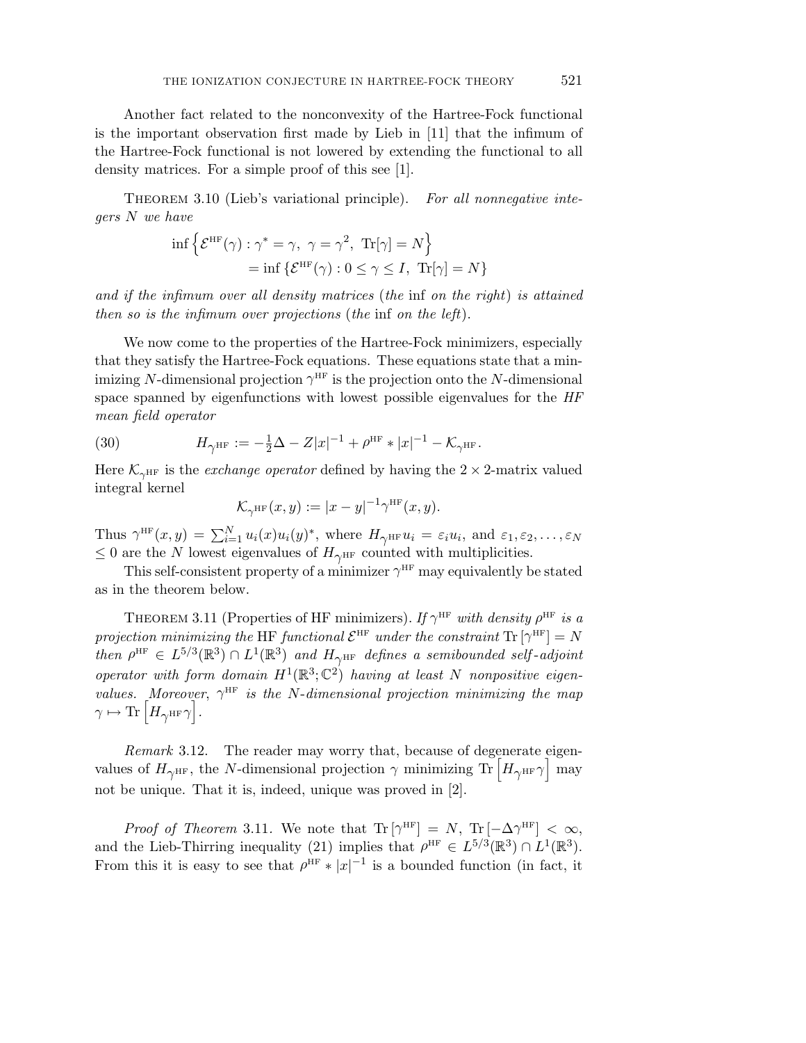Another fact related to the nonconvexity of the Hartree-Fock functional is the important observation first made by Lieb in [11] that the infimum of the Hartree-Fock functional is not lowered by extending the functional to all density matrices. For a simple proof of this see [1].

Theorem 3.10 (Lieb's variational principle). *For all nonnegative integers $N$ we have*

$$\inf\left\{\mathcal{E}^{\mathrm{HF}}(\gamma) : \gamma^* = \gamma,\ \gamma = \gamma^2,\ \mathrm{Tr}[\gamma] = N\right\}$$
$$= \inf\left\{\mathcal{E}^{\mathrm{HF}}(\gamma) : 0 \leq \gamma \leq I,\ \mathrm{Tr}[\gamma] = N\right\}$$

*and if the infimum over all density matrices* (*the* inf *on the right*) *is attained then so is the infimum over projections* (*the* inf *on the left*).

We now come to the properties of the Hartree-Fock minimizers, especially that they satisfy the Hartree-Fock equations. These equations state that a minimizing $N$-dimensional projection $\gamma^{\mathrm{HF}}$ is the projection onto the $N$-dimensional space spanned by eigenfunctions with lowest possible eigenvalues for the *HF mean field operator*

$$H_{\gamma^{\mathrm{HF}}} := -\tfrac{1}{2}\Delta - Z|x|^{-1} + \rho^{\mathrm{HF}} * |x|^{-1} - \mathcal{K}_{\gamma^{\mathrm{HF}}}. \tag{30}$$

Here $\mathcal{K}_{\gamma^{\mathrm{HF}}}$ is the *exchange operator* defined by having the $2\times 2$-matrix valued integral kernel

$$\mathcal{K}_{\gamma^{\mathrm{HF}}}(x,y) := |x-y|^{-1}\gamma^{\mathrm{HF}}(x,y).$$

Thus $\gamma^{\mathrm{HF}}(x,y) = \sum_{i=1}^{N} u_i(x)u_i(y)^*$, where $H_{\gamma^{\mathrm{HF}}}u_i = \varepsilon_i u_i$, and $\varepsilon_1, \varepsilon_2, \ldots, \varepsilon_N \leq 0$ are the $N$ lowest eigenvalues of $H_{\gamma^{\mathrm{HF}}}$ counted with multiplicities.

This self-consistent property of a minimizer $\gamma^{\mathrm{HF}}$ may equivalently be stated as in the theorem below.

Theorem 3.11 (Properties of HF minimizers). *If $\gamma^{\mathrm{HF}}$ with density $\rho^{\mathrm{HF}}$ is a projection minimizing the* HF *functional $\mathcal{E}^{\mathrm{HF}}$ under the constraint $\mathrm{Tr}\left[\gamma^{\mathrm{HF}}\right] = N$ then $\rho^{\mathrm{HF}} \in L^{5/3}(\mathbb{R}^3) \cap L^1(\mathbb{R}^3)$ and $H_{\gamma^{\mathrm{HF}}}$ defines a semibounded self-adjoint operator with form domain $H^1(\mathbb{R}^3;\mathbb{C}^2)$ having at least $N$ nonpositive eigenvalues. Moreover, $\gamma^{\mathrm{HF}}$ is the $N$-dimensional projection minimizing the map $\gamma \mapsto \mathrm{Tr}\left[H_{\gamma^{\mathrm{HF}}}\gamma\right]$.*

*Remark* 3.12. The reader may worry that, because of degenerate eigenvalues of $H_{\gamma^{\mathrm{HF}}}$, the $N$-dimensional projection $\gamma$ minimizing $\mathrm{Tr}\left[H_{\gamma^{\mathrm{HF}}}\gamma\right]$ may not be unique. That it is, indeed, unique was proved in [2].

*Proof of Theorem* 3.11. We note that $\mathrm{Tr}\left[\gamma^{\mathrm{HF}}\right] = N$, $\mathrm{Tr}\left[-\Delta\gamma^{\mathrm{HF}}\right] < \infty$, and the Lieb-Thirring inequality (21) implies that $\rho^{\mathrm{HF}} \in L^{5/3}(\mathbb{R}^3) \cap L^1(\mathbb{R}^3)$. From this it is easy to see that $\rho^{\mathrm{HF}} * |x|^{-1}$ is a bounded function (in fact, it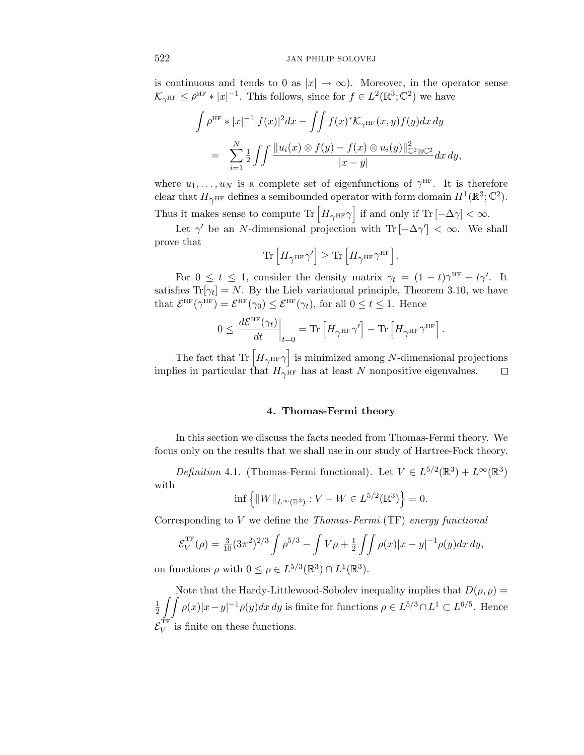is continuous and tends to 0 as $|x| \to \infty$). Moreover, in the operator sense $\mathcal{K}_{\gamma^{\mathrm{HF}}} \leq \rho^{\mathrm{HF}} * |x|^{-1}$. This follows, since for $f \in L^2(\mathbb{R}^3; \mathbb{C}^2)$ we have

$$\int \rho^{\mathrm{HF}} * |x|^{-1} |f(x)|^2 dx - \iint f(x)^* \mathcal{K}_{\gamma^{\mathrm{HF}}}(x,y) f(y) dx\, dy$$

$$= \sum_{i=1}^{N} \tfrac{1}{2} \iint \frac{\|u_i(x) \otimes f(y) - f(x) \otimes u_i(y)\|^2_{\mathbb{C}^2 \otimes \mathbb{C}^2}}{|x-y|} dx\, dy,$$

where $u_1, \ldots, u_N$ is a complete set of eigenfunctions of $\gamma^{\mathrm{HF}}$. It is therefore clear that $H_{\gamma^{\mathrm{HF}}}$ defines a semibounded operator with form domain $H^1(\mathbb{R}^3; \mathbb{C}^2)$. Thus it makes sense to compute $\mathrm{Tr}\left[H_{\gamma^{\mathrm{HF}}} \gamma\right]$ if and only if $\mathrm{Tr}\,[-\Delta\gamma] < \infty$.

Let $\gamma'$ be an $N$-dimensional projection with $\mathrm{Tr}\,[-\Delta\gamma'] < \infty$. We shall prove that

$$\mathrm{Tr}\left[H_{\gamma^{\mathrm{HF}}} \gamma'\right] \geq \mathrm{Tr}\left[H_{\gamma^{\mathrm{HF}}} \gamma^{\mathrm{HF}}\right].$$

For $0 \leq t \leq 1$, consider the density matrix $\gamma_t = (1-t)\gamma^{\mathrm{HF}} + t\gamma'$. It satisfies $\mathrm{Tr}[\gamma_t] = N$. By the Lieb variational principle, Theorem 3.10, we have that $\mathcal{E}^{\mathrm{HF}}(\gamma^{\mathrm{HF}}) = \mathcal{E}^{\mathrm{HF}}(\gamma_0) \leq \mathcal{E}^{\mathrm{HF}}(\gamma_t)$, for all $0 \leq t \leq 1$. Hence

$$0 \leq \left.\frac{d\mathcal{E}^{\mathrm{HF}}(\gamma_t)}{dt}\right|_{t=0} = \mathrm{Tr}\left[H_{\gamma^{\mathrm{HF}}} \gamma'\right] - \mathrm{Tr}\left[H_{\gamma^{\mathrm{HF}}} \gamma^{\mathrm{HF}}\right].$$

The fact that $\mathrm{Tr}\left[H_{\gamma^{\mathrm{HF}}} \gamma\right]$ is minimized among $N$-dimensional projections implies in particular that $H_{\gamma^{\mathrm{HF}}}$ has at least $N$ nonpositive eigenvalues. □

## 4. Thomas-Fermi theory

In this section we discuss the facts needed from Thomas-Fermi theory. We focus only on the results that we shall use in our study of Hartree-Fock theory.

*Definition* 4.1. (Thomas-Fermi functional). Let $V \in L^{5/2}(\mathbb{R}^3) + L^\infty(\mathbb{R}^3)$ with

$$\inf\left\{\|W\|_{L^\infty(\mathbb{R}^3)} : V - W \in L^{5/2}(\mathbb{R}^3)\right\} = 0.$$

Corresponding to $V$ we define the *Thomas-Fermi* (TF) *energy functional*

$$\mathcal{E}_V^{\mathrm{TF}}(\rho) = \tfrac{3}{10}(3\pi^2)^{2/3} \int \rho^{5/3} - \int V\rho + \tfrac{1}{2} \iint \rho(x)|x-y|^{-1}\rho(y) dx\, dy,$$

on functions $\rho$ with $0 \leq \rho \in L^{5/3}(\mathbb{R}^3) \cap L^1(\mathbb{R}^3)$.

Note that the Hardy-Littlewood-Sobolev inequality implies that $D(\rho,\rho) = \frac{1}{2}\iint \rho(x)|x-y|^{-1}\rho(y)dx\,dy$ is finite for functions $\rho \in L^{5/3} \cap L^1 \subset L^{6/5}$. Hence $\mathcal{E}_V^{\mathrm{TF}}$ is finite on these functions.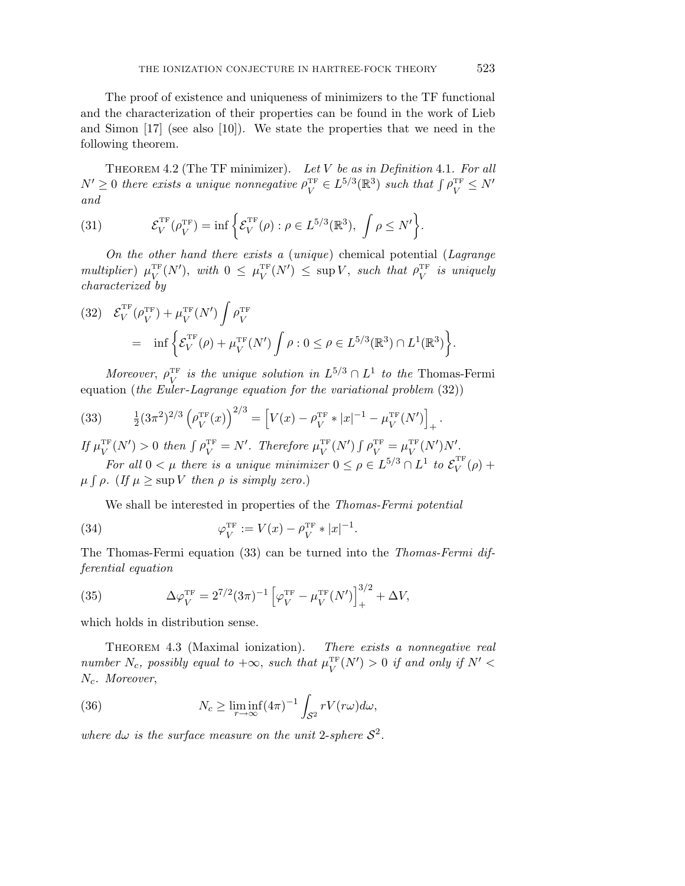The proof of existence and uniqueness of minimizers to the TF functional and the characterization of their properties can be found in the work of Lieb and Simon [17] (see also [10]). We state the properties that we need in the following theorem.

Theorem 4.2 (The TF minimizer). *Let $V$ be as in Definition 4.1. For all $N' \geq 0$ there exists a unique nonnegative $\rho_V^{\mathrm{TF}} \in L^{5/3}(\mathbb{R}^3)$ such that $\int \rho_V^{\mathrm{TF}} \leq N'$ and*

$$\mathcal{E}_V^{\mathrm{TF}}(\rho_V^{\mathrm{TF}}) = \inf\Big\{\mathcal{E}_V^{\mathrm{TF}}(\rho) : \rho \in L^{5/3}(\mathbb{R}^3),\ \int \rho \leq N'\Big\}. \tag{31}$$

*On the other hand there exists a (unique)* chemical potential *(Lagrange multiplier) $\mu_V^{\mathrm{TF}}(N')$, with $0 \leq \mu_V^{\mathrm{TF}}(N') \leq \sup V$, such that $\rho_V^{\mathrm{TF}}$ is uniquely characterized by*

$$\begin{aligned}\mathcal{E}_V^{\mathrm{TF}}(\rho_V^{\mathrm{TF}}) &+ \mu_V^{\mathrm{TF}}(N')\int \rho_V^{\mathrm{TF}} \\ &= \inf\Big\{\mathcal{E}_V^{\mathrm{TF}}(\rho) + \mu_V^{\mathrm{TF}}(N')\int \rho : 0 \leq \rho \in L^{5/3}(\mathbb{R}^3)\cap L^1(\mathbb{R}^3)\Big\}.\end{aligned} \tag{32}$$

*Moreover, $\rho_V^{\mathrm{TF}}$ is the unique solution in $L^{5/3}\cap L^1$ to the* Thomas-Fermi equation *(the Euler-Lagrange equation for the variational problem (32))*

$$\tfrac{1}{2}(3\pi^2)^{2/3}\left(\rho_V^{\mathrm{TF}}(x)\right)^{2/3} = \left[V(x) - \rho_V^{\mathrm{TF}} * |x|^{-1} - \mu_V^{\mathrm{TF}}(N')\right]_+ . \tag{33}$$

*If $\mu_V^{\mathrm{TF}}(N') > 0$ then $\int \rho_V^{\mathrm{TF}} = N'$. Therefore $\mu_V^{\mathrm{TF}}(N')\int \rho_V^{\mathrm{TF}} = \mu_V^{\mathrm{TF}}(N')N'$.*

*For all $0 < \mu$ there is a unique minimizer $0 \leq \rho \in L^{5/3}\cap L^1$ to $\mathcal{E}_V^{\mathrm{TF}}(\rho) + \mu\int\rho$. (If $\mu \geq \sup V$ then $\rho$ is simply zero.)*

We shall be interested in properties of the *Thomas-Fermi potential*

$$\varphi_V^{\mathrm{TF}} := V(x) - \rho_V^{\mathrm{TF}} * |x|^{-1}. \tag{34}$$

The Thomas-Fermi equation (33) can be turned into the *Thomas-Fermi differential equation*

$$\Delta\varphi_V^{\mathrm{TF}} = 2^{7/2}(3\pi)^{-1}\left[\varphi_V^{\mathrm{TF}} - \mu_V^{\mathrm{TF}}(N')\right]_+^{3/2} + \Delta V, \tag{35}$$

which holds in distribution sense.

Theorem 4.3 (Maximal ionization). *There exists a nonnegative real number $N_c$, possibly equal to $+\infty$, such that $\mu_V^{\mathrm{TF}}(N') > 0$ if and only if $N' < N_c$. Moreover,*

$$N_c \geq \liminf_{r\to\infty}(4\pi)^{-1}\int_{\mathcal{S}^2} rV(r\omega)d\omega, \tag{36}$$

*where $d\omega$ is the surface measure on the unit 2-sphere $\mathcal{S}^2$.*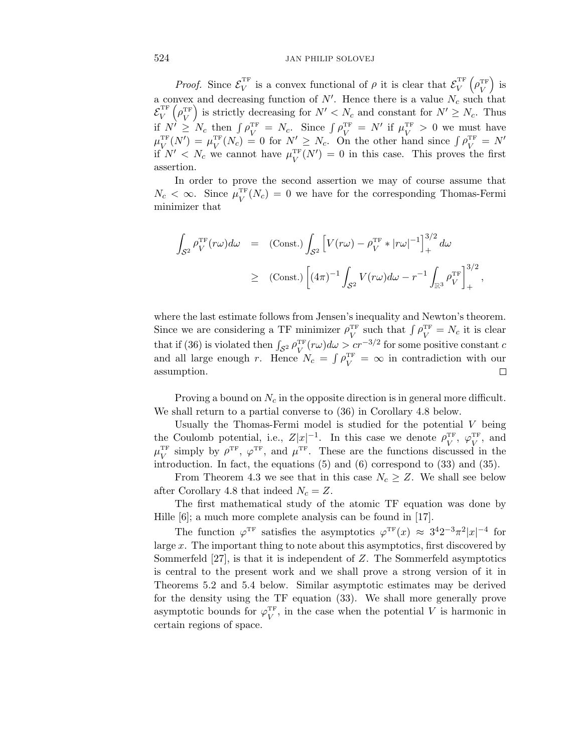*Proof.* Since $\mathcal{E}_V^{\rm TF}$ is a convex functional of $\rho$ it is clear that $\mathcal{E}_V^{\rm TF}\left(\rho_V^{\rm TF}\right)$ is a convex and decreasing function of $N'$. Hence there is a value $N_c$ such that $\mathcal{E}_V^{\rm TF}\left(\rho_V^{\rm TF}\right)$ is strictly decreasing for $N' < N_c$ and constant for $N' \geq N_c$. Thus if $N' \geq N_c$ then $\int \rho_V^{\rm TF} = N_c$. Since $\int \rho_V^{\rm TF} = N'$ if $\mu_V^{\rm TF} > 0$ we must have $\mu_V^{\rm TF}(N') = \mu_V^{\rm TF}(N_c) = 0$ for $N' \geq N_c$. On the other hand since $\int \rho_V^{\rm TF} = N'$ if $N' < N_c$ we cannot have $\mu_V^{\rm TF}(N') = 0$ in this case. This proves the first assertion.

In order to prove the second assertion we may of course assume that $N_c < \infty$. Since $\mu_V^{\rm TF}(N_c) = 0$ we have for the corresponding Thomas-Fermi minimizer that

$$
\begin{aligned}
\int_{\mathcal{S}^2} \rho_V^{\rm TF}(r\omega)d\omega &= (\text{Const.}) \int_{\mathcal{S}^2} \left[V(r\omega) - \rho_V^{\rm TF} * |r\omega|^{-1}\right]_+^{3/2} d\omega \\
&\geq (\text{Const.}) \left[(4\pi)^{-1} \int_{\mathcal{S}^2} V(r\omega)d\omega - r^{-1} \int_{\mathbb{R}^3} \rho_V^{\rm TF}\right]_+^{3/2},
\end{aligned}
$$

where the last estimate follows from Jensen's inequality and Newton's theorem. Since we are considering a TF minimizer $\rho_V^{\rm TF}$ such that $\int \rho_V^{\rm TF} = N_c$ it is clear that if (36) is violated then $\int_{\mathcal{S}^2} \rho_V^{\rm TF}(r\omega)d\omega > cr^{-3/2}$ for some positive constant $c$ and all large enough $r$. Hence $N_c = \int \rho_V^{\rm TF} = \infty$ in contradiction with our assumption. $\square$

Proving a bound on $N_c$ in the opposite direction is in general more difficult. We shall return to a partial converse to (36) in Corollary 4.8 below.

Usually the Thomas-Fermi model is studied for the potential $V$ being the Coulomb potential, i.e., $Z|x|^{-1}$. In this case we denote $\rho_V^{\rm TF}$, $\varphi_V^{\rm TF}$, and $\mu_V^{\rm TF}$ simply by $\rho^{\rm TF}$, $\varphi^{\rm TF}$, and $\mu^{\rm TF}$. These are the functions discussed in the introduction. In fact, the equations (5) and (6) correspond to (33) and (35).

From Theorem 4.3 we see that in this case $N_c \geq Z$. We shall see below after Corollary 4.8 that indeed $N_c = Z$.

The first mathematical study of the atomic TF equation was done by Hille [6]; a much more complete analysis can be found in [17].

The function $\varphi^{\rm TF}$ satisfies the asymptotics $\varphi^{\rm TF}(x) \approx 3^4 2^{-3}\pi^2|x|^{-4}$ for large $x$. The important thing to note about this asymptotics, first discovered by Sommerfeld [27], is that it is independent of $Z$. The Sommerfeld asymptotics is central to the present work and we shall prove a strong version of it in Theorems 5.2 and 5.4 below. Similar asymptotic estimates may be derived for the density using the TF equation (33). We shall more generally prove asymptotic bounds for $\varphi_V^{\rm TF}$, in the case when the potential $V$ is harmonic in certain regions of space.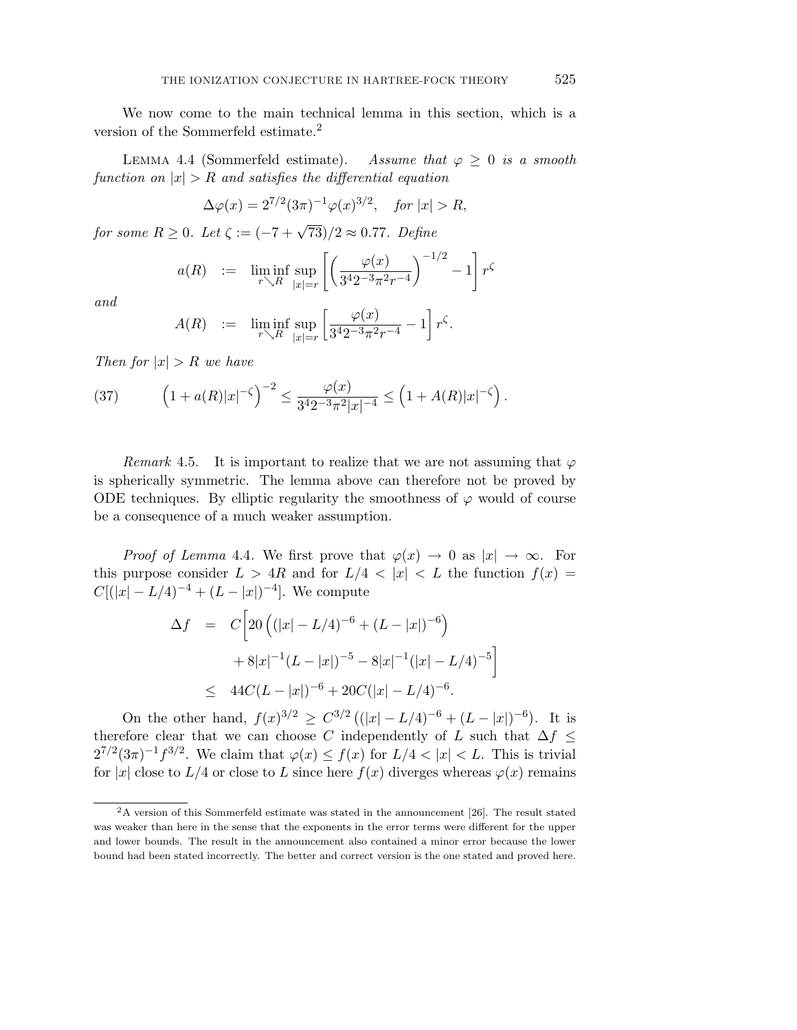We now come to the main technical lemma in this section, which is a version of the Sommerfeld estimate.[2]

Lemma 4.4 (Sommerfeld estimate). *Assume that $\varphi \geq 0$ is a smooth function on $|x| > R$ and satisfies the differential equation*

$$\Delta\varphi(x) = 2^{7/2}(3\pi)^{-1}\varphi(x)^{3/2}, \quad \textit{for } |x| > R,$$

*for some $R \geq 0$. Let $\zeta := (-7 + \sqrt{73})/2 \approx 0.77$. Define*

$$a(R) \;\; := \;\; \liminf_{r \searrow R} \sup_{|x|=r} \left[\left(\frac{\varphi(x)}{3^4 2^{-3}\pi^2 r^{-4}}\right)^{-1/2} - 1\right] r^{\zeta}$$

*and*

$$A(R) \;\; := \;\; \liminf_{r \searrow R} \sup_{|x|=r} \left[\frac{\varphi(x)}{3^4 2^{-3}\pi^2 r^{-4}} - 1\right] r^{\zeta}.$$

*Then for $|x| > R$ we have*

$$\left(1 + a(R)|x|^{-\zeta}\right)^{-2} \leq \frac{\varphi(x)}{3^4 2^{-3}\pi^2 |x|^{-4}} \leq \left(1 + A(R)|x|^{-\zeta}\right). \tag{37}$$

*Remark* 4.5. It is important to realize that we are not assuming that $\varphi$ is spherically symmetric. The lemma above can therefore not be proved by ODE techniques. By elliptic regularity the smoothness of $\varphi$ would of course be a consequence of a much weaker assumption.

*Proof of Lemma* 4.4. We first prove that $\varphi(x) \to 0$ as $|x| \to \infty$. For this purpose consider $L > 4R$ and for $L/4 < |x| < L$ the function $f(x) = C[(|x| - L/4)^{-4} + (L - |x|)^{-4}]$. We compute

$$\begin{aligned}
\Delta f \;\; &= \;\; C\Big[20\left((|x| - L/4)^{-6} + (L - |x|)^{-6}\right) \\
&\qquad + 8|x|^{-1}(L - |x|)^{-5} - 8|x|^{-1}(|x| - L/4)^{-5}\Big] \\
&\leq \;\; 44C(L - |x|)^{-6} + 20C(|x| - L/4)^{-6}.
\end{aligned}$$

On the other hand, $f(x)^{3/2} \geq C^{3/2}\left((|x| - L/4)^{-6} + (L - |x|)^{-6}\right)$. It is therefore clear that we can choose $C$ independently of $L$ such that $\Delta f \leq 2^{7/2}(3\pi)^{-1} f^{3/2}$. We claim that $\varphi(x) \leq f(x)$ for $L/4 < |x| < L$. This is trivial for $|x|$ close to $L/4$ or close to $L$ since here $f(x)$ diverges whereas $\varphi(x)$ remains

[2] A version of this Sommerfeld estimate was stated in the announcement [26]. The result stated was weaker than here in the sense that the exponents in the error terms were different for the upper and lower bounds. The result in the announcement also contained a minor error because the lower bound had been stated incorrectly. The better and correct version is the one stated and proved here.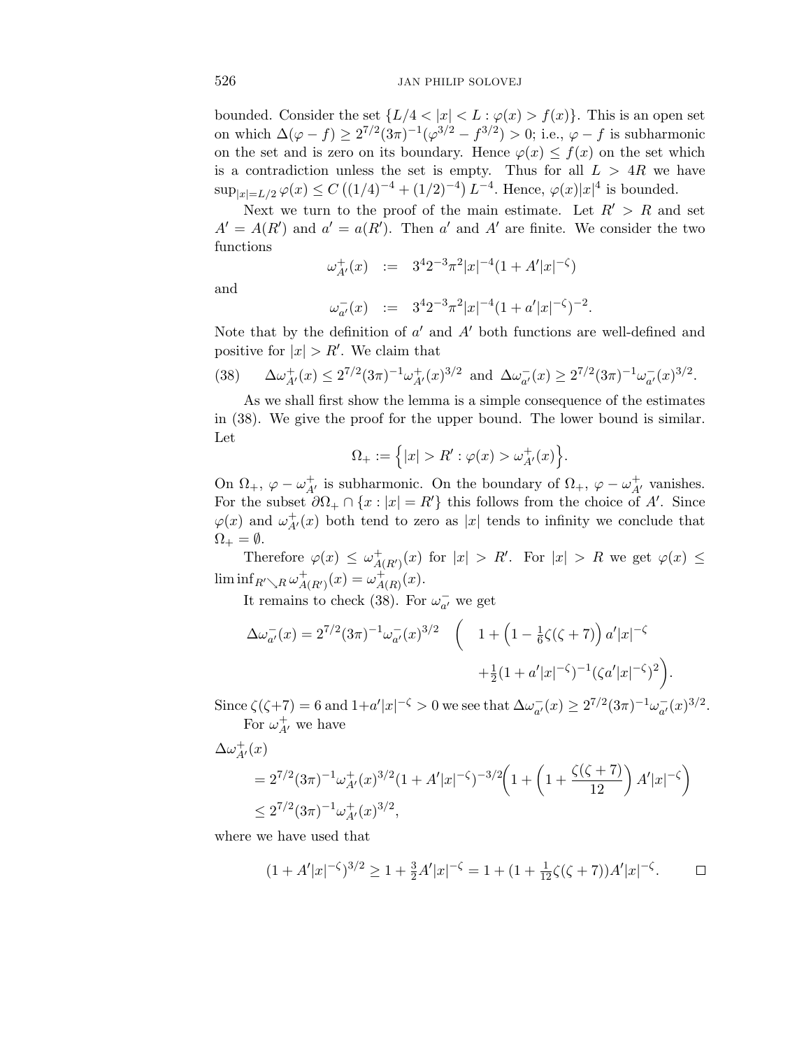bounded. Consider the set $\{L/4 < |x| < L : \varphi(x) > f(x)\}$. This is an open set on which $\Delta(\varphi - f) \geq 2^{7/2}(3\pi)^{-1}(\varphi^{3/2} - f^{3/2}) > 0$; i.e., $\varphi - f$ is subharmonic on the set and is zero on its boundary. Hence $\varphi(x) \leq f(x)$ on the set which is a contradiction unless the set is empty. Thus for all $L > 4R$ we have $\sup_{|x|=L/2} \varphi(x) \leq C\left((1/4)^{-4} + (1/2)^{-4}\right) L^{-4}$. Hence, $\varphi(x)|x|^4$ is bounded.

Next we turn to the proof of the main estimate. Let $R' > R$ and set $A' = A(R')$ and $a' = a(R')$. Then $a'$ and $A'$ are finite. We consider the two functions

$$\omega^+_{A'}(x) \quad := \quad 3^4 2^{-3}\pi^2 |x|^{-4}(1 + A'|x|^{-\zeta})$$

and

$$\omega^-_{a'}(x) \quad := \quad 3^4 2^{-3}\pi^2 |x|^{-4}(1 + a'|x|^{-\zeta})^{-2}.$$

Note that by the definition of $a'$ and $A'$ both functions are well-defined and positive for $|x| > R'$. We claim that

$$\Delta\omega^+_{A'}(x) \leq 2^{7/2}(3\pi)^{-1}\omega^+_{A'}(x)^{3/2} \text{ and } \Delta\omega^-_{a'}(x) \geq 2^{7/2}(3\pi)^{-1}\omega^-_{a'}(x)^{3/2}. \tag{38}$$

As we shall first show the lemma is a simple consequence of the estimates in (38). We give the proof for the upper bound. The lower bound is similar. Let

$$\Omega_+ := \Big\{|x| > R' : \varphi(x) > \omega^+_{A'}(x)\Big\}.$$

On $\Omega_+$, $\varphi - \omega^+_{A'}$ is subharmonic. On the boundary of $\Omega_+$, $\varphi - \omega^+_{A'}$ vanishes. For the subset $\partial\Omega_+ \cap \{x : |x| = R'\}$ this follows from the choice of $A'$. Since $\varphi(x)$ and $\omega^+_{A'}(x)$ both tend to zero as $|x|$ tends to infinity we conclude that $\Omega_+ = \emptyset$.

Therefore $\varphi(x) \leq \omega^+_{A(R')}(x)$ for $|x| > R'$. For $|x| > R$ we get $\varphi(x) \leq \liminf_{R' \searrow R} \omega^+_{A(R')}(x) = \omega^+_{A(R)}(x)$.

It remains to check (38). For $\omega^-_{a'}$ we get

$$\Delta\omega^-_{a'}(x) = 2^{7/2}(3\pi)^{-1}\omega^-_{a'}(x)^{3/2} \quad \Big( \quad 1 + \Big(1 - \tfrac{1}{6}\zeta(\zeta+7)\Big)a'|x|^{-\zeta} + \tfrac{1}{2}(1 + a'|x|^{-\zeta})^{-1}(\zeta a'|x|^{-\zeta})^2\Big).$$

Since $\zeta(\zeta+7) = 6$ and $1 + a'|x|^{-\zeta} > 0$ we see that $\Delta\omega^-_{a'}(x) \geq 2^{7/2}(3\pi)^{-1}\omega^-_{a'}(x)^{3/2}$.

For $\omega^+_{A'}$ we have

$$\begin{aligned}
\Delta\omega^+_{A'}(x) &\\
&= 2^{7/2}(3\pi)^{-1}\omega^+_{A'}(x)^{3/2}(1 + A'|x|^{-\zeta})^{-3/2}\left(1 + \left(1 + \frac{\zeta(\zeta+7)}{12}\right)A'|x|^{-\zeta}\right)\\
&\leq 2^{7/2}(3\pi)^{-1}\omega^+_{A'}(x)^{3/2},
\end{aligned}$$

where we have used that

$$(1 + A'|x|^{-\zeta})^{3/2} \geq 1 + \tfrac{3}{2}A'|x|^{-\zeta} = 1 + (1 + \tfrac{1}{12}\zeta(\zeta+7))A'|x|^{-\zeta}. \qquad \square$$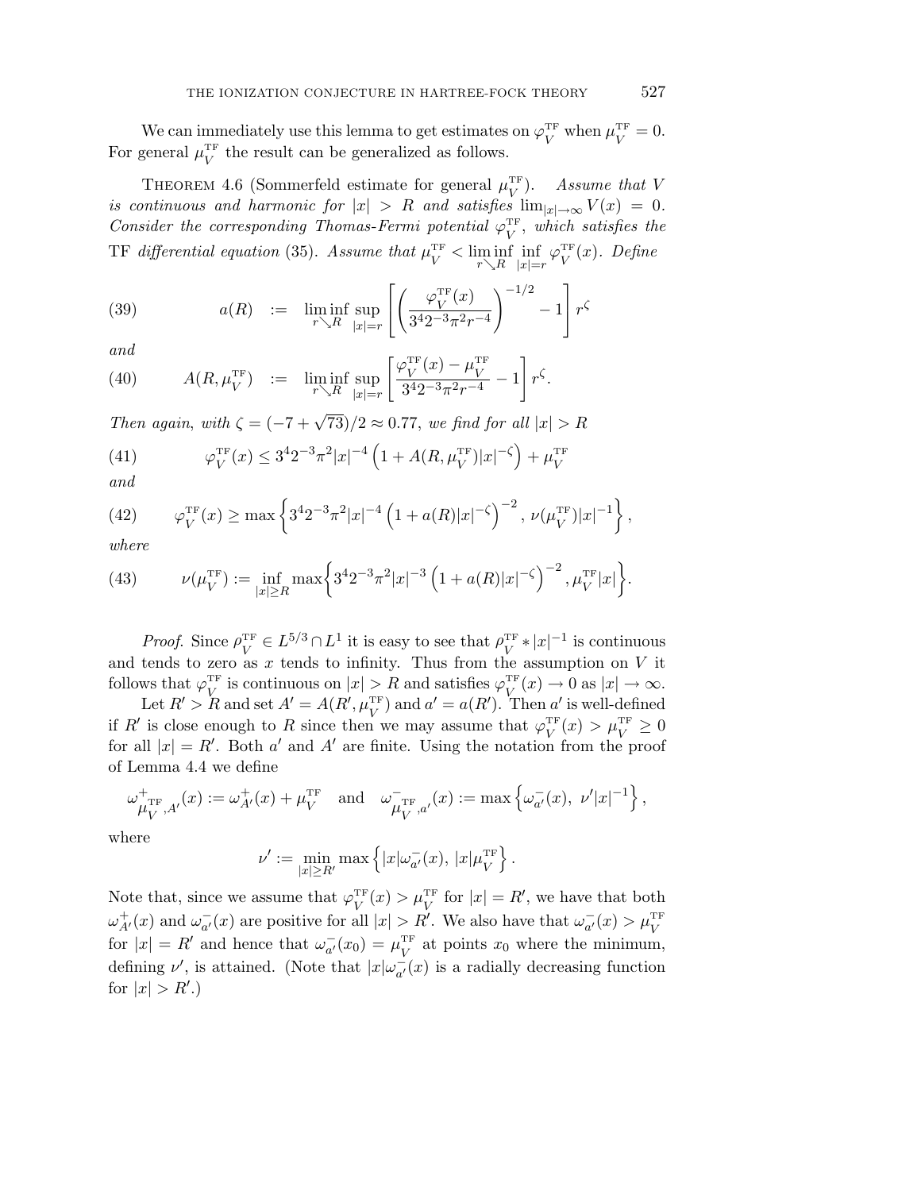We can immediately use this lemma to get estimates on $\varphi_V^{\rm TF}$ when $\mu_V^{\rm TF} = 0$. For general $\mu_V^{\rm TF}$ the result can be generalized as follows.

Theorem 4.6 (Sommerfeld estimate for general $\mu_V^{\rm TF}$). *Assume that $V$ is continuous and harmonic for $|x| > R$ and satisfies $\lim_{|x|\to\infty} V(x) = 0$. Consider the corresponding Thomas-Fermi potential $\varphi_V^{\rm TF}$, which satisfies the* TF *differential equation* (35). *Assume that $\mu_V^{\rm TF} < \liminf_{r\searrow R} \inf_{|x|=r} \varphi_V^{\rm TF}(x)$. Define*

$$a(R) \;:=\; \liminf_{r\searrow R} \sup_{|x|=r} \left[\left(\frac{\varphi_V^{\rm TF}(x)}{3^4 2^{-3}\pi^2 r^{-4}}\right)^{-1/2} - 1\right] r^{\zeta} \tag{39}$$

*and*

$$A(R,\mu_V^{\rm TF}) \;:=\; \liminf_{r\searrow R} \sup_{|x|=r} \left[\frac{\varphi_V^{\rm TF}(x) - \mu_V^{\rm TF}}{3^4 2^{-3}\pi^2 r^{-4}} - 1\right] r^{\zeta}. \tag{40}$$

*Then again, with $\zeta = (-7+\sqrt{73})/2 \approx 0.77$, we find for all $|x| > R$*

$$\varphi_V^{\rm TF}(x) \le 3^4 2^{-3}\pi^2 |x|^{-4}\left(1 + A(R,\mu_V^{\rm TF})|x|^{-\zeta}\right) + \mu_V^{\rm TF} \tag{41}$$

*and*

$$\varphi_V^{\rm TF}(x) \ge \max\left\{3^4 2^{-3}\pi^2 |x|^{-4}\left(1 + a(R)|x|^{-\zeta}\right)^{-2},\ \nu(\mu_V^{\rm TF})|x|^{-1}\right\}, \tag{42}$$

*where*

$$\nu(\mu_V^{\rm TF}) := \inf_{|x|\ge R} \max\left\{3^4 2^{-3}\pi^2 |x|^{-3}\left(1 + a(R)|x|^{-\zeta}\right)^{-2}, \mu_V^{\rm TF}|x|\right\}. \tag{43}$$

*Proof.* Since $\rho_V^{\rm TF} \in L^{5/3}\cap L^1$ it is easy to see that $\rho_V^{\rm TF} * |x|^{-1}$ is continuous and tends to zero as $x$ tends to infinity. Thus from the assumption on $V$ it follows that $\varphi_V^{\rm TF}$ is continuous on $|x| > R$ and satisfies $\varphi_V^{\rm TF}(x) \to 0$ as $|x| \to \infty$.

Let $R' > R$ and set $A' = A(R',\mu_V^{\rm TF})$ and $a' = a(R')$. Then $a'$ is well-defined if $R'$ is close enough to $R$ since then we may assume that $\varphi_V^{\rm TF}(x) > \mu_V^{\rm TF} \ge 0$ for all $|x| = R'$. Both $a'$ and $A'$ are finite. Using the notation from the proof of Lemma 4.4 we define

$$\omega^+_{\mu_V^{\rm TF},A'}(x) := \omega^+_{A'}(x) + \mu_V^{\rm TF} \quad\text{and}\quad \omega^-_{\mu_V^{\rm TF},a'}(x) := \max\left\{\omega^-_{a'}(x),\ \nu'|x|^{-1}\right\},$$

where

$$\nu' := \min_{|x|\ge R'} \max\left\{|x|\omega^-_{a'}(x),\ |x|\mu_V^{\rm TF}\right\}.$$

Note that, since we assume that $\varphi_V^{\rm TF}(x) > \mu_V^{\rm TF}$ for $|x| = R'$, we have that both $\omega^+_{A'}(x)$ and $\omega^-_{a'}(x)$ are positive for all $|x| > R'$. We also have that $\omega^-_{a'}(x) > \mu_V^{\rm TF}$ for $|x| = R'$ and hence that $\omega^-_{a'}(x_0) = \mu_V^{\rm TF}$ at points $x_0$ where the minimum, defining $\nu'$, is attained. (Note that $|x|\omega^-_{a'}(x)$ is a radially decreasing function for $|x| > R'$.)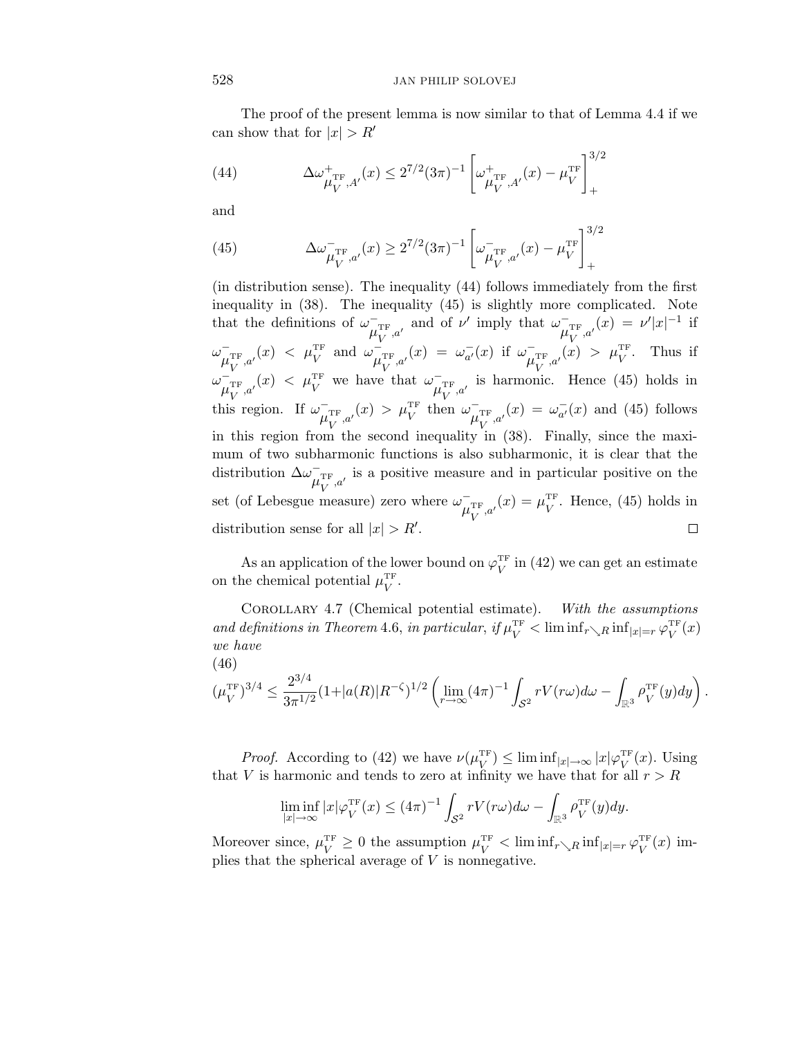The proof of the present lemma is now similar to that of Lemma 4.4 if we can show that for $|x| > R'$

$$\Delta\omega^{+}_{\mu_V^{\mathrm{TF}},A'}(x) \leq 2^{7/2}(3\pi)^{-1}\left[\omega^{+}_{\mu_V^{\mathrm{TF}},A'}(x) - \mu_V^{\mathrm{TF}}\right]_+^{3/2} \tag{44}$$

and

$$\Delta\omega^{-}_{\mu_V^{\mathrm{TF}},a'}(x) \geq 2^{7/2}(3\pi)^{-1}\left[\omega^{-}_{\mu_V^{\mathrm{TF}},a'}(x) - \mu_V^{\mathrm{TF}}\right]_+^{3/2} \tag{45}$$

(in distribution sense). The inequality (44) follows immediately from the first inequality in (38). The inequality (45) is slightly more complicated. Note that the definitions of $\omega^{-}_{\mu_V^{\mathrm{TF}},a'}$ and of $\nu'$ imply that $\omega^{-}_{\mu_V^{\mathrm{TF}},a'}(x) = \nu'|x|^{-1}$ if $\omega^{-}_{\mu_V^{\mathrm{TF}},a'}(x) < \mu_V^{\mathrm{TF}}$ and $\omega^{-}_{\mu_V^{\mathrm{TF}},a'}(x) = \omega^{-}_{a'}(x)$ if $\omega^{-}_{\mu_V^{\mathrm{TF}},a'}(x) > \mu_V^{\mathrm{TF}}$. Thus if $\omega^{-}_{\mu_V^{\mathrm{TF}},a'}(x) < \mu_V^{\mathrm{TF}}$ we have that $\omega^{-}_{\mu_V^{\mathrm{TF}},a'}$ is harmonic. Hence (45) holds in this region. If $\omega^{-}_{\mu_V^{\mathrm{TF}},a'}(x) > \mu_V^{\mathrm{TF}}$ then $\omega^{-}_{\mu_V^{\mathrm{TF}},a'}(x) = \omega^{-}_{a'}(x)$ and (45) follows in this region from the second inequality in (38). Finally, since the maximum of two subharmonic functions is also subharmonic, it is clear that the distribution $\Delta\omega^{-}_{\mu_V^{\mathrm{TF}},a'}$ is a positive measure and in particular positive on the set (of Lebesgue measure) zero where $\omega^{-}_{\mu_V^{\mathrm{TF}},a'}(x) = \mu_V^{\mathrm{TF}}$. Hence, (45) holds in distribution sense for all $|x| > R'$. □

As an application of the lower bound on $\varphi_V^{\mathrm{TF}}$ in (42) we can get an estimate on the chemical potential $\mu_V^{\mathrm{TF}}$.

Corollary 4.7 (Chemical potential estimate). *With the assumptions and definitions in Theorem* 4.6, *in particular, if* $\mu_V^{\mathrm{TF}} < \liminf_{r\searrow R}\inf_{|x|=r}\varphi_V^{\mathrm{TF}}(x)$ *we have*

$$(\mu_V^{\mathrm{TF}})^{3/4} \leq \frac{2^{3/4}}{3\pi^{1/2}}(1+|a(R)|R^{-\zeta})^{1/2}\left(\lim_{r\to\infty}(4\pi)^{-1}\int_{\mathcal{S}^2} rV(r\omega)d\omega - \int_{\mathbb{R}^3}\rho_V^{\mathrm{TF}}(y)dy\right). \tag{46}$$

*Proof.* According to (42) we have $\nu(\mu_V^{\mathrm{TF}}) \leq \liminf_{|x|\to\infty}|x|\varphi_V^{\mathrm{TF}}(x)$. Using that $V$ is harmonic and tends to zero at infinity we have that for all $r > R$

$$\liminf_{|x|\to\infty}|x|\varphi_V^{\mathrm{TF}}(x) \leq (4\pi)^{-1}\int_{\mathcal{S}^2} rV(r\omega)d\omega - \int_{\mathbb{R}^3}\rho_V^{\mathrm{TF}}(y)dy.$$

Moreover since, $\mu_V^{\mathrm{TF}} \geq 0$ the assumption $\mu_V^{\mathrm{TF}} < \liminf_{r\searrow R}\inf_{|x|=r}\varphi_V^{\mathrm{TF}}(x)$ implies that the spherical average of $V$ is nonnegative.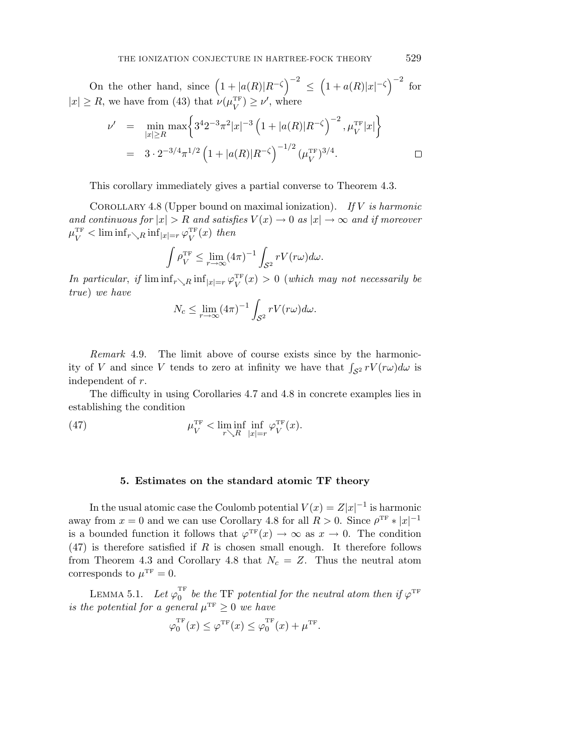On the other hand, since $\left(1+|a(R)|R^{-\zeta}\right)^{-2} \leq \left(1+a(R)|x|^{-\zeta}\right)^{-2}$ for $|x| \geq R$, we have from (43) that $\nu(\mu_V^{\rm TF}) \geq \nu'$, where

$$
\begin{aligned}
\nu' &= \min_{|x|\geq R} \max\left\{3^4 2^{-3}\pi^2 |x|^{-3}\left(1+|a(R)|R^{-\zeta}\right)^{-2}, \mu_V^{\rm TF}|x|\right\} \\
&= 3\cdot 2^{-3/4}\pi^{1/2}\left(1+|a(R)|R^{-\zeta}\right)^{-1/2}(\mu_V^{\rm TF})^{3/4}.
\end{aligned}
$$

$\square$

This corollary immediately gives a partial converse to Theorem 4.3.

Corollary 4.8 (Upper bound on maximal ionization). *If $V$ is harmonic and continuous for $|x| > R$ and satisfies $V(x) \to 0$ as $|x| \to \infty$ and if moreover $\mu_V^{\rm TF} < \liminf_{r\searrow R} \inf_{|x|=r} \varphi_V^{\rm TF}(x)$ then*

$$
\int \rho_V^{\rm TF} \leq \lim_{r\to\infty} (4\pi)^{-1}\int_{\mathcal{S}^2} rV(r\omega)d\omega.
$$

*In particular, if $\liminf_{r\searrow R} \inf_{|x|=r} \varphi_V^{\rm TF}(x) > 0$ (which may not necessarily be true) we have*

$$
N_c \leq \lim_{r\to\infty} (4\pi)^{-1}\int_{\mathcal{S}^2} rV(r\omega)d\omega.
$$

*Remark* 4.9. The limit above of course exists since by the harmonicity of $V$ and since $V$ tends to zero at infinity we have that $\int_{\mathcal{S}^2} rV(r\omega)d\omega$ is independent of $r$.

The difficulty in using Corollaries 4.7 and 4.8 in concrete examples lies in establishing the condition

$$
\mu_V^{\rm TF} < \liminf_{r\searrow R} \inf_{|x|=r} \varphi_V^{\rm TF}(x). \tag{47}
$$

## 5. Estimates on the standard atomic TF theory

In the usual atomic case the Coulomb potential $V(x) = Z|x|^{-1}$ is harmonic away from $x = 0$ and we can use Corollary 4.8 for all $R > 0$. Since $\rho^{\rm TF} * |x|^{-1}$ is a bounded function it follows that $\varphi^{\rm TF}(x) \to \infty$ as $x \to 0$. The condition (47) is therefore satisfied if $R$ is chosen small enough. It therefore follows from Theorem 4.3 and Corollary 4.8 that $N_c = Z$. Thus the neutral atom corresponds to $\mu^{\rm TF} = 0$.

Lemma 5.1. *Let $\varphi_0^{\rm TF}$ be the TF potential for the neutral atom then if $\varphi^{\rm TF}$ is the potential for a general $\mu^{\rm TF} \geq 0$ we have*

$$
\varphi_0^{\rm TF}(x) \leq \varphi^{\rm TF}(x) \leq \varphi_0^{\rm TF}(x) + \mu^{\rm TF}.
$$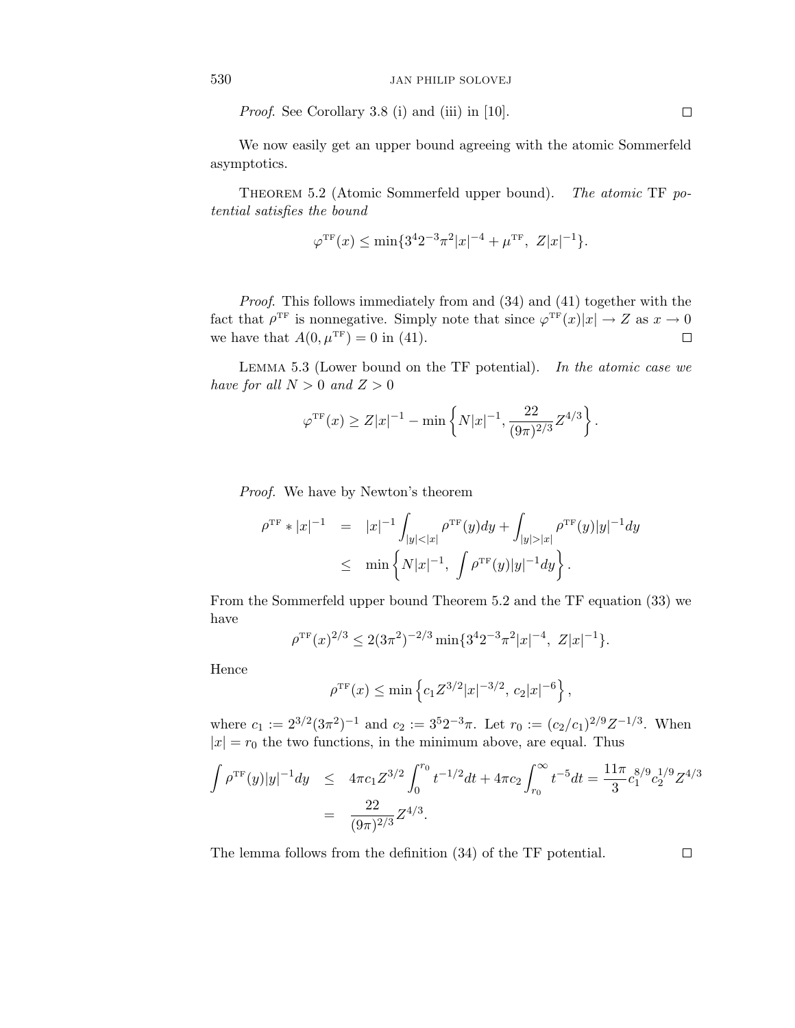*Proof.* See Corollary 3.8 (i) and (iii) in [10]. ☐

We now easily get an upper bound agreeing with the atomic Sommerfeld asymptotics.

THEOREM 5.2 (Atomic Sommerfeld upper bound). *The atomic* TF *potential satisfies the bound*

$$\varphi^{\rm TF}(x) \le \min\{3^4 2^{-3}\pi^2 |x|^{-4} + \mu^{\rm TF},\ Z|x|^{-1}\}.$$

*Proof.* This follows immediately from and (34) and (41) together with the fact that $\rho^{\rm TF}$ is nonnegative. Simply note that since $\varphi^{\rm TF}(x)|x| \to Z$ as $x \to 0$ we have that $A(0, \mu^{\rm TF}) = 0$ in (41). ☐

LEMMA 5.3 (Lower bound on the TF potential). *In the atomic case we have for all $N > 0$ and $Z > 0$*

$$\varphi^{\rm TF}(x) \ge Z|x|^{-1} - \min\left\{N|x|^{-1}, \frac{22}{(9\pi)^{2/3}} Z^{4/3}\right\}.$$

*Proof.* We have by Newton's theorem

$$\begin{aligned}
\rho^{\rm TF} * |x|^{-1} &= |x|^{-1}\int_{|y|<|x|} \rho^{\rm TF}(y)dy + \int_{|y|>|x|} \rho^{\rm TF}(y)|y|^{-1}dy \\
&\le \min\left\{N|x|^{-1},\ \int \rho^{\rm TF}(y)|y|^{-1}dy\right\}.
\end{aligned}$$

From the Sommerfeld upper bound Theorem 5.2 and the TF equation (33) we have

$$\rho^{\rm TF}(x)^{2/3} \le 2(3\pi^2)^{-2/3}\min\{3^4 2^{-3}\pi^2|x|^{-4},\ Z|x|^{-1}\}.$$

Hence

$$\rho^{\rm TF}(x) \le \min\left\{c_1 Z^{3/2}|x|^{-3/2},\ c_2|x|^{-6}\right\},$$

where $c_1 := 2^{3/2}(3\pi^2)^{-1}$ and $c_2 := 3^5 2^{-3}\pi$. Let $r_0 := (c_2/c_1)^{2/9} Z^{-1/3}$. When $|x| = r_0$ the two functions, in the minimum above, are equal. Thus

$$\begin{aligned}
\int \rho^{\rm TF}(y)|y|^{-1}dy &\le 4\pi c_1 Z^{3/2}\int_0^{r_0} t^{-1/2}dt + 4\pi c_2 \int_{r_0}^\infty t^{-5}dt = \frac{11\pi}{3}c_1^{8/9}c_2^{1/9}Z^{4/3} \\
&= \frac{22}{(9\pi)^{2/3}}Z^{4/3}.
\end{aligned}$$

The lemma follows from the definition (34) of the TF potential. ☐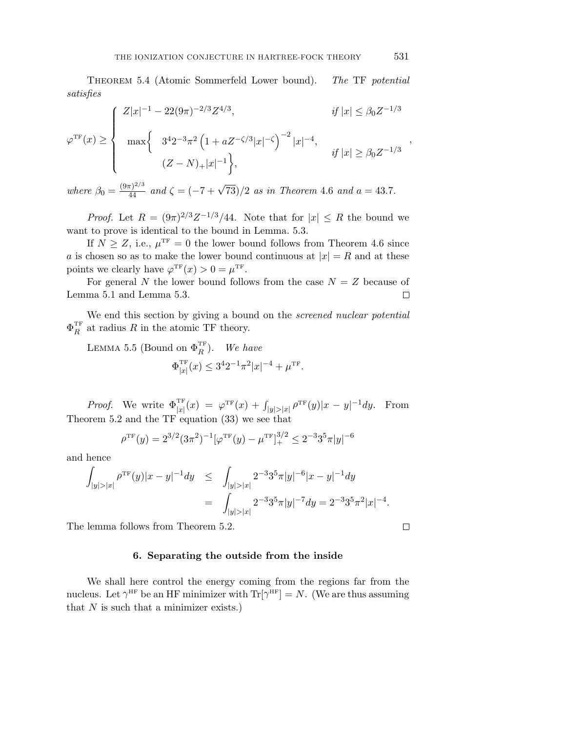Theorem 5.4 (Atomic Sommerfeld Lower bound). *The* TF *potential satisfies*

$$\varphi^{\text{TF}}(x) \geq \begin{cases} Z|x|^{-1} - 22(9\pi)^{-2/3}Z^{4/3}, & \text{if } |x| \leq \beta_0 Z^{-1/3} \\ \max\Big\{ \;\; 3^4 2^{-3}\pi^2 \left(1 + aZ^{-\zeta/3}|x|^{-\zeta}\right)^{-2}|x|^{-4}, & \\ \qquad\quad (Z-N)_+|x|^{-1}\Big\}, & \text{if } |x| \geq \beta_0 Z^{-1/3} \end{cases},$$

*where* $\beta_0 = \frac{(9\pi)^{2/3}}{44}$ *and* $\zeta = (-7+\sqrt{73})/2$ *as in Theorem* 4.6 *and* $a = 43.7$.

*Proof.* Let $R = (9\pi)^{2/3}Z^{-1/3}/44$. Note that for $|x| \leq R$ the bound we want to prove is identical to the bound in Lemma. 5.3.

If $N \geq Z$, i.e., $\mu^{\text{TF}} = 0$ the lower bound follows from Theorem 4.6 since $a$ is chosen so as to make the lower bound continuous at $|x| = R$ and at these points we clearly have $\varphi^{\text{TF}}(x) > 0 = \mu^{\text{TF}}$.

For general $N$ the lower bound follows from the case $N = Z$ because of Lemma 5.1 and Lemma 5.3. $\square$

We end this section by giving a bound on the *screened nuclear potential* $\Phi_R^{\text{TF}}$ at radius $R$ in the atomic TF theory.

Lemma 5.5 (Bound on $\Phi_R^{\text{TF}}$). *We have*

$$\Phi_{|x|}^{\text{TF}}(x) \leq 3^4 2^{-1}\pi^2|x|^{-4} + \mu^{\text{TF}}.$$

*Proof.* We write $\Phi_{|x|}^{\text{TF}}(x) = \varphi^{\text{TF}}(x) + \int_{|y|>|x|}\rho^{\text{TF}}(y)|x-y|^{-1}dy$. From Theorem 5.2 and the TF equation (33) we see that

$$\rho^{\text{TF}}(y) = 2^{3/2}(3\pi^2)^{-1}[\varphi^{\text{TF}}(y) - \mu^{\text{TF}}]_+^{3/2} \leq 2^{-3}3^5\pi|y|^{-6}$$

and hence

$$\begin{aligned} \int_{|y|>|x|}\rho^{\text{TF}}(y)|x-y|^{-1}dy &\leq \int_{|y|>|x|} 2^{-3}3^5\pi|y|^{-6}|x-y|^{-1}dy \\ &= \int_{|y|>|x|} 2^{-3}3^5\pi|y|^{-7}dy = 2^{-3}3^5\pi^2|x|^{-4}. \end{aligned}$$

The lemma follows from Theorem 5.2. $\square$

## 6. Separating the outside from the inside

We shall here control the energy coming from the regions far from the nucleus. Let $\gamma^{\text{HF}}$ be an HF minimizer with $\text{Tr}[\gamma^{\text{HF}}] = N$. (We are thus assuming that $N$ is such that a minimizer exists.)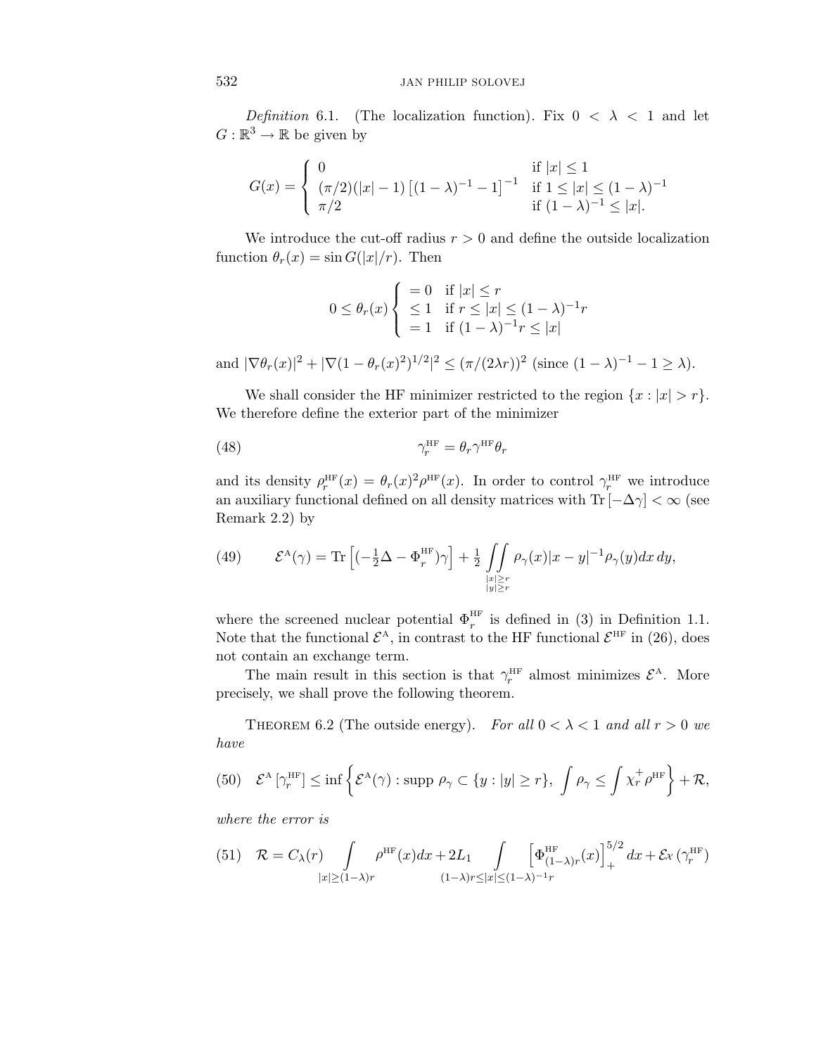*Definition* 6.1. (The localization function). Fix $0 < \lambda < 1$ and let $G : \mathbb{R}^3 \to \mathbb{R}$ be given by

$$G(x) = \begin{cases} 0 & \text{if } |x| \leq 1 \\ (\pi/2)(|x|-1)\left[(1-\lambda)^{-1}-1\right]^{-1} & \text{if } 1 \leq |x| \leq (1-\lambda)^{-1} \\ \pi/2 & \text{if } (1-\lambda)^{-1} \leq |x|. \end{cases}$$

We introduce the cut-off radius $r > 0$ and define the outside localization function $\theta_r(x) = \sin G(|x|/r)$. Then

$$0 \leq \theta_r(x) \begin{cases} = 0 & \text{if } |x| \leq r \\ \leq 1 & \text{if } r \leq |x| \leq (1-\lambda)^{-1} r \\ = 1 & \text{if } (1-\lambda)^{-1} r \leq |x| \end{cases}$$

and $|\nabla \theta_r(x)|^2 + |\nabla (1-\theta_r(x)^2)^{1/2}|^2 \leq (\pi/(2\lambda r))^2$ (since $(1-\lambda)^{-1} - 1 \geq \lambda$).

We shall consider the HF minimizer restricted to the region $\{x : |x| > r\}$. We therefore define the exterior part of the minimizer

$$\gamma_r^{\text{HF}} = \theta_r \gamma^{\text{HF}} \theta_r \tag{48}$$

and its density $\rho_r^{\text{HF}}(x) = \theta_r(x)^2 \rho^{\text{HF}}(x)$. In order to control $\gamma_r^{\text{HF}}$ we introduce an auxiliary functional defined on all density matrices with $\operatorname{Tr}[-\Delta\gamma] < \infty$ (see Remark 2.2) by

$$\mathcal{E}^{\text{A}}(\gamma) = \operatorname{Tr}\left[\left(-\tfrac{1}{2}\Delta - \Phi_r^{\text{HF}}\right)\gamma\right] + \tfrac{1}{2} \iint\limits_{\substack{|x|\geq r \\ |y| \geq r}} \rho_\gamma(x)|x-y|^{-1}\rho_\gamma(y)\,dx\,dy, \tag{49}$$

where the screened nuclear potential $\Phi_r^{\text{HF}}$ is defined in (3) in Definition 1.1. Note that the functional $\mathcal{E}^{\text{A}}$, in contrast to the HF functional $\mathcal{E}^{\text{HF}}$ in (26), does not contain an exchange term.

The main result in this section is that $\gamma_r^{\text{HF}}$ almost minimizes $\mathcal{E}^{\text{A}}$. More precisely, we shall prove the following theorem.

Theorem 6.2 (The outside energy). *For all $0 < \lambda < 1$ and all $r > 0$ we have*

$$\mathcal{E}^{\text{A}}\left[\gamma_r^{\text{HF}}\right] \leq \inf\left\{\mathcal{E}^{\text{A}}(\gamma) : \operatorname{supp}\rho_\gamma \subset \{y : |y| \geq r\},\ \int \rho_\gamma \leq \int \chi_r^+ \rho^{\text{HF}}\right\} + \mathcal{R}, \tag{50}$$

*where the error is*

$$\mathcal{R} = C_\lambda(r) \int\limits_{|x| \geq (1-\lambda) r} \rho^{\text{HF}}(x)dx + 2L_1 \int\limits_{(1-\lambda)r \leq |x| \leq (1-\lambda)^{-1} r} \left[\Phi_{(1-\lambda)r}^{\text{HF}}(x)\right]_+^{5/2} dx + \mathcal{E}x\left(\gamma_r^{\text{HF}}\right) \tag{51}$$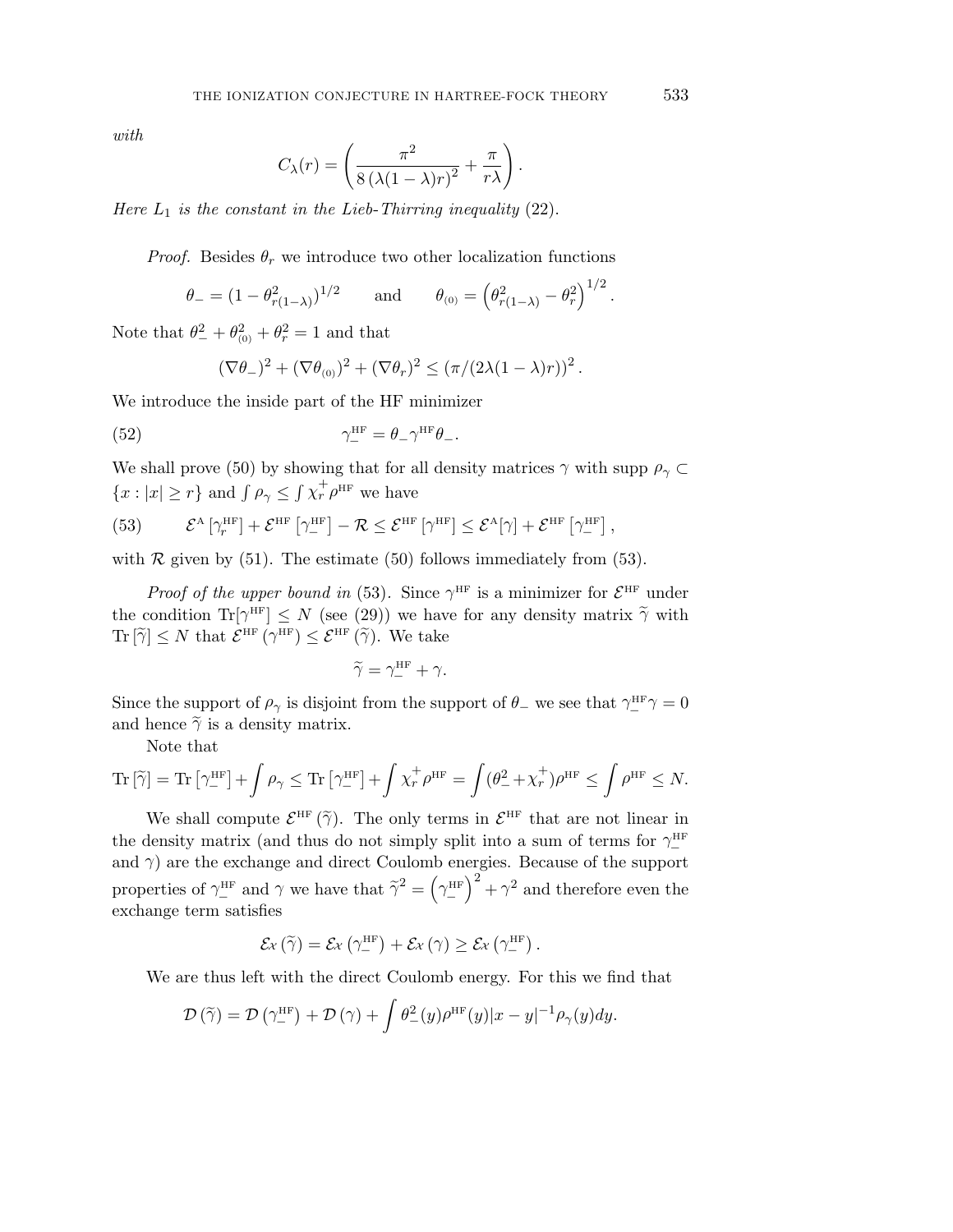*with*

$$C_\lambda(r) = \left( \frac{\pi^2}{8\left(\lambda(1-\lambda)r\right)^2} + \frac{\pi}{r\lambda} \right).$$

*Here $L_1$ is the constant in the Lieb-Thirring inequality* (22).

*Proof.* Besides $\theta_r$ we introduce two other localization functions

$$\theta_- = (1 - \theta^2_{r(1-\lambda)})^{1/2} \qquad \text{and} \qquad \theta_{(0)} = \left(\theta^2_{r(1-\lambda)} - \theta_r^2\right)^{1/2}.$$

Note that $\theta_-^2 + \theta_{(0)}^2 + \theta_r^2 = 1$ and that

$$(\nabla\theta_-)^2 + (\nabla\theta_{(0)})^2 + (\nabla\theta_r)^2 \leq \left(\pi/(2\lambda(1-\lambda)r)\right)^2.$$

We introduce the inside part of the HF minimizer

$$\gamma_-^{\mathrm{HF}} = \theta_- \gamma^{\mathrm{HF}} \theta_-. \tag{52}$$

We shall prove (50) by showing that for all density matrices $\gamma$ with $\operatorname{supp} \rho_\gamma \subset \{x : |x| \geq r\}$ and $\int \rho_\gamma \leq \int \chi_r^+ \rho^{\mathrm{HF}}$ we have

$$\mathcal{E}^{\mathrm{A}}\left[\gamma_r^{\mathrm{HF}}\right] + \mathcal{E}^{\mathrm{HF}}\left[\gamma_-^{\mathrm{HF}}\right] - \mathcal{R} \leq \mathcal{E}^{\mathrm{HF}}\left[\gamma^{\mathrm{HF}}\right] \leq \mathcal{E}^{\mathrm{A}}[\gamma] + \mathcal{E}^{\mathrm{HF}}\left[\gamma_-^{\mathrm{HF}}\right], \tag{53}$$

with $\mathcal{R}$ given by (51). The estimate (50) follows immediately from (53).

*Proof of the upper bound in* (53). Since $\gamma^{\mathrm{HF}}$ is a minimizer for $\mathcal{E}^{\mathrm{HF}}$ under the condition $\operatorname{Tr}[\gamma^{\mathrm{HF}}] \leq N$ (see (29)) we have for any density matrix $\widetilde{\gamma}$ with $\operatorname{Tr}[\widetilde{\gamma}] \leq N$ that $\mathcal{E}^{\mathrm{HF}}(\gamma^{\mathrm{HF}}) \leq \mathcal{E}^{\mathrm{HF}}(\widetilde{\gamma})$. We take

$$\widetilde{\gamma} = \gamma_-^{\mathrm{HF}} + \gamma.$$

Since the support of $\rho_\gamma$ is disjoint from the support of $\theta_-$ we see that $\gamma_-^{\mathrm{HF}}\gamma = 0$ and hence $\widetilde{\gamma}$ is a density matrix.

Note that

$$\operatorname{Tr}[\widetilde{\gamma}] = \operatorname{Tr}\left[\gamma_-^{\mathrm{HF}}\right] + \int \rho_\gamma \leq \operatorname{Tr}\left[\gamma_-^{\mathrm{HF}}\right] + \int \chi_r^+ \rho^{\mathrm{HF}} = \int (\theta_-^2 + \chi_r^+)\rho^{\mathrm{HF}} \leq \int \rho^{\mathrm{HF}} \leq N.$$

We shall compute $\mathcal{E}^{\mathrm{HF}}(\widetilde{\gamma})$. The only terms in $\mathcal{E}^{\mathrm{HF}}$ that are not linear in the density matrix (and thus do not simply split into a sum of terms for $\gamma_-^{\mathrm{HF}}$ and $\gamma$) are the exchange and direct Coulomb energies. Because of the support properties of $\gamma_-^{\mathrm{HF}}$ and $\gamma$ we have that $\widetilde{\gamma}^2 = \left(\gamma_-^{\mathrm{HF}}\right)^2 + \gamma^2$ and therefore even the exchange term satisfies

$$\mathcal{E}x\left(\widetilde{\gamma}\right) = \mathcal{E}x\left(\gamma_-^{\mathrm{HF}}\right) + \mathcal{E}x\left(\gamma\right) \geq \mathcal{E}x\left(\gamma_-^{\mathrm{HF}}\right).$$

We are thus left with the direct Coulomb energy. For this we find that

$$\mathcal{D}\left(\widetilde{\gamma}\right) = \mathcal{D}\left(\gamma_-^{\mathrm{HF}}\right) + \mathcal{D}\left(\gamma\right) + \int \theta_-^2(y)\rho^{\mathrm{HF}}(y)|x-y|^{-1}\rho_\gamma(y)dy.$$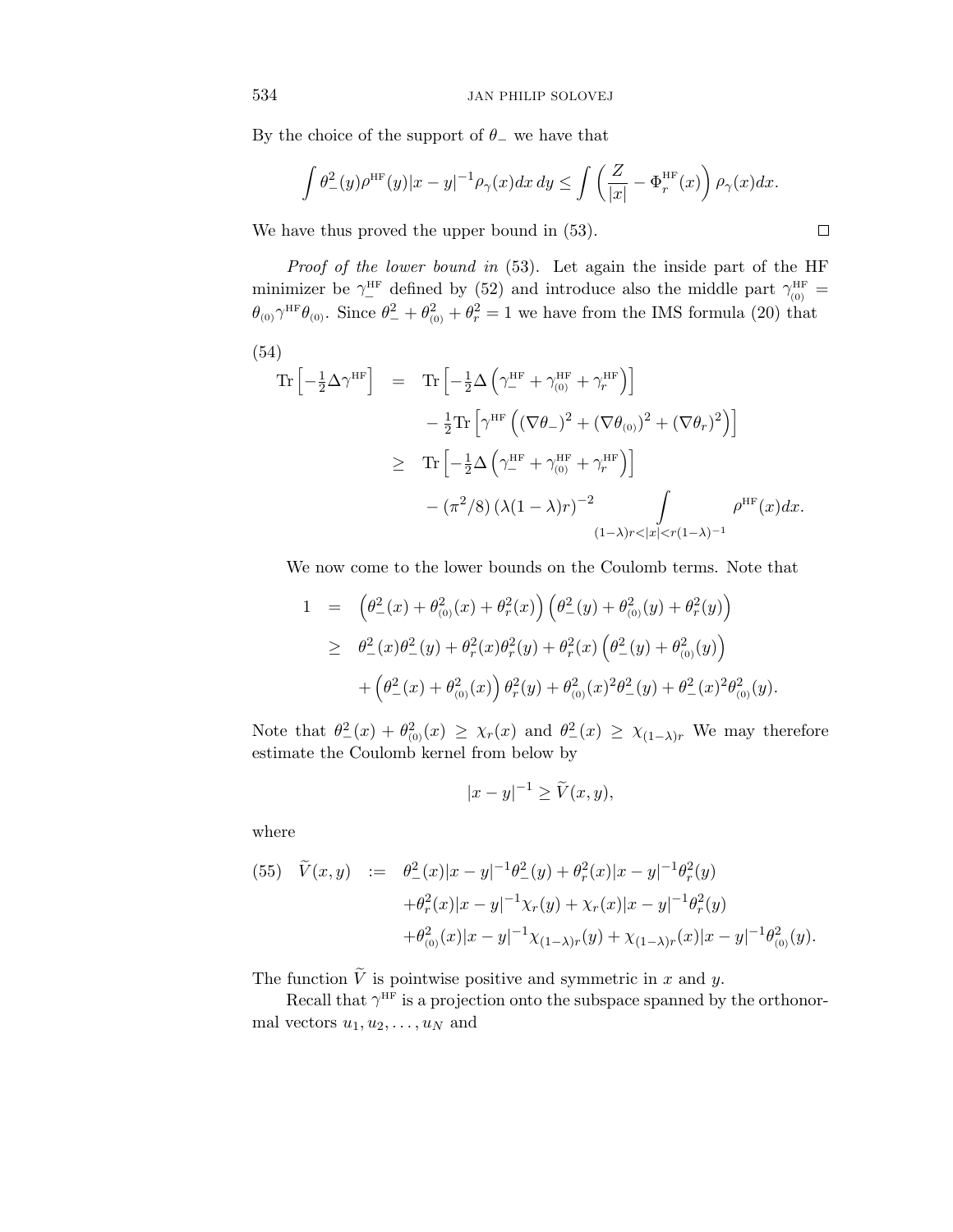By the choice of the support of $\theta_-$ we have that

$$\int \theta_-^2(y)\rho^{\rm HF}(y)|x-y|^{-1}\rho_\gamma(x)dx\,dy \le \int \left(\frac{Z}{|x|} - \Phi_r^{\rm HF}(x)\right)\rho_\gamma(x)dx.$$

We have thus proved the upper bound in (53). □

*Proof of the lower bound in* (53). Let again the inside part of the HF minimizer be $\gamma_-^{\rm HF}$ defined by (52) and introduce also the middle part $\gamma_{(0)}^{\rm HF} = \theta_{(0)}\gamma^{\rm HF}\theta_{(0)}$. Since $\theta_-^2 + \theta_{(0)}^2 + \theta_r^2 = 1$ we have from the IMS formula (20) that

(54)
$$\begin{aligned}
\mathrm{Tr}\left[-\tfrac{1}{2}\Delta\gamma^{\rm HF}\right] &= \mathrm{Tr}\left[-\tfrac{1}{2}\Delta\left(\gamma_-^{\rm HF} + \gamma_{(0)}^{\rm HF} + \gamma_r^{\rm HF}\right)\right] \\
&\quad - \tfrac{1}{2}\mathrm{Tr}\left[\gamma^{\rm HF}\left((\nabla\theta_-)^2 + (\nabla\theta_{(0)})^2 + (\nabla\theta_r)^2\right)\right] \\
&\ge \mathrm{Tr}\left[-\tfrac{1}{2}\Delta\left(\gamma_-^{\rm HF} + \gamma_{(0)}^{\rm HF} + \gamma_r^{\rm HF}\right)\right] \\
&\quad - (\pi^2/8)\left(\lambda(1-\lambda)r\right)^{-2}\int\limits_{(1-\lambda)r<|x|<r(1-\lambda)^{-1}} \rho^{\rm HF}(x)dx.
\end{aligned}$$

We now come to the lower bounds on the Coulomb terms. Note that

$$\begin{aligned}
1 &= \left(\theta_-^2(x) + \theta_{(0)}^2(x) + \theta_r^2(x)\right)\left(\theta_-^2(y) + \theta_{(0)}^2(y) + \theta_r^2(y)\right) \\
&\ge \theta_-^2(x)\theta_-^2(y) + \theta_r^2(x)\theta_r^2(y) + \theta_r^2(x)\left(\theta_-^2(y) + \theta_{(0)}^2(y)\right) \\
&\quad + \left(\theta_-^2(x) + \theta_{(0)}^2(x)\right)\theta_r^2(y) + \theta_{(0)}^2(x)^2\theta_-^2(y) + \theta_-^2(x)^2\theta_{(0)}^2(y).
\end{aligned}$$

Note that $\theta_-^2(x) + \theta_{(0)}^2(x) \ge \chi_r(x)$ and $\theta_-^2(x) \ge \chi_{(1-\lambda)r}$ We may therefore estimate the Coulomb kernel from below by

$$|x-y|^{-1} \ge \widetilde{V}(x,y),$$

where

(55)
$$\begin{aligned}
\widetilde{V}(x,y) &:= \theta_-^2(x)|x-y|^{-1}\theta_-^2(y) + \theta_r^2(x)|x-y|^{-1}\theta_r^2(y) \\
&\quad + \theta_r^2(x)|x-y|^{-1}\chi_r(y) + \chi_r(x)|x-y|^{-1}\theta_r^2(y) \\
&\quad + \theta_{(0)}^2(x)|x-y|^{-1}\chi_{(1-\lambda)r}(y) + \chi_{(1-\lambda)r}(x)|x-y|^{-1}\theta_{(0)}^2(y).
\end{aligned}$$

The function $\widetilde{V}$ is pointwise positive and symmetric in $x$ and $y$.

Recall that $\gamma^{\rm HF}$ is a projection onto the subspace spanned by the orthonormal vectors $u_1, u_2, \ldots, u_N$ and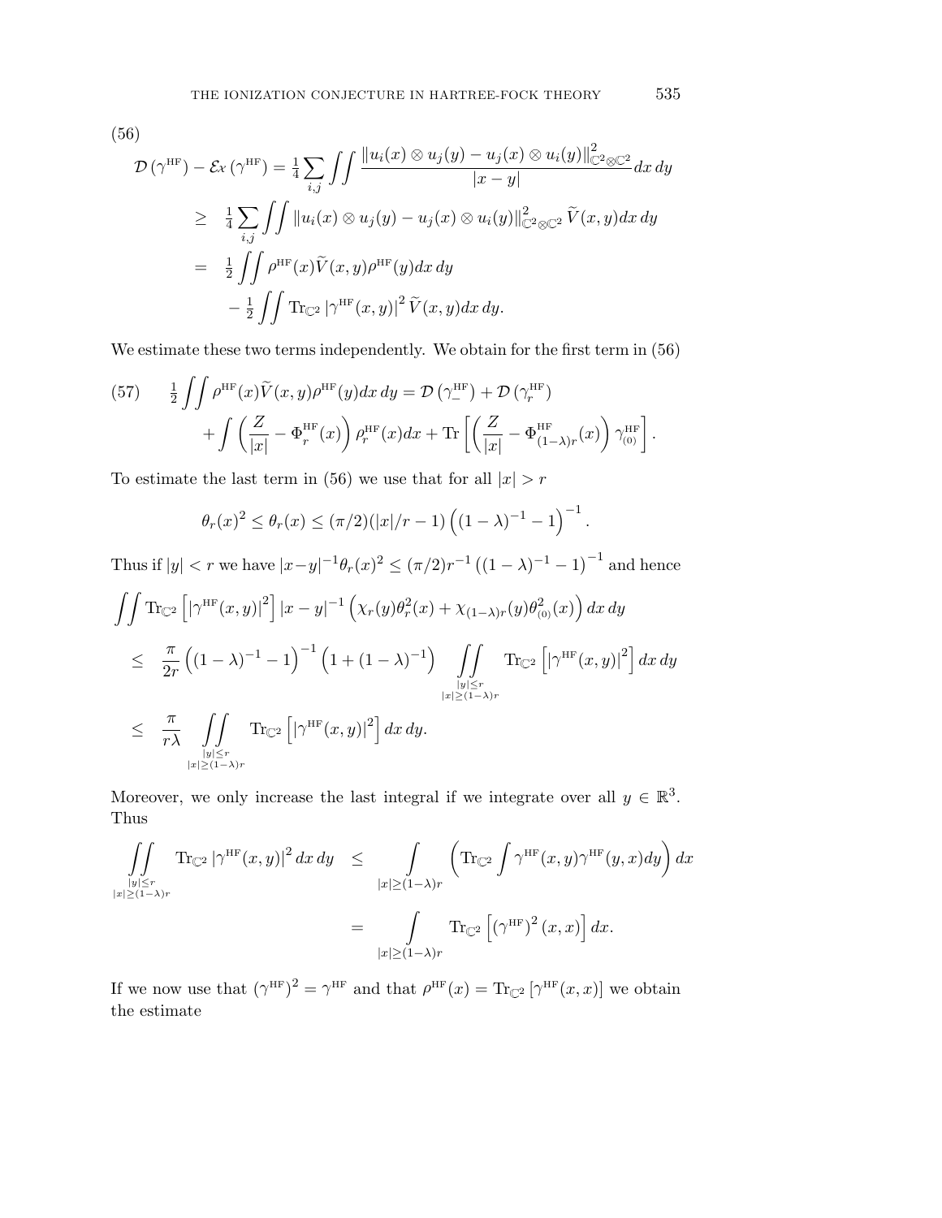(56)

$$
\begin{aligned}
\mathcal{D}\left(\gamma^{\mathrm{HF}}\right) - \mathcal{E}x\left(\gamma^{\mathrm{HF}}\right) &= \tfrac{1}{4}\sum_{i,j}\iint \frac{\|u_i(x)\otimes u_j(y) - u_j(x)\otimes u_i(y)\|^2_{\mathbb{C}^2\otimes\mathbb{C}^2}}{|x-y|}dx\,dy \\
&\geq \tfrac{1}{4}\sum_{i,j}\iint \|u_i(x)\otimes u_j(y) - u_j(x)\otimes u_i(y)\|^2_{\mathbb{C}^2\otimes\mathbb{C}^2}\widetilde{V}(x,y)dx\,dy \\
&= \tfrac{1}{2}\iint \rho^{\mathrm{HF}}(x)\widetilde{V}(x,y)\rho^{\mathrm{HF}}(y)dx\,dy \\
&\quad - \tfrac{1}{2}\iint \mathrm{Tr}_{\mathbb{C}^2}\left|\gamma^{\mathrm{HF}}(x,y)\right|^2\widetilde{V}(x,y)dx\,dy.
\end{aligned}
$$

We estimate these two terms independently. We obtain for the first term in (56)

$$
\begin{aligned}
(57)\qquad \tfrac{1}{2}\iint \rho^{\mathrm{HF}}(x)\widetilde{V}(x,y)\rho^{\mathrm{HF}}(y)dx\,dy &= \mathcal{D}\left(\gamma_-^{\mathrm{HF}}\right) + \mathcal{D}\left(\gamma_r^{\mathrm{HF}}\right) \\
&+ \int\left(\frac{Z}{|x|} - \Phi_r^{\mathrm{HF}}(x)\right)\rho_r^{\mathrm{HF}}(x)dx + \mathrm{Tr}\left[\left(\frac{Z}{|x|} - \Phi_{(1-\lambda)r}^{\mathrm{HF}}(x)\right)\gamma_{(0)}^{\mathrm{HF}}\right].
\end{aligned}
$$

To estimate the last term in (56) we use that for all $|x| > r$

$$
\theta_r(x)^2 \leq \theta_r(x) \leq (\pi/2)(|x|/r - 1)\left((1-\lambda)^{-1} - 1\right)^{-1}.
$$

Thus if $|y| < r$ we have $|x-y|^{-1}\theta_r(x)^2 \leq (\pi/2)r^{-1}\left((1-\lambda)^{-1} - 1\right)^{-1}$ and hence

$$
\begin{aligned}
&\iint \mathrm{Tr}_{\mathbb{C}^2}\left[\left|\gamma^{\mathrm{HF}}(x,y)\right|^2\right]|x-y|^{-1}\left(\chi_r(y)\theta_r^2(x) + \chi_{(1-\lambda)r}(y)\theta_{(0)}^2(x)\right)dx\,dy \\
&\leq \frac{\pi}{2r}\left((1-\lambda)^{-1} - 1\right)^{-1}\left(1 + (1-\lambda)^{-1}\right)\iint_{\substack{|y|\leq r\\ |x|\geq(1-\lambda)r}} \mathrm{Tr}_{\mathbb{C}^2}\left[\left|\gamma^{\mathrm{HF}}(x,y)\right|^2\right]dx\,dy \\
&\leq \frac{\pi}{r\lambda}\iint_{\substack{|y|\leq r\\ |x|\geq(1-\lambda)r}} \mathrm{Tr}_{\mathbb{C}^2}\left[\left|\gamma^{\mathrm{HF}}(x,y)\right|^2\right]dx\,dy.
\end{aligned}
$$

Moreover, we only increase the last integral if we integrate over all $y \in \mathbb{R}^3$. Thus

$$
\begin{aligned}
\iint_{\substack{|y|\leq r\\ |x|\geq(1-\lambda)r}} \mathrm{Tr}_{\mathbb{C}^2}\left|\gamma^{\mathrm{HF}}(x,y)\right|^2dx\,dy &\leq \int_{|x|\geq(1-\lambda)r}\left(\mathrm{Tr}_{\mathbb{C}^2}\int\gamma^{\mathrm{HF}}(x,y)\gamma^{\mathrm{HF}}(y,x)dy\right)dx \\
&= \int_{|x|\geq(1-\lambda)r}\mathrm{Tr}_{\mathbb{C}^2}\left[\left(\gamma^{\mathrm{HF}}\right)^2(x,x)\right]dx.
\end{aligned}
$$

If we now use that $(\gamma^{\mathrm{HF}})^2 = \gamma^{\mathrm{HF}}$ and that $\rho^{\mathrm{HF}}(x) = \mathrm{Tr}_{\mathbb{C}^2}\left[\gamma^{\mathrm{HF}}(x,x)\right]$ we obtain the estimate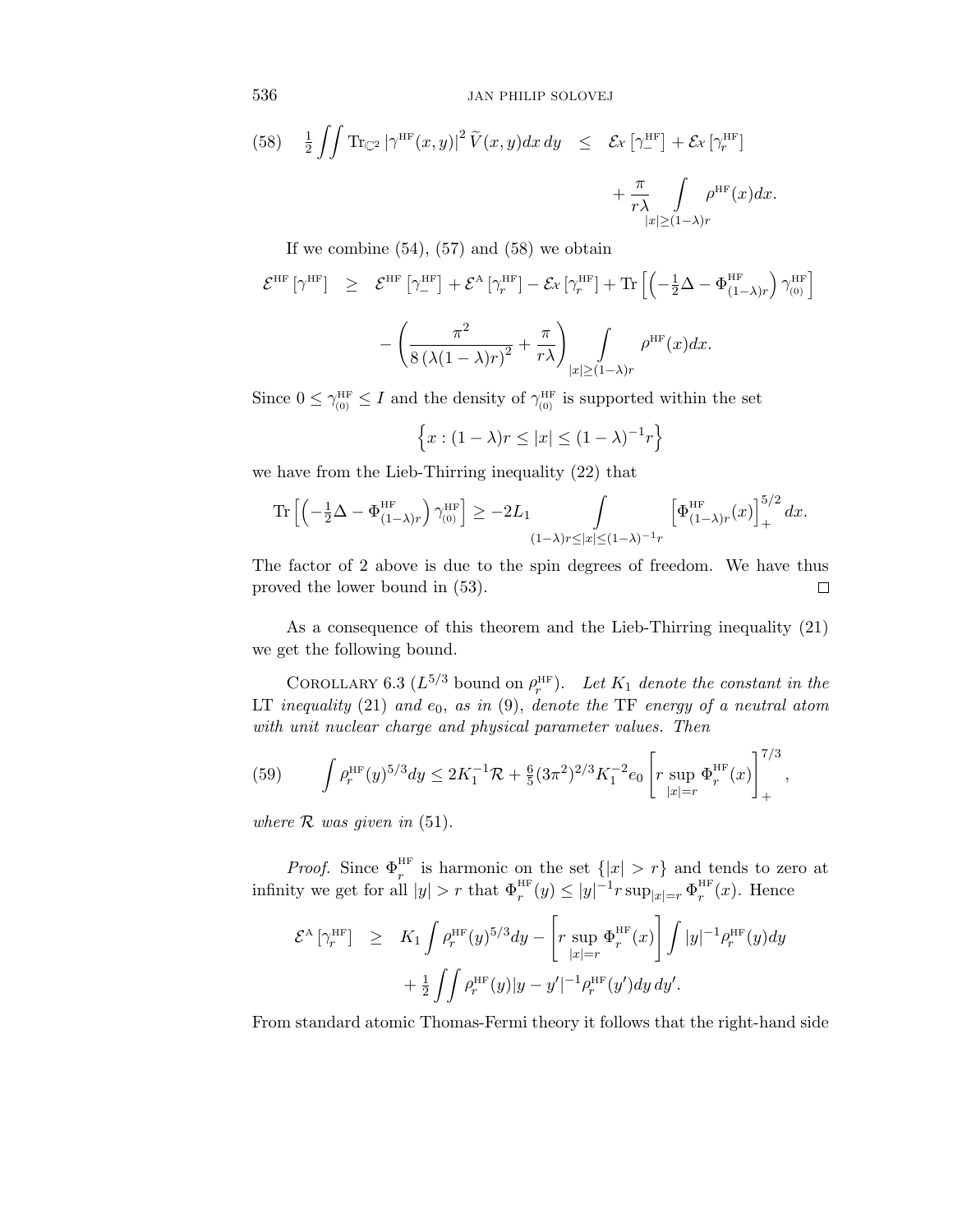$$\tfrac{1}{2}\iint \mathrm{Tr}_{\mathbb{C}^2}\left|\gamma^{\mathrm{HF}}(x,y)\right|^2 \widetilde{V}(x,y)dx\,dy \quad \leq \quad \mathcal{E}_{\mathcal{X}}\left[\gamma_{-}^{\mathrm{HF}}\right]+\mathcal{E}_{\mathcal{X}}\left[\gamma_{r}^{\mathrm{HF}}\right] + \frac{\pi}{r\lambda}\int\limits_{|x|\geq(1-\lambda)r}\rho^{\mathrm{HF}}(x)dx. \tag{58}$$

If we combine (54), (57) and (58) we obtain

$$\mathcal{E}^{\mathrm{HF}}\left[\gamma^{\mathrm{HF}}\right] \quad \geq \quad \mathcal{E}^{\mathrm{HF}}\left[\gamma_{-}^{\mathrm{HF}}\right]+\mathcal{E}^{\mathrm{A}}\left[\gamma_{r}^{\mathrm{HF}}\right]-\mathcal{E}_{\mathcal{X}}\left[\gamma_{r}^{\mathrm{HF}}\right]+\mathrm{Tr}\left[\left(-\tfrac{1}{2}\Delta-\Phi^{\mathrm{HF}}_{(1-\lambda)r}\right)\gamma^{\mathrm{HF}}_{(0)}\right]$$
$$-\left(\frac{\pi^2}{8\left(\lambda(1-\lambda)r\right)^2}+\frac{\pi}{r\lambda}\right)\int\limits_{|x|\geq(1-\lambda)r}\rho^{\mathrm{HF}}(x)dx.$$

Since $0\leq\gamma^{\mathrm{HF}}_{(0)}\leq I$ and the density of $\gamma^{\mathrm{HF}}_{(0)}$ is supported within the set

$$\left\{x:(1-\lambda)r\leq|x|\leq(1-\lambda)^{-1}r\right\}$$

we have from the Lieb-Thirring inequality (22) that

$$\mathrm{Tr}\left[\left(-\tfrac{1}{2}\Delta-\Phi^{\mathrm{HF}}_{(1-\lambda)r}\right)\gamma^{\mathrm{HF}}_{(0)}\right]\geq -2L_1\int\limits_{(1-\lambda)r\leq|x|\leq(1-\lambda)^{-1}r}\left[\Phi^{\mathrm{HF}}_{(1-\lambda)r}(x)\right]_+^{5/2}dx.$$

The factor of 2 above is due to the spin degrees of freedom. We have thus proved the lower bound in (53). □

As a consequence of this theorem and the Lieb-Thirring inequality (21) we get the following bound.

Corollary 6.3 ($L^{5/3}$ bound on $\rho^{\mathrm{HF}}_r$). *Let $K_1$ denote the constant in the* LT *inequality* (21) *and $e_0$, as in* (9), *denote the* TF *energy of a neutral atom with unit nuclear charge and physical parameter values. Then*

$$\int\rho^{\mathrm{HF}}_r(y)^{5/3}dy\leq 2K_1^{-1}\mathcal{R}+\tfrac{6}{5}(3\pi^2)^{2/3}K_1^{-2}e_0\left[r\sup_{|x|=r}\Phi^{\mathrm{HF}}_r(x)\right]_+^{7/3}, \tag{59}$$

*where $\mathcal{R}$ was given in* (51).

*Proof.* Since $\Phi^{\mathrm{HF}}_r$ is harmonic on the set $\{|x|>r\}$ and tends to zero at infinity we get for all $|y|>r$ that $\Phi^{\mathrm{HF}}_r(y)\leq|y|^{-1}r\sup_{|x|=r}\Phi^{\mathrm{HF}}_r(x)$. Hence

$$\mathcal{E}^{\mathrm{A}}\left[\gamma^{\mathrm{HF}}_r\right] \quad\geq\quad K_1\int\rho^{\mathrm{HF}}_r(y)^{5/3}dy-\left[r\sup_{|x|=r}\Phi^{\mathrm{HF}}_r(x)\right]\int|y|^{-1}\rho^{\mathrm{HF}}_r(y)dy$$
$$+\tfrac{1}{2}\iint\rho^{\mathrm{HF}}_r(y)|y-y'|^{-1}\rho^{\mathrm{HF}}_r(y')dy\,dy'.$$

From standard atomic Thomas-Fermi theory it follows that the right-hand side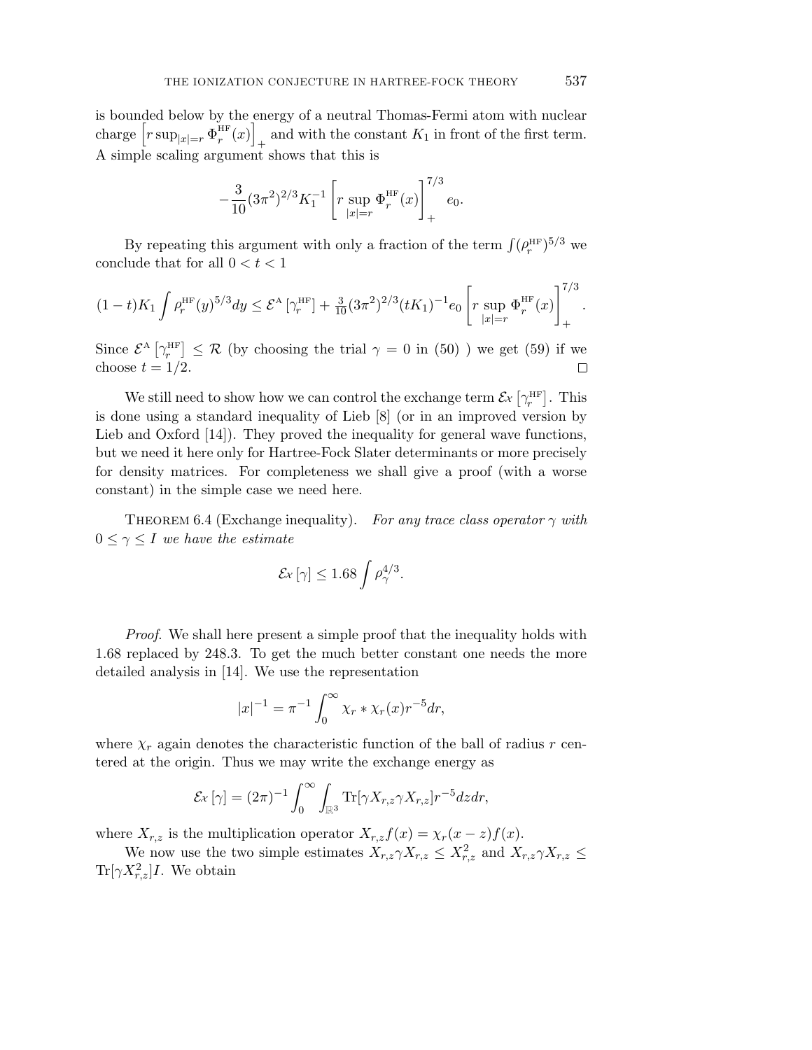is bounded below by the energy of a neutral Thomas-Fermi atom with nuclear charge $\left[r\sup_{|x|=r}\Phi_r^{\mathrm{HF}}(x)\right]_+$ and with the constant $K_1$ in front of the first term. A simple scaling argument shows that this is

$$-\frac{3}{10}(3\pi^2)^{2/3}K_1^{-1}\left[r\sup_{|x|=r}\Phi_r^{\mathrm{HF}}(x)\right]_+^{7/3}e_0.$$

By repeating this argument with only a fraction of the term $\int(\rho_r^{\mathrm{HF}})^{5/3}$ we conclude that for all $0<t<1$

$$(1-t)K_1\int\rho_r^{\mathrm{HF}}(y)^{5/3}dy\leq\mathcal{E}^{\mathrm{A}}\left[\gamma_r^{\mathrm{HF}}\right]+\tfrac{3}{10}(3\pi^2)^{2/3}(tK_1)^{-1}e_0\left[r\sup_{|x|=r}\Phi_r^{\mathrm{HF}}(x)\right]_+^{7/3}.$$

Since $\mathcal{E}^{\mathrm{A}}\left[\gamma_r^{\mathrm{HF}}\right]\leq\mathcal{R}$ (by choosing the trial $\gamma=0$ in (50) ) we get (59) if we choose $t=1/2$. ◻

We still need to show how we can control the exchange term $\mathcal{E}x\left[\gamma_r^{\mathrm{HF}}\right]$. This is done using a standard inequality of Lieb [8] (or in an improved version by Lieb and Oxford [14]). They proved the inequality for general wave functions, but we need it here only for Hartree-Fock Slater determinants or more precisely for density matrices. For completeness we shall give a proof (with a worse constant) in the simple case we need here.

Theorem 6.4 (Exchange inequality). *For any trace class operator $\gamma$ with $0\leq\gamma\leq I$ we have the estimate*

$$\mathcal{E}x\left[\gamma\right]\leq 1.68\int\rho_\gamma^{4/3}.$$

*Proof.* We shall here present a simple proof that the inequality holds with 1.68 replaced by 248.3. To get the much better constant one needs the more detailed analysis in [14]. We use the representation

$$|x|^{-1}=\pi^{-1}\int_0^\infty\chi_r*\chi_r(x)r^{-5}dr,$$

where $\chi_r$ again denotes the characteristic function of the ball of radius $r$ centered at the origin. Thus we may write the exchange energy as

$$\mathcal{E}x\left[\gamma\right]=(2\pi)^{-1}\int_0^\infty\int_{\mathbb{R}^3}\mathrm{Tr}[\gamma X_{r,z}\gamma X_{r,z}]r^{-5}dzdr,$$

where $X_{r,z}$ is the multiplication operator $X_{r,z}f(x)=\chi_r(x-z)f(x)$.

We now use the two simple estimates $X_{r,z}\gamma X_{r,z}\leq X_{r,z}^2$ and $X_{r,z}\gamma X_{r,z}\leq\mathrm{Tr}[\gamma X_{r,z}^2]I$. We obtain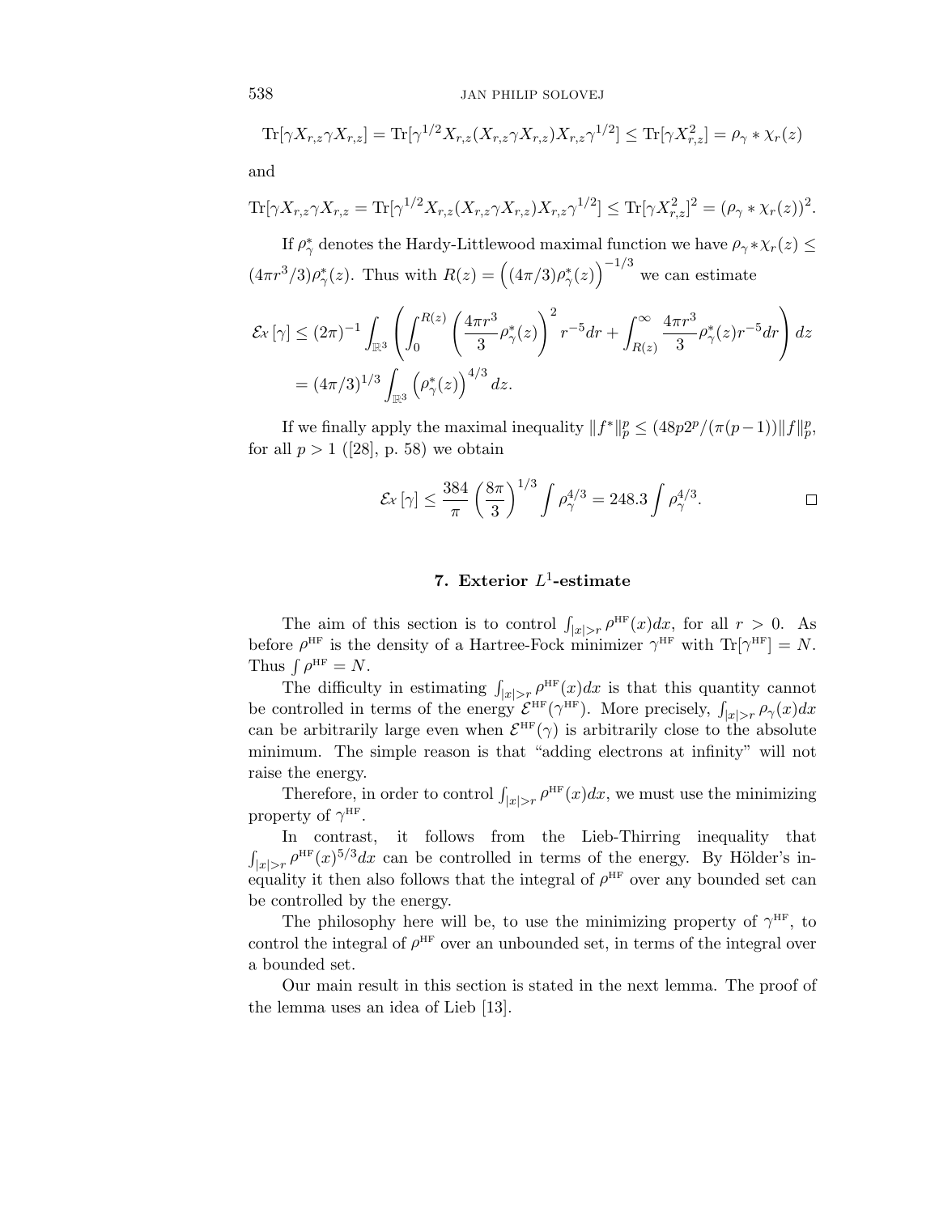$$\mathrm{Tr}[\gamma X_{r,z}\gamma X_{r,z}] = \mathrm{Tr}[\gamma^{1/2}X_{r,z}(X_{r,z}\gamma X_{r,z})X_{r,z}\gamma^{1/2}] \leq \mathrm{Tr}[\gamma X_{r,z}^2] = \rho_\gamma * \chi_r(z)$$

and

$$\mathrm{Tr}[\gamma X_{r,z}\gamma X_{r,z} = \mathrm{Tr}[\gamma^{1/2}X_{r,z}(X_{r,z}\gamma X_{r,z})X_{r,z}\gamma^{1/2}] \leq \mathrm{Tr}[\gamma X_{r,z}^2]^2 = (\rho_\gamma * \chi_r(z))^2.$$

If $\rho_\gamma^*$ denotes the Hardy-Littlewood maximal function we have $\rho_\gamma * \chi_r(z) \leq (4\pi r^3/3)\rho_\gamma^*(z)$. Thus with $R(z) = \left((4\pi/3)\rho_\gamma^*(z)\right)^{-1/3}$ we can estimate

$$\begin{aligned}
\mathcal{E}x\left[\gamma\right] &\leq (2\pi)^{-1}\int_{\mathbb{R}^3}\left(\int_0^{R(z)}\left(\frac{4\pi r^3}{3}\rho_\gamma^*(z)\right)^2 r^{-5}dr + \int_{R(z)}^\infty \frac{4\pi r^3}{3}\rho_\gamma^*(z)r^{-5}dr\right)dz \\
&= (4\pi/3)^{1/3}\int_{\mathbb{R}^3}\left(\rho_\gamma^*(z)\right)^{4/3}dz.
\end{aligned}$$

If we finally apply the maximal inequality $\|f^*\|_p^p \leq (48p2^p/(\pi(p-1))\|f\|_p^p$, for all $p > 1$ ([28], p. 58) we obtain

$$\mathcal{E}x\left[\gamma\right] \leq \frac{384}{\pi}\left(\frac{8\pi}{3}\right)^{1/3}\int \rho_\gamma^{4/3} = 248.3\int \rho_\gamma^{4/3}. \qquad \square$$

## 7. Exterior $L^1$-estimate

The aim of this section is to control $\int_{|x|>r}\rho^{\mathrm{HF}}(x)dx$, for all $r > 0$. As before $\rho^{\mathrm{HF}}$ is the density of a Hartree-Fock minimizer $\gamma^{\mathrm{HF}}$ with $\mathrm{Tr}[\gamma^{\mathrm{HF}}] = N$. Thus $\int \rho^{\mathrm{HF}} = N$.

The difficulty in estimating $\int_{|x|>r}\rho^{\mathrm{HF}}(x)dx$ is that this quantity cannot be controlled in terms of the energy $\mathcal{E}^{\mathrm{HF}}(\gamma^{\mathrm{HF}})$. More precisely, $\int_{|x|>r}\rho_\gamma(x)dx$ can be arbitrarily large even when $\mathcal{E}^{\mathrm{HF}}(\gamma)$ is arbitrarily close to the absolute minimum. The simple reason is that "adding electrons at infinity" will not raise the energy.

Therefore, in order to control $\int_{|x|>r}\rho^{\mathrm{HF}}(x)dx$, we must use the minimizing property of $\gamma^{\mathrm{HF}}$.

In contrast, it follows from the Lieb-Thirring inequality that $\int_{|x|>r}\rho^{\mathrm{HF}}(x)^{5/3}dx$ can be controlled in terms of the energy. By Hölder's inequality it then also follows that the integral of $\rho^{\mathrm{HF}}$ over any bounded set can be controlled by the energy.

The philosophy here will be, to use the minimizing property of $\gamma^{\mathrm{HF}}$, to control the integral of $\rho^{\mathrm{HF}}$ over an unbounded set, in terms of the integral over a bounded set.

Our main result in this section is stated in the next lemma. The proof of the lemma uses an idea of Lieb [13].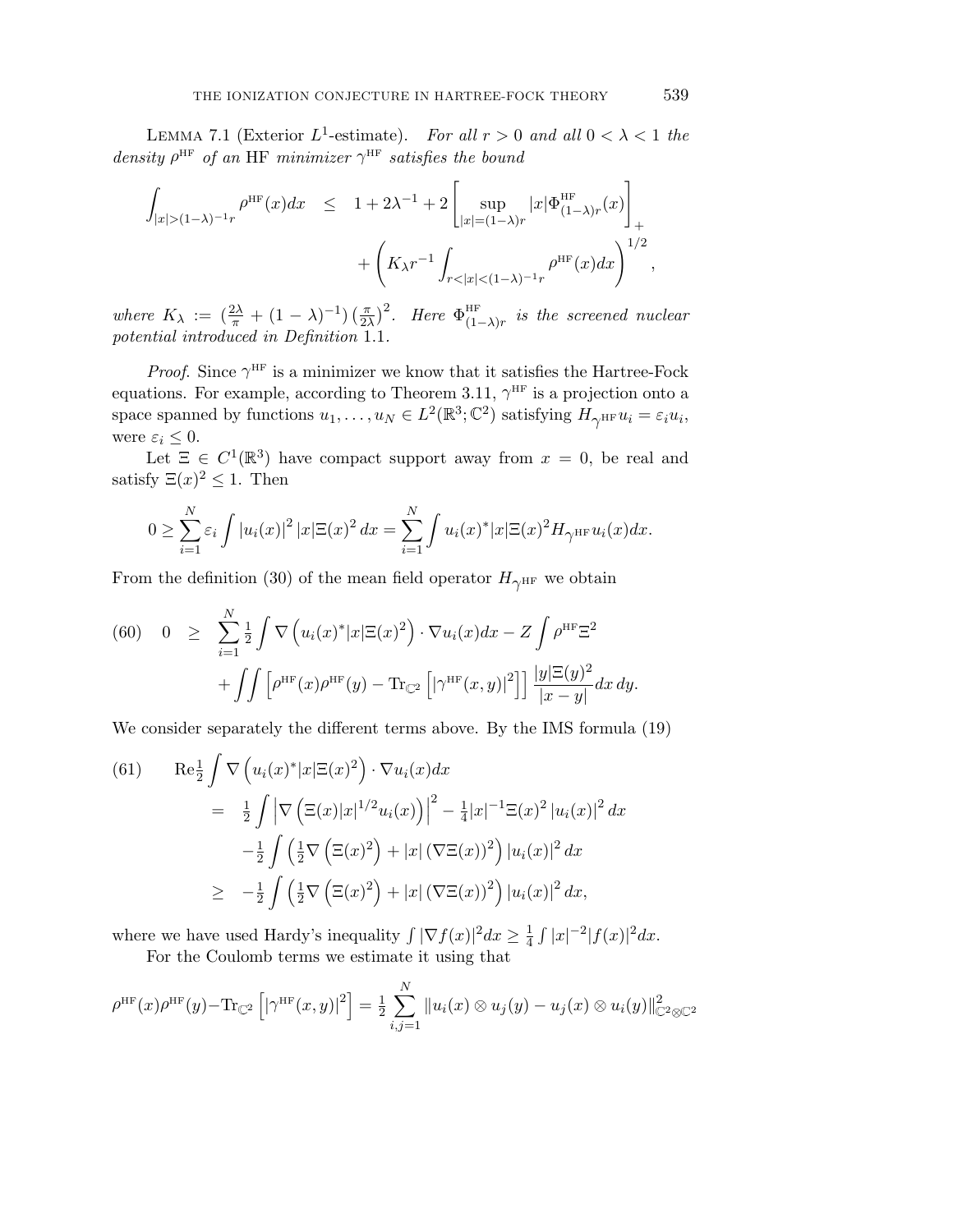LEMMA 7.1 (Exterior $L^1$-estimate). *For all $r > 0$ and all $0 < \lambda < 1$ the density $\rho^{\rm HF}$ of an* HF *minimizer $\gamma^{\rm HF}$ satisfies the bound*

$$
\begin{aligned}
\int_{|x|>(1-\lambda)^{-1}r} \rho^{\rm HF}(x)dx \quad &\leq \quad 1 + 2\lambda^{-1} + 2\left[\sup_{|x|=(1-\lambda)r} |x|\Phi^{\rm HF}_{(1-\lambda)r}(x)\right]_+ \\
&\qquad + \left(K_\lambda r^{-1}\int_{r<|x|<(1-\lambda)^{-1}r}\rho^{\rm HF}(x)dx\right)^{1/2},
\end{aligned}
$$

*where $K_\lambda := \left(\frac{2\lambda}{\pi} + (1-\lambda)^{-1}\right)\left(\frac{\pi}{2\lambda}\right)^2$. Here $\Phi^{\rm HF}_{(1-\lambda)r}$ is the screened nuclear potential introduced in Definition* 1.1.

*Proof.* Since $\gamma^{\rm HF}$ is a minimizer we know that it satisfies the Hartree-Fock equations. For example, according to Theorem 3.11, $\gamma^{\rm HF}$ is a projection onto a space spanned by functions $u_1, \ldots, u_N \in L^2(\mathbb{R}^3;\mathbb{C}^2)$ satisfying $H_{\gamma^{\rm HF}} u_i = \varepsilon_i u_i$, were $\varepsilon_i \leq 0$.

Let $\Xi \in C^1(\mathbb{R}^3)$ have compact support away from $x = 0$, be real and satisfy $\Xi(x)^2 \leq 1$. Then

$$
0 \geq \sum_{i=1}^N \varepsilon_i \int |u_i(x)|^2 \, |x|\Xi(x)^2 \, dx = \sum_{i=1}^N \int u_i(x)^* |x|\Xi(x)^2 H_{\gamma^{\rm HF}} u_i(x) dx.
$$

From the definition (30) of the mean field operator $H_{\gamma^{\rm HF}}$ we obtain

$$
\begin{aligned}
(60) \quad 0 \quad \geq \quad & \sum_{i=1}^N \tfrac{1}{2}\int \nabla\left(u_i(x)^*|x|\Xi(x)^2\right)\cdot\nabla u_i(x)dx - Z\int \rho^{\rm HF}\Xi^2 \\
& + \iint \left[\rho^{\rm HF}(x)\rho^{\rm HF}(y) - \operatorname{Tr}_{\mathbb{C}^2}\left[|\gamma^{\rm HF}(x,y)|^2\right]\right]\frac{|y|\Xi(y)^2}{|x-y|}dx\,dy.
\end{aligned}
$$

We consider separately the different terms above. By the IMS formula (19)

$$
\begin{aligned}
(61) \qquad & \mathrm{Re}\tfrac{1}{2}\int \nabla\left(u_i(x)^*|x|\Xi(x)^2\right)\cdot\nabla u_i(x)dx \\
&= \tfrac{1}{2}\int \left|\nabla\left(\Xi(x)|x|^{1/2}u_i(x)\right)\right|^2 - \tfrac{1}{4}|x|^{-1}\Xi(x)^2\,|u_i(x)|^2\,dx \\
&\quad -\tfrac{1}{2}\int\left(\tfrac{1}{2}\nabla\left(\Xi(x)^2\right) + |x|\left(\nabla\Xi(x)\right)^2\right)|u_i(x)|^2\,dx \\
&\geq -\tfrac{1}{2}\int\left(\tfrac{1}{2}\nabla\left(\Xi(x)^2\right) + |x|\left(\nabla\Xi(x)\right)^2\right)|u_i(x)|^2\,dx,
\end{aligned}
$$

where we have used Hardy's inequality $\int |\nabla f(x)|^2 dx \geq \frac{1}{4}\int |x|^{-2}|f(x)|^2 dx$.

For the Coulomb terms we estimate it using that

$$
\rho^{\rm HF}(x)\rho^{\rm HF}(y) - \operatorname{Tr}_{\mathbb{C}^2}\left[|\gamma^{\rm HF}(x,y)|^2\right] = \tfrac{1}{2}\sum_{i,j=1}^N \|u_i(x)\otimes u_j(y) - u_j(x)\otimes u_i(y)\|^2_{\mathbb{C}^2\otimes\mathbb{C}^2}
$$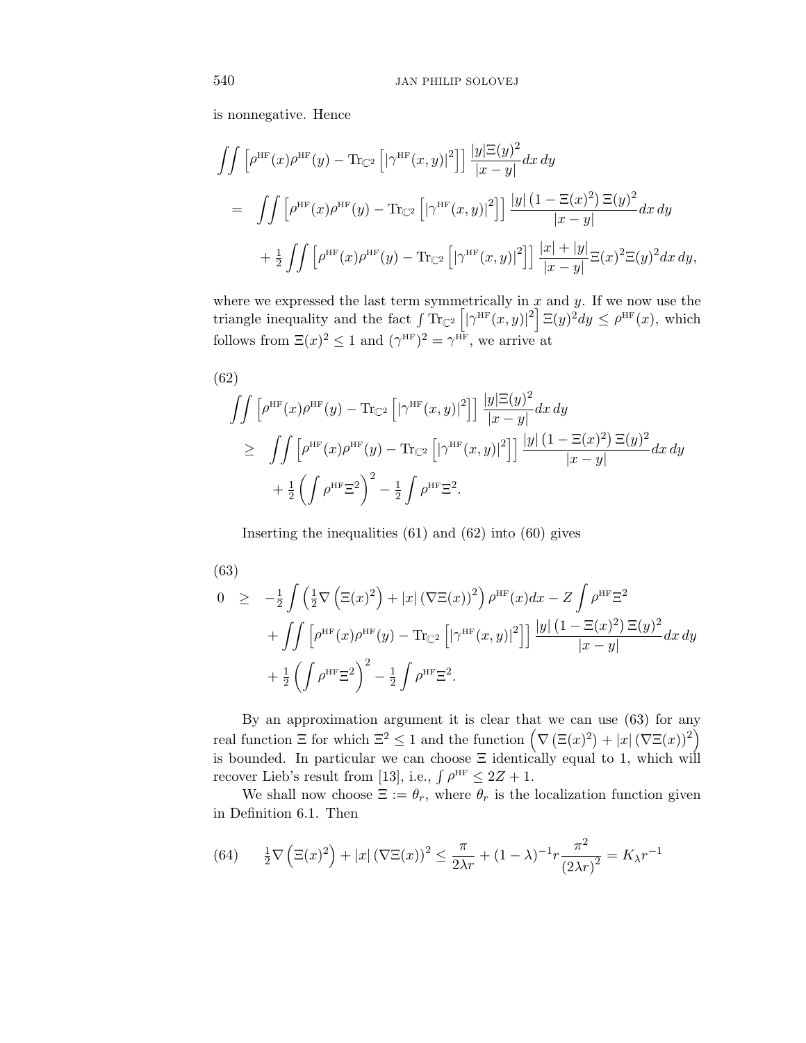is nonnegative. Hence

$$
\begin{aligned}
&\iint \left[\rho^{\mathrm{HF}}(x)\rho^{\mathrm{HF}}(y) - \mathrm{Tr}_{\mathbb{C}^2}\left[|\gamma^{\mathrm{HF}}(x,y)|^2\right]\right] \frac{|y|\Xi(y)^2}{|x-y|} dx\, dy \\
&= \iint \left[\rho^{\mathrm{HF}}(x)\rho^{\mathrm{HF}}(y) - \mathrm{Tr}_{\mathbb{C}^2}\left[|\gamma^{\mathrm{HF}}(x,y)|^2\right]\right] \frac{|y|\left(1-\Xi(x)^2\right)\Xi(y)^2}{|x-y|} dx\, dy \\
&\quad + \tfrac{1}{2}\iint \left[\rho^{\mathrm{HF}}(x)\rho^{\mathrm{HF}}(y) - \mathrm{Tr}_{\mathbb{C}^2}\left[|\gamma^{\mathrm{HF}}(x,y)|^2\right]\right] \frac{|x|+|y|}{|x-y|}\Xi(x)^2\Xi(y)^2 dx\, dy,
\end{aligned}
$$

where we expressed the last term symmetrically in $x$ and $y$. If we now use the triangle inequality and the fact $\int \mathrm{Tr}_{\mathbb{C}^2}\left[|\gamma^{\mathrm{HF}}(x,y)|^2\right]\Xi(y)^2 dy \leq \rho^{\mathrm{HF}}(x)$, which follows from $\Xi(x)^2 \leq 1$ and $(\gamma^{\mathrm{HF}})^2 = \gamma^{\mathrm{HF}}$, we arrive at

(62)

$$
\begin{aligned}
&\iint \left[\rho^{\mathrm{HF}}(x)\rho^{\mathrm{HF}}(y) - \mathrm{Tr}_{\mathbb{C}^2}\left[|\gamma^{\mathrm{HF}}(x,y)|^2\right]\right] \frac{|y|\Xi(y)^2}{|x-y|} dx\, dy \\
&\geq \iint \left[\rho^{\mathrm{HF}}(x)\rho^{\mathrm{HF}}(y) - \mathrm{Tr}_{\mathbb{C}^2}\left[|\gamma^{\mathrm{HF}}(x,y)|^2\right]\right] \frac{|y|\left(1-\Xi(x)^2\right)\Xi(y)^2}{|x-y|} dx\, dy \\
&\quad + \tfrac{1}{2}\left(\int \rho^{\mathrm{HF}}\Xi^2\right)^2 - \tfrac{1}{2}\int \rho^{\mathrm{HF}}\Xi^2.
\end{aligned}
$$

Inserting the inequalities (61) and (62) into (60) gives

(63)

$$
\begin{aligned}
0 \geq\ & -\tfrac{1}{2}\int \left(\tfrac{1}{2}\nabla\left(\Xi(x)^2\right) + |x|\left(\nabla\Xi(x)\right)^2\right)\rho^{\mathrm{HF}}(x)dx - Z\int \rho^{\mathrm{HF}}\Xi^2 \\
&+ \iint \left[\rho^{\mathrm{HF}}(x)\rho^{\mathrm{HF}}(y) - \mathrm{Tr}_{\mathbb{C}^2}\left[|\gamma^{\mathrm{HF}}(x,y)|^2\right]\right] \frac{|y|\left(1-\Xi(x)^2\right)\Xi(y)^2}{|x-y|} dx\, dy \\
&+ \tfrac{1}{2}\left(\int \rho^{\mathrm{HF}}\Xi^2\right)^2 - \tfrac{1}{2}\int \rho^{\mathrm{HF}}\Xi^2.
\end{aligned}
$$

By an approximation argument it is clear that we can use (63) for any real function $\Xi$ for which $\Xi^2 \leq 1$ and the function $\left(\nabla\left(\Xi(x)^2\right) + |x|\left(\nabla\Xi(x)\right)^2\right)$ is bounded. In particular we can choose $\Xi$ identically equal to 1, which will recover Lieb's result from [13], i.e., $\int \rho^{\mathrm{HF}} \leq 2Z+1$.

We shall now choose $\Xi := \theta_r$, where $\theta_r$ is the localization function given in Definition 6.1. Then

$$
\tfrac{1}{2}\nabla\left(\Xi(x)^2\right) + |x|\left(\nabla\Xi(x)\right)^2 \leq \frac{\pi}{2\lambda r} + (1-\lambda)^{-1} r\frac{\pi^2}{(2\lambda r)^2} = K_\lambda r^{-1} \tag{64}
$$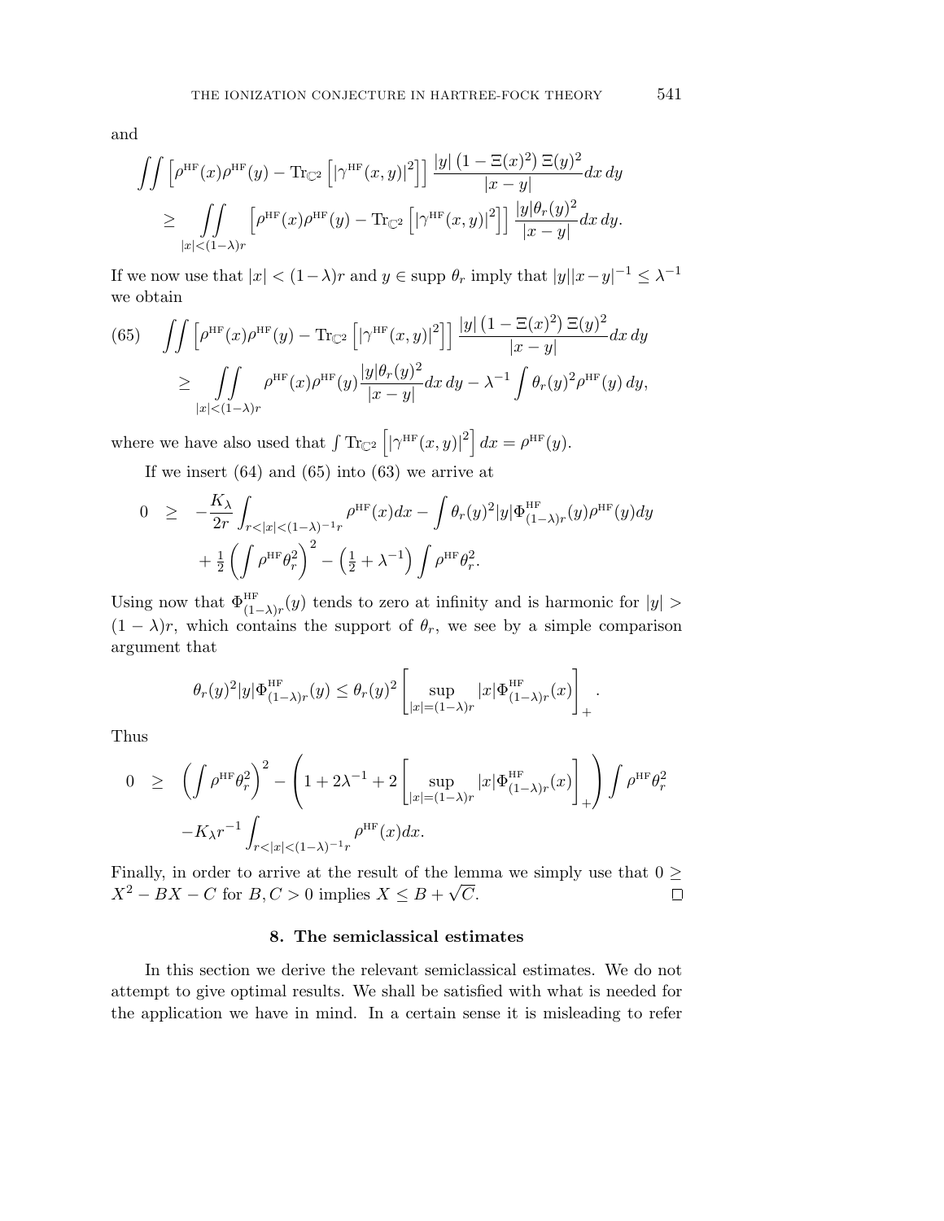and

$$
\iint \left[\rho^{\mathrm{HF}}(x)\rho^{\mathrm{HF}}(y) - \mathrm{Tr}_{\mathbb{C}^2}\left[\left|\gamma^{\mathrm{HF}}(x,y)\right|^2\right]\right] \frac{|y|\left(1-\Xi(x)^2\right)\Xi(y)^2}{|x-y|} dx\, dy
$$

$$
\geq \iint_{|x|<(1-\lambda)r} \left[\rho^{\mathrm{HF}}(x)\rho^{\mathrm{HF}}(y) - \mathrm{Tr}_{\mathbb{C}^2}\left[\left|\gamma^{\mathrm{HF}}(x,y)\right|^2\right]\right] \frac{|y|\theta_r(y)^2}{|x-y|} dx\, dy.
$$

If we now use that $|x| < (1-\lambda)r$ and $y \in \mathrm{supp}\ \theta_r$ imply that $|y||x-y|^{-1} \leq \lambda^{-1}$ we obtain

$$
\iint \left[\rho^{\mathrm{HF}}(x)\rho^{\mathrm{HF}}(y) - \mathrm{Tr}_{\mathbb{C}^2}\left[\left|\gamma^{\mathrm{HF}}(x,y)\right|^2\right]\right] \frac{|y|\left(1-\Xi(x)^2\right)\Xi(y)^2}{|x-y|} dx\, dy \tag{65}
$$

$$
\geq \iint_{|x|<(1-\lambda)r} \rho^{\mathrm{HF}}(x)\rho^{\mathrm{HF}}(y) \frac{|y|\theta_r(y)^2}{|x-y|} dx\, dy - \lambda^{-1}\int \theta_r(y)^2 \rho^{\mathrm{HF}}(y)\, dy,
$$

where we have also used that $\int \mathrm{Tr}_{\mathbb{C}^2}\left[\left|\gamma^{\mathrm{HF}}(x,y)\right|^2\right] dx = \rho^{\mathrm{HF}}(y)$.

If we insert (64) and (65) into (63) we arrive at

$$
\begin{aligned}
0 \quad \geq \quad & -\frac{K_\lambda}{2r}\int_{r<|x|<(1-\lambda)^{-1}r} \rho^{\mathrm{HF}}(x) dx - \int \theta_r(y)^2 |y| \Phi^{\mathrm{HF}}_{(1-\lambda)r}(y)\rho^{\mathrm{HF}}(y) dy \\
& + \tfrac{1}{2}\left(\int \rho^{\mathrm{HF}}\theta_r^2\right)^2 - \left(\tfrac{1}{2}+\lambda^{-1}\right)\int \rho^{\mathrm{HF}}\theta_r^2.
\end{aligned}
$$

Using now that $\Phi^{\mathrm{HF}}_{(1-\lambda)r}(y)$ tends to zero at infinity and is harmonic for $|y| > (1-\lambda)r$, which contains the support of $\theta_r$, we see by a simple comparison argument that

$$
\theta_r(y)^2 |y| \Phi^{\mathrm{HF}}_{(1-\lambda)r}(y) \leq \theta_r(y)^2 \left[\sup_{|x|=(1-\lambda)r} |x|\Phi^{\mathrm{HF}}_{(1-\lambda)r}(x)\right]_+.
$$

Thus

$$
\begin{aligned}
0 \quad \geq \quad & \left(\int \rho^{\mathrm{HF}}\theta_r^2\right)^2 - \left(1 + 2\lambda^{-1} + 2\left[\sup_{|x|=(1-\lambda)r} |x|\Phi^{\mathrm{HF}}_{(1-\lambda)r}(x)\right]_+\right)\int \rho^{\mathrm{HF}}\theta_r^2 \\
& - K_\lambda r^{-1}\int_{r<|x|<(1-\lambda)^{-1}r} \rho^{\mathrm{HF}}(x) dx.
\end{aligned}
$$

Finally, in order to arrive at the result of the lemma we simply use that $0 \geq X^2 - BX - C$ for $B, C > 0$ implies $X \leq B + \sqrt{C}$. $\square$

## 8. The semiclassical estimates

In this section we derive the relevant semiclassical estimates. We do not attempt to give optimal results. We shall be satisfied with what is needed for the application we have in mind. In a certain sense it is misleading to refer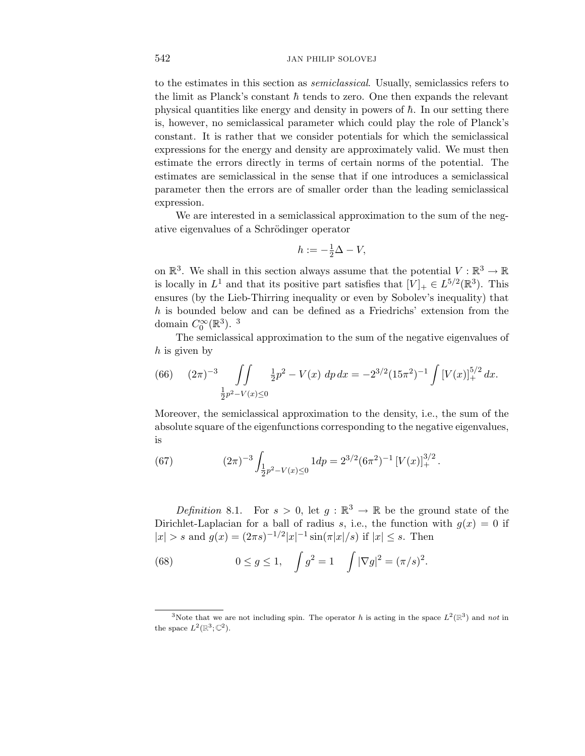to the estimates in this section as *semiclassical*. Usually, semiclassics refers to the limit as Planck's constant $\hbar$ tends to zero. One then expands the relevant physical quantities like energy and density in powers of $\hbar$. In our setting there is, however, no semiclassical parameter which could play the role of Planck's constant. It is rather that we consider potentials for which the semiclassical expressions for the energy and density are approximately valid. We must then estimate the errors directly in terms of certain norms of the potential. The estimates are semiclassical in the sense that if one introduces a semiclassical parameter then the errors are of smaller order than the leading semiclassical expression.

We are interested in a semiclassical approximation to the sum of the negative eigenvalues of a Schrödinger operator

$$h := -\tfrac{1}{2}\Delta - V,$$

on $\mathbb{R}^3$. We shall in this section always assume that the potential $V : \mathbb{R}^3 \to \mathbb{R}$ is locally in $L^1$ and that its positive part satisfies that $[V]_+ \in L^{5/2}(\mathbb{R}^3)$. This ensures (by the Lieb-Thirring inequality or even by Sobolev's inequality) that $h$ is bounded below and can be defined as a Friedrichs' extension from the domain $C_0^\infty(\mathbb{R}^3)$. [3]

The semiclassical approximation to the sum of the negative eigenvalues of $h$ is given by

$$(66) \qquad (2\pi)^{-3} \iint\limits_{\frac{1}{2}p^2 - V(x) \leq 0} \tfrac{1}{2}p^2 - V(x)\; dp\, dx = -2^{3/2}(15\pi^2)^{-1} \int [V(x)]_+^{5/2}\, dx.$$

Moreover, the semiclassical approximation to the density, i.e., the sum of the absolute square of the eigenfunctions corresponding to the negative eigenvalues, is

$$(67) \qquad (2\pi)^{-3} \int_{\frac{1}{2}p^2 - V(x) \leq 0} 1 dp = 2^{3/2}(6\pi^2)^{-1} \left[V(x)\right]_+^{3/2}.$$

*Definition* 8.1. For $s > 0$, let $g : \mathbb{R}^3 \to \mathbb{R}$ be the ground state of the Dirichlet-Laplacian for a ball of radius $s$, i.e., the function with $g(x) = 0$ if $|x| > s$ and $g(x) = (2\pi s)^{-1/2}|x|^{-1}\sin(\pi|x|/s)$ if $|x| \leq s$. Then

$$(68) \qquad 0 \leq g \leq 1, \quad \int g^2 = 1 \quad \int |\nabla g|^2 = (\pi/s)^2.$$

[3] Note that we are not including spin. The operator $h$ is acting in the space $L^2(\mathbb{R}^3)$ and *not* in the space $L^2(\mathbb{R}^3; \mathbb{C}^2)$.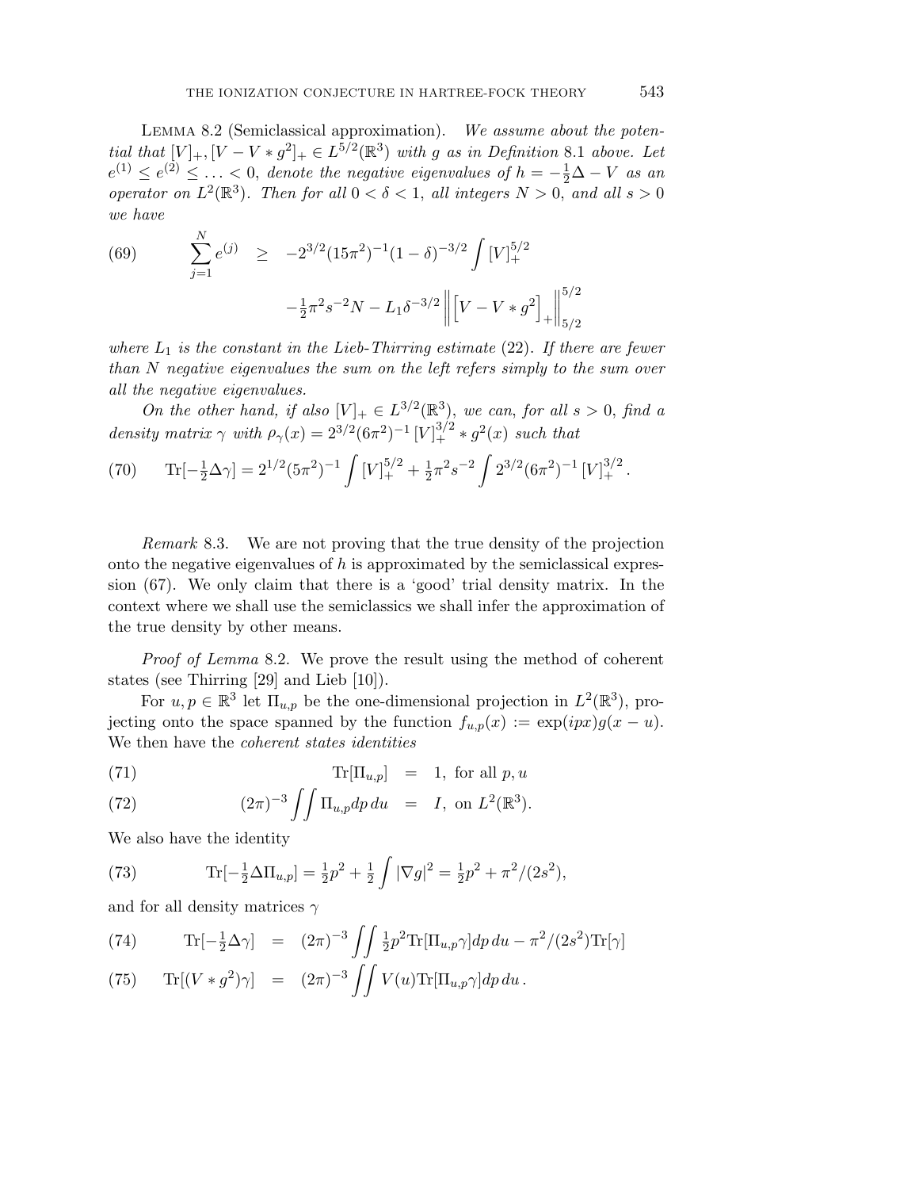Lemma 8.2 (Semiclassical approximation). *We assume about the potential that $[V]_+, [V - V * g^2]_+ \in L^{5/2}(\mathbb{R}^3)$ with $g$ as in Definition* 8.1 *above. Let $e^{(1)} \leq e^{(2)} \leq \ldots < 0$, denote the negative eigenvalues of $h = -\frac{1}{2}\Delta - V$ as an operator on $L^2(\mathbb{R}^3)$. Then for all $0 < \delta < 1$, all integers $N > 0$, and all $s > 0$ we have*

$$
\begin{aligned}
\sum_{j=1}^{N} e^{(j)} \quad \geq \quad & -2^{3/2}(15\pi^2)^{-1}(1-\delta)^{-3/2}\int [V]_+^{5/2} \\
& -\tfrac{1}{2}\pi^2 s^{-2} N - L_1 \delta^{-3/2} \left\| \left[ V - V * g^2 \right]_+ \right\|_{5/2}^{5/2}
\end{aligned}
\tag{69}
$$

*where $L_1$ is the constant in the Lieb-Thirring estimate* (22). *If there are fewer than $N$ negative eigenvalues the sum on the left refers simply to the sum over all the negative eigenvalues.*

*On the other hand, if also $[V]_+ \in L^{3/2}(\mathbb{R}^3)$, we can, for all $s > 0$, find a density matrix $\gamma$ with $\rho_\gamma(x) = 2^{3/2}(6\pi^2)^{-1}\,[V]_+^{3/2} * g^2(x)$ such that*

$$
\mathrm{Tr}[-\tfrac{1}{2}\Delta\gamma] = 2^{1/2}(5\pi^2)^{-1}\int [V]_+^{5/2} + \tfrac{1}{2}\pi^2 s^{-2}\int 2^{3/2}(6\pi^2)^{-1}\,[V]_+^{3/2}. \tag{70}
$$

*Remark* 8.3. We are not proving that the true density of the projection onto the negative eigenvalues of $h$ is approximated by the semiclassical expression (67). We only claim that there is a 'good' trial density matrix. In the context where we shall use the semiclassics we shall infer the approximation of the true density by other means.

*Proof of Lemma* 8.2. We prove the result using the method of coherent states (see Thirring [29] and Lieb [10]).

For $u, p \in \mathbb{R}^3$ let $\Pi_{u,p}$ be the one-dimensional projection in $L^2(\mathbb{R}^3)$, projecting onto the space spanned by the function $f_{u,p}(x) := \exp(ipx)g(x-u)$. We then have the *coherent states identities*

$$
\mathrm{Tr}[\Pi_{u,p}] \quad = \quad 1, \text{ for all } p, u \tag{71}
$$

$$
(2\pi)^{-3}\iint \Pi_{u,p}\,dp\,du \quad = \quad I, \text{ on } L^2(\mathbb{R}^3). \tag{72}
$$

We also have the identity

$$
\mathrm{Tr}[-\tfrac{1}{2}\Delta\Pi_{u,p}] = \tfrac{1}{2}p^2 + \tfrac{1}{2}\int |\nabla g|^2 = \tfrac{1}{2}p^2 + \pi^2/(2s^2), \tag{73}
$$

and for all density matrices $\gamma$

$$
\mathrm{Tr}[-\tfrac{1}{2}\Delta\gamma] \quad = \quad (2\pi)^{-3}\iint \tfrac{1}{2}p^2\,\mathrm{Tr}[\Pi_{u,p}\gamma]\,dp\,du - \pi^2/(2s^2)\mathrm{Tr}[\gamma] \tag{74}
$$

$$
\mathrm{Tr}[(V * g^2)\gamma] \quad = \quad (2\pi)^{-3}\iint V(u)\,\mathrm{Tr}[\Pi_{u,p}\gamma]\,dp\,du\,. \tag{75}
$$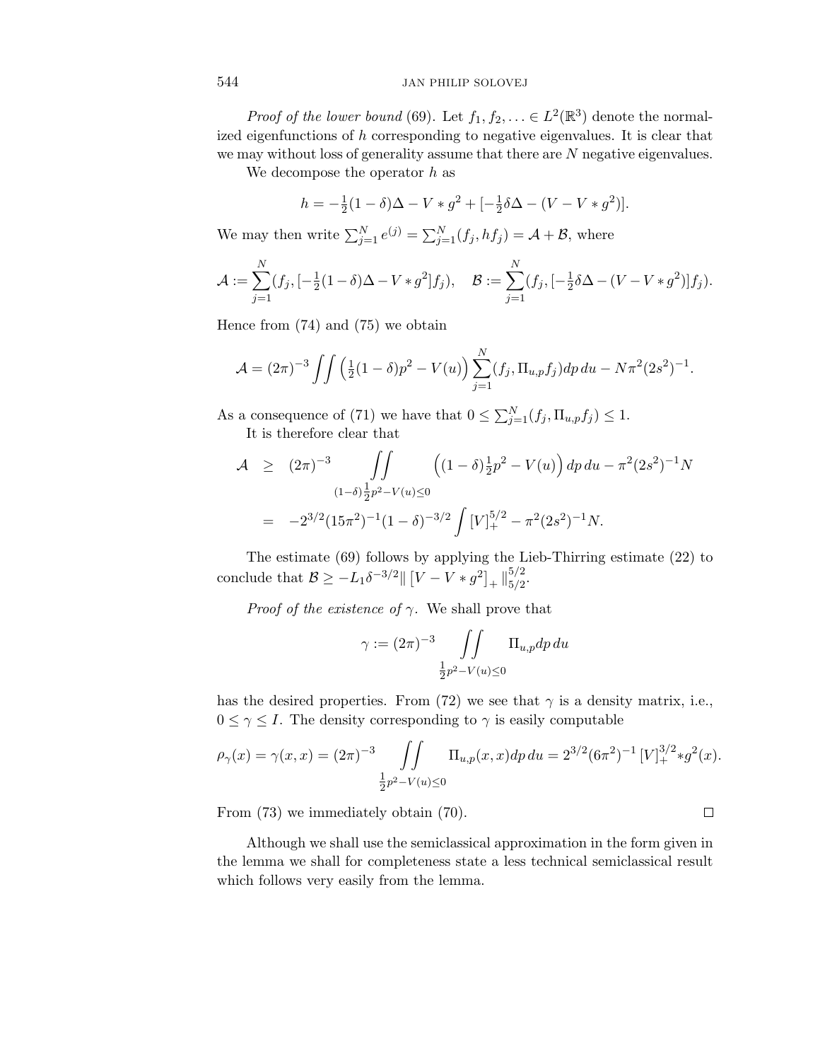*Proof of the lower bound* (69). Let $f_1, f_2, \ldots \in L^2(\mathbb{R}^3)$ denote the normalized eigenfunctions of $h$ corresponding to negative eigenvalues. It is clear that we may without loss of generality assume that there are $N$ negative eigenvalues.

We decompose the operator $h$ as

$$h = -\tfrac{1}{2}(1-\delta)\Delta - V * g^2 + [-\tfrac{1}{2}\delta\Delta - (V - V * g^2)].$$

We may then write $\sum_{j=1}^N e^{(j)} = \sum_{j=1}^N (f_j, hf_j) = \mathcal{A} + \mathcal{B}$, where

$$\mathcal{A} := \sum_{j=1}^N (f_j, [-\tfrac{1}{2}(1-\delta)\Delta - V * g^2] f_j), \quad \mathcal{B} := \sum_{j=1}^N (f_j, [-\tfrac{1}{2}\delta\Delta - (V - V * g^2)] f_j).$$

Hence from (74) and (75) we obtain

$$\mathcal{A} = (2\pi)^{-3} \iint \left(\tfrac{1}{2}(1-\delta)p^2 - V(u)\right) \sum_{j=1}^N (f_j, \Pi_{u,p} f_j) dp\, du - N\pi^2(2s^2)^{-1}.$$

As a consequence of (71) we have that $0 \leq \sum_{j=1}^N (f_j, \Pi_{u,p} f_j) \leq 1$.

It is therefore clear that

$$\begin{aligned}
\mathcal{A} &\geq (2\pi)^{-3} \iint_{(1-\delta)\frac{1}{2}p^2 - V(u) \leq 0} \left((1-\delta)\tfrac{1}{2}p^2 - V(u)\right) dp\, du - \pi^2(2s^2)^{-1} N \\
&= -2^{3/2}(15\pi^2)^{-1}(1-\delta)^{-3/2} \int [V]_+^{5/2} - \pi^2(2s^2)^{-1} N.
\end{aligned}$$

The estimate (69) follows by applying the Lieb-Thirring estimate (22) to conclude that $\mathcal{B} \geq -L_1\delta^{-3/2} \| \left[V - V * g^2\right]_+ \|_{5/2}^{5/2}$.

*Proof of the existence of $\gamma$.* We shall prove that

$$\gamma := (2\pi)^{-3} \iint_{\frac{1}{2}p^2 - V(u) \leq 0} \Pi_{u,p} dp\, du$$

has the desired properties. From (72) we see that $\gamma$ is a density matrix, i.e., $0 \leq \gamma \leq I$. The density corresponding to $\gamma$ is easily computable

$$\rho_\gamma(x) = \gamma(x,x) = (2\pi)^{-3} \iint_{\frac{1}{2}p^2 - V(u) \leq 0} \Pi_{u,p}(x,x) dp\, du = 2^{3/2}(6\pi^2)^{-1} [V]_+^{3/2} * g^2(x).$$

From (73) we immediately obtain (70). $\square$

Although we shall use the semiclassical approximation in the form given in the lemma we shall for completeness state a less technical semiclassical result which follows very easily from the lemma.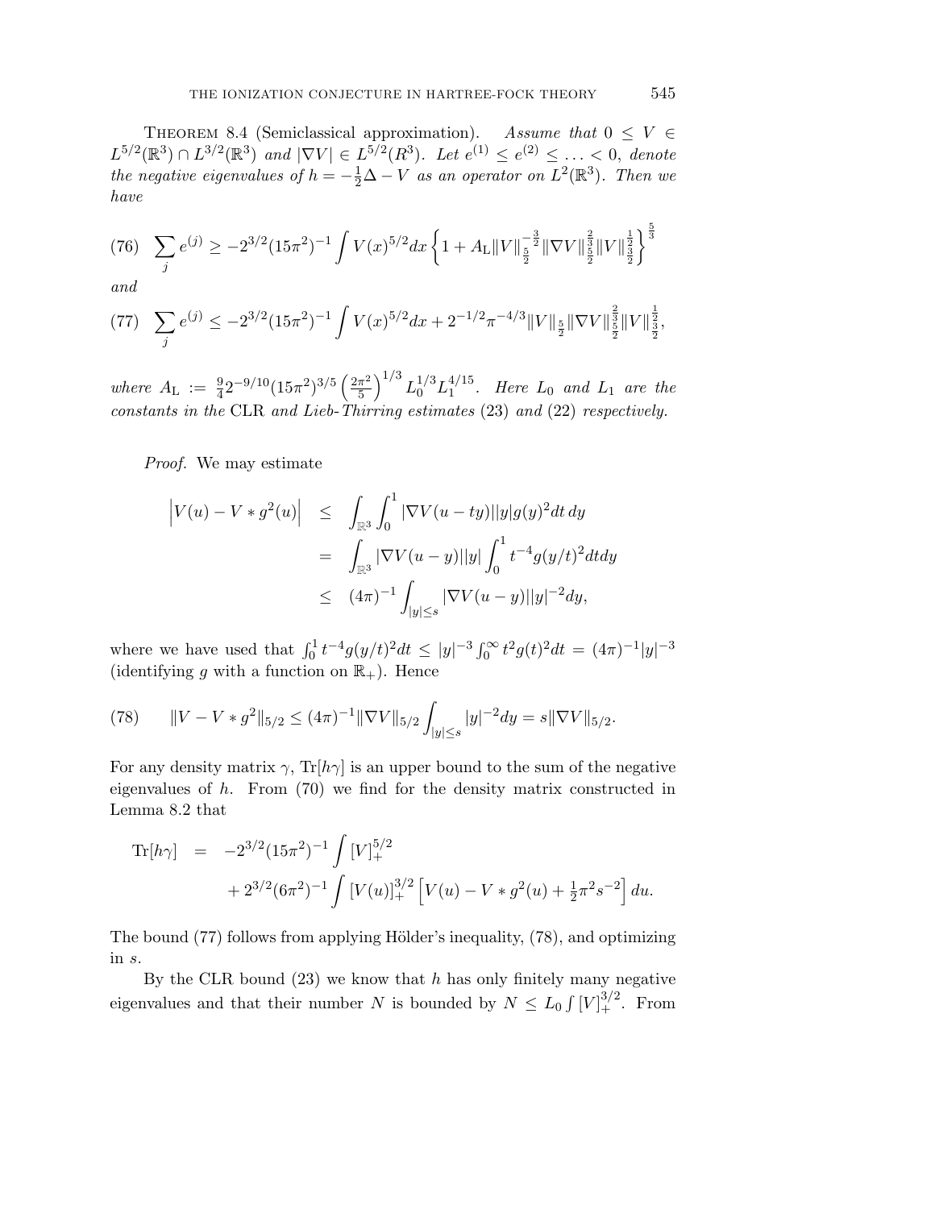THEOREM 8.4 (Semiclassical approximation). *Assume that $0 \leq V \in L^{5/2}(\mathbb{R}^3) \cap L^{3/2}(\mathbb{R}^3)$ and $|\nabla V| \in L^{5/2}(R^3)$. Let $e^{(1)} \leq e^{(2)} \leq \ldots < 0$, denote the negative eigenvalues of $h = -\frac{1}{2}\Delta - V$ as an operator on $L^2(\mathbb{R}^3)$. Then we have*

$$\sum_j e^{(j)} \geq -2^{3/2}(15\pi^2)^{-1} \int V(x)^{5/2} dx \left\{ 1 + A_{\mathrm{L}} \|V\|_{\frac{5}{2}}^{-\frac{3}{2}} \|\nabla V\|_{\frac{5}{2}}^{\frac{2}{3}} \|V\|_{\frac{3}{2}}^{\frac{1}{2}} \right\}^{\frac{5}{3}} \tag{76}$$

*and*

$$\sum_j e^{(j)} \leq -2^{3/2}(15\pi^2)^{-1} \int V(x)^{5/2} dx + 2^{-1/2}\pi^{-4/3} \|V\|_{\frac{5}{2}} \|\nabla V\|_{\frac{5}{2}}^{\frac{2}{3}} \|V\|_{\frac{3}{2}}^{\frac{1}{3}}, \tag{77}$$

*where $A_{\mathrm{L}} := \frac{9}{4} 2^{-9/10}(15\pi^2)^{3/5} \left(\frac{2\pi^2}{5}\right)^{1/3} L_0^{1/3} L_1^{4/15}$. Here $L_0$ and $L_1$ are the constants in the* CLR *and Lieb-Thirring estimates* (23) *and* (22) *respectively.*

*Proof.* We may estimate

$$\begin{aligned}
\left| V(u) - V * g^2(u) \right| &\leq \int_{\mathbb{R}^3} \int_0^1 |\nabla V(u - ty)||y| g(y)^2 dt\, dy \\
&= \int_{\mathbb{R}^3} |\nabla V(u-y)||y| \int_0^1 t^{-4} g(y/t)^2 dt dy \\
&\leq (4\pi)^{-1} \int_{|y| \leq s} |\nabla V(u-y)||y|^{-2} dy,
\end{aligned}$$

where we have used that $\int_0^1 t^{-4} g(y/t)^2 dt \leq |y|^{-3} \int_0^\infty t^2 g(t)^2 dt = (4\pi)^{-1}|y|^{-3}$ (identifying $g$ with a function on $\mathbb{R}_+$). Hence

$$\|V - V * g^2\|_{5/2} \leq (4\pi)^{-1} \|\nabla V\|_{5/2} \int_{|y| \leq s} |y|^{-2} dy = s \|\nabla V\|_{5/2}. \tag{78}$$

For any density matrix $\gamma$, $\mathrm{Tr}[h\gamma]$ is an upper bound to the sum of the negative eigenvalues of $h$. From (70) we find for the density matrix constructed in Lemma 8.2 that

$$\begin{aligned}
\mathrm{Tr}[h\gamma] &= -2^{3/2}(15\pi^2)^{-1} \int [V]_+^{5/2} \\
&\quad + 2^{3/2}(6\pi^2)^{-1} \int [V(u)]_+^{3/2} \left[ V(u) - V * g^2(u) + \tfrac{1}{2}\pi^2 s^{-2} \right] du.
\end{aligned}$$

The bound (77) follows from applying Hölder's inequality, (78), and optimizing in $s$.

By the CLR bound (23) we know that $h$ has only finitely many negative eigenvalues and that their number $N$ is bounded by $N \leq L_0 \int [V]_+^{3/2}$. From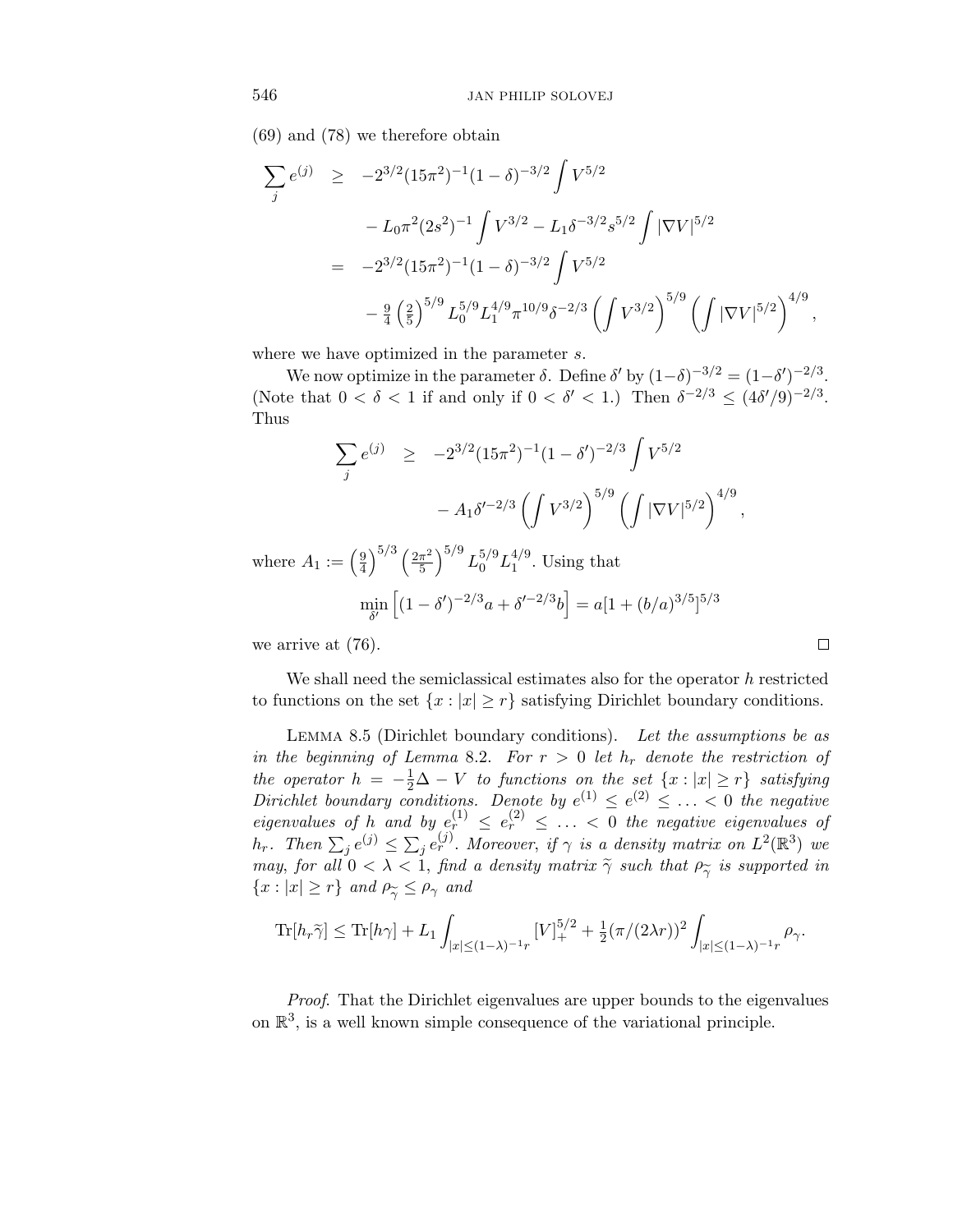(69) and (78) we therefore obtain

$$
\begin{aligned}
\sum_j e^{(j)} &\geq -2^{3/2}(15\pi^2)^{-1}(1-\delta)^{-3/2}\int V^{5/2} \\
&\quad - L_0\pi^2(2s^2)^{-1}\int V^{3/2} - L_1\delta^{-3/2}s^{5/2}\int |\nabla V|^{5/2} \\
&= -2^{3/2}(15\pi^2)^{-1}(1-\delta)^{-3/2}\int V^{5/2} \\
&\quad - \tfrac{9}{4}\left(\tfrac{2}{5}\right)^{5/9} L_0^{5/9}L_1^{4/9}\pi^{10/9}\delta^{-2/3}\left(\int V^{3/2}\right)^{5/9}\left(\int |\nabla V|^{5/2}\right)^{4/9},
\end{aligned}
$$

where we have optimized in the parameter $s$.

We now optimize in the parameter $\delta$. Define $\delta'$ by $(1-\delta)^{-3/2} = (1-\delta')^{-2/3}$. (Note that $0<\delta<1$ if and only if $0<\delta'<1$.) Then $\delta^{-2/3} \leq (4\delta'/9)^{-2/3}$. Thus

$$
\begin{aligned}
\sum_j e^{(j)} &\geq -2^{3/2}(15\pi^2)^{-1}(1-\delta')^{-2/3}\int V^{5/2} \\
&\quad - A_1\delta'^{-2/3}\left(\int V^{3/2}\right)^{5/9}\left(\int |\nabla V|^{5/2}\right)^{4/9},
\end{aligned}
$$

where $A_1 := \left(\frac{9}{4}\right)^{5/3}\left(\frac{2\pi^2}{5}\right)^{5/9} L_0^{5/9}L_1^{4/9}$. Using that

$$
\min_{\delta'}\left[(1-\delta')^{-2/3}a + \delta'^{-2/3}b\right] = a[1+(b/a)^{3/5}]^{5/3}
$$

we arrive at (76). $\square$

We shall need the semiclassical estimates also for the operator $h$ restricted to functions on the set $\{x : |x| \geq r\}$ satisfying Dirichlet boundary conditions.

Lemma 8.5 (Dirichlet boundary conditions). *Let the assumptions be as in the beginning of Lemma* 8.2. *For $r>0$ let $h_r$ denote the restriction of the operator $h = -\frac{1}{2}\Delta - V$ to functions on the set $\{x : |x| \geq r\}$ satisfying Dirichlet boundary conditions. Denote by $e^{(1)} \leq e^{(2)} \leq \ldots < 0$ the negative eigenvalues of $h$ and by $e_r^{(1)} \leq e_r^{(2)} \leq \ldots < 0$ the negative eigenvalues of $h_r$. Then $\sum_j e^{(j)} \leq \sum_j e_r^{(j)}$. Moreover, if $\gamma$ is a density matrix on $L^2(\mathbb{R}^3)$ we may, for all $0<\lambda<1$, find a density matrix $\widetilde{\gamma}$ such that $\rho_{\widetilde{\gamma}}$ is supported in $\{x : |x| \geq r\}$ and $\rho_{\widetilde{\gamma}} \leq \rho_\gamma$ and*

$$
\mathrm{Tr}[h_r\widetilde{\gamma}] \leq \mathrm{Tr}[h\gamma] + L_1\int_{|x|\leq(1-\lambda)^{-1}r}[V]_+^{5/2} + \tfrac{1}{2}(\pi/(2\lambda r))^2\int_{|x|\leq(1-\lambda)^{-1}r}\rho_\gamma.
$$

*Proof.* That the Dirichlet eigenvalues are upper bounds to the eigenvalues on $\mathbb{R}^3$, is a well known simple consequence of the variational principle.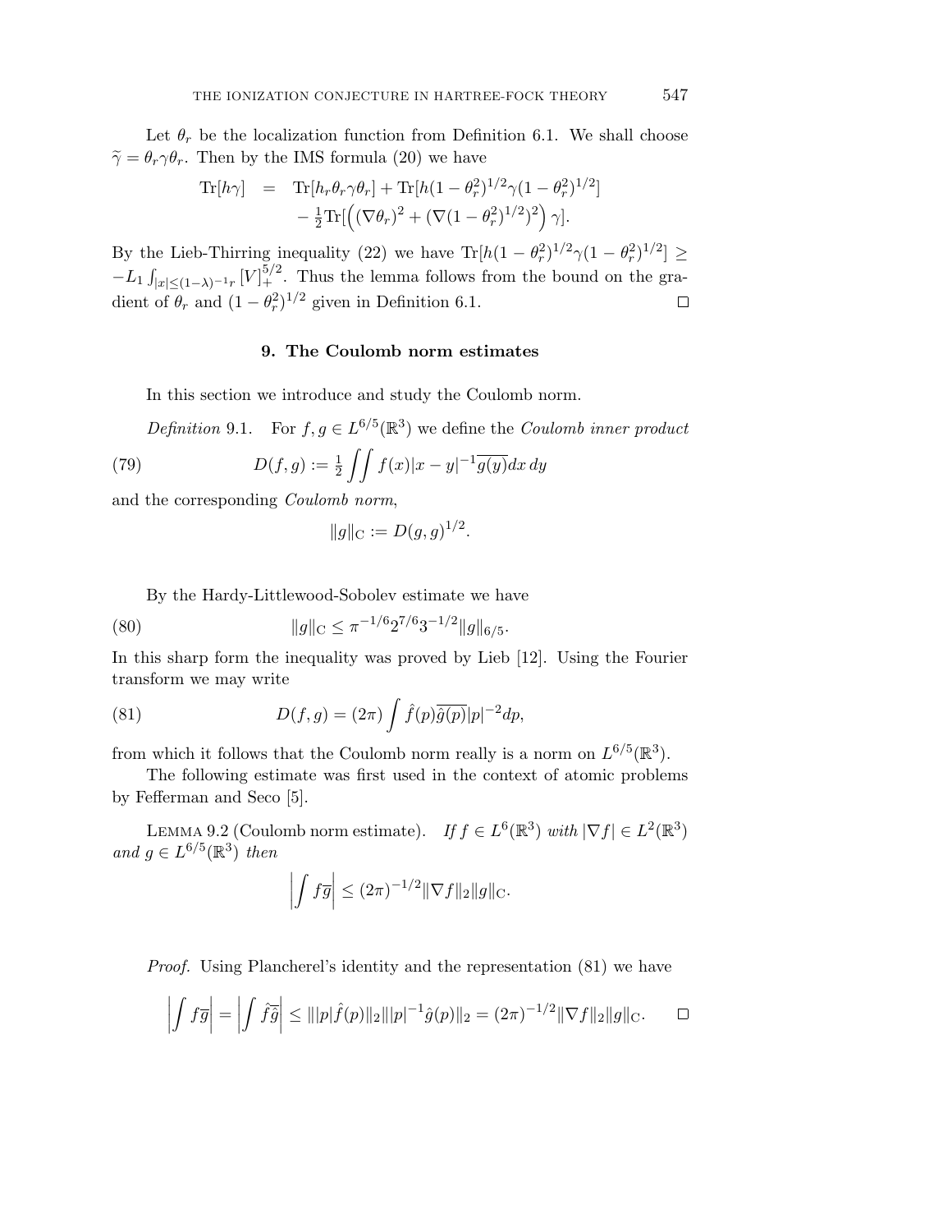Let $\theta_r$ be the localization function from Definition 6.1. We shall choose $\widetilde{\gamma} = \theta_r \gamma \theta_r$. Then by the IMS formula (20) we have

$$\begin{aligned}
\mathrm{Tr}[h\gamma] &= \mathrm{Tr}[h_r \theta_r \gamma \theta_r] + \mathrm{Tr}[h(1-\theta_r^2)^{1/2}\gamma(1-\theta_r^2)^{1/2}] \\
&\quad - \tfrac{1}{2}\mathrm{Tr}\Big[\Big((\nabla\theta_r)^2 + (\nabla(1-\theta_r^2)^{1/2})^2\Big)\,\gamma\Big].
\end{aligned}$$

By the Lieb-Thirring inequality (22) we have $\mathrm{Tr}[h(1-\theta_r^2)^{1/2}\gamma(1-\theta_r^2)^{1/2}] \geq -L_1 \int_{|x|\leq(1-\lambda)^{-1}r} [V]_+^{5/2}$. Thus the lemma follows from the bound on the gradient of $\theta_r$ and $(1-\theta_r^2)^{1/2}$ given in Definition 6.1. □

## 9. The Coulomb norm estimates

In this section we introduce and study the Coulomb norm.

*Definition* 9.1. For $f, g \in L^{6/5}(\mathbb{R}^3)$ we define the *Coulomb inner product*

$$D(f,g) := \tfrac{1}{2}\iint f(x)|x-y|^{-1}\overline{g(y)}\,dx\,dy \tag{79}$$

and the corresponding *Coulomb norm*,

$$\|g\|_{\mathrm{C}} := D(g,g)^{1/2}.$$

By the Hardy-Littlewood-Sobolev estimate we have

$$\|g\|_{\mathrm{C}} \leq \pi^{-1/6}2^{7/6}3^{-1/2}\|g\|_{6/5}. \tag{80}$$

In this sharp form the inequality was proved by Lieb [12]. Using the Fourier transform we may write

$$D(f,g) = (2\pi)\int \hat{f}(p)\overline{\hat{g}(p)}|p|^{-2}dp, \tag{81}$$

from which it follows that the Coulomb norm really is a norm on $L^{6/5}(\mathbb{R}^3)$.

The following estimate was first used in the context of atomic problems by Fefferman and Seco [5].

Lemma 9.2 (Coulomb norm estimate). *If $f \in L^6(\mathbb{R}^3)$ with $|\nabla f| \in L^2(\mathbb{R}^3)$ and $g \in L^{6/5}(\mathbb{R}^3)$ then*

$$\left|\int f\overline{g}\right| \leq (2\pi)^{-1/2}\|\nabla f\|_2\|g\|_{\mathrm{C}}.$$

*Proof.* Using Plancherel's identity and the representation (81) we have

$$\left|\int f\overline{g}\right| = \left|\int \hat{f}\overline{\hat{g}}\right| \leq \||p|\hat{f}(p)\|_2\||p|^{-1}\hat{g}(p)\|_2 = (2\pi)^{-1/2}\|\nabla f\|_2\|g\|_{\mathrm{C}}. \qquad □$$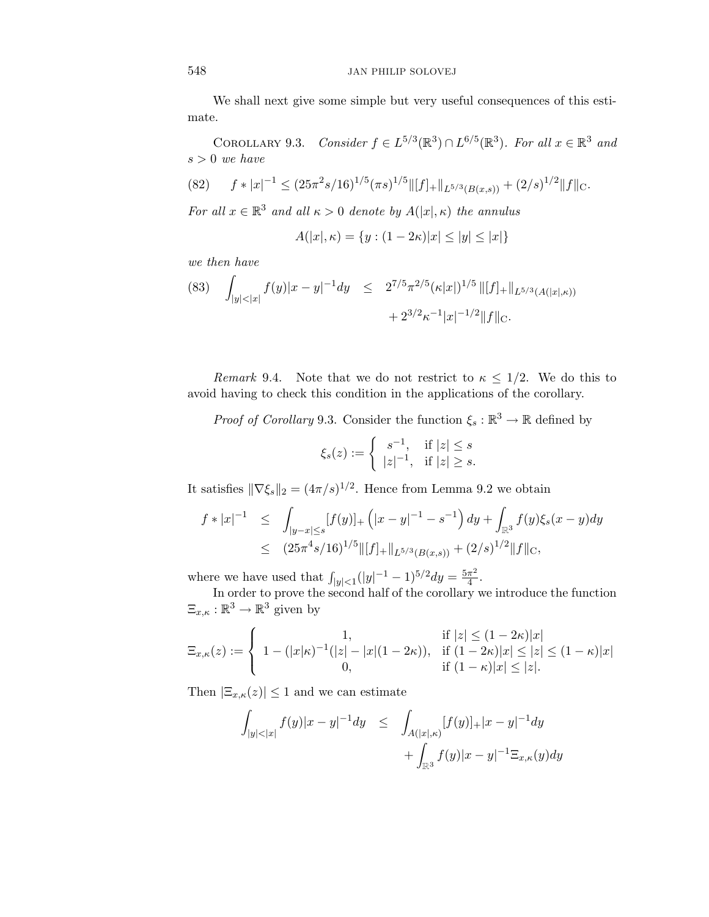We shall next give some simple but very useful consequences of this estimate.

Corollary 9.3. *Consider $f \in L^{5/3}(\mathbb{R}^3) \cap L^{6/5}(\mathbb{R}^3)$. For all $x \in \mathbb{R}^3$ and $s > 0$ we have*

$$f * |x|^{-1} \leq (25\pi^2 s/16)^{1/5}(\pi s)^{1/5}\|[f]_+\|_{L^{5/3}(B(x,s))} + (2/s)^{1/2}\|f\|_{\mathrm{C}}. \tag{82}$$

*For all $x \in \mathbb{R}^3$ and all $\kappa > 0$ denote by $A(|x|,\kappa)$ the annulus*

$$A(|x|,\kappa) = \{y : (1-2\kappa)|x| \leq |y| \leq |x|\}$$

*we then have*

$$\begin{aligned}\int_{|y|<|x|} f(y)|x-y|^{-1}dy \quad &\leq \quad 2^{7/5}\pi^{2/5}(\kappa|x|)^{1/5}\,\|[f]_+\|_{L^{5/3}(A(|x|,\kappa))} \\ &\qquad + 2^{3/2}\kappa^{-1}|x|^{-1/2}\|f\|_{\mathrm{C}}.\end{aligned} \tag{83}$$

*Remark* 9.4. Note that we do not restrict to $\kappa \leq 1/2$. We do this to avoid having to check this condition in the applications of the corollary.

*Proof of Corollary* 9.3. Consider the function $\xi_s : \mathbb{R}^3 \to \mathbb{R}$ defined by

$$\xi_s(z) := \begin{cases} s^{-1}, & \text{if } |z| \leq s \\ |z|^{-1}, & \text{if } |z| \geq s. \end{cases}$$

It satisfies $\|\nabla \xi_s\|_2 = (4\pi/s)^{1/2}$. Hence from Lemma 9.2 we obtain

$$\begin{aligned} f * |x|^{-1} \quad &\leq \quad \int_{|y-x|\leq s} [f(y)]_+ \left(|x-y|^{-1} - s^{-1}\right) dy + \int_{\mathbb{R}^3} f(y)\xi_s(x-y)dy \\ &\leq \quad (25\pi^4 s/16)^{1/5}\|[f]_+\|_{L^{5/3}(B(x,s))} + (2/s)^{1/2}\|f\|_{\mathrm{C}}, \end{aligned}$$

where we have used that $\int_{|y|<1}(|y|^{-1}-1)^{5/2}dy = \frac{5\pi^2}{4}$.

In order to prove the second half of the corollary we introduce the function $\Xi_{x,\kappa} : \mathbb{R}^3 \to \mathbb{R}^3$ given by

$$\Xi_{x,\kappa}(z) := \begin{cases} 1, & \text{if } |z| \leq (1-2\kappa)|x| \\ 1 - (|x|\kappa)^{-1}(|z| - |x|(1-2\kappa)), & \text{if } (1-2\kappa)|x| \leq |z| \leq (1-\kappa)|x| \\ 0, & \text{if } (1-\kappa)|x| \leq |z|. \end{cases}$$

Then $|\Xi_{x,\kappa}(z)| \leq 1$ and we can estimate

$$\begin{aligned}\int_{|y|<|x|} f(y)|x-y|^{-1}dy \quad &\leq \quad \int_{A(|x|,\kappa)} [f(y)]_+|x-y|^{-1}dy \\ &\qquad + \int_{\mathbb{R}^3} f(y)|x-y|^{-1}\Xi_{x,\kappa}(y)dy\end{aligned}$$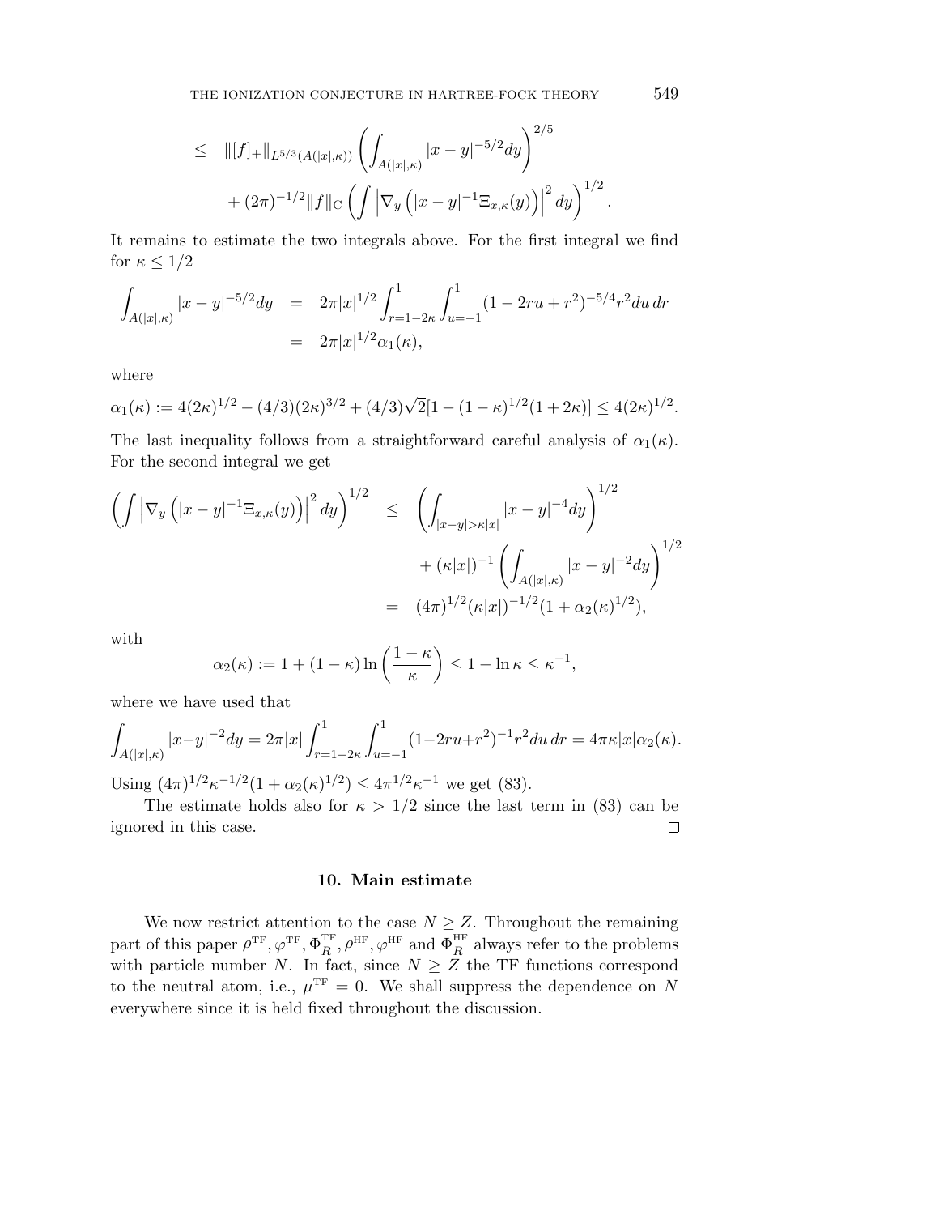$$
\begin{aligned}
&\leq \| [f]_+ \|_{L^{5/3}(A(|x|,\kappa))} \left( \int_{A(|x|,\kappa)} |x-y|^{-5/2} dy \right)^{2/5} \\
&\quad + (2\pi)^{-1/2} \|f\|_{\mathrm{C}} \left( \int \left| \nabla_y \left( |x-y|^{-1} \Xi_{x,\kappa}(y) \right) \right|^2 dy \right)^{1/2}.
\end{aligned}
$$

It remains to estimate the two integrals above. For the first integral we find for $\kappa \leq 1/2$

$$
\begin{aligned}
\int_{A(|x|,\kappa)} |x-y|^{-5/2} dy &= 2\pi |x|^{1/2} \int_{r=1-2\kappa}^{1} \int_{u=-1}^{1} (1 - 2ru + r^2)^{-5/4} r^2 du\, dr \\
&= 2\pi |x|^{1/2} \alpha_1(\kappa),
\end{aligned}
$$

where

$$
\alpha_1(\kappa) := 4(2\kappa)^{1/2} - (4/3)(2\kappa)^{3/2} + (4/3)\sqrt{2}[1 - (1-\kappa)^{1/2}(1+2\kappa)] \leq 4(2\kappa)^{1/2}.
$$

The last inequality follows from a straightforward careful analysis of $\alpha_1(\kappa)$. For the second integral we get

$$
\begin{aligned}
\left( \int \left| \nabla_y \left( |x-y|^{-1} \Xi_{x,\kappa}(y) \right) \right|^2 dy \right)^{1/2} &\leq \left( \int_{|x-y|>\kappa|x|} |x-y|^{-4} dy \right)^{1/2} \\
&\quad + (\kappa|x|)^{-1} \left( \int_{A(|x|,\kappa)} |x-y|^{-2} dy \right)^{1/2} \\
&= (4\pi)^{1/2} (\kappa|x|)^{-1/2} (1 + \alpha_2(\kappa)^{1/2}),
\end{aligned}
$$

with

$$
\alpha_2(\kappa) := 1 + (1-\kappa) \ln\left( \frac{1-\kappa}{\kappa} \right) \leq 1 - \ln \kappa \leq \kappa^{-1},
$$

where we have used that

$$
\int_{A(|x|,\kappa)} |x-y|^{-2} dy = 2\pi |x| \int_{r=1-2\kappa}^{1} \int_{u=-1}^{1} (1-2ru+r^2)^{-1} r^2 du\, dr = 4\pi\kappa|x|\alpha_2(\kappa).
$$

Using $(4\pi)^{1/2}\kappa^{-1/2}(1 + \alpha_2(\kappa)^{1/2}) \leq 4\pi^{1/2}\kappa^{-1}$ we get (83).

The estimate holds also for $\kappa > 1/2$ since the last term in (83) can be ignored in this case. $\square$

## 10. Main estimate

We now restrict attention to the case $N \geq Z$. Throughout the remaining part of this paper $\rho^{\mathrm{TF}}, \varphi^{\mathrm{TF}}, \Phi_R^{\mathrm{TF}}, \rho^{\mathrm{HF}}, \varphi^{\mathrm{HF}}$ and $\Phi_R^{\mathrm{HF}}$ always refer to the problems with particle number $N$. In fact, since $N \geq Z$ the TF functions correspond to the neutral atom, i.e., $\mu^{\mathrm{TF}} = 0$. We shall suppress the dependence on $N$ everywhere since it is held fixed throughout the discussion.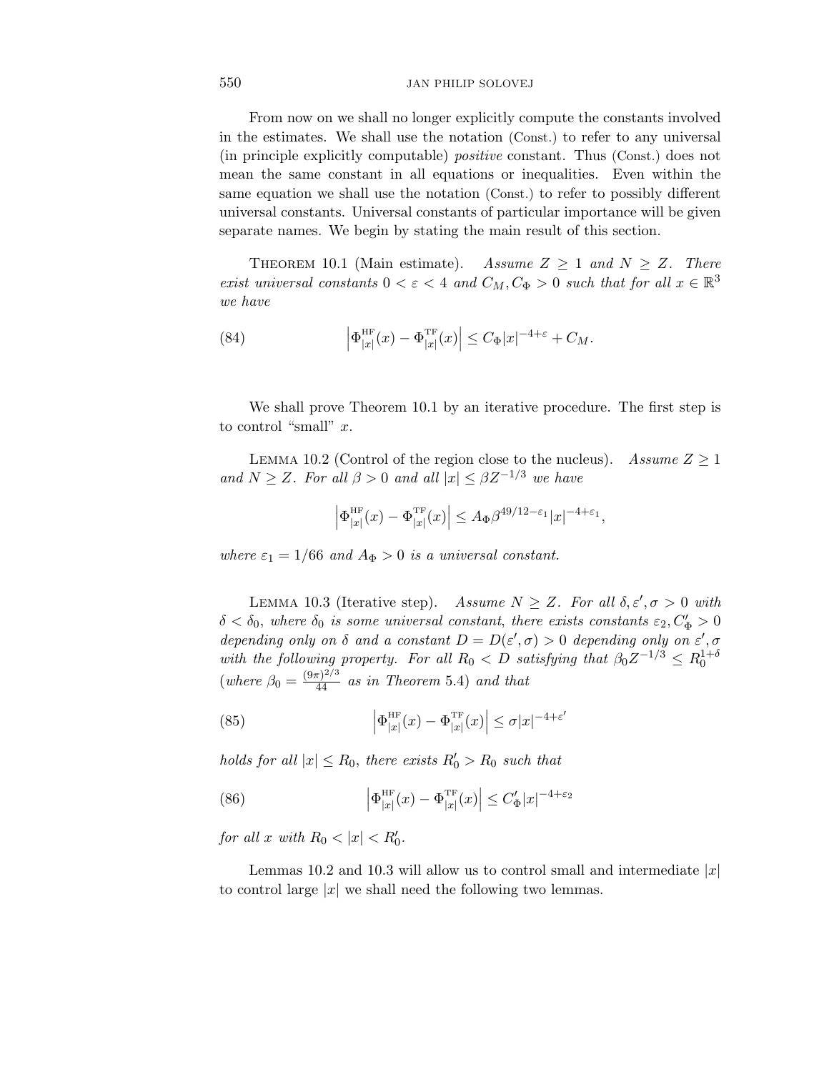From now on we shall no longer explicitly compute the constants involved in the estimates. We shall use the notation (Const.) to refer to any universal (in principle explicitly computable) *positive* constant. Thus (Const.) does not mean the same constant in all equations or inequalities. Even within the same equation we shall use the notation (Const.) to refer to possibly different universal constants. Universal constants of particular importance will be given separate names. We begin by stating the main result of this section.

THEOREM 10.1 (Main estimate). *Assume $Z \geq 1$ and $N \geq Z$. There exist universal constants $0 < \varepsilon < 4$ and $C_M, C_\Phi > 0$ such that for all $x \in \mathbb{R}^3$ we have*

$$\left|\Phi^{\mathrm{HF}}_{|x|}(x) - \Phi^{\mathrm{TF}}_{|x|}(x)\right| \leq C_\Phi |x|^{-4+\varepsilon} + C_M. \tag{84}$$

We shall prove Theorem 10.1 by an iterative procedure. The first step is to control "small" $x$.

LEMMA 10.2 (Control of the region close to the nucleus). *Assume $Z \geq 1$ and $N \geq Z$. For all $\beta > 0$ and all $|x| \leq \beta Z^{-1/3}$ we have*

$$\left|\Phi^{\mathrm{HF}}_{|x|}(x) - \Phi^{\mathrm{TF}}_{|x|}(x)\right| \leq A_\Phi \beta^{49/12-\varepsilon_1} |x|^{-4+\varepsilon_1},$$

*where $\varepsilon_1 = 1/66$ and $A_\Phi > 0$ is a universal constant.*

LEMMA 10.3 (Iterative step). *Assume $N \geq Z$. For all $\delta, \varepsilon', \sigma > 0$ with $\delta < \delta_0$, where $\delta_0$ is some universal constant, there exists constants $\varepsilon_2, C'_\Phi > 0$ depending only on $\delta$ and a constant $D = D(\varepsilon', \sigma) > 0$ depending only on $\varepsilon', \sigma$ with the following property. For all $R_0 < D$ satisfying that $\beta_0 Z^{-1/3} \leq R_0^{1+\delta}$ (where $\beta_0 = \frac{(9\pi)^{2/3}}{44}$ as in Theorem 5.4) and that*

$$\left|\Phi^{\mathrm{HF}}_{|x|}(x) - \Phi^{\mathrm{TF}}_{|x|}(x)\right| \leq \sigma |x|^{-4+\varepsilon'} \tag{85}$$

*holds for all $|x| \leq R_0$, there exists $R'_0 > R_0$ such that*

$$\left|\Phi^{\mathrm{HF}}_{|x|}(x) - \Phi^{\mathrm{TF}}_{|x|}(x)\right| \leq C'_\Phi |x|^{-4+\varepsilon_2} \tag{86}$$

*for all $x$ with $R_0 < |x| < R'_0$.*

Lemmas 10.2 and 10.3 will allow us to control small and intermediate $|x|$ to control large $|x|$ we shall need the following two lemmas.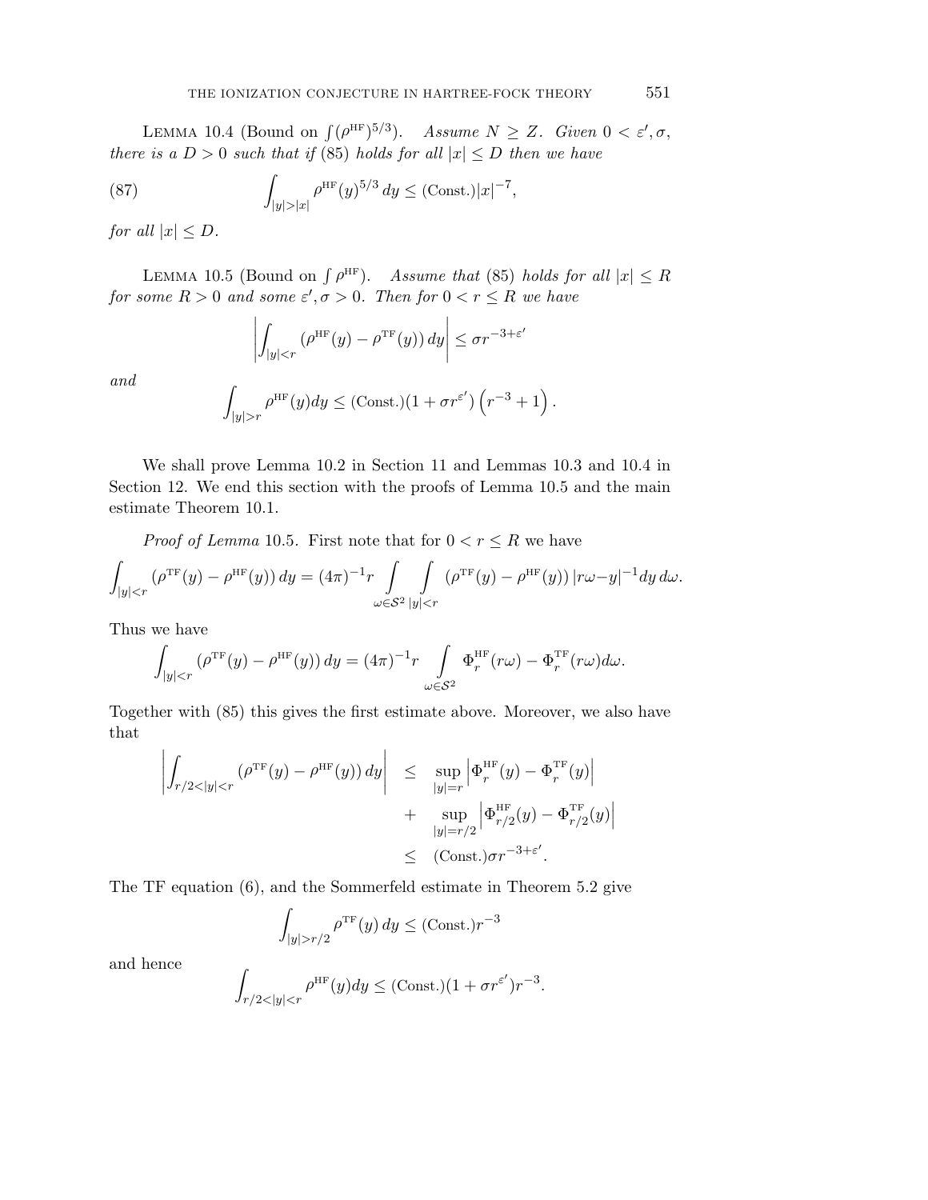Lemma 10.4 (Bound on $\int(\rho^{\mathrm{HF}})^{5/3}$). *Assume $N \geq Z$. Given $0 < \varepsilon', \sigma$, there is a $D > 0$ such that if (85) holds for all $|x| \leq D$ then we have*

$$\int_{|y|>|x|} \rho^{\mathrm{HF}}(y)^{5/3}\, dy \leq (\mathrm{Const.})|x|^{-7}, \tag{87}$$

*for all $|x| \leq D$.*

Lemma 10.5 (Bound on $\int \rho^{\mathrm{HF}}$). *Assume that (85) holds for all $|x| \leq R$ for some $R > 0$ and some $\varepsilon', \sigma > 0$. Then for $0 < r \leq R$ we have*

$$\left| \int_{|y|<r} \left(\rho^{\mathrm{HF}}(y) - \rho^{\mathrm{TF}}(y)\right) dy \right| \leq \sigma r^{-3+\varepsilon'}$$

*and*

$$\int_{|y|>r} \rho^{\mathrm{HF}}(y) dy \leq (\mathrm{Const.})(1 + \sigma r^{\varepsilon'}) \left(r^{-3} + 1\right).$$

We shall prove Lemma 10.2 in Section 11 and Lemmas 10.3 and 10.4 in Section 12. We end this section with the proofs of Lemma 10.5 and the main estimate Theorem 10.1.

*Proof of Lemma* 10.5. First note that for $0 < r \leq R$ we have

$$\int_{|y|<r} \left(\rho^{\mathrm{TF}}(y) - \rho^{\mathrm{HF}}(y)\right) dy = (4\pi)^{-1} r \int_{\omega \in \mathcal{S}^2} \int_{|y|<r} \left(\rho^{\mathrm{TF}}(y) - \rho^{\mathrm{HF}}(y)\right) |r\omega - y|^{-1} dy\, d\omega.$$

Thus we have

$$\int_{|y|<r} \left(\rho^{\mathrm{TF}}(y) - \rho^{\mathrm{HF}}(y)\right) dy = (4\pi)^{-1} r \int_{\omega \in \mathcal{S}^2} \Phi_r^{\mathrm{HF}}(r\omega) - \Phi_r^{\mathrm{TF}}(r\omega) d\omega.$$

Together with (85) this gives the first estimate above. Moreover, we also have that

$$\begin{aligned}
\left| \int_{r/2<|y|<r} \left(\rho^{\mathrm{TF}}(y) - \rho^{\mathrm{HF}}(y)\right) dy \right| &\leq \sup_{|y|=r} \left| \Phi_r^{\mathrm{HF}}(y) - \Phi_r^{\mathrm{TF}}(y) \right| \\
&\quad + \sup_{|y|=r/2} \left| \Phi_{r/2}^{\mathrm{HF}}(y) - \Phi_{r/2}^{\mathrm{TF}}(y) \right| \\
&\leq (\mathrm{Const.}) \sigma r^{-3+\varepsilon'}.
\end{aligned}$$

The TF equation (6), and the Sommerfeld estimate in Theorem 5.2 give

$$\int_{|y|>r/2} \rho^{\mathrm{TF}}(y)\, dy \leq (\mathrm{Const.}) r^{-3}$$

and hence

$$\int_{r/2<|y|<r} \rho^{\mathrm{HF}}(y) dy \leq (\mathrm{Const.})(1 + \sigma r^{\varepsilon'}) r^{-3}.$$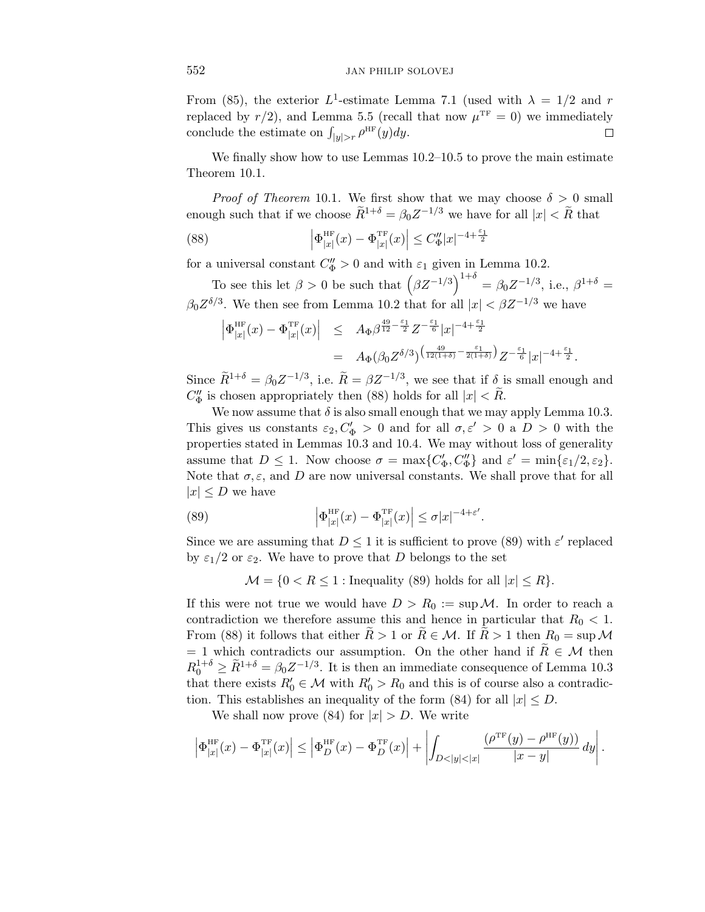From (85), the exterior $L^1$-estimate Lemma 7.1 (used with $\lambda = 1/2$ and $r$ replaced by $r/2$), and Lemma 5.5 (recall that now $\mu^{\mathrm{TF}} = 0$) we immediately conclude the estimate on $\int_{|y|>r} \rho^{\mathrm{HF}}(y)dy$. $\square$

We finally show how to use Lemmas 10.2–10.5 to prove the main estimate Theorem 10.1.

*Proof of Theorem* 10.1. We first show that we may choose $\delta > 0$ small enough such that if we choose $\widetilde{R}^{1+\delta} = \beta_0 Z^{-1/3}$ we have for all $|x| < \widetilde{R}$ that

$$\left|\Phi^{\mathrm{HF}}_{|x|}(x) - \Phi^{\mathrm{TF}}_{|x|}(x)\right| \leq C''_\Phi |x|^{-4+\frac{\varepsilon_1}{2}} \tag{88}$$

for a universal constant $C''_\Phi > 0$ and with $\varepsilon_1$ given in Lemma 10.2.

To see this let $\beta > 0$ be such that $\left(\beta Z^{-1/3}\right)^{1+\delta} = \beta_0 Z^{-1/3}$, i.e., $\beta^{1+\delta} = \beta_0 Z^{\delta/3}$. We then see from Lemma 10.2 that for all $|x| < \beta Z^{-1/3}$ we have

$$\begin{aligned}
\left|\Phi^{\mathrm{HF}}_{|x|}(x) - \Phi^{\mathrm{TF}}_{|x|}(x)\right| &\leq A_\Phi \beta^{\frac{49}{12}-\frac{\varepsilon_1}{2}} Z^{-\frac{\varepsilon_1}{6}} |x|^{-4+\frac{\varepsilon_1}{2}} \\
&= A_\Phi (\beta_0 Z^{\delta/3})^{\left(\frac{49}{12(1+\delta)}-\frac{\varepsilon_1}{2(1+\delta)}\right)} Z^{-\frac{\varepsilon_1}{6}} |x|^{-4+\frac{\varepsilon_1}{2}}.
\end{aligned}$$

Since $\widetilde{R}^{1+\delta} = \beta_0 Z^{-1/3}$, i.e. $\widetilde{R} = \beta Z^{-1/3}$, we see that if $\delta$ is small enough and $C''_\Phi$ is chosen appropriately then (88) holds for all $|x| < \widetilde{R}$.

We now assume that $\delta$ is also small enough that we may apply Lemma 10.3. This gives us constants $\varepsilon_2, C'_\Phi > 0$ and for all $\sigma, \varepsilon' > 0$ a $D > 0$ with the properties stated in Lemmas 10.3 and 10.4. We may without loss of generality assume that $D \leq 1$. Now choose $\sigma = \max\{C'_\Phi, C''_\Phi\}$ and $\varepsilon' = \min\{\varepsilon_1/2, \varepsilon_2\}$. Note that $\sigma, \varepsilon$, and $D$ are now universal constants. We shall prove that for all $|x| \leq D$ we have

$$\left|\Phi^{\mathrm{HF}}_{|x|}(x) - \Phi^{\mathrm{TF}}_{|x|}(x)\right| \leq \sigma |x|^{-4+\varepsilon'}. \tag{89}$$

Since we are assuming that $D \leq 1$ it is sufficient to prove (89) with $\varepsilon'$ replaced by $\varepsilon_1/2$ or $\varepsilon_2$. We have to prove that $D$ belongs to the set

$$\mathcal{M} = \{0 < R \leq 1 : \text{Inequality (89) holds for all } |x| \leq R\}.$$

If this were not true we would have $D > R_0 := \sup \mathcal{M}$. In order to reach a contradiction we therefore assume this and hence in particular that $R_0 < 1$. From (88) it follows that either $\widetilde{R} > 1$ or $\widetilde{R} \in \mathcal{M}$. If $\widetilde{R} > 1$ then $R_0 = \sup \mathcal{M} = 1$ which contradicts our assumption. On the other hand if $\widetilde{R} \in \mathcal{M}$ then $R_0^{1+\delta} \geq \widetilde{R}^{1+\delta} = \beta_0 Z^{-1/3}$. It is then an immediate consequence of Lemma 10.3 that there exists $R'_0 \in \mathcal{M}$ with $R'_0 > R_0$ and this is of course also a contradiction. This establishes an inequality of the form (84) for all $|x| \leq D$.

We shall now prove (84) for $|x| > D$. We write

$$\left|\Phi^{\mathrm{HF}}_{|x|}(x) - \Phi^{\mathrm{TF}}_{|x|}(x)\right| \leq \left|\Phi^{\mathrm{HF}}_{D}(x) - \Phi^{\mathrm{TF}}_{D}(x)\right| + \left|\int_{D<|y|<|x|} \frac{(\rho^{\mathrm{TF}}(y) - \rho^{\mathrm{HF}}(y))}{|x-y|}\, dy\right|.$$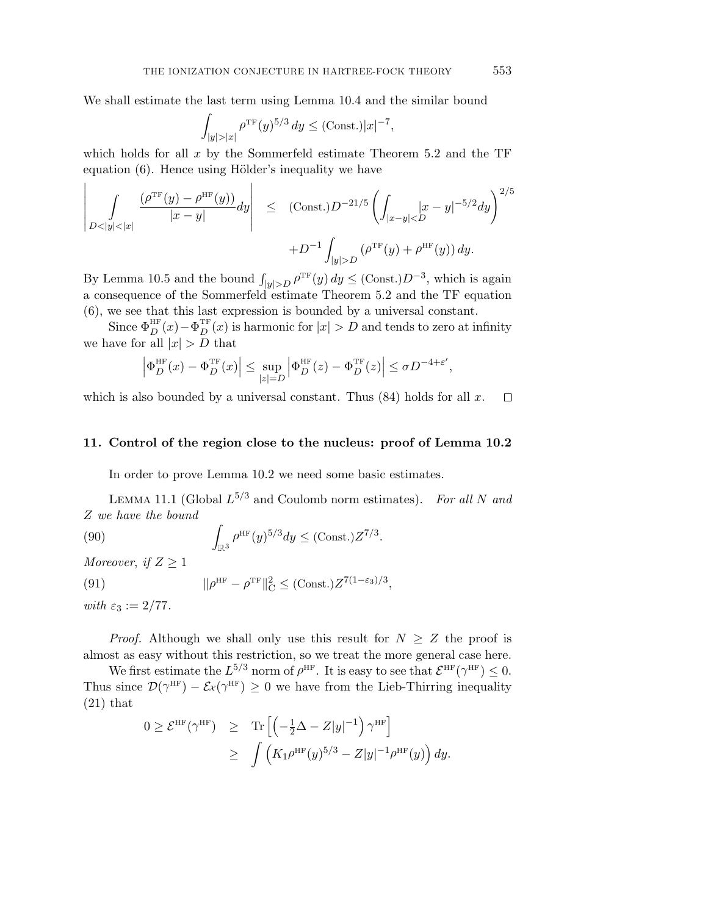We shall estimate the last term using Lemma 10.4 and the similar bound

$$\int_{|y|>|x|} \rho^{\mathrm{TF}}(y)^{5/3}\, dy \leq (\mathrm{Const.})|x|^{-7},$$

which holds for all $x$ by the Sommerfeld estimate Theorem 5.2 and the TF equation (6). Hence using Hölder's inequality we have

$$\left| \int\limits_{D<|y|<|x|} \frac{(\rho^{\mathrm{TF}}(y) - \rho^{\mathrm{HF}}(y))}{|x-y|} dy \right| \leq (\mathrm{Const.}) D^{-21/5} \left( \int_{|x-y|<D} |x-y|^{-5/2} dy \right)^{2/5} + D^{-1} \int_{|y|>D} (\rho^{\mathrm{TF}}(y) + \rho^{\mathrm{HF}}(y))\, dy.$$

By Lemma 10.5 and the bound $\int_{|y|>D} \rho^{\mathrm{TF}}(y)\, dy \leq (\mathrm{Const.}) D^{-3}$, which is again a consequence of the Sommerfeld estimate Theorem 5.2 and the TF equation (6), we see that this last expression is bounded by a universal constant.

Since $\Phi_D^{\mathrm{HF}}(x) - \Phi_D^{\mathrm{TF}}(x)$ is harmonic for $|x| > D$ and tends to zero at infinity we have for all $|x| > D$ that

$$\left| \Phi_D^{\mathrm{HF}}(x) - \Phi_D^{\mathrm{TF}}(x) \right| \leq \sup_{|z|=D} \left| \Phi_D^{\mathrm{HF}}(z) - \Phi_D^{\mathrm{TF}}(z) \right| \leq \sigma D^{-4+\varepsilon'},$$

which is also bounded by a universal constant. Thus (84) holds for all $x$. $\square$

## 11. Control of the region close to the nucleus: proof of Lemma 10.2

In order to prove Lemma 10.2 we need some basic estimates.

Lemma 11.1 (Global $L^{5/3}$ and Coulomb norm estimates). *For all $N$ and $Z$ we have the bound*

$$\int_{\mathbb{R}^3} \rho^{\mathrm{HF}}(y)^{5/3} dy \leq (\mathrm{Const.}) Z^{7/3}. \tag{90}$$

*Moreover, if $Z \geq 1$*

$$\|\rho^{\mathrm{HF}} - \rho^{\mathrm{TF}}\|_{\mathrm{C}}^2 \leq (\mathrm{Const.}) Z^{7(1-\varepsilon_3)/3}, \tag{91}$$

*with $\varepsilon_3 := 2/77$.*

*Proof.* Although we shall only use this result for $N \geq Z$ the proof is almost as easy without this restriction, so we treat the more general case here.

We first estimate the $L^{5/3}$ norm of $\rho^{\mathrm{HF}}$. It is easy to see that $\mathcal{E}^{\mathrm{HF}}(\gamma^{\mathrm{HF}}) \leq 0$. Thus since $\mathcal{D}(\gamma^{\mathrm{HF}}) - \mathcal{E}x(\gamma^{\mathrm{HF}}) \geq 0$ we have from the Lieb-Thirring inequality (21) that

$$\begin{aligned} 0 \geq \mathcal{E}^{\mathrm{HF}}(\gamma^{\mathrm{HF}}) &\geq \mathrm{Tr}\left[ \left( -\tfrac{1}{2}\Delta - Z|y|^{-1} \right) \gamma^{\mathrm{HF}} \right] \\ &\geq \int \left( K_1 \rho^{\mathrm{HF}}(y)^{5/3} - Z|y|^{-1} \rho^{\mathrm{HF}}(y) \right) dy. \end{aligned}$$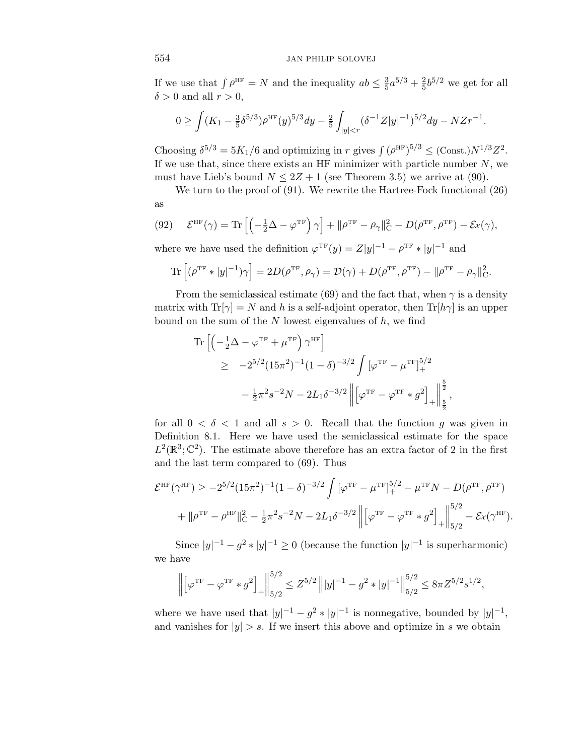If we use that $\int \rho^{\mathrm{HF}} = N$ and the inequality $ab \leq \frac{3}{5}a^{5/3} + \frac{2}{5}b^{5/2}$ we get for all $\delta > 0$ and all $r > 0$,

$$0 \geq \int (K_1 - \tfrac{3}{5}\delta^{5/3})\rho^{\mathrm{HF}}(y)^{5/3}dy - \tfrac{2}{5}\int_{|y|<r}(\delta^{-1}Z|y|^{-1})^{5/2}dy - NZr^{-1}.$$

Choosing $\delta^{5/3} = 5K_1/6$ and optimizing in $r$ gives $\int (\rho^{\mathrm{HF}})^{5/3} \leq (\mathrm{Const.})N^{1/3}Z^2$. If we use that, since there exists an HF minimizer with particle number $N$, we must have Lieb's bound $N \leq 2Z+1$ (see Theorem 3.5) we arrive at (90).

We turn to the proof of (91). We rewrite the Hartree-Fock functional (26) as

$$\mathcal{E}^{\mathrm{HF}}(\gamma) = \mathrm{Tr}\left[\left(-\tfrac{1}{2}\Delta - \varphi^{\mathrm{TF}}\right)\gamma\right] + \|\rho^{\mathrm{TF}} - \rho_\gamma\|_{\mathrm{C}}^2 - D(\rho^{\mathrm{TF}}, \rho^{\mathrm{TF}}) - \mathcal{E}x(\gamma), \tag{92}$$

where we have used the definition $\varphi^{\mathrm{TF}}(y) = Z|y|^{-1} - \rho^{\mathrm{TF}} * |y|^{-1}$ and

$$\mathrm{Tr}\left[(\rho^{\mathrm{TF}} * |y|^{-1})\gamma\right] = 2D(\rho^{\mathrm{TF}}, \rho_\gamma) = \mathcal{D}(\gamma) + D(\rho^{\mathrm{TF}}, \rho^{\mathrm{TF}}) - \|\rho^{\mathrm{TF}} - \rho_\gamma\|_{\mathrm{C}}^2.$$

From the semiclassical estimate (69) and the fact that, when $\gamma$ is a density matrix with $\mathrm{Tr}[\gamma] = N$ and $h$ is a self-adjoint operator, then $\mathrm{Tr}[h\gamma]$ is an upper bound on the sum of the $N$ lowest eigenvalues of $h$, we find

$$\begin{aligned}
\mathrm{Tr}&\left[\left(-\tfrac{1}{2}\Delta - \varphi^{\mathrm{TF}} + \mu^{\mathrm{TF}}\right)\gamma^{\mathrm{HF}}\right] \\
&\geq -2^{5/2}(15\pi^2)^{-1}(1-\delta)^{-3/2}\int \left[\varphi^{\mathrm{TF}} - \mu^{\mathrm{TF}}\right]_+^{5/2} \\
&\quad - \tfrac{1}{2}\pi^2 s^{-2}N - 2L_1\delta^{-3/2}\left\|\left[\varphi^{\mathrm{TF}} - \varphi^{\mathrm{TF}} * g^2\right]_+\right\|_{\frac{5}{2}}^{\frac{5}{2}},
\end{aligned}$$

for all $0 < \delta < 1$ and all $s > 0$. Recall that the function $g$ was given in Definition 8.1. Here we have used the semiclassical estimate for the space $L^2(\mathbb{R}^3; \mathbb{C}^2)$. The estimate above therefore has an extra factor of 2 in the first and the last term compared to (69). Thus

$$\begin{aligned}
\mathcal{E}^{\mathrm{HF}}(\gamma^{\mathrm{HF}}) \geq& -2^{5/2}(15\pi^2)^{-1}(1-\delta)^{-3/2}\int \left[\varphi^{\mathrm{TF}} - \mu^{\mathrm{TF}}\right]_+^{5/2} - \mu^{\mathrm{TF}}N - D(\rho^{\mathrm{TF}}, \rho^{\mathrm{TF}}) \\
&+ \|\rho^{\mathrm{TF}} - \rho^{\mathrm{HF}}\|_{\mathrm{C}}^2 - \tfrac{1}{2}\pi^2 s^{-2}N - 2L_1\delta^{-3/2}\left\|\left[\varphi^{\mathrm{TF}} - \varphi^{\mathrm{TF}} * g^2\right]_+\right\|_{5/2}^{5/2} - \mathcal{E}x(\gamma^{\mathrm{HF}}).
\end{aligned}$$

Since $|y|^{-1} - g^2 * |y|^{-1} \geq 0$ (because the function $|y|^{-1}$ is superharmonic) we have

$$\left\|\left[\varphi^{\mathrm{TF}} - \varphi^{\mathrm{TF}} * g^2\right]_+\right\|_{5/2}^{5/2} \leq Z^{5/2}\left\||y|^{-1} - g^2 * |y|^{-1}\right\|_{5/2}^{5/2} \leq 8\pi Z^{5/2}s^{1/2},$$

where we have used that $|y|^{-1} - g^2 * |y|^{-1}$ is nonnegative, bounded by $|y|^{-1}$, and vanishes for $|y| > s$. If we insert this above and optimize in $s$ we obtain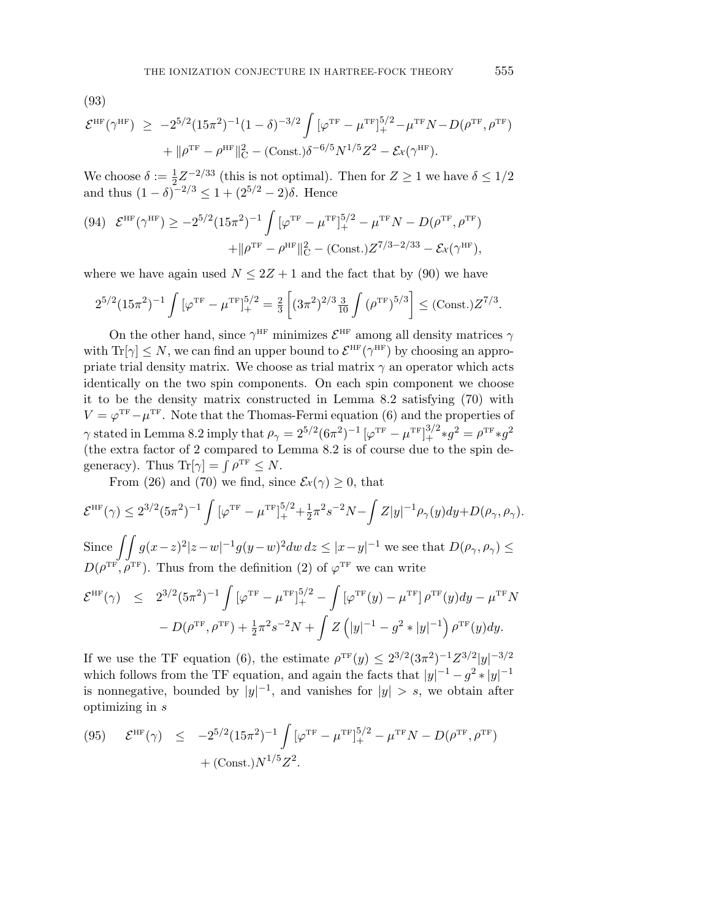(93)

$$\mathcal{E}^{\rm HF}(\gamma^{\rm HF}) \;\geq\; -2^{5/2}(15\pi^2)^{-1}(1-\delta)^{-3/2}\int [\varphi^{\rm TF}-\mu^{\rm TF}]_+^{5/2} - \mu^{\rm TF}N - D(\rho^{\rm TF},\rho^{\rm TF}) + \|\rho^{\rm TF}-\rho^{\rm HF}\|_{\rm C}^2 - ({\rm Const.})\delta^{-6/5}N^{1/5}Z^2 - \mathcal{E}_{\mathcal{X}}(\gamma^{\rm HF}).$$

We choose $\delta := \frac{1}{2}Z^{-2/33}$ (this is not optimal). Then for $Z \geq 1$ we have $\delta \leq 1/2$ and thus $(1-\delta)^{-2/3} \leq 1 + (2^{5/2}-2)\delta$. Hence

$$\mathcal{E}^{\rm HF}(\gamma^{\rm HF}) \geq -2^{5/2}(15\pi^2)^{-1}\int [\varphi^{\rm TF}-\mu^{\rm TF}]_+^{5/2} - \mu^{\rm TF}N - D(\rho^{\rm TF},\rho^{\rm TF}) + \|\rho^{\rm TF}-\rho^{\rm HF}\|_{\rm C}^2 - ({\rm Const.})Z^{7/3-2/33} - \mathcal{E}_{\mathcal{X}}(\gamma^{\rm HF}), \tag{94}$$

where we have again used $N \leq 2Z+1$ and the fact that by (90) we have

$$2^{5/2}(15\pi^2)^{-1}\int [\varphi^{\rm TF}-\mu^{\rm TF}]_+^{5/2} = \tfrac{2}{3}\left[(3\pi^2)^{2/3}\tfrac{3}{10}\int (\rho^{\rm TF})^{5/3}\right] \leq ({\rm Const.})Z^{7/3}.$$

On the other hand, since $\gamma^{\rm HF}$ minimizes $\mathcal{E}^{\rm HF}$ among all density matrices $\gamma$ with ${\rm Tr}[\gamma] \leq N$, we can find an upper bound to $\mathcal{E}^{\rm HF}(\gamma^{\rm HF})$ by choosing an appropriate trial density matrix. We choose as trial matrix $\gamma$ an operator which acts identically on the two spin components. On each spin component we choose it to be the density matrix constructed in Lemma 8.2 satisfying (70) with $V = \varphi^{\rm TF} - \mu^{\rm TF}$. Note that the Thomas-Fermi equation (6) and the properties of $\gamma$ stated in Lemma 8.2 imply that $\rho_\gamma = 2^{5/2}(6\pi^2)^{-1}[\varphi^{\rm TF}-\mu^{\rm TF}]_+^{3/2} * g^2 = \rho^{\rm TF} * g^2$ (the extra factor of 2 compared to Lemma 8.2 is of course due to the spin degeneracy). Thus ${\rm Tr}[\gamma] = \int \rho^{\rm TF} \leq N$.

From (26) and (70) we find, since $\mathcal{E}_{\mathcal{X}}(\gamma) \geq 0$, that

$$\mathcal{E}^{\rm HF}(\gamma) \leq 2^{3/2}(5\pi^2)^{-1}\int [\varphi^{\rm TF}-\mu^{\rm TF}]_+^{5/2} + \tfrac{1}{2}\pi^2 s^{-2}N - \int Z|y|^{-1}\rho_\gamma(y)dy + D(\rho_\gamma,\rho_\gamma).$$

Since $\iint g(x-z)^2|z-w|^{-1}g(y-w)^2 dw\, dz \leq |x-y|^{-1}$ we see that $D(\rho_\gamma,\rho_\gamma) \leq D(\rho^{\rm TF},\rho^{\rm TF})$. Thus from the definition (2) of $\varphi^{\rm TF}$ we can write

$$\mathcal{E}^{\rm HF}(\gamma) \leq 2^{3/2}(5\pi^2)^{-1}\int [\varphi^{\rm TF}-\mu^{\rm TF}]_+^{5/2} - \int [\varphi^{\rm TF}(y)-\mu^{\rm TF}]\rho^{\rm TF}(y)dy - \mu^{\rm TF}N - D(\rho^{\rm TF},\rho^{\rm TF}) + \tfrac{1}{2}\pi^2 s^{-2}N + \int Z\left(|y|^{-1} - g^2 * |y|^{-1}\right)\rho^{\rm TF}(y)dy.$$

If we use the TF equation (6), the estimate $\rho^{\rm TF}(y) \leq 2^{3/2}(3\pi^2)^{-1}Z^{3/2}|y|^{-3/2}$ which follows from the TF equation, and again the facts that $|y|^{-1} - g^2 * |y|^{-1}$ is nonnegative, bounded by $|y|^{-1}$, and vanishes for $|y| > s$, we obtain after optimizing in $s$

$$\mathcal{E}^{\rm HF}(\gamma) \leq -2^{5/2}(15\pi^2)^{-1}\int [\varphi^{\rm TF}-\mu^{\rm TF}]_+^{5/2} - \mu^{\rm TF}N - D(\rho^{\rm TF},\rho^{\rm TF}) + ({\rm Const.})N^{1/5}Z^2. \tag{95}$$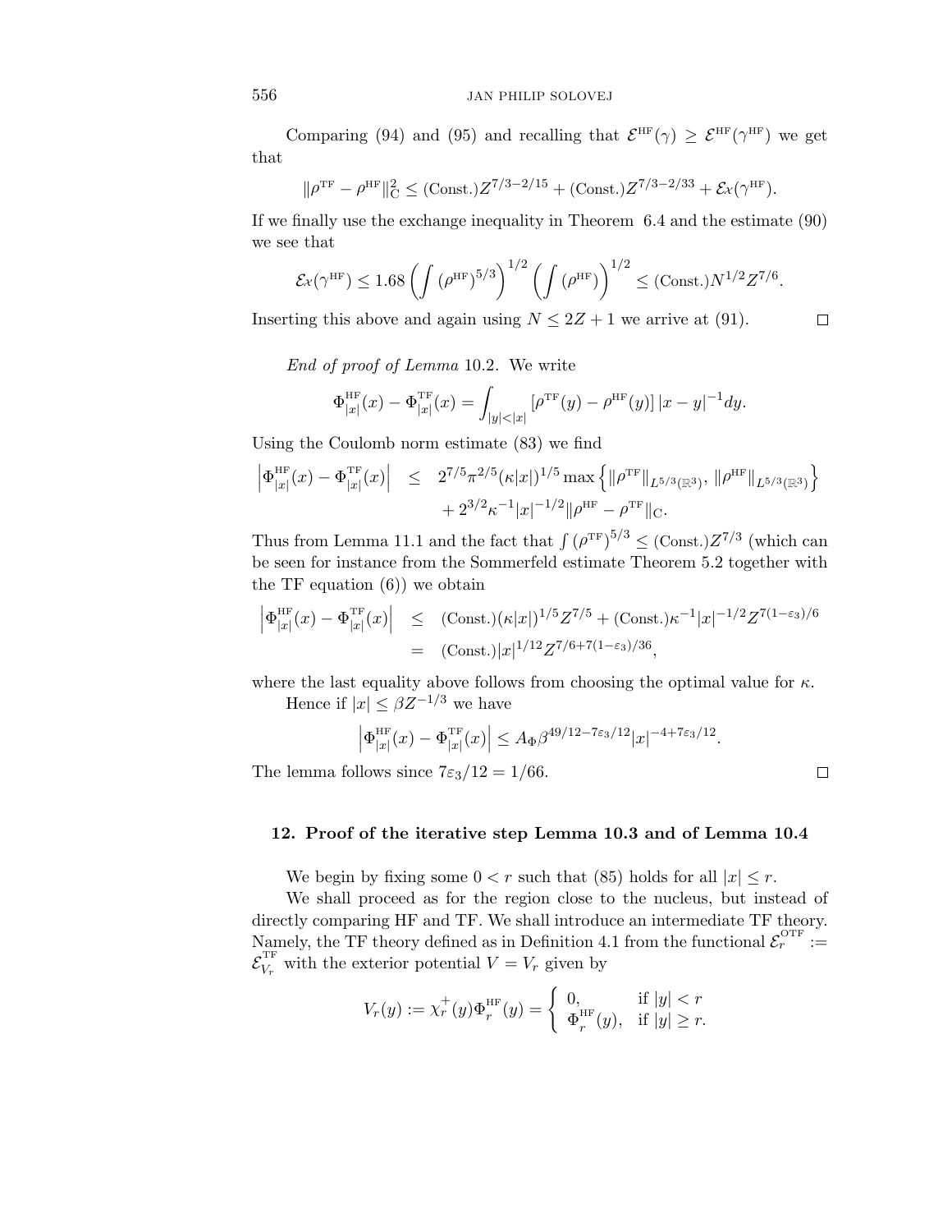Comparing (94) and (95) and recalling that $\mathcal{E}^{\rm HF}(\gamma) \geq \mathcal{E}^{\rm HF}(\gamma^{\rm HF})$ we get that

$$\|\rho^{\rm TF} - \rho^{\rm HF}\|_{\rm C}^2 \leq ({\rm Const.})Z^{7/3-2/15} + ({\rm Const.})Z^{7/3-2/33} + \mathcal{E}x(\gamma^{\rm HF}).$$

If we finally use the exchange inequality in Theorem 6.4 and the estimate (90) we see that

$$\mathcal{E}x(\gamma^{\rm HF}) \leq 1.68 \left(\int (\rho^{\rm HF})^{5/3}\right)^{1/2} \left(\int (\rho^{\rm HF})\right)^{1/2} \leq ({\rm Const.})N^{1/2}Z^{7/6}.$$

Inserting this above and again using $N \leq 2Z+1$ we arrive at (91). $\square$

*End of proof of Lemma* 10.2. We write

$$\Phi_{|x|}^{\rm HF}(x) - \Phi_{|x|}^{\rm TF}(x) = \int_{|y|<|x|} [\rho^{\rm TF}(y) - \rho^{\rm HF}(y)]\,|x-y|^{-1}dy.$$

Using the Coulomb norm estimate (83) we find

$$\begin{aligned}\left|\Phi_{|x|}^{\rm HF}(x) - \Phi_{|x|}^{\rm TF}(x)\right| &\leq 2^{7/5}\pi^{2/5}(\kappa|x|)^{1/5}\max\left\{\|\rho^{\rm TF}\|_{L^{5/3}(\mathbb{R}^3)},\, \|\rho^{\rm HF}\|_{L^{5/3}(\mathbb{R}^3)}\right\}\\ &\quad + 2^{3/2}\kappa^{-1}|x|^{-1/2}\|\rho^{\rm HF} - \rho^{\rm TF}\|_{\rm C}.\end{aligned}$$

Thus from Lemma 11.1 and the fact that $\int (\rho^{\rm TF})^{5/3} \leq ({\rm Const.})Z^{7/3}$ (which can be seen for instance from the Sommerfeld estimate Theorem 5.2 together with the TF equation (6)) we obtain

$$\begin{aligned}\left|\Phi_{|x|}^{\rm HF}(x) - \Phi_{|x|}^{\rm TF}(x)\right| &\leq ({\rm Const.})(\kappa|x|)^{1/5}Z^{7/5} + ({\rm Const.})\kappa^{-1}|x|^{-1/2}Z^{7(1-\varepsilon_3)/6}\\ &= ({\rm Const.})|x|^{1/12}Z^{7/6+7(1-\varepsilon_3)/36},\end{aligned}$$

where the last equality above follows from choosing the optimal value for $\kappa$.

Hence if $|x| \leq \beta Z^{-1/3}$ we have

$$\left|\Phi_{|x|}^{\rm HF}(x) - \Phi_{|x|}^{\rm TF}(x)\right| \leq A_\Phi \beta^{49/12-7\varepsilon_3/12}|x|^{-4+7\varepsilon_3/12}.$$

The lemma follows since $7\varepsilon_3/12 = 1/66$. $\square$

## 12. Proof of the iterative step Lemma 10.3 and of Lemma 10.4

We begin by fixing some $0 < r$ such that (85) holds for all $|x| \leq r$.

We shall proceed as for the region close to the nucleus, but instead of directly comparing HF and TF. We shall introduce an intermediate TF theory. Namely, the TF theory defined as in Definition 4.1 from the functional $\mathcal{E}_r^{\rm OTF} := \mathcal{E}_{V_r}^{\rm TF}$ with the exterior potential $V = V_r$ given by

$$V_r(y) := \chi_r^+(y)\Phi_r^{\rm HF}(y) = \begin{cases} 0, & \text{if } |y| < r\\ \Phi_r^{\rm HF}(y), & \text{if } |y| \geq r.\end{cases}$$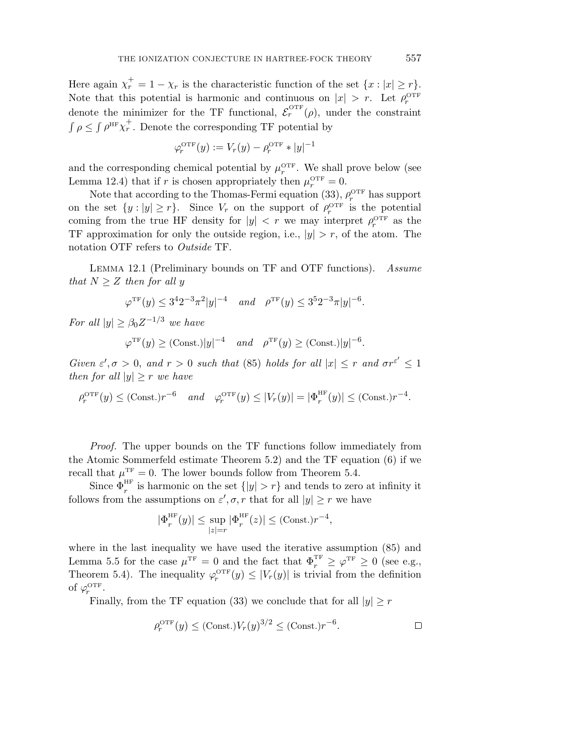Here again $\chi_r^+ = 1 - \chi_r$ is the characteristic function of the set $\{x : |x| \geq r\}$. Note that this potential is harmonic and continuous on $|x| > r$. Let $\rho_r^{\text{OTF}}$ denote the minimizer for the TF functional, $\mathcal{E}_r^{\text{OTF}}(\rho)$, under the constraint $\int \rho \leq \int \rho^{\text{HF}} \chi_r^+$. Denote the corresponding TF potential by

$$\varphi_r^{\text{OTF}}(y) := V_r(y) - \rho_r^{\text{OTF}} * |y|^{-1}$$

and the corresponding chemical potential by $\mu_r^{\text{OTF}}$. We shall prove below (see Lemma 12.4) that if $r$ is chosen appropriately then $\mu_r^{\text{OTF}} = 0$.

Note that according to the Thomas-Fermi equation (33), $\rho_r^{\text{OTF}}$ has support on the set $\{y : |y| \geq r\}$. Since $V_r$ on the support of $\rho_r^{\text{OTF}}$ is the potential coming from the true HF density for $|y| < r$ we may interpret $\rho_r^{\text{OTF}}$ as the TF approximation for only the outside region, i.e., $|y| > r$, of the atom. The notation OTF refers to *Outside* TF.

Lemma 12.1 (Preliminary bounds on TF and OTF functions). *Assume that $N \geq Z$ then for all $y$*

$$\varphi^{\text{TF}}(y) \leq 3^4 2^{-3} \pi^2 |y|^{-4} \quad \textit{and} \quad \rho^{\text{TF}}(y) \leq 3^5 2^{-3} \pi |y|^{-6}.$$

*For all $|y| \geq \beta_0 Z^{-1/3}$ we have*

$$\varphi^{\text{TF}}(y) \geq (\text{Const.})|y|^{-4} \quad \textit{and} \quad \rho^{\text{TF}}(y) \geq (\text{Const.})|y|^{-6}.$$

*Given $\varepsilon', \sigma > 0$, and $r > 0$ such that* (85) *holds for all $|x| \leq r$ and $\sigma r^{\varepsilon'} \leq 1$ then for all $|y| \geq r$ we have*

$$\rho_r^{\text{OTF}}(y) \leq (\text{Const.}) r^{-6} \quad \textit{and} \quad \varphi_r^{\text{OTF}}(y) \leq |V_r(y)| = |\Phi_r^{\text{HF}}(y)| \leq (\text{Const.}) r^{-4}.$$

*Proof.* The upper bounds on the TF functions follow immediately from the Atomic Sommerfeld estimate Theorem 5.2) and the TF equation (6) if we recall that $\mu^{\text{TF}} = 0$. The lower bounds follow from Theorem 5.4.

Since $\Phi_r^{\text{HF}}$ is harmonic on the set $\{|y| > r\}$ and tends to zero at infinity it follows from the assumptions on $\varepsilon', \sigma, r$ that for all $|y| \geq r$ we have

$$|\Phi_r^{\text{HF}}(y)| \leq \sup_{|z|=r} |\Phi_r^{\text{HF}}(z)| \leq (\text{Const.}) r^{-4},$$

where in the last inequality we have used the iterative assumption (85) and Lemma 5.5 for the case $\mu^{\text{TF}} = 0$ and the fact that $\Phi_r^{\text{TF}} \geq \varphi^{\text{TF}} \geq 0$ (see e.g., Theorem 5.4). The inequality $\varphi_r^{\text{OTF}}(y) \leq |V_r(y)|$ is trivial from the definition of $\varphi_r^{\text{OTF}}$.

Finally, from the TF equation (33) we conclude that for all $|y| \geq r$

$$\rho_r^{\text{OTF}}(y) \leq (\text{Const.}) V_r(y)^{3/2} \leq (\text{Const.}) r^{-6}.$$

$\square$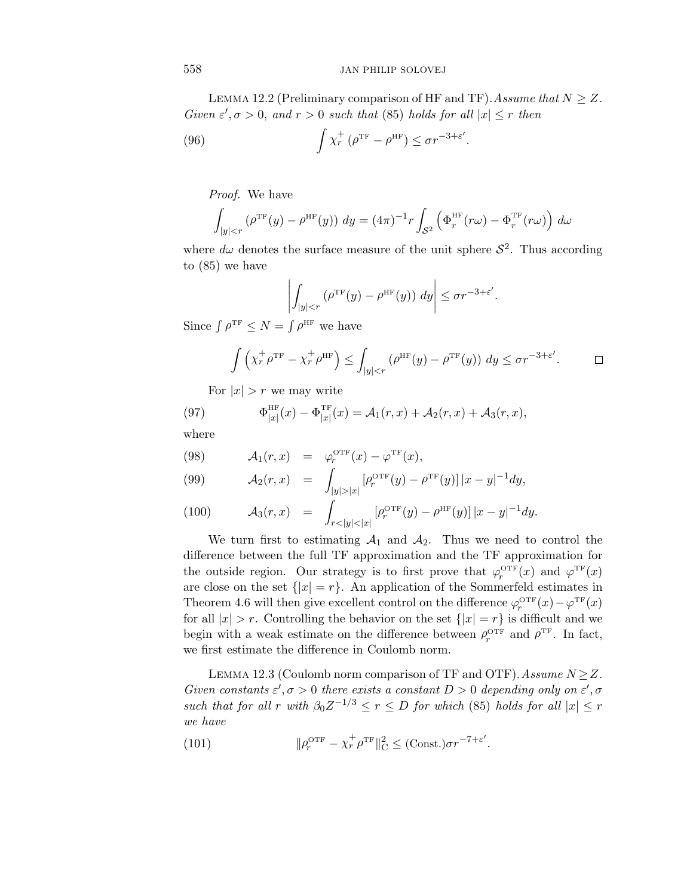LEMMA 12.2 (Preliminary comparison of HF and TF). *Assume that $N \geq Z$. Given $\varepsilon', \sigma > 0$, and $r > 0$ such that (85) holds for all $|x| \leq r$ then*

$$\int \chi_r^+ \left(\rho^{\mathrm{TF}} - \rho^{\mathrm{HF}}\right) \leq \sigma r^{-3+\varepsilon'}. \tag{96}$$

*Proof.* We have

$$\int_{|y|<r} \left(\rho^{\mathrm{TF}}(y) - \rho^{\mathrm{HF}}(y)\right) dy = (4\pi)^{-1} r \int_{\mathcal{S}^2} \left(\Phi_r^{\mathrm{HF}}(r\omega) - \Phi_r^{\mathrm{TF}}(r\omega)\right) d\omega$$

where $d\omega$ denotes the surface measure of the unit sphere $\mathcal{S}^2$. Thus according to (85) we have

$$\left| \int_{|y|<r} \left(\rho^{\mathrm{TF}}(y) - \rho^{\mathrm{HF}}(y)\right) dy \right| \leq \sigma r^{-3+\varepsilon'}.$$

Since $\int \rho^{\mathrm{TF}} \leq N = \int \rho^{\mathrm{HF}}$ we have

$$\int \left(\chi_r^+ \rho^{\mathrm{TF}} - \chi_r^+ \rho^{\mathrm{HF}}\right) \leq \int_{|y|<r} \left(\rho^{\mathrm{HF}}(y) - \rho^{\mathrm{TF}}(y)\right) dy \leq \sigma r^{-3+\varepsilon'}. \qquad \square$$

For $|x| > r$ we may write

$$\Phi_{|x|}^{\mathrm{HF}}(x) - \Phi_{|x|}^{\mathrm{TF}}(x) = \mathcal{A}_1(r,x) + \mathcal{A}_2(r,x) + \mathcal{A}_3(r,x), \tag{97}$$

where

$$\mathcal{A}_1(r,x) = \varphi_r^{\mathrm{OTF}}(x) - \varphi^{\mathrm{TF}}(x), \tag{98}$$

$$\mathcal{A}_2(r,x) = \int_{|y|>|x|} \left[\rho_r^{\mathrm{OTF}}(y) - \rho^{\mathrm{TF}}(y)\right] |x-y|^{-1} dy, \tag{99}$$

$$\mathcal{A}_3(r,x) = \int_{r<|y|<|x|} \left[\rho_r^{\mathrm{OTF}}(y) - \rho^{\mathrm{HF}}(y)\right] |x-y|^{-1} dy. \tag{100}$$

We turn first to estimating $\mathcal{A}_1$ and $\mathcal{A}_2$. Thus we need to control the difference between the full TF approximation and the TF approximation for the outside region. Our strategy is to first prove that $\varphi_r^{\mathrm{OTF}}(x)$ and $\varphi^{\mathrm{TF}}(x)$ are close on the set $\{|x| = r\}$. An application of the Sommerfeld estimates in Theorem 4.6 will then give excellent control on the difference $\varphi_r^{\mathrm{OTF}}(x) - \varphi^{\mathrm{TF}}(x)$ for all $|x| > r$. Controlling the behavior on the set $\{|x| = r\}$ is difficult and we begin with a weak estimate on the difference between $\rho_r^{\mathrm{OTF}}$ and $\rho^{\mathrm{TF}}$. In fact, we first estimate the difference in Coulomb norm.

LEMMA 12.3 (Coulomb norm comparison of TF and OTF). *Assume $N \geq Z$. Given constants $\varepsilon', \sigma > 0$ there exists a constant $D > 0$ depending only on $\varepsilon', \sigma$ such that for all $r$ with $\beta_0 Z^{-1/3} \leq r \leq D$ for which (85) holds for all $|x| \leq r$ we have*

$$\|\rho_r^{\mathrm{OTF}} - \chi_r^+ \rho^{\mathrm{TF}}\|_{\mathrm{C}}^2 \leq (\mathrm{Const.}) \sigma r^{-7+\varepsilon'}. \tag{101}$$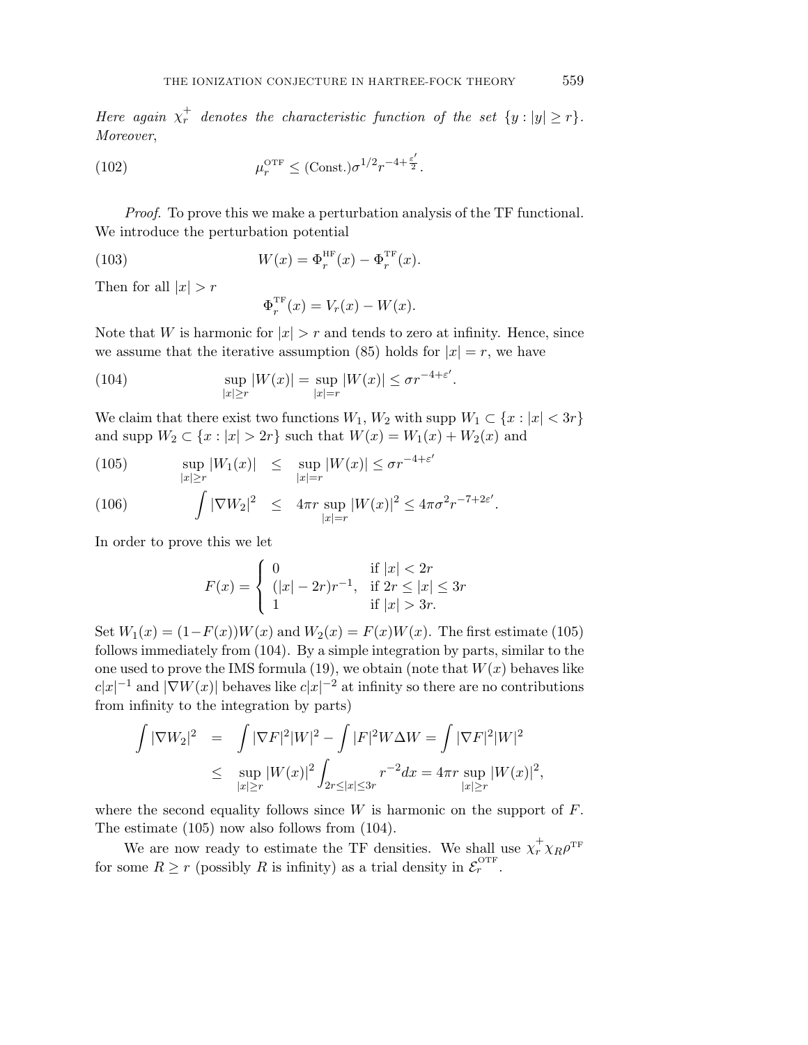*Here again $\chi_r^+$ denotes the characteristic function of the set $\{y : |y| \geq r\}$. Moreover,*

$$\mu_r^{\rm OTF} \leq ({\rm Const.})\sigma^{1/2} r^{-4+\frac{\varepsilon'}{2}}. \tag{102}$$

*Proof.* To prove this we make a perturbation analysis of the TF functional. We introduce the perturbation potential

$$W(x) = \Phi_r^{\rm HF}(x) - \Phi_r^{\rm TF}(x). \tag{103}$$

Then for all $|x| > r$

$$\Phi_r^{\rm TF}(x) = V_r(x) - W(x).$$

Note that $W$ is harmonic for $|x| > r$ and tends to zero at infinity. Hence, since we assume that the iterative assumption (85) holds for $|x| = r$, we have

$$\sup_{|x|\geq r} |W(x)| = \sup_{|x|=r} |W(x)| \leq \sigma r^{-4+\varepsilon'}. \tag{104}$$

We claim that there exist two functions $W_1, W_2$ with supp $W_1 \subset \{x : |x| < 3r\}$ and supp $W_2 \subset \{x : |x| > 2r\}$ such that $W(x) = W_1(x) + W_2(x)$ and

$$\sup_{|x|\geq r} |W_1(x)| \quad \leq \quad \sup_{|x|=r} |W(x)| \leq \sigma r^{-4+\varepsilon'} \tag{105}$$

$$\int |\nabla W_2|^2 \quad \leq \quad 4\pi r \sup_{|x|=r} |W(x)|^2 \leq 4\pi\sigma^2 r^{-7+2\varepsilon'}. \tag{106}$$

In order to prove this we let

$$F(x) = \begin{cases} 0 & \text{if } |x| < 2r \\ (|x| - 2r)r^{-1}, & \text{if } 2r \leq |x| \leq 3r \\ 1 & \text{if } |x| > 3r. \end{cases}$$

Set $W_1(x) = (1-F(x))W(x)$ and $W_2(x) = F(x)W(x)$. The first estimate (105) follows immediately from (104). By a simple integration by parts, similar to the one used to prove the IMS formula (19), we obtain (note that $W(x)$ behaves like $c|x|^{-1}$ and $|\nabla W(x)|$ behaves like $c|x|^{-2}$ at infinity so there are no contributions from infinity to the integration by parts)

$$\begin{aligned} \int |\nabla W_2|^2 &= \int |\nabla F|^2 |W|^2 - \int |F|^2 W \Delta W = \int |\nabla F|^2 |W|^2 \\ &\leq \sup_{|x|\geq r} |W(x)|^2 \int_{2r\leq|x|\leq 3r} r^{-2} dx = 4\pi r \sup_{|x|\geq r} |W(x)|^2, \end{aligned}$$

where the second equality follows since $W$ is harmonic on the support of $F$. The estimate (105) now also follows from (104).

We are now ready to estimate the TF densities. We shall use $\chi_r^+ \chi_R \rho^{\rm TF}$ for some $R \geq r$ (possibly $R$ is infinity) as a trial density in $\mathcal{E}_r^{\rm OTF}$.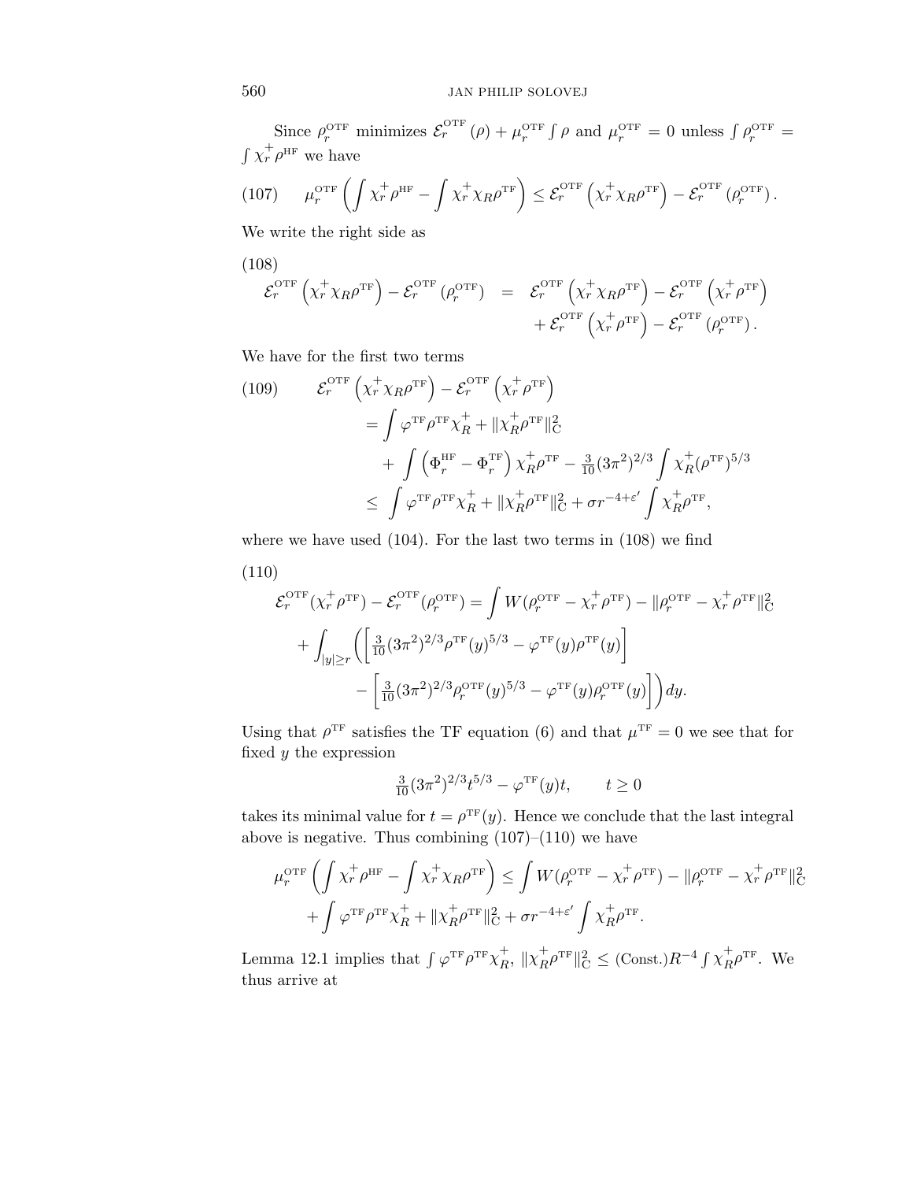Since $\rho_r^{\mathrm{OTF}}$ minimizes $\mathcal{E}_r^{\mathrm{OTF}}(\rho) + \mu_r^{\mathrm{OTF}} \int \rho$ and $\mu_r^{\mathrm{OTF}} = 0$ unless $\int \rho_r^{\mathrm{OTF}} = \int \chi_r^+ \rho^{\mathrm{HF}}$ we have

$$\mu_r^{\mathrm{OTF}} \left( \int \chi_r^+ \rho^{\mathrm{HF}} - \int \chi_r^+ \chi_R \rho^{\mathrm{TF}} \right) \leq \mathcal{E}_r^{\mathrm{OTF}} \left( \chi_r^+ \chi_R \rho^{\mathrm{TF}} \right) - \mathcal{E}_r^{\mathrm{OTF}} \left( \rho_r^{\mathrm{OTF}} \right). \tag{107}$$

We write the right side as

$$\begin{aligned} \mathcal{E}_r^{\mathrm{OTF}} \left( \chi_r^+ \chi_R \rho^{\mathrm{TF}} \right) - \mathcal{E}_r^{\mathrm{OTF}} \left( \rho_r^{\mathrm{OTF}} \right) &= \mathcal{E}_r^{\mathrm{OTF}} \left( \chi_r^+ \chi_R \rho^{\mathrm{TF}} \right) - \mathcal{E}_r^{\mathrm{OTF}} \left( \chi_r^+ \rho^{\mathrm{TF}} \right) \\ &\quad + \mathcal{E}_r^{\mathrm{OTF}} \left( \chi_r^+ \rho^{\mathrm{TF}} \right) - \mathcal{E}_r^{\mathrm{OTF}} \left( \rho_r^{\mathrm{OTF}} \right). \end{aligned} \tag{108}$$

We have for the first two terms

$$\begin{aligned} \mathcal{E}_r^{\mathrm{OTF}} \left( \chi_r^+ \chi_R \rho^{\mathrm{TF}} \right) - \mathcal{E}_r^{\mathrm{OTF}} \left( \chi_r^+ \rho^{\mathrm{TF}} \right) &= \int \varphi^{\mathrm{TF}} \rho^{\mathrm{TF}} \chi_R^+ + \| \chi_R^+ \rho^{\mathrm{TF}} \|_{\mathrm{C}}^2 \\ &\quad + \int \left( \Phi_r^{\mathrm{HF}} - \Phi_r^{\mathrm{TF}} \right) \chi_R^+ \rho^{\mathrm{TF}} - \tfrac{3}{10} (3\pi^2)^{2/3} \int \chi_R^+ (\rho^{\mathrm{TF}})^{5/3} \\ &\leq \int \varphi^{\mathrm{TF}} \rho^{\mathrm{TF}} \chi_R^+ + \| \chi_R^+ \rho^{\mathrm{TF}} \|_{\mathrm{C}}^2 + \sigma r^{-4+\varepsilon'} \int \chi_R^+ \rho^{\mathrm{TF}}, \end{aligned} \tag{109}$$

where we have used (104). For the last two terms in (108) we find

$$\begin{aligned} \mathcal{E}_r^{\mathrm{OTF}} (\chi_r^+ \rho^{\mathrm{TF}}) - \mathcal{E}_r^{\mathrm{OTF}} (\rho_r^{\mathrm{OTF}}) &= \int W (\rho_r^{\mathrm{OTF}} - \chi_r^+ \rho^{\mathrm{TF}}) - \| \rho_r^{\mathrm{OTF}} - \chi_r^+ \rho^{\mathrm{TF}} \|_{\mathrm{C}}^2 \\ &\quad + \int_{|y| \geq r} \Bigg( \left[ \tfrac{3}{10} (3\pi^2)^{2/3} \rho^{\mathrm{TF}}(y)^{5/3} - \varphi^{\mathrm{TF}}(y) \rho^{\mathrm{TF}}(y) \right] \\ &\qquad - \left[ \tfrac{3}{10} (3\pi^2)^{2/3} \rho_r^{\mathrm{OTF}}(y)^{5/3} - \varphi^{\mathrm{TF}}(y) \rho_r^{\mathrm{OTF}}(y) \right] \Bigg) dy. \end{aligned} \tag{110}$$

Using that $\rho^{\mathrm{TF}}$ satisfies the TF equation (6) and that $\mu^{\mathrm{TF}} = 0$ we see that for fixed $y$ the expression

$$\tfrac{3}{10} (3\pi^2)^{2/3} t^{5/3} - \varphi^{\mathrm{TF}}(y) t, \qquad t \geq 0$$

takes its minimal value for $t = \rho^{\mathrm{TF}}(y)$. Hence we conclude that the last integral above is negative. Thus combining (107)–(110) we have

$$\begin{aligned} \mu_r^{\mathrm{OTF}} \left( \int \chi_r^+ \rho^{\mathrm{HF}} - \int \chi_r^+ \chi_R \rho^{\mathrm{TF}} \right) &\leq \int W (\rho_r^{\mathrm{OTF}} - \chi_r^+ \rho^{\mathrm{TF}}) - \| \rho_r^{\mathrm{OTF}} - \chi_r^+ \rho^{\mathrm{TF}} \|_{\mathrm{C}}^2 \\ &\quad + \int \varphi^{\mathrm{TF}} \rho^{\mathrm{TF}} \chi_R^+ + \| \chi_R^+ \rho^{\mathrm{TF}} \|_{\mathrm{C}}^2 + \sigma r^{-4+\varepsilon'} \int \chi_R^+ \rho^{\mathrm{TF}}. \end{aligned}$$

Lemma 12.1 implies that $\int \varphi^{\mathrm{TF}} \rho^{\mathrm{TF}} \chi_R^+$, $\| \chi_R^+ \rho^{\mathrm{TF}} \|_{\mathrm{C}}^2 \leq (\mathrm{Const.}) R^{-4} \int \chi_R^+ \rho^{\mathrm{TF}}$. We thus arrive at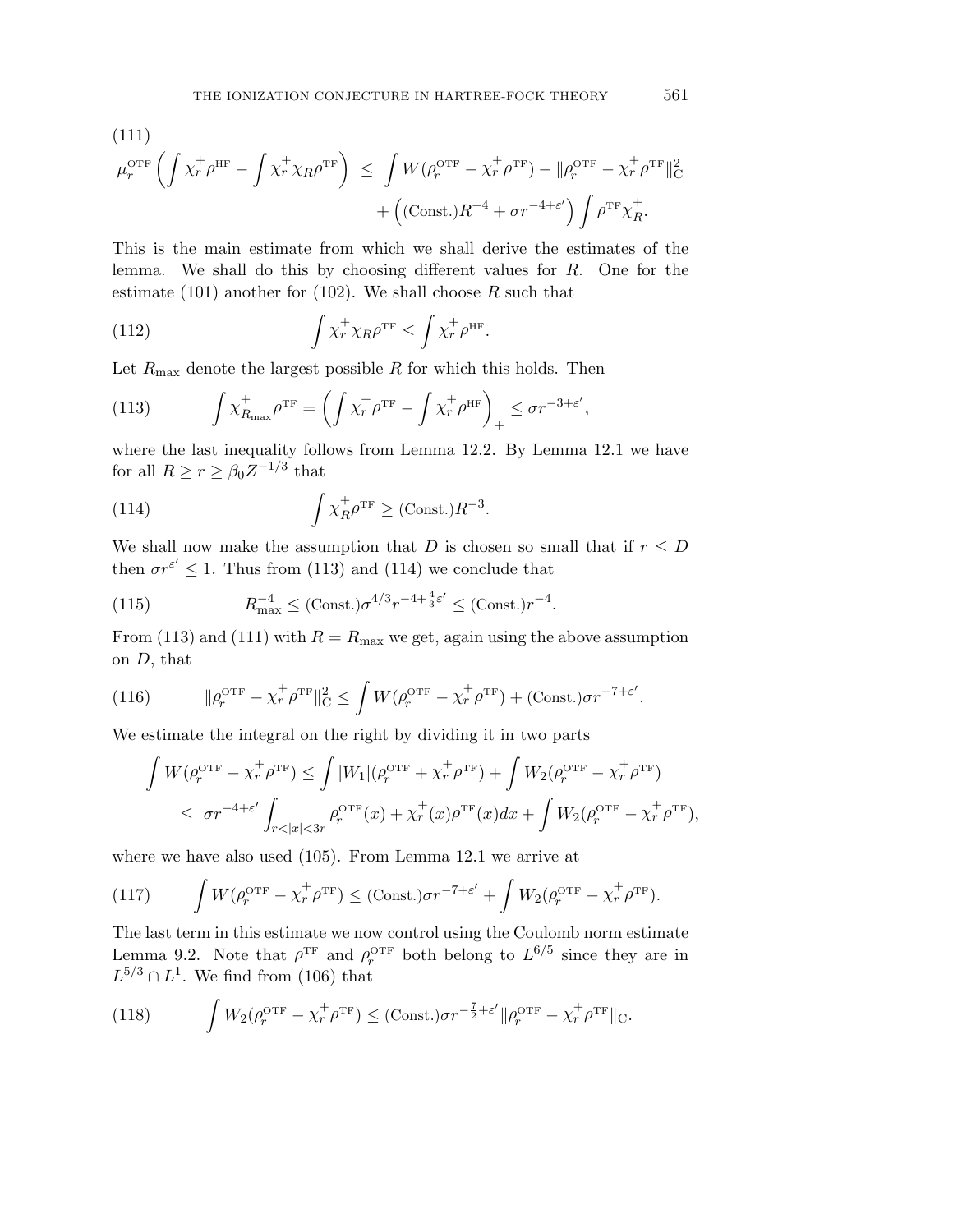(111)

$$
\mu_r^{\rm OTF}\left(\int \chi_r^+\rho^{\rm HF} - \int \chi_r^+\chi_R\rho^{\rm TF}\right) \;\leq\; \int W(\rho_r^{\rm OTF} - \chi_r^+\rho^{\rm TF}) - \|\rho_r^{\rm OTF} - \chi_r^+\rho^{\rm TF}\|_{\rm C}^2 + \left((\text{Const.})R^{-4} + \sigma r^{-4+\varepsilon'}\right)\int \rho^{\rm TF}\chi_R^+.
$$

This is the main estimate from which we shall derive the estimates of the lemma. We shall do this by choosing different values for $R$. One for the estimate (101) another for (102). We shall choose $R$ such that

$$
\int \chi_r^+\chi_R\rho^{\rm TF} \leq \int \chi_r^+\rho^{\rm HF}. \tag{112}
$$

Let $R_{\max}$ denote the largest possible $R$ for which this holds. Then

$$
\int \chi_{R_{\max}}^+\rho^{\rm TF} = \left(\int \chi_r^+\rho^{\rm TF} - \int \chi_r^+\rho^{\rm HF}\right)_+ \leq \sigma r^{-3+\varepsilon'}, \tag{113}
$$

where the last inequality follows from Lemma 12.2. By Lemma 12.1 we have for all $R \geq r \geq \beta_0 Z^{-1/3}$ that

$$
\int \chi_R^+\rho^{\rm TF} \geq (\text{Const.})R^{-3}. \tag{114}
$$

We shall now make the assumption that $D$ is chosen so small that if $r \leq D$ then $\sigma r^{\varepsilon'} \leq 1$. Thus from (113) and (114) we conclude that

$$
R_{\max}^{-4} \leq (\text{Const.})\sigma^{4/3}r^{-4+\frac{4}{3}\varepsilon'} \leq (\text{Const.})r^{-4}. \tag{115}
$$

From (113) and (111) with $R = R_{\max}$ we get, again using the above assumption on $D$, that

$$
\|\rho_r^{\rm OTF} - \chi_r^+\rho^{\rm TF}\|_{\rm C}^2 \leq \int W(\rho_r^{\rm OTF} - \chi_r^+\rho^{\rm TF}) + (\text{Const.})\sigma r^{-7+\varepsilon'}. \tag{116}
$$

We estimate the integral on the right by dividing it in two parts

$$
\begin{aligned}
\int W(\rho_r^{\rm OTF} - \chi_r^+\rho^{\rm TF}) &\leq \int |W_1|(\rho_r^{\rm OTF} + \chi_r^+\rho^{\rm TF}) + \int W_2(\rho_r^{\rm OTF} - \chi_r^+\rho^{\rm TF}) \\
&\leq \; \sigma r^{-4+\varepsilon'}\int_{r<|x|<3r} \rho_r^{\rm OTF}(x) + \chi_r^+(x)\rho^{\rm TF}(x)dx + \int W_2(\rho_r^{\rm OTF} - \chi_r^+\rho^{\rm TF}),
\end{aligned}
$$

where we have also used (105). From Lemma 12.1 we arrive at

$$
\int W(\rho_r^{\rm OTF} - \chi_r^+\rho^{\rm TF}) \leq (\text{Const.})\sigma r^{-7+\varepsilon'} + \int W_2(\rho_r^{\rm OTF} - \chi_r^+\rho^{\rm TF}). \tag{117}
$$

The last term in this estimate we now control using the Coulomb norm estimate Lemma 9.2. Note that $\rho^{\rm TF}$ and $\rho_r^{\rm OTF}$ both belong to $L^{6/5}$ since they are in $L^{5/3}\cap L^1$. We find from (106) that

$$
\int W_2(\rho_r^{\rm OTF} - \chi_r^+\rho^{\rm TF}) \leq (\text{Const.})\sigma r^{-\frac{7}{2}+\varepsilon'}\|\rho_r^{\rm OTF} - \chi_r^+\rho^{\rm TF}\|_{\rm C}. \tag{118}
$$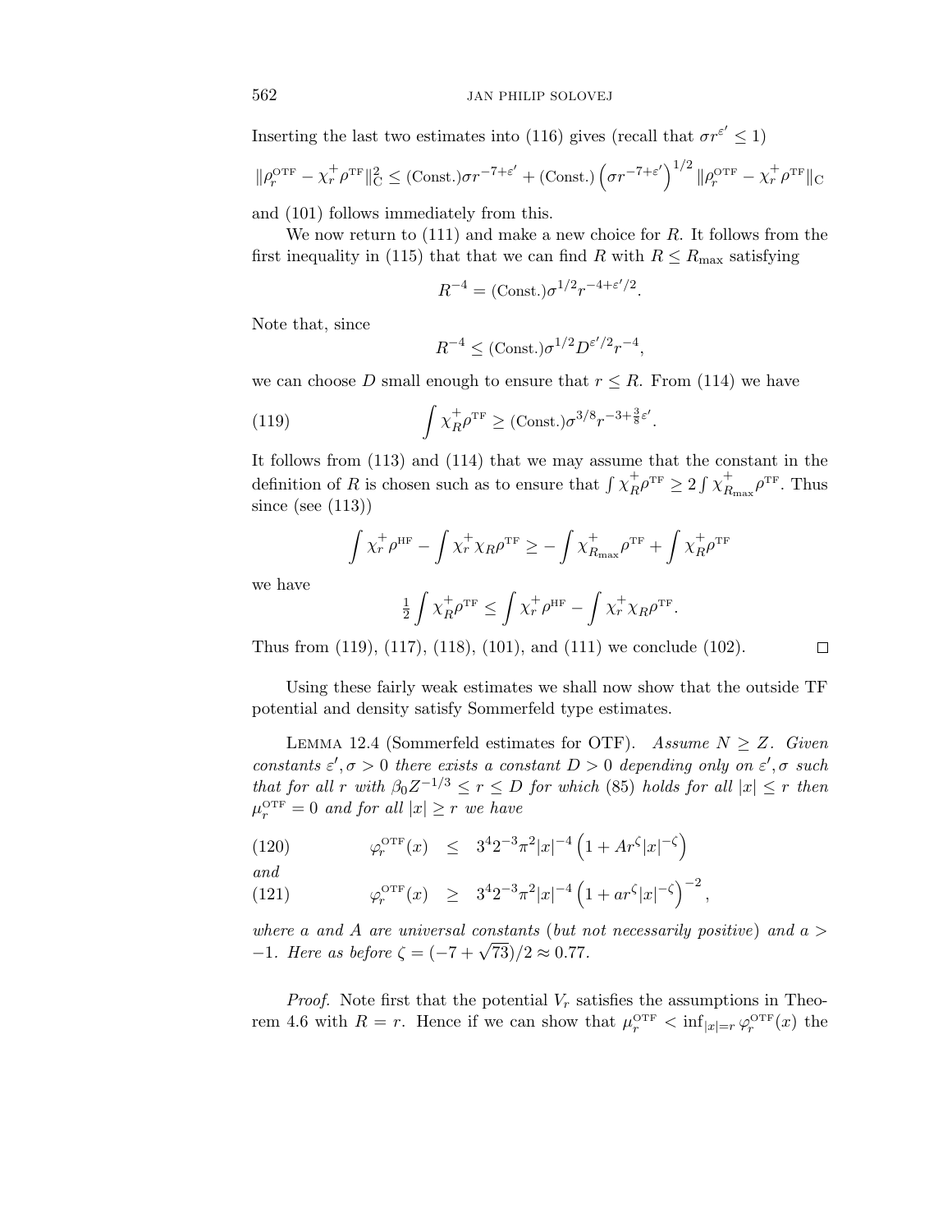Inserting the last two estimates into (116) gives (recall that $\sigma r^{\varepsilon'} \leq 1$)

$$\|\rho_r^{\mathrm{OTF}} - \chi_r^+ \rho^{\mathrm{TF}}\|_{\mathrm{C}}^2 \leq (\mathrm{Const.})\sigma r^{-7+\varepsilon'} + (\mathrm{Const.}) \left(\sigma r^{-7+\varepsilon'}\right)^{1/2} \|\rho_r^{\mathrm{OTF}} - \chi_r^+ \rho^{\mathrm{TF}}\|_{\mathrm{C}}$$

and (101) follows immediately from this.

We now return to (111) and make a new choice for $R$. It follows from the first inequality in (115) that that we can find $R$ with $R \leq R_{\max}$ satisfying

$$R^{-4} = (\mathrm{Const.})\sigma^{1/2} r^{-4+\varepsilon'/2}.$$

Note that, since

$$R^{-4} \leq (\mathrm{Const.})\sigma^{1/2} D^{\varepsilon'/2} r^{-4},$$

we can choose $D$ small enough to ensure that $r \leq R$. From (114) we have

$$\int \chi_R^+ \rho^{\mathrm{TF}} \geq (\mathrm{Const.})\sigma^{3/8} r^{-3+\frac{3}{8}\varepsilon'}. \tag{119}$$

It follows from (113) and (114) that we may assume that the constant in the definition of $R$ is chosen such as to ensure that $\int \chi_R^+ \rho^{\mathrm{TF}} \geq 2 \int \chi_{R_{\max}}^+ \rho^{\mathrm{TF}}$. Thus since (see (113))

$$\int \chi_r^+ \rho^{\mathrm{HF}} - \int \chi_r^+ \chi_R \rho^{\mathrm{TF}} \geq - \int \chi_{R_{\max}}^+ \rho^{\mathrm{TF}} + \int \chi_R^+ \rho^{\mathrm{TF}}$$

we have

$$\tfrac{1}{2} \int \chi_R^+ \rho^{\mathrm{TF}} \leq \int \chi_r^+ \rho^{\mathrm{HF}} - \int \chi_r^+ \chi_R \rho^{\mathrm{TF}}.$$

Thus from (119), (117), (118), (101), and (111) we conclude (102). $\square$

Using these fairly weak estimates we shall now show that the outside TF potential and density satisfy Sommerfeld type estimates.

**Lemma 12.4** (Sommerfeld estimates for OTF). *Assume $N \geq Z$. Given constants $\varepsilon', \sigma > 0$ there exists a constant $D > 0$ depending only on $\varepsilon', \sigma$ such that for all $r$ with $\beta_0 Z^{-1/3} \leq r \leq D$ for which* (85) *holds for all $|x| \leq r$ then $\mu_r^{\mathrm{OTF}} = 0$ and for all $|x| \geq r$ we have*

$$\varphi_r^{\mathrm{OTF}}(x) \leq 3^4 2^{-3} \pi^2 |x|^{-4} \left(1 + A r^{\zeta} |x|^{-\zeta}\right) \tag{120}$$

*and*

$$\varphi_r^{\mathrm{OTF}}(x) \geq 3^4 2^{-3} \pi^2 |x|^{-4} \left(1 + a r^{\zeta} |x|^{-\zeta}\right)^{-2}, \tag{121}$$

*where $a$ and $A$ are universal constants* (*but not necessarily positive*) *and $a > -1$. Here as before $\zeta = (-7 + \sqrt{73})/2 \approx 0.77$.*

*Proof.* Note first that the potential $V_r$ satisfies the assumptions in Theorem 4.6 with $R = r$. Hence if we can show that $\mu_r^{\mathrm{OTF}} < \inf_{|x|=r} \varphi_r^{\mathrm{OTF}}(x)$ the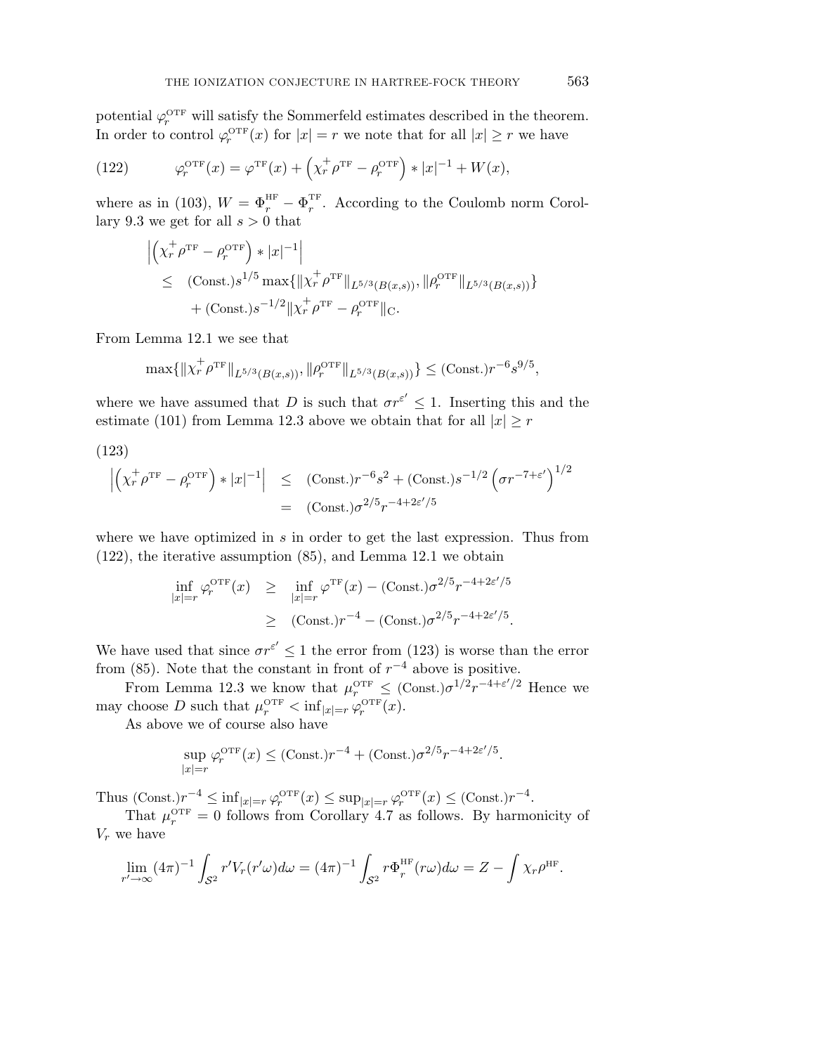potential $\varphi_r^{\mathrm{OTF}}$ will satisfy the Sommerfeld estimates described in the theorem. In order to control $\varphi_r^{\mathrm{OTF}}(x)$ for $|x| = r$ we note that for all $|x| \geq r$ we have

$$
\varphi_r^{\mathrm{OTF}}(x) = \varphi^{\mathrm{TF}}(x) + \left(\chi_r^+ \rho^{\mathrm{TF}} - \rho_r^{\mathrm{OTF}}\right) * |x|^{-1} + W(x), \tag{122}
$$

where as in (103), $W = \Phi_r^{\mathrm{HF}} - \Phi_r^{\mathrm{TF}}$. According to the Coulomb norm Corollary 9.3 we get for all $s > 0$ that

$$
\begin{aligned}
&\left|\left(\chi_r^+ \rho^{\mathrm{TF}} - \rho_r^{\mathrm{OTF}}\right) * |x|^{-1}\right| \\
&\quad\leq \ (\mathrm{Const.}) s^{1/5} \max\{\|\chi_r^+ \rho^{\mathrm{TF}}\|_{L^{5/3}(B(x,s))}, \|\rho_r^{\mathrm{OTF}}\|_{L^{5/3}(B(x,s))}\} \\
&\qquad + (\mathrm{Const.}) s^{-1/2} \|\chi_r^+ \rho^{\mathrm{TF}} - \rho_r^{\mathrm{OTF}}\|_{\mathrm{C}}.
\end{aligned}
$$

From Lemma 12.1 we see that

$$
\max\{\|\chi_r^+ \rho^{\mathrm{TF}}\|_{L^{5/3}(B(x,s))}, \|\rho_r^{\mathrm{OTF}}\|_{L^{5/3}(B(x,s))}\} \leq (\mathrm{Const.}) r^{-6} s^{9/5},
$$

where we have assumed that $D$ is such that $\sigma r^{\varepsilon'} \leq 1$. Inserting this and the estimate (101) from Lemma 12.3 above we obtain that for all $|x| \geq r$

$$
\begin{aligned}
\left|\left(\chi_r^+ \rho^{\mathrm{TF}} - \rho_r^{\mathrm{OTF}}\right) * |x|^{-1}\right| &\leq (\mathrm{Const.}) r^{-6} s^2 + (\mathrm{Const.}) s^{-1/2} \left(\sigma r^{-7+\varepsilon'}\right)^{1/2} \\
&= (\mathrm{Const.}) \sigma^{2/5} r^{-4+2\varepsilon'/5}
\end{aligned} \tag{123}
$$

where we have optimized in $s$ in order to get the last expression. Thus from (122), the iterative assumption (85), and Lemma 12.1 we obtain

$$
\begin{aligned}
\inf_{|x|=r} \varphi_r^{\mathrm{OTF}}(x) &\geq \inf_{|x|=r} \varphi^{\mathrm{TF}}(x) - (\mathrm{Const.}) \sigma^{2/5} r^{-4+2\varepsilon'/5} \\
&\geq (\mathrm{Const.}) r^{-4} - (\mathrm{Const.}) \sigma^{2/5} r^{-4+2\varepsilon'/5}.
\end{aligned}
$$

We have used that since $\sigma r^{\varepsilon'} \leq 1$ the error from (123) is worse than the error from (85). Note that the constant in front of $r^{-4}$ above is positive.

From Lemma 12.3 we know that $\mu_r^{\mathrm{OTF}} \leq (\mathrm{Const.}) \sigma^{1/2} r^{-4+\varepsilon'/2}$ Hence we may choose $D$ such that $\mu_r^{\mathrm{OTF}} < \inf_{|x|=r} \varphi_r^{\mathrm{OTF}}(x)$.

As above we of course also have

$$
\sup_{|x|=r} \varphi_r^{\mathrm{OTF}}(x) \leq (\mathrm{Const.}) r^{-4} + (\mathrm{Const.}) \sigma^{2/5} r^{-4+2\varepsilon'/5}.
$$

Thus $(\mathrm{Const.}) r^{-4} \leq \inf_{|x|=r} \varphi_r^{\mathrm{OTF}}(x) \leq \sup_{|x|=r} \varphi_r^{\mathrm{OTF}}(x) \leq (\mathrm{Const.}) r^{-4}$.

That $\mu_r^{\mathrm{OTF}} = 0$ follows from Corollary 4.7 as follows. By harmonicity of $V_r$ we have

$$
\lim_{r' \to \infty} (4\pi)^{-1} \int_{\mathcal{S}^2} r' V_r(r'\omega) d\omega = (4\pi)^{-1} \int_{\mathcal{S}^2} r \Phi_r^{\mathrm{HF}}(r\omega) d\omega = Z - \int \chi_r \rho^{\mathrm{HF}}.
$$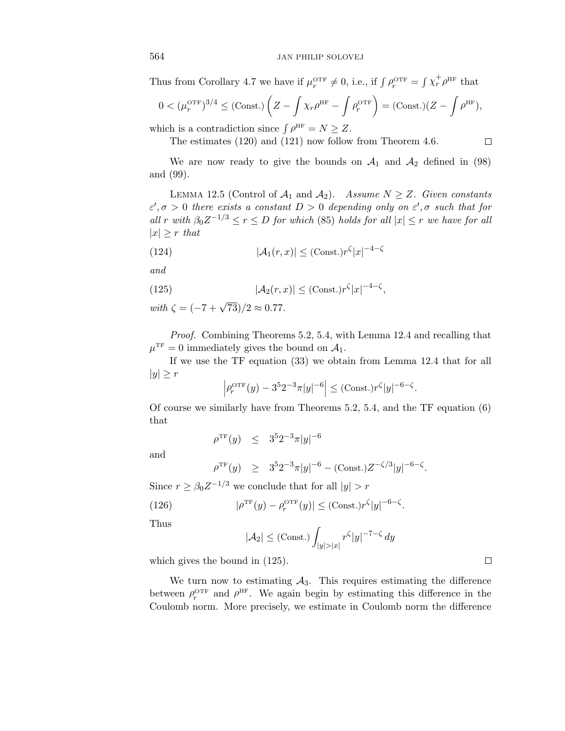Thus from Corollary 4.7 we have if $\mu_r^{\rm OTF} \neq 0$, i.e., if $\int \rho_r^{\rm OTF} = \int \chi_r^+ \rho^{\rm HF}$ that

$$0 < (\mu_r^{\rm OTF})^{3/4} \leq ({\rm Const.})\left(Z - \int \chi_r \rho^{\rm HF} - \int \rho_r^{\rm OTF}\right) = ({\rm Const.})(Z - \int \rho^{\rm HF}),$$

which is a contradiction since $\int \rho^{\rm HF} = N \geq Z$.

The estimates (120) and (121) now follow from Theorem 4.6. $\square$

We are now ready to give the bounds on $\mathcal{A}_1$ and $\mathcal{A}_2$ defined in (98) and (99).

LEMMA 12.5 (Control of $\mathcal{A}_1$ and $\mathcal{A}_2$). *Assume $N \geq Z$. Given constants $\varepsilon', \sigma > 0$ there exists a constant $D > 0$ depending only on $\varepsilon', \sigma$ such that for all $r$ with $\beta_0 Z^{-1/3} \leq r \leq D$ for which (85) holds for all $|x| \leq r$ we have for all $|x| \geq r$ that*

$$|\mathcal{A}_1(r,x)| \leq ({\rm Const.}) r^{\zeta} |x|^{-4-\zeta} \tag{124}$$

*and*

$$|\mathcal{A}_2(r,x)| \leq ({\rm Const.}) r^{\zeta} |x|^{-4-\zeta}, \tag{125}$$

*with $\zeta = (-7 + \sqrt{73})/2 \approx 0.77$.*

*Proof.* Combining Theorems 5.2, 5.4, with Lemma 12.4 and recalling that $\mu^{\rm TF} = 0$ immediately gives the bound on $\mathcal{A}_1$.

If we use the TF equation (33) we obtain from Lemma 12.4 that for all $|y| \geq r$

$$\left|\rho_r^{\rm OTF}(y) - 3^5 2^{-3} \pi |y|^{-6}\right| \leq ({\rm Const.}) r^{\zeta} |y|^{-6-\zeta}.$$

Of course we similarly have from Theorems 5.2, 5.4, and the TF equation (6) that

$$\rho^{\rm TF}(y) \quad \leq \quad 3^5 2^{-3} \pi |y|^{-6}$$

and

$$\rho^{\rm TF}(y) \quad \geq \quad 3^5 2^{-3} \pi |y|^{-6} - ({\rm Const.}) Z^{-\zeta/3} |y|^{-6-\zeta}.$$

Since $r \geq \beta_0 Z^{-1/3}$ we conclude that for all $|y| > r$

$$|\rho^{\rm TF}(y) - \rho_r^{\rm OTF}(y)| \leq ({\rm Const.}) r^{\zeta} |y|^{-6-\zeta}. \tag{126}$$

Thus

$$|\mathcal{A}_2| \leq ({\rm Const.}) \int_{|y|>|x|} r^{\zeta} |y|^{-7-\zeta}\, dy$$

which gives the bound in (125). $\square$

We turn now to estimating $\mathcal{A}_3$. This requires estimating the difference between $\rho_r^{\rm OTF}$ and $\rho^{\rm HF}$. We again begin by estimating this difference in the Coulomb norm. More precisely, we estimate in Coulomb norm the difference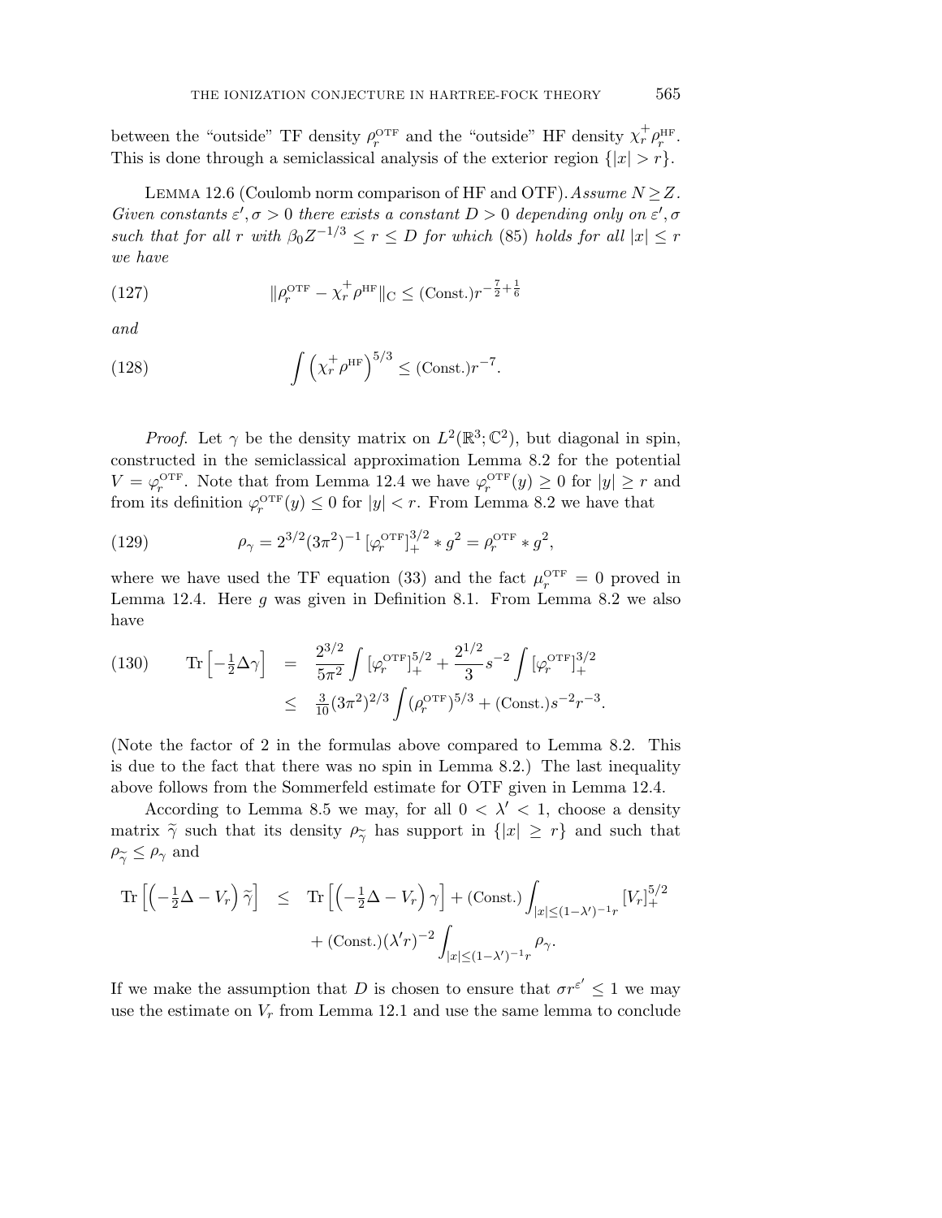between the "outside" TF density $\rho_r^{\rm OTF}$ and the "outside" HF density $\chi_r^+\rho_r^{\rm HF}$. This is done through a semiclassical analysis of the exterior region $\{|x|>r\}$.

LEMMA 12.6 (Coulomb norm comparison of HF and OTF). *Assume $N\geq Z$. Given constants $\varepsilon',\sigma>0$ there exists a constant $D>0$ depending only on $\varepsilon',\sigma$ such that for all $r$ with $\beta_0 Z^{-1/3}\leq r\leq D$ for which (85) holds for all $|x|\leq r$ we have*

$$\|\rho_r^{\rm OTF}-\chi_r^+\rho^{\rm HF}\|_{\rm C}\leq ({\rm Const.})r^{-\frac{7}{2}+\frac{1}{6}} \tag{127}$$

*and*

$$\int\left(\chi_r^+\rho^{\rm HF}\right)^{5/3}\leq ({\rm Const.})r^{-7}. \tag{128}$$

*Proof.* Let $\gamma$ be the density matrix on $L^2(\mathbb{R}^3;\mathbb{C}^2)$, but diagonal in spin, constructed in the semiclassical approximation Lemma 8.2 for the potential $V=\varphi_r^{\rm OTF}$. Note that from Lemma 12.4 we have $\varphi_r^{\rm OTF}(y)\geq 0$ for $|y|\geq r$ and from its definition $\varphi_r^{\rm OTF}(y)\leq 0$ for $|y|<r$. From Lemma 8.2 we have that

$$\rho_\gamma = 2^{3/2}(3\pi^2)^{-1}\left[\varphi_r^{\rm OTF}\right]_+^{3/2}*g^2=\rho_r^{\rm OTF}*g^2, \tag{129}$$

where we have used the TF equation (33) and the fact $\mu_r^{\rm OTF}=0$ proved in Lemma 12.4. Here $g$ was given in Definition 8.1. From Lemma 8.2 we also have

$$\begin{aligned}\operatorname{Tr}\left[-\tfrac{1}{2}\Delta\gamma\right] &= \frac{2^{3/2}}{5\pi^2}\int\left[\varphi_r^{\rm OTF}\right]_+^{5/2}+\frac{2^{1/2}}{3}s^{-2}\int\left[\varphi_r^{\rm OTF}\right]_+^{3/2}\\ &\leq \tfrac{3}{10}(3\pi^2)^{2/3}\int(\rho_r^{\rm OTF})^{5/3}+({\rm Const.})s^{-2}r^{-3}.\end{aligned} \tag{130}$$

(Note the factor of 2 in the formulas above compared to Lemma 8.2. This is due to the fact that there was no spin in Lemma 8.2.) The last inequality above follows from the Sommerfeld estimate for OTF given in Lemma 12.4.

According to Lemma 8.5 we may, for all $0<\lambda'<1$, choose a density matrix $\widetilde{\gamma}$ such that its density $\rho_{\widetilde{\gamma}}$ has support in $\{|x|\geq r\}$ and such that $\rho_{\widetilde{\gamma}}\leq\rho_\gamma$ and

$$\begin{aligned}\operatorname{Tr}\left[\left(-\tfrac{1}{2}\Delta-V_r\right)\widetilde{\gamma}\right] &\leq \operatorname{Tr}\left[\left(-\tfrac{1}{2}\Delta-V_r\right)\gamma\right]+({\rm Const.})\int_{|x|\leq(1-\lambda')^{-1}r}[V_r]_+^{5/2}\\ &\quad+({\rm Const.})(\lambda' r)^{-2}\int_{|x|\leq(1-\lambda')^{-1}r}\rho_\gamma.\end{aligned}$$

If we make the assumption that $D$ is chosen to ensure that $\sigma r^{\varepsilon'}\leq 1$ we may use the estimate on $V_r$ from Lemma 12.1 and use the same lemma to conclude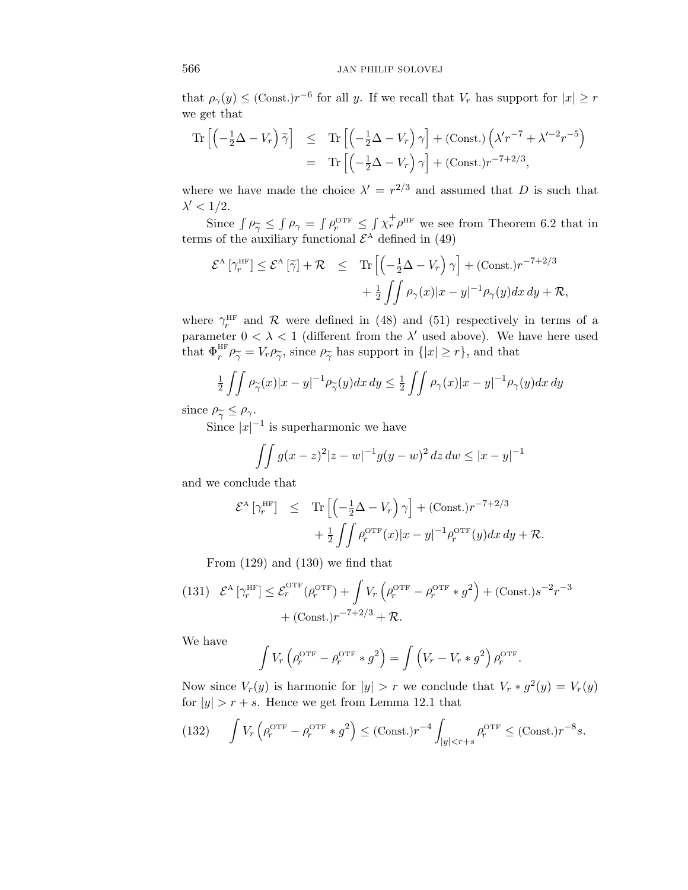that $\rho_\gamma(y) \le (\text{Const.})r^{-6}$ for all $y$. If we recall that $V_r$ has support for $|x| \ge r$ we get that

$$
\begin{aligned}
\operatorname{Tr}\left[\left(-\tfrac{1}{2}\Delta - V_r\right)\widetilde{\gamma}\right] &\le \operatorname{Tr}\left[\left(-\tfrac{1}{2}\Delta - V_r\right)\gamma\right] + (\text{Const.})\left(\lambda' r^{-7} + \lambda'^{-2} r^{-5}\right) \\
&= \operatorname{Tr}\left[\left(-\tfrac{1}{2}\Delta - V_r\right)\gamma\right] + (\text{Const.})r^{-7+2/3},
\end{aligned}
$$

where we have made the choice $\lambda' = r^{2/3}$ and assumed that $D$ is such that $\lambda' < 1/2$.

Since $\int \rho_{\widetilde{\gamma}} \le \int \rho_\gamma = \int \rho_r^{\text{OTF}} \le \int \chi_r^+ \rho^{\text{HF}}$ we see from Theorem 6.2 that in terms of the auxiliary functional $\mathcal{E}^{\text{A}}$ defined in (49)

$$
\begin{aligned}
\mathcal{E}^{\text{A}}\left[\gamma_r^{\text{HF}}\right] \le \mathcal{E}^{\text{A}}\left[\widetilde{\gamma}\right] + \mathcal{R} &\le \operatorname{Tr}\left[\left(-\tfrac{1}{2}\Delta - V_r\right)\gamma\right] + (\text{Const.})r^{-7+2/3} \\
&\quad + \tfrac{1}{2}\iint \rho_\gamma(x)|x-y|^{-1}\rho_\gamma(y)\,dx\,dy + \mathcal{R},
\end{aligned}
$$

where $\gamma_r^{\text{HF}}$ and $\mathcal{R}$ were defined in (48) and (51) respectively in terms of a parameter $0 < \lambda < 1$ (different from the $\lambda'$ used above). We have here used that $\Phi_r^{\text{HF}}\rho_{\widetilde{\gamma}} = V_r\rho_{\widetilde{\gamma}}$, since $\rho_{\widetilde{\gamma}}$ has support in $\{|x| \ge r\}$, and that

$$
\tfrac{1}{2}\iint \rho_{\widetilde{\gamma}}(x)|x-y|^{-1}\rho_{\widetilde{\gamma}}(y)\,dx\,dy \le \tfrac{1}{2}\iint \rho_\gamma(x)|x-y|^{-1}\rho_\gamma(y)\,dx\,dy
$$

since $\rho_{\widetilde{\gamma}} \le \rho_\gamma$.

Since $|x|^{-1}$ is superharmonic we have

$$
\iint g(x-z)^2|z-w|^{-1}g(y-w)^2\,dz\,dw \le |x-y|^{-1}
$$

and we conclude that

$$
\begin{aligned}
\mathcal{E}^{\text{A}}\left[\gamma_r^{\text{HF}}\right] &\le \operatorname{Tr}\left[\left(-\tfrac{1}{2}\Delta - V_r\right)\gamma\right] + (\text{Const.})r^{-7+2/3} \\
&\quad + \tfrac{1}{2}\iint \rho_r^{\text{OTF}}(x)|x-y|^{-1}\rho_r^{\text{OTF}}(y)\,dx\,dy + \mathcal{R}.
\end{aligned}
$$

From (129) and (130) we find that

$$
\begin{aligned}
(131)\quad \mathcal{E}^{\text{A}}\left[\gamma_r^{\text{HF}}\right] \le \mathcal{E}_r^{\text{OTF}}(\rho_r^{\text{OTF}}) &+ \int V_r\left(\rho_r^{\text{OTF}} - \rho_r^{\text{OTF}} * g^2\right) + (\text{Const.})s^{-2}r^{-3} \\
&+ (\text{Const.})r^{-7+2/3} + \mathcal{R}.
\end{aligned}
$$

We have

$$
\int V_r\left(\rho_r^{\text{OTF}} - \rho_r^{\text{OTF}} * g^2\right) = \int\left(V_r - V_r * g^2\right)\rho_r^{\text{OTF}}.
$$

Now since $V_r(y)$ is harmonic for $|y| > r$ we conclude that $V_r * g^2(y) = V_r(y)$ for $|y| > r + s$. Hence we get from Lemma 12.1 that

$$
(132)\qquad \int V_r\left(\rho_r^{\text{OTF}} - \rho_r^{\text{OTF}} * g^2\right) \le (\text{Const.})r^{-4}\int_{|y|<r+s}\rho_r^{\text{OTF}} \le (\text{Const.})r^{-8}s.
$$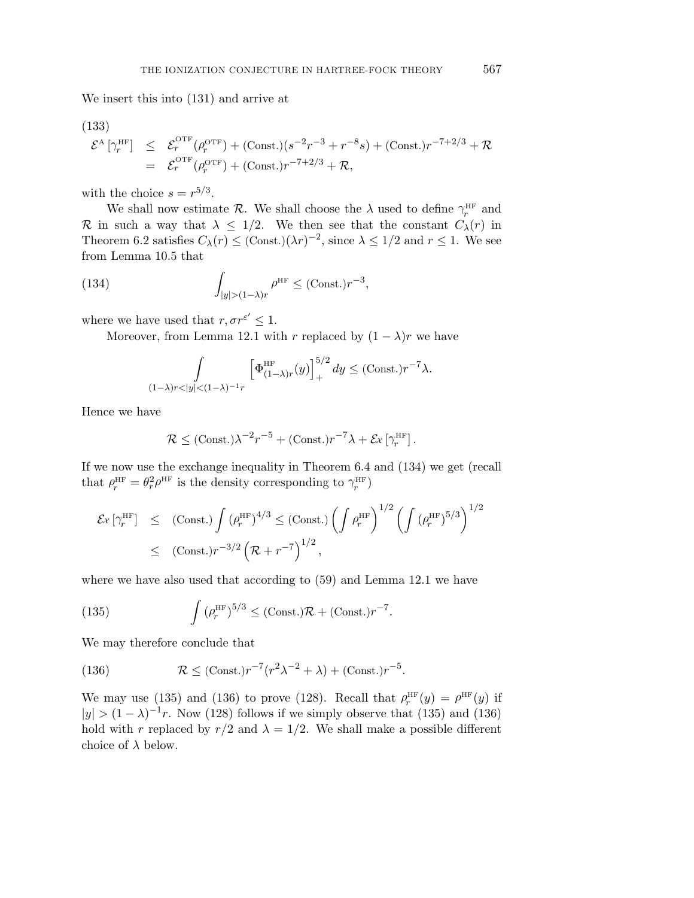We insert this into (131) and arrive at

$$
\begin{aligned}
\mathcal{E}^{\mathrm{A}}\left[\gamma_r^{\mathrm{HF}}\right] &\leq \mathcal{E}_r^{\mathrm{OTF}}(\rho_r^{\mathrm{OTF}}) + (\mathrm{Const.})(s^{-2}r^{-3} + r^{-8}s) + (\mathrm{Const.})r^{-7+2/3} + \mathcal{R} \\
&= \mathcal{E}_r^{\mathrm{OTF}}(\rho_r^{\mathrm{OTF}}) + (\mathrm{Const.})r^{-7+2/3} + \mathcal{R},
\end{aligned}
\tag{133}
$$

with the choice $s = r^{5/3}$.

We shall now estimate $\mathcal{R}$. We shall choose the $\lambda$ used to define $\gamma_r^{\mathrm{HF}}$ and $\mathcal{R}$ in such a way that $\lambda \leq 1/2$. We then see that the constant $C_\lambda(r)$ in Theorem 6.2 satisfies $C_\lambda(r) \leq (\mathrm{Const.})(\lambda r)^{-2}$, since $\lambda \leq 1/2$ and $r \leq 1$. We see from Lemma 10.5 that

$$
\int_{|y|>(1-\lambda)r} \rho^{\mathrm{HF}} \leq (\mathrm{Const.})r^{-3},
\tag{134}
$$

where we have used that $r, \sigma r^{\varepsilon'} \leq 1$.

Moreover, from Lemma 12.1 with $r$ replaced by $(1-\lambda)r$ we have

$$
\int_{(1-\lambda)r<|y|<(1-\lambda)^{-1}r} \left[\Phi_{(1-\lambda)r}^{\mathrm{HF}}(y)\right]_+^{5/2} dy \leq (\mathrm{Const.})r^{-7}\lambda.
$$

Hence we have

$$
\mathcal{R} \leq (\mathrm{Const.})\lambda^{-2}r^{-5} + (\mathrm{Const.})r^{-7}\lambda + \mathcal{E}x\left[\gamma_r^{\mathrm{HF}}\right].
$$

If we now use the exchange inequality in Theorem 6.4 and (134) we get (recall that $\rho_r^{\mathrm{HF}} = \theta_r^2\rho^{\mathrm{HF}}$ is the density corresponding to $\gamma_r^{\mathrm{HF}}$)

$$
\begin{aligned}
\mathcal{E}x\left[\gamma_r^{\mathrm{HF}}\right] &\leq (\mathrm{Const.})\int (\rho_r^{\mathrm{HF}})^{4/3} \leq (\mathrm{Const.})\left(\int \rho_r^{\mathrm{HF}}\right)^{1/2}\left(\int (\rho_r^{\mathrm{HF}})^{5/3}\right)^{1/2} \\
&\leq (\mathrm{Const.})r^{-3/2}\left(\mathcal{R} + r^{-7}\right)^{1/2},
\end{aligned}
$$

where we have also used that according to (59) and Lemma 12.1 we have

$$
\int (\rho_r^{\mathrm{HF}})^{5/3} \leq (\mathrm{Const.})\mathcal{R} + (\mathrm{Const.})r^{-7}.
\tag{135}
$$

We may therefore conclude that

$$
\mathcal{R} \leq (\mathrm{Const.})r^{-7}(r^2\lambda^{-2} + \lambda) + (\mathrm{Const.})r^{-5}.
\tag{136}
$$

We may use (135) and (136) to prove (128). Recall that $\rho_r^{\mathrm{HF}}(y) = \rho^{\mathrm{HF}}(y)$ if $|y| > (1-\lambda)^{-1}r$. Now (128) follows if we simply observe that (135) and (136) hold with $r$ replaced by $r/2$ and $\lambda = 1/2$. We shall make a possible different choice of $\lambda$ below.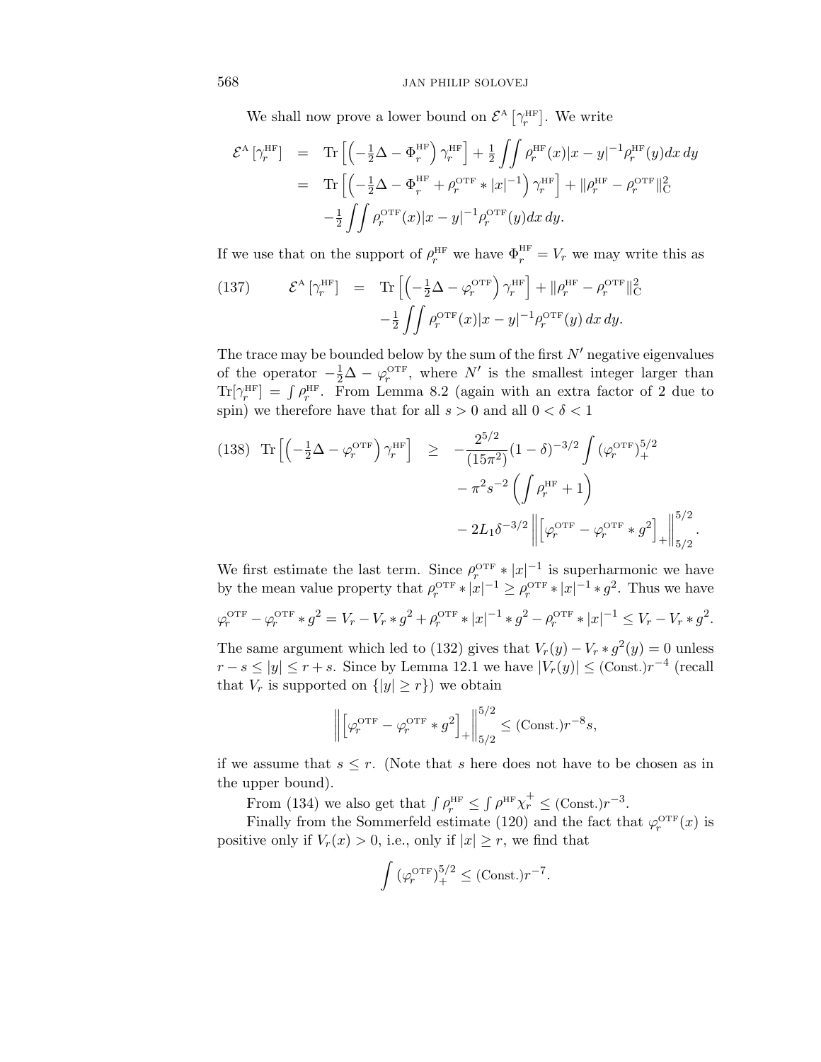We shall now prove a lower bound on $\mathcal{E}^{\mathrm{A}}\left[\gamma_r^{\mathrm{HF}}\right]$. We write

$$
\begin{aligned}
\mathcal{E}^{\mathrm{A}}\left[\gamma_r^{\mathrm{HF}}\right] &= \operatorname{Tr}\left[\left(-\tfrac{1}{2}\Delta - \Phi_r^{\mathrm{HF}}\right)\gamma_r^{\mathrm{HF}}\right] + \tfrac{1}{2}\iint \rho_r^{\mathrm{HF}}(x)|x-y|^{-1}\rho_r^{\mathrm{HF}}(y)dx\,dy \\
&= \operatorname{Tr}\left[\left(-\tfrac{1}{2}\Delta - \Phi_r^{\mathrm{HF}} + \rho_r^{\mathrm{OTF}} * |x|^{-1}\right)\gamma_r^{\mathrm{HF}}\right] + \|\rho_r^{\mathrm{HF}} - \rho_r^{\mathrm{OTF}}\|_{\mathrm{C}}^2 \\
&\quad -\tfrac{1}{2}\iint \rho_r^{\mathrm{OTF}}(x)|x-y|^{-1}\rho_r^{\mathrm{OTF}}(y)dx\,dy.
\end{aligned}
$$

If we use that on the support of $\rho_r^{\mathrm{HF}}$ we have $\Phi_r^{\mathrm{HF}} = V_r$ we may write this as

$$
\begin{aligned}
\mathcal{E}^{\mathrm{A}}\left[\gamma_r^{\mathrm{HF}}\right] &= \operatorname{Tr}\left[\left(-\tfrac{1}{2}\Delta - \varphi_r^{\mathrm{OTF}}\right)\gamma_r^{\mathrm{HF}}\right] + \|\rho_r^{\mathrm{HF}} - \rho_r^{\mathrm{OTF}}\|_{\mathrm{C}}^2 \\
&\quad -\tfrac{1}{2}\iint \rho_r^{\mathrm{OTF}}(x)|x-y|^{-1}\rho_r^{\mathrm{OTF}}(y)\,dx\,dy.
\end{aligned}
\tag{137}
$$

The trace may be bounded below by the sum of the first $N'$ negative eigenvalues of the operator $-\frac{1}{2}\Delta - \varphi_r^{\mathrm{OTF}}$, where $N'$ is the smallest integer larger than $\operatorname{Tr}[\gamma_r^{\mathrm{HF}}] = \int \rho_r^{\mathrm{HF}}$. From Lemma 8.2 (again with an extra factor of 2 due to spin) we therefore have that for all $s > 0$ and all $0 < \delta < 1$

$$
\begin{aligned}
\operatorname{Tr}\left[\left(-\tfrac{1}{2}\Delta - \varphi_r^{\mathrm{OTF}}\right)\gamma_r^{\mathrm{HF}}\right] &\geq -\frac{2^{5/2}}{(15\pi^2)}(1-\delta)^{-3/2}\int (\varphi_r^{\mathrm{OTF}})_+^{5/2} \\
&\quad - \pi^2 s^{-2}\left(\int \rho_r^{\mathrm{HF}} + 1\right) \\
&\quad - 2L_1\delta^{-3/2}\left\|\left[\varphi_r^{\mathrm{OTF}} - \varphi_r^{\mathrm{OTF}} * g^2\right]_+\right\|_{5/2}^{5/2}.
\end{aligned}
\tag{138}
$$

We first estimate the last term. Since $\rho_r^{\mathrm{OTF}} * |x|^{-1}$ is superharmonic we have by the mean value property that $\rho_r^{\mathrm{OTF}} * |x|^{-1} \geq \rho_r^{\mathrm{OTF}} * |x|^{-1} * g^2$. Thus we have

$$
\varphi_r^{\mathrm{OTF}} - \varphi_r^{\mathrm{OTF}} * g^2 = V_r - V_r * g^2 + \rho_r^{\mathrm{OTF}} * |x|^{-1} * g^2 - \rho_r^{\mathrm{OTF}} * |x|^{-1} \leq V_r - V_r * g^2.
$$

The same argument which led to (132) gives that $V_r(y) - V_r * g^2(y) = 0$ unless $r - s \leq |y| \leq r + s$. Since by Lemma 12.1 we have $|V_r(y)| \leq (\mathrm{Const.})r^{-4}$ (recall that $V_r$ is supported on $\{|y| \geq r\}$) we obtain

$$
\left\|\left[\varphi_r^{\mathrm{OTF}} - \varphi_r^{\mathrm{OTF}} * g^2\right]_+\right\|_{5/2}^{5/2} \leq (\mathrm{Const.})r^{-8}s,
$$

if we assume that $s \leq r$. (Note that $s$ here does not have to be chosen as in the upper bound).

From (134) we also get that $\int \rho_r^{\mathrm{HF}} \leq \int \rho^{\mathrm{HF}}\chi_r^+ \leq (\mathrm{Const.})r^{-3}$.

Finally from the Sommerfeld estimate (120) and the fact that $\varphi_r^{\mathrm{OTF}}(x)$ is positive only if $V_r(x) > 0$, i.e., only if $|x| \geq r$, we find that

$$
\int (\varphi_r^{\mathrm{OTF}})_+^{5/2} \leq (\mathrm{Const.})r^{-7}.
$$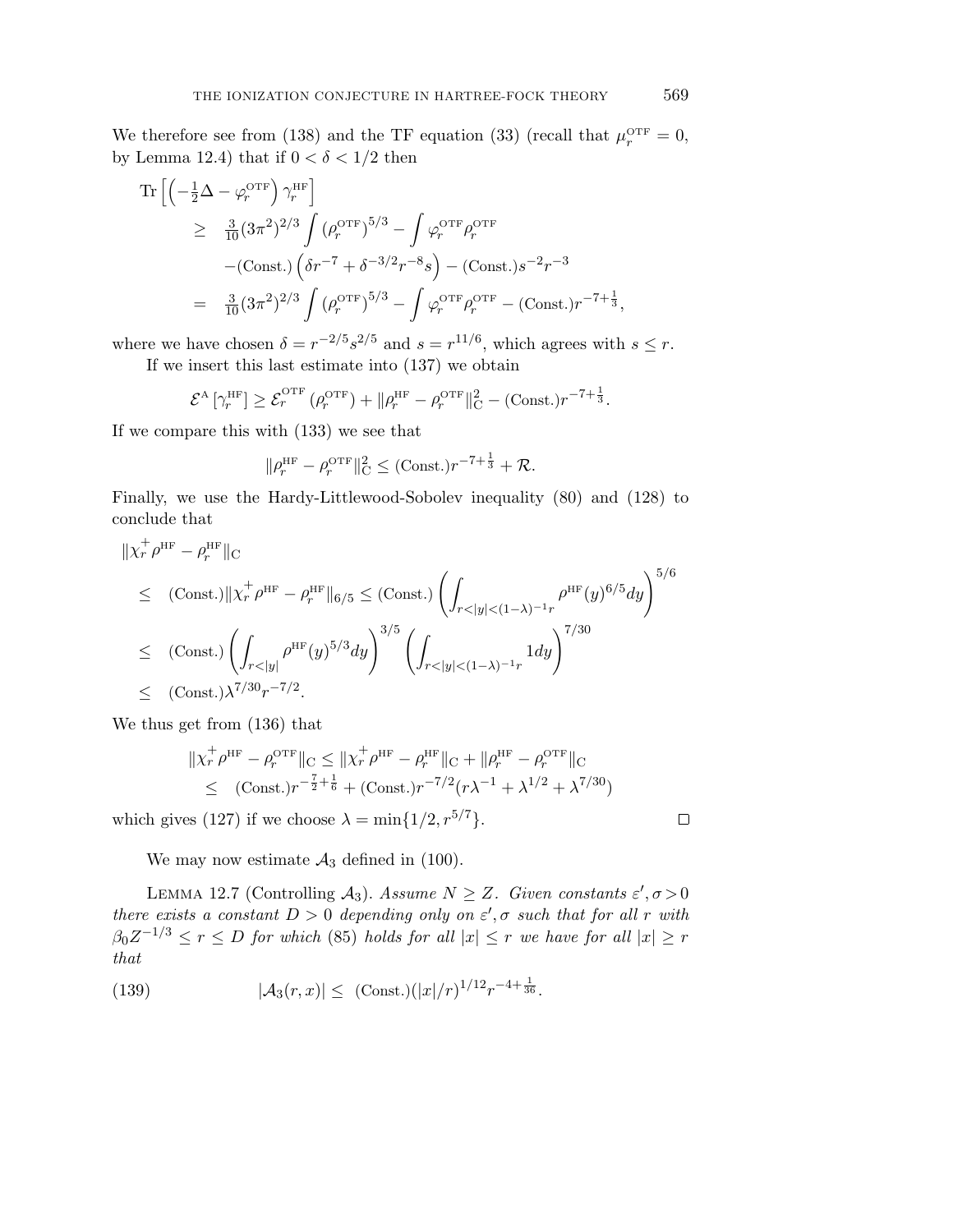We therefore see from (138) and the TF equation (33) (recall that $\mu_r^{\rm OTF} = 0$, by Lemma 12.4) that if $0 < \delta < 1/2$ then

$$
\begin{aligned}
&\operatorname{Tr}\left[\left(-\tfrac{1}{2}\Delta - \varphi_r^{\rm OTF}\right)\gamma_r^{\rm HF}\right] \\
&\quad \geq \tfrac{3}{10}(3\pi^2)^{2/3}\int (\rho_r^{\rm OTF})^{5/3} - \int \varphi_r^{\rm OTF}\rho_r^{\rm OTF} \\
&\qquad -(\text{Const.})\left(\delta r^{-7} + \delta^{-3/2}r^{-8}s\right) - (\text{Const.})s^{-2}r^{-3} \\
&\quad = \tfrac{3}{10}(3\pi^2)^{2/3}\int (\rho_r^{\rm OTF})^{5/3} - \int \varphi_r^{\rm OTF}\rho_r^{\rm OTF} - (\text{Const.})r^{-7+\frac{1}{3}},
\end{aligned}
$$

where we have chosen $\delta = r^{-2/5}s^{2/5}$ and $s = r^{11/6}$, which agrees with $s \leq r$.

If we insert this last estimate into (137) we obtain

$$
\mathcal{E}^{\rm A}\left[\gamma_r^{\rm HF}\right] \geq \mathcal{E}_r^{\rm OTF}\left(\rho_r^{\rm OTF}\right) + \|\rho_r^{\rm HF} - \rho_r^{\rm OTF}\|_{\rm C}^2 - (\text{Const.})r^{-7+\frac{1}{3}}.
$$

If we compare this with (133) we see that

$$
\|\rho_r^{\rm HF} - \rho_r^{\rm OTF}\|_{\rm C}^2 \leq (\text{Const.})r^{-7+\frac{1}{3}} + \mathcal{R}.
$$

Finally, we use the Hardy-Littlewood-Sobolev inequality (80) and (128) to conclude that

$$
\begin{aligned}
&\|\chi_r^+\rho^{\rm HF} - \rho_r^{\rm HF}\|_{\rm C} \\
&\quad \leq (\text{Const.})\|\chi_r^+\rho^{\rm HF} - \rho_r^{\rm HF}\|_{6/5} \leq (\text{Const.})\left(\int_{r<|y|<(1-\lambda)^{-1}r}\rho^{\rm HF}(y)^{6/5}dy\right)^{5/6} \\
&\quad \leq (\text{Const.})\left(\int_{r<|y|}\rho^{\rm HF}(y)^{5/3}dy\right)^{3/5}\left(\int_{r<|y|<(1-\lambda)^{-1}r}1dy\right)^{7/30} \\
&\quad \leq (\text{Const.})\lambda^{7/30}r^{-7/2}.
\end{aligned}
$$

We thus get from (136) that

$$
\begin{aligned}
\|\chi_r^+\rho^{\rm HF} - \rho_r^{\rm OTF}\|_{\rm C} &\leq \|\chi_r^+\rho^{\rm HF} - \rho_r^{\rm HF}\|_{\rm C} + \|\rho_r^{\rm HF} - \rho_r^{\rm OTF}\|_{\rm C} \\
&\leq (\text{Const.})r^{-\frac{7}{2}+\frac{1}{6}} + (\text{Const.})r^{-7/2}(r\lambda^{-1} + \lambda^{1/2} + \lambda^{7/30})
\end{aligned}
$$

which gives (127) if we choose $\lambda = \min\{1/2, r^{5/7}\}$. $\square$

We may now estimate $\mathcal{A}_3$ defined in (100).

Lemma 12.7 (Controlling $\mathcal{A}_3$). *Assume $N \geq Z$. Given constants $\varepsilon', \sigma > 0$ there exists a constant $D > 0$ depending only on $\varepsilon', \sigma$ such that for all $r$ with $\beta_0 Z^{-1/3} \leq r \leq D$ for which (85) holds for all $|x| \leq r$ we have for all $|x| \geq r$ that*

$$
|\mathcal{A}_3(r,x)| \leq (\text{Const.})(|x|/r)^{1/12}r^{-4+\frac{1}{36}}. \tag{139}
$$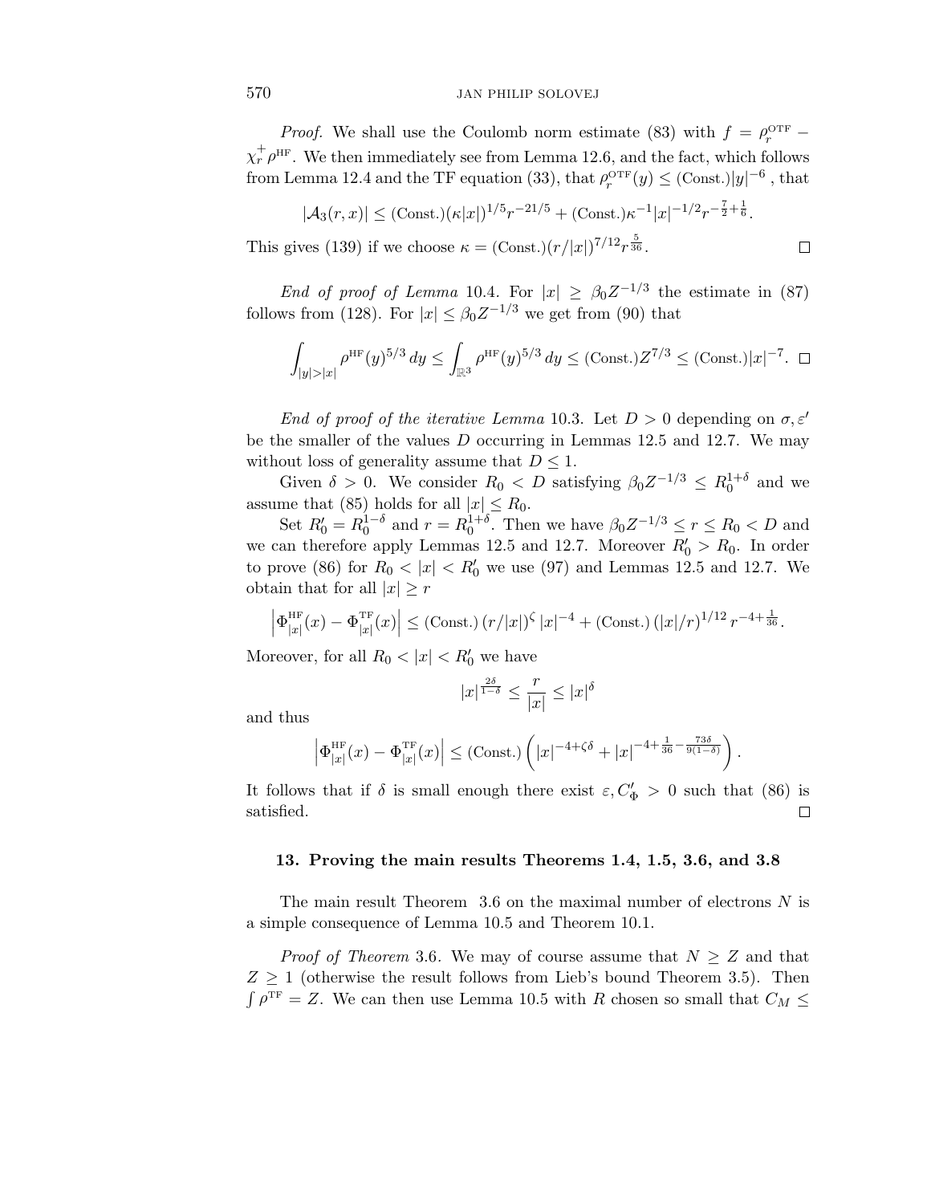*Proof.* We shall use the Coulomb norm estimate (83) with $f = \rho_r^{\rm OTF} - \chi_r^+ \rho^{\rm HF}$. We then immediately see from Lemma 12.6, and the fact, which follows from Lemma 12.4 and the TF equation (33), that $\rho_r^{\rm OTF}(y) \leq (\text{Const.})|y|^{-6}$ , that

$$|\mathcal{A}_3(r,x)| \leq (\text{Const.})(\kappa|x|)^{1/5} r^{-21/5} + (\text{Const.})\kappa^{-1}|x|^{-1/2} r^{-\frac{7}{2}+\frac{1}{6}}.$$

This gives (139) if we choose $\kappa = (\text{Const.})(r/|x|)^{7/12} r^{\frac{5}{36}}$. ◻

*End of proof of Lemma* 10.4. For $|x| \geq \beta_0 Z^{-1/3}$ the estimate in (87) follows from (128). For $|x| \leq \beta_0 Z^{-1/3}$ we get from (90) that

$$\int_{|y|>|x|} \rho^{\rm HF}(y)^{5/3}\, dy \leq \int_{\mathbb{R}^3} \rho^{\rm HF}(y)^{5/3}\, dy \leq (\text{Const.}) Z^{7/3} \leq (\text{Const.})|x|^{-7}. \quad ◻$$

*End of proof of the iterative Lemma* 10.3. Let $D > 0$ depending on $\sigma, \varepsilon'$ be the smaller of the values $D$ occurring in Lemmas 12.5 and 12.7. We may without loss of generality assume that $D \leq 1$.

Given $\delta > 0$. We consider $R_0 < D$ satisfying $\beta_0 Z^{-1/3} \leq R_0^{1+\delta}$ and we assume that (85) holds for all $|x| \leq R_0$.

Set $R_0' = R_0^{1-\delta}$ and $r = R_0^{1+\delta}$. Then we have $\beta_0 Z^{-1/3} \leq r \leq R_0 < D$ and we can therefore apply Lemmas 12.5 and 12.7. Moreover $R_0' > R_0$. In order to prove (86) for $R_0 < |x| < R_0'$ we use (97) and Lemmas 12.5 and 12.7. We obtain that for all $|x| \geq r$

$$\left|\Phi_{|x|}^{\rm HF}(x) - \Phi_{|x|}^{\rm TF}(x)\right| \leq (\text{Const.})\,(r/|x|)^{\zeta}\,|x|^{-4} + (\text{Const.})\,(|x|/r)^{1/12}\, r^{-4+\frac{1}{36}}.$$

Moreover, for all $R_0 < |x| < R_0'$ we have

$$|x|^{\frac{2\delta}{1-\delta}} \leq \frac{r}{|x|} \leq |x|^{\delta}$$

and thus

$$\left|\Phi_{|x|}^{\rm HF}(x) - \Phi_{|x|}^{\rm TF}(x)\right| \leq (\text{Const.}) \left( |x|^{-4+\zeta\delta} + |x|^{-4+\frac{1}{36}-\frac{73\delta}{9(1-\delta)}} \right).$$

It follows that if $\delta$ is small enough there exist $\varepsilon, C_\Phi' > 0$ such that (86) is satisfied. ◻

## 13. Proving the main results Theorems 1.4, 1.5, 3.6, and 3.8

The main result Theorem 3.6 on the maximal number of electrons $N$ is a simple consequence of Lemma 10.5 and Theorem 10.1.

*Proof of Theorem* 3.6. We may of course assume that $N \geq Z$ and that $Z \geq 1$ (otherwise the result follows from Lieb's bound Theorem 3.5). Then $\int \rho^{\rm TF} = Z$. We can then use Lemma 10.5 with $R$ chosen so small that $C_M \leq$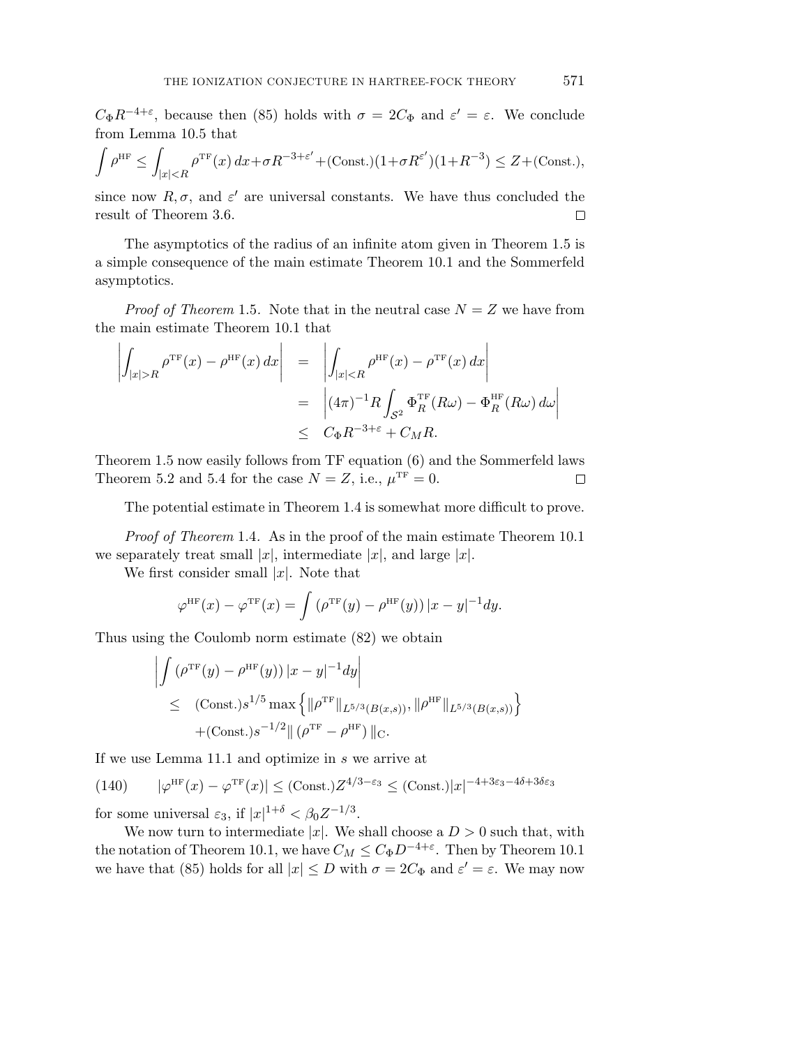$C_\Phi R^{-4+\varepsilon}$, because then (85) holds with $\sigma = 2C_\Phi$ and $\varepsilon' = \varepsilon$. We conclude from Lemma 10.5 that

$$\int \rho^{\text{HF}} \leq \int_{|x|<R} \rho^{\text{TF}}(x)\,dx + \sigma R^{-3+\varepsilon'} + (\text{Const.})(1+\sigma R^{\varepsilon'})(1+R^{-3}) \leq Z + (\text{Const.}),$$

since now $R, \sigma$, and $\varepsilon'$ are universal constants. We have thus concluded the result of Theorem 3.6. $\square$

The asymptotics of the radius of an infinite atom given in Theorem 1.5 is a simple consequence of the main estimate Theorem 10.1 and the Sommerfeld asymptotics.

*Proof of Theorem* 1.5. Note that in the neutral case $N = Z$ we have from the main estimate Theorem 10.1 that

$$\begin{aligned}
\left| \int_{|x|>R} \rho^{\text{TF}}(x) - \rho^{\text{HF}}(x)\,dx \right| &= \left| \int_{|x|<R} \rho^{\text{HF}}(x) - \rho^{\text{TF}}(x)\,dx \right| \\
&= \left| (4\pi)^{-1} R \int_{\mathcal{S}^2} \Phi_R^{\text{TF}}(R\omega) - \Phi_R^{\text{HF}}(R\omega)\,d\omega \right| \\
&\leq C_\Phi R^{-3+\varepsilon} + C_M R.
\end{aligned}$$

Theorem 1.5 now easily follows from TF equation (6) and the Sommerfeld laws Theorem 5.2 and 5.4 for the case $N = Z$, i.e., $\mu^{\text{TF}} = 0$. $\square$

The potential estimate in Theorem 1.4 is somewhat more difficult to prove.

*Proof of Theorem* 1.4. As in the proof of the main estimate Theorem 10.1 we separately treat small $|x|$, intermediate $|x|$, and large $|x|$.

We first consider small $|x|$. Note that

$$\varphi^{\text{HF}}(x) - \varphi^{\text{TF}}(x) = \int (\rho^{\text{TF}}(y) - \rho^{\text{HF}}(y))\,|x-y|^{-1}dy.$$

Thus using the Coulomb norm estimate (82) we obtain

$$\begin{aligned}
&\left| \int (\rho^{\text{TF}}(y) - \rho^{\text{HF}}(y))\,|x-y|^{-1}dy \right| \\
&\leq \ (\text{Const.}) s^{1/5} \max\left\{ \|\rho^{\text{TF}}\|_{L^{5/3}(B(x,s))}, \|\rho^{\text{HF}}\|_{L^{5/3}(B(x,s))} \right\} \\
&\quad + (\text{Const.}) s^{-1/2} \|\left(\rho^{\text{TF}} - \rho^{\text{HF}}\right)\|_{\text{C}}.
\end{aligned}$$

If we use Lemma 11.1 and optimize in $s$ we arrive at

$$|\varphi^{\text{HF}}(x) - \varphi^{\text{TF}}(x)| \leq (\text{Const.}) Z^{4/3-\varepsilon_3} \leq (\text{Const.}) |x|^{-4+3\varepsilon_3-4\delta+3\delta\varepsilon_3} \tag{140}$$

for some universal $\varepsilon_3$, if $|x|^{1+\delta} < \beta_0 Z^{-1/3}$.

We now turn to intermediate $|x|$. We shall choose a $D > 0$ such that, with the notation of Theorem 10.1, we have $C_M \leq C_\Phi D^{-4+\varepsilon}$. Then by Theorem 10.1 we have that (85) holds for all $|x| \leq D$ with $\sigma = 2C_\Phi$ and $\varepsilon' = \varepsilon$. We may now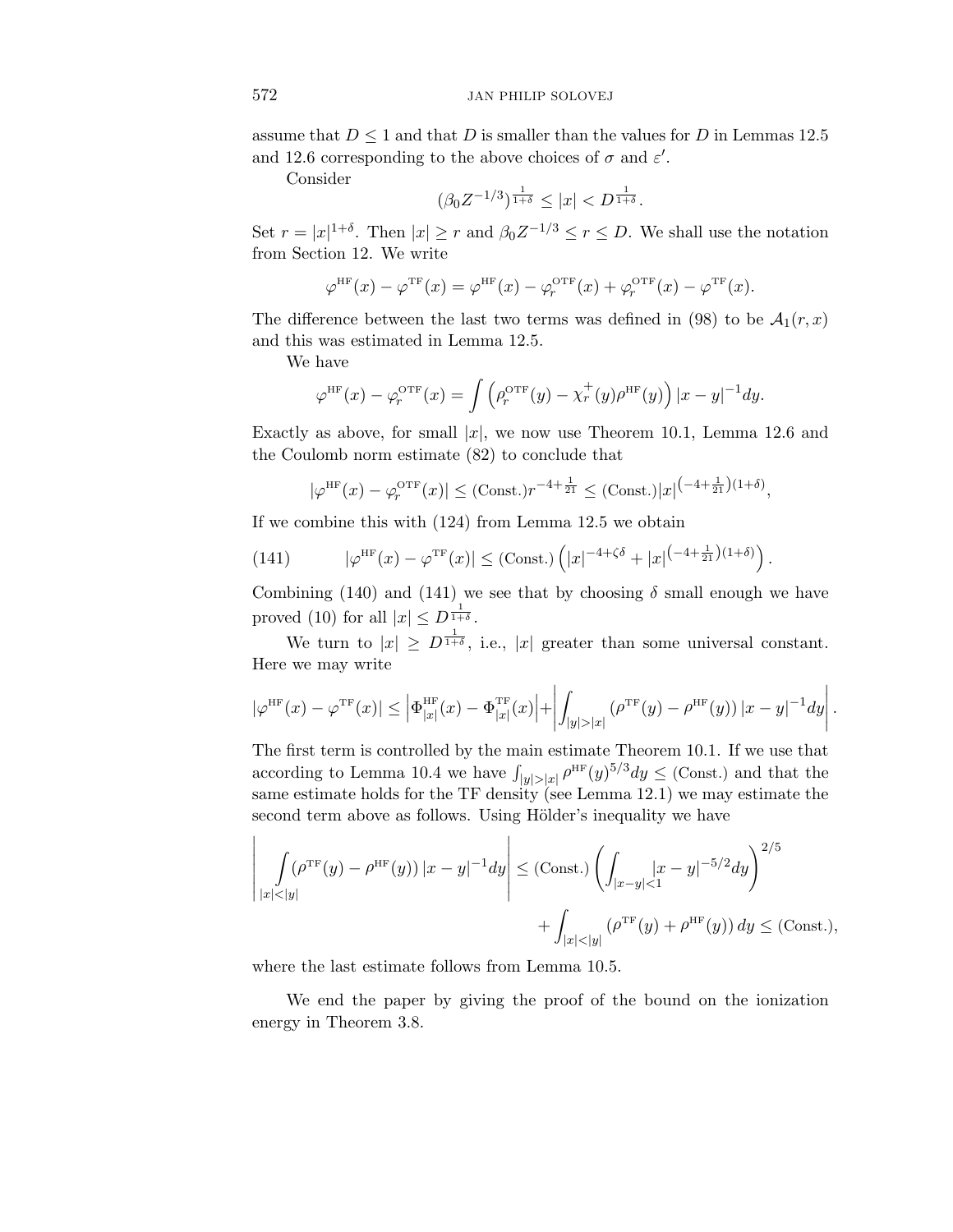assume that $D \leq 1$ and that $D$ is smaller than the values for $D$ in Lemmas 12.5 and 12.6 corresponding to the above choices of $\sigma$ and $\varepsilon'$.

Consider

$$(\beta_0 Z^{-1/3})^{\frac{1}{1+\delta}} \leq |x| < D^{\frac{1}{1+\delta}}.$$

Set $r = |x|^{1+\delta}$. Then $|x| \geq r$ and $\beta_0 Z^{-1/3} \leq r \leq D$. We shall use the notation from Section 12. We write

$$\varphi^{\mathrm{HF}}(x) - \varphi^{\mathrm{TF}}(x) = \varphi^{\mathrm{HF}}(x) - \varphi_r^{\mathrm{OTF}}(x) + \varphi_r^{\mathrm{OTF}}(x) - \varphi^{\mathrm{TF}}(x).$$

The difference between the last two terms was defined in (98) to be $\mathcal{A}_1(r, x)$ and this was estimated in Lemma 12.5.

We have

$$\varphi^{\mathrm{HF}}(x) - \varphi_r^{\mathrm{OTF}}(x) = \int \left( \rho_r^{\mathrm{OTF}}(y) - \chi_r^+(y) \rho^{\mathrm{HF}}(y) \right) |x - y|^{-1} dy.$$

Exactly as above, for small $|x|$, we now use Theorem 10.1, Lemma 12.6 and the Coulomb norm estimate (82) to conclude that

$$|\varphi^{\mathrm{HF}}(x) - \varphi_r^{\mathrm{OTF}}(x)| \leq (\text{Const.}) r^{-4+\frac{1}{21}} \leq (\text{Const.}) |x|^{\left(-4+\frac{1}{21}\right)(1+\delta)},$$

If we combine this with (124) from Lemma 12.5 we obtain

$$|\varphi^{\mathrm{HF}}(x) - \varphi^{\mathrm{TF}}(x)| \leq (\text{Const.}) \left( |x|^{-4+\zeta\delta} + |x|^{\left(-4+\frac{1}{21}\right)(1+\delta)} \right). \tag{141}$$

Combining (140) and (141) we see that by choosing $\delta$ small enough we have proved (10) for all $|x| \leq D^{\frac{1}{1+\delta}}$.

We turn to $|x| \geq D^{\frac{1}{1+\delta}}$, i.e., $|x|$ greater than some universal constant. Here we may write

$$|\varphi^{\mathrm{HF}}(x) - \varphi^{\mathrm{TF}}(x)| \leq \left| \Phi_{|x|}^{\mathrm{HF}}(x) - \Phi_{|x|}^{\mathrm{TF}}(x) \right| + \left| \int_{|y|>|x|} (\rho^{\mathrm{TF}}(y) - \rho^{\mathrm{HF}}(y)) |x - y|^{-1} dy \right|.$$

The first term is controlled by the main estimate Theorem 10.1. If we use that according to Lemma 10.4 we have $\int_{|y|>|x|} \rho^{\mathrm{HF}}(y)^{5/3} dy \leq (\text{Const.})$ and that the same estimate holds for the TF density (see Lemma 12.1) we may estimate the second term above as follows. Using Hölder's inequality we have

$$\left| \int_{|x|<|y|} (\rho^{\mathrm{TF}}(y) - \rho^{\mathrm{HF}}(y)) |x - y|^{-1} dy \right| \leq (\text{Const.}) \left( \int_{|x-y|<1} |x - y|^{-5/2} dy \right)^{2/5} + \int_{|x|<|y|} (\rho^{\mathrm{TF}}(y) + \rho^{\mathrm{HF}}(y)) \, dy \leq (\text{Const.}),$$

where the last estimate follows from Lemma 10.5.

We end the paper by giving the proof of the bound on the ionization energy in Theorem 3.8.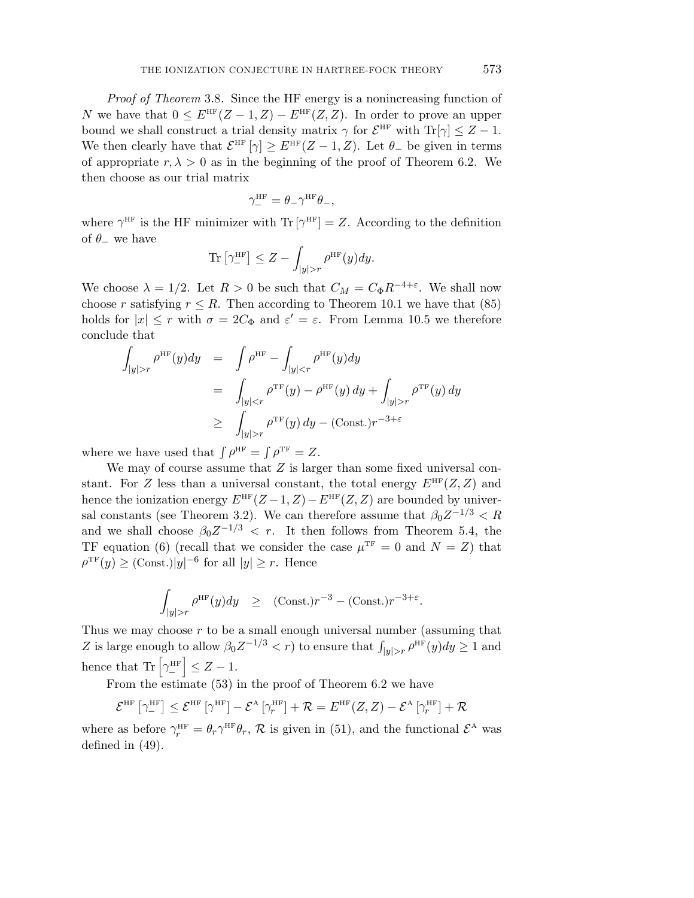*Proof of Theorem* 3.8. Since the HF energy is a nonincreasing function of $N$ we have that $0 \le E^{\rm HF}(Z-1,Z) - E^{\rm HF}(Z,Z)$. In order to prove an upper bound we shall construct a trial density matrix $\gamma$ for $\mathcal{E}^{\rm HF}$ with $\mathrm{Tr}[\gamma] \le Z-1$. We then clearly have that $\mathcal{E}^{\rm HF}[\gamma] \ge E^{\rm HF}(Z-1,Z)$. Let $\theta_-$ be given in terms of appropriate $r, \lambda > 0$ as in the beginning of the proof of Theorem 6.2. We then choose as our trial matrix

$$\gamma_-^{\rm HF} = \theta_- \gamma^{\rm HF} \theta_-,$$

where $\gamma^{\rm HF}$ is the HF minimizer with $\mathrm{Tr}\left[\gamma^{\rm HF}\right] = Z$. According to the definition of $\theta_-$ we have

$$\mathrm{Tr}\left[\gamma_-^{\rm HF}\right] \le Z - \int_{|y|>r} \rho^{\rm HF}(y) dy.$$

We choose $\lambda = 1/2$. Let $R > 0$ be such that $C_M = C_\Phi R^{-4+\varepsilon}$. We shall now choose $r$ satisfying $r \le R$. Then according to Theorem 10.1 we have that (85) holds for $|x| \le r$ with $\sigma = 2C_\Phi$ and $\varepsilon' = \varepsilon$. From Lemma 10.5 we therefore conclude that

$$\begin{aligned}
\int_{|y|>r} \rho^{\rm HF}(y) dy &= \int \rho^{\rm HF} - \int_{|y|<r} \rho^{\rm HF}(y) dy \\
&= \int_{|y|<r} \rho^{\rm TF}(y) - \rho^{\rm HF}(y)\, dy + \int_{|y|>r} \rho^{\rm TF}(y)\, dy \\
&\ge \int_{|y|>r} \rho^{\rm TF}(y)\, dy - (\mathrm{Const.}) r^{-3+\varepsilon}
\end{aligned}$$

where we have used that $\int \rho^{\rm HF} = \int \rho^{\rm TF} = Z$.

We may of course assume that $Z$ is larger than some fixed universal constant. For $Z$ less than a universal constant, the total energy $E^{\rm HF}(Z,Z)$ and hence the ionization energy $E^{\rm HF}(Z-1,Z) - E^{\rm HF}(Z,Z)$ are bounded by universal constants (see Theorem 3.2). We can therefore assume that $\beta_0 Z^{-1/3} < R$ and we shall choose $\beta_0 Z^{-1/3} < r$. It then follows from Theorem 5.4, the TF equation (6) (recall that we consider the case $\mu^{\rm TF} = 0$ and $N = Z$) that $\rho^{\rm TF}(y) \ge (\mathrm{Const.})|y|^{-6}$ for all $|y| \ge r$. Hence

$$\int_{|y|>r} \rho^{\rm HF}(y) dy \quad \ge \quad (\mathrm{Const.}) r^{-3} - (\mathrm{Const.}) r^{-3+\varepsilon}.$$

Thus we may choose $r$ to be a small enough universal number (assuming that $Z$ is large enough to allow $\beta_0 Z^{-1/3} < r$) to ensure that $\int_{|y|>r} \rho^{\rm HF}(y) dy \ge 1$ and hence that $\mathrm{Tr}\left[\gamma_-^{\rm HF}\right] \le Z - 1$.

From the estimate (53) in the proof of Theorem 6.2 we have

$$\mathcal{E}^{\rm HF}\left[\gamma_-^{\rm HF}\right] \le \mathcal{E}^{\rm HF}\left[\gamma^{\rm HF}\right] - \mathcal{E}^{\rm A}\left[\gamma_r^{\rm HF}\right] + \mathcal{R} = E^{\rm HF}(Z,Z) - \mathcal{E}^{\rm A}\left[\gamma_r^{\rm HF}\right] + \mathcal{R}$$

where as before $\gamma_r^{\rm HF} = \theta_r \gamma^{\rm HF} \theta_r$, $\mathcal{R}$ is given in (51), and the functional $\mathcal{E}^{\rm A}$ was defined in (49).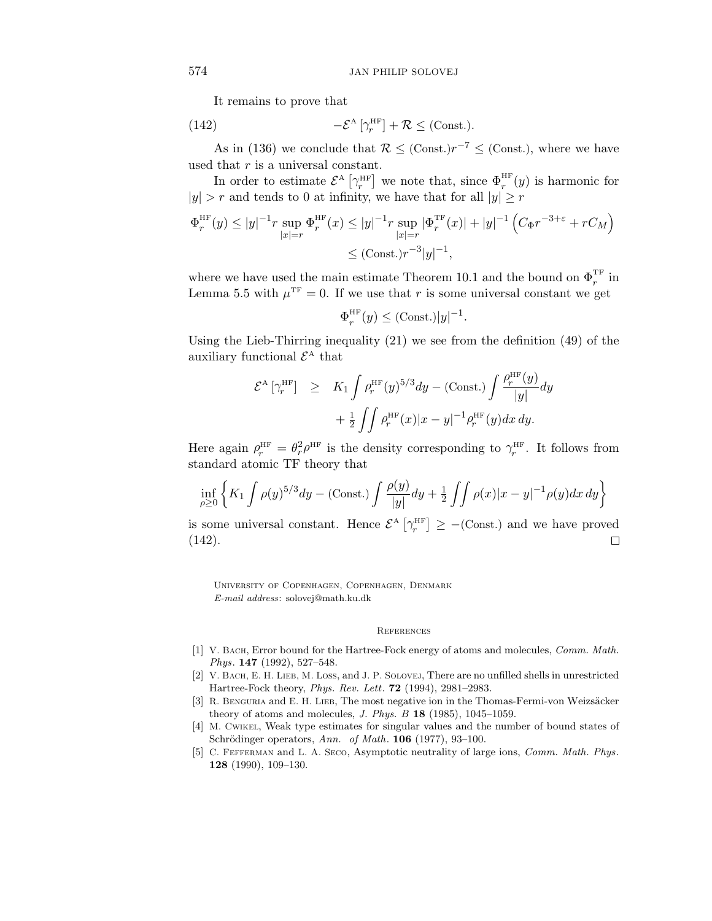It remains to prove that

$$-\mathcal{E}^{\mathrm{A}}\left[\gamma_r^{\mathrm{HF}}\right] + \mathcal{R} \leq (\mathrm{Const.}). \tag{142}$$

As in (136) we conclude that $\mathcal{R} \leq (\mathrm{Const.}) r^{-7} \leq (\mathrm{Const.})$, where we have used that $r$ is a universal constant.

In order to estimate $\mathcal{E}^{\mathrm{A}}\left[\gamma_r^{\mathrm{HF}}\right]$ we note that, since $\Phi_r^{\mathrm{HF}}(y)$ is harmonic for $|y| > r$ and tends to 0 at infinity, we have that for all $|y| \geq r$

$$\begin{aligned}
\Phi_r^{\mathrm{HF}}(y) \leq |y|^{-1} r \sup_{|x|=r} \Phi_r^{\mathrm{HF}}(x) &\leq |y|^{-1} r \sup_{|x|=r} |\Phi_r^{\mathrm{TF}}(x)| + |y|^{-1}\left(C_\Phi r^{-3+\varepsilon} + r C_M\right) \\
&\leq (\mathrm{Const.}) r^{-3} |y|^{-1},
\end{aligned}$$

where we have used the main estimate Theorem 10.1 and the bound on $\Phi_r^{\mathrm{TF}}$ in Lemma 5.5 with $\mu^{\mathrm{TF}} = 0$. If we use that $r$ is some universal constant we get

$$\Phi_r^{\mathrm{HF}}(y) \leq (\mathrm{Const.}) |y|^{-1}.$$

Using the Lieb-Thirring inequality (21) we see from the definition (49) of the auxiliary functional $\mathcal{E}^{\mathrm{A}}$ that

$$\begin{aligned}
\mathcal{E}^{\mathrm{A}}\left[\gamma_r^{\mathrm{HF}}\right] \quad \geq \quad & K_1 \int \rho_r^{\mathrm{HF}}(y)^{5/3} dy - (\mathrm{Const.}) \int \frac{\rho_r^{\mathrm{HF}}(y)}{|y|} dy \\
& + \tfrac{1}{2} \iint \rho_r^{\mathrm{HF}}(x) |x-y|^{-1} \rho_r^{\mathrm{HF}}(y) dx\, dy.
\end{aligned}$$

Here again $\rho_r^{\mathrm{HF}} = \theta_r^2 \rho^{\mathrm{HF}}$ is the density corresponding to $\gamma_r^{\mathrm{HF}}$. It follows from standard atomic TF theory that

$$\inf_{\rho \geq 0} \left\{ K_1 \int \rho(y)^{5/3} dy - (\mathrm{Const.}) \int \frac{\rho(y)}{|y|} dy + \tfrac{1}{2} \iint \rho(x) |x-y|^{-1} \rho(y) dx\, dy \right\}$$

is some universal constant. Hence $\mathcal{E}^{\mathrm{A}}\left[\gamma_r^{\mathrm{HF}}\right] \geq -(\mathrm{Const.})$ and we have proved (142). $\square$

University of Copenhagen, Copenhagen, Denmark
*E-mail address*: solovej@math.ku.dk

## References

[1] V. Bach, Error bound for the Hartree-Fock energy of atoms and molecules, *Comm. Math. Phys.* **147** (1992), 527–548.

[2] V. Bach, E. H. Lieb, M. Loss, and J. P. Solovej, There are no unfilled shells in unrestricted Hartree-Fock theory, *Phys. Rev. Lett.* **72** (1994), 2981–2983.

[3] R. Benguria and E. H. Lieb, The most negative ion in the Thomas-Fermi-von Weizsäcker theory of atoms and molecules, *J. Phys. B* **18** (1985), 1045–1059.

[4] M. Cwikel, Weak type estimates for singular values and the number of bound states of Schrödinger operators, *Ann. of Math.* **106** (1977), 93–100.

[5] C. Fefferman and L. A. Seco, Asymptotic neutrality of large ions, *Comm. Math. Phys.* **128** (1990), 109–130.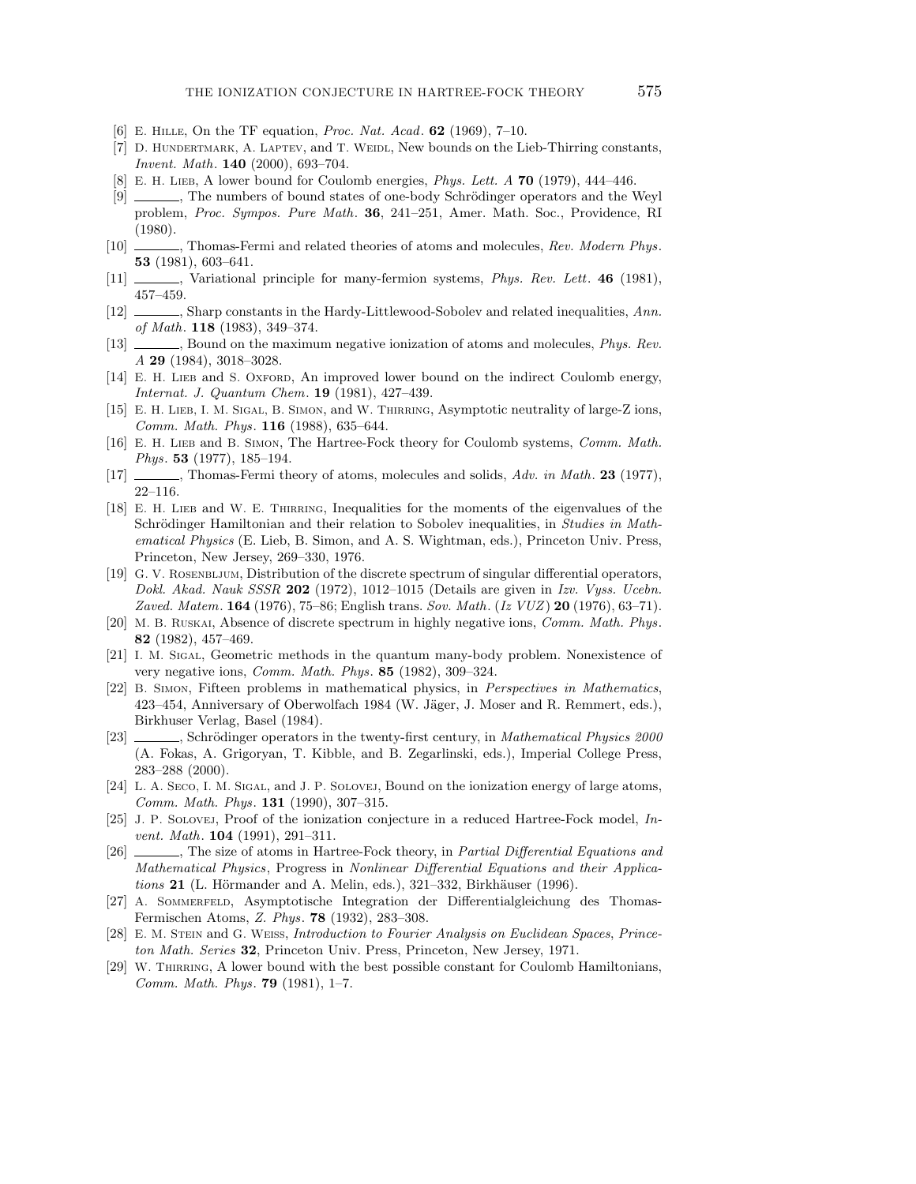[6] E. Hille, On the TF equation, *Proc. Nat. Acad.* **62** (1969), 7–10.

[7] D. Hundertmark, A. Laptev, and T. Weidl, New bounds on the Lieb-Thirring constants, *Invent. Math.* **140** (2000), 693–704.

[8] E. H. Lieb, A lower bound for Coulomb energies, *Phys. Lett. A* **70** (1979), 444–446.

[9] ______, The numbers of bound states of one-body Schrödinger operators and the Weyl problem, *Proc. Sympos. Pure Math.* **36**, 241–251, Amer. Math. Soc., Providence, RI (1980).

[10] ______, Thomas-Fermi and related theories of atoms and molecules, *Rev. Modern Phys.* **53** (1981), 603–641.

[11] ______, Variational principle for many-fermion systems, *Phys. Rev. Lett.* **46** (1981), 457–459.

[12] ______, Sharp constants in the Hardy-Littlewood-Sobolev and related inequalities, *Ann. of Math.* **118** (1983), 349–374.

[13] ______, Bound on the maximum negative ionization of atoms and molecules, *Phys. Rev. A* **29** (1984), 3018–3028.

[14] E. H. Lieb and S. Oxford, An improved lower bound on the indirect Coulomb energy, *Internat. J. Quantum Chem.* **19** (1981), 427–439.

[15] E. H. Lieb, I. M. Sigal, B. Simon, and W. Thirring, Asymptotic neutrality of large-Z ions, *Comm. Math. Phys.* **116** (1988), 635–644.

[16] E. H. Lieb and B. Simon, The Hartree-Fock theory for Coulomb systems, *Comm. Math. Phys.* **53** (1977), 185–194.

[17] ______, Thomas-Fermi theory of atoms, molecules and solids, *Adv. in Math.* **23** (1977), 22–116.

[18] E. H. Lieb and W. E. Thirring, Inequalities for the moments of the eigenvalues of the Schrödinger Hamiltonian and their relation to Sobolev inequalities, in *Studies in Mathematical Physics* (E. Lieb, B. Simon, and A. S. Wightman, eds.), Princeton Univ. Press, Princeton, New Jersey, 269–330, 1976.

[19] G. V. Rosenbljum, Distribution of the discrete spectrum of singular differential operators, *Dokl. Akad. Nauk SSSR* **202** (1972), 1012–1015 (Details are given in *Izv. Vyss. Ucebn. Zaved. Matem.* **164** (1976), 75–86; English trans. *Sov. Math.* (*Iz VUZ*) **20** (1976), 63–71).

[20] M. B. Ruskai, Absence of discrete spectrum in highly negative ions, *Comm. Math. Phys.* **82** (1982), 457–469.

[21] I. M. Sigal, Geometric methods in the quantum many-body problem. Nonexistence of very negative ions, *Comm. Math. Phys.* **85** (1982), 309–324.

[22] B. Simon, Fifteen problems in mathematical physics, in *Perspectives in Mathematics*, 423–454, Anniversary of Oberwolfach 1984 (W. Jäger, J. Moser and R. Remmert, eds.), Birkhuser Verlag, Basel (1984).

[23] ______, Schrödinger operators in the twenty-first century, in *Mathematical Physics 2000* (A. Fokas, A. Grigoryan, T. Kibble, and B. Zegarlinski, eds.), Imperial College Press, 283–288 (2000).

[24] L. A. Seco, I. M. Sigal, and J. P. Solovej, Bound on the ionization energy of large atoms, *Comm. Math. Phys.* **131** (1990), 307–315.

[25] J. P. Solovej, Proof of the ionization conjecture in a reduced Hartree-Fock model, *Invent. Math.* **104** (1991), 291–311.

[26] ______, The size of atoms in Hartree-Fock theory, in *Partial Differential Equations and Mathematical Physics*, Progress in *Nonlinear Differential Equations and their Applications* **21** (L. Hörmander and A. Melin, eds.), 321–332, Birkhäuser (1996).

[27] A. Sommerfeld, Asymptotische Integration der Differentialgleichung des Thomas-Fermischen Atoms, *Z. Phys.* **78** (1932), 283–308.

[28] E. M. Stein and G. Weiss, *Introduction to Fourier Analysis on Euclidean Spaces*, *Princeton Math. Series* **32**, Princeton Univ. Press, Princeton, New Jersey, 1971.

[29] W. Thirring, A lower bound with the best possible constant for Coulomb Hamiltonians, *Comm. Math. Phys.* **79** (1981), 1–7.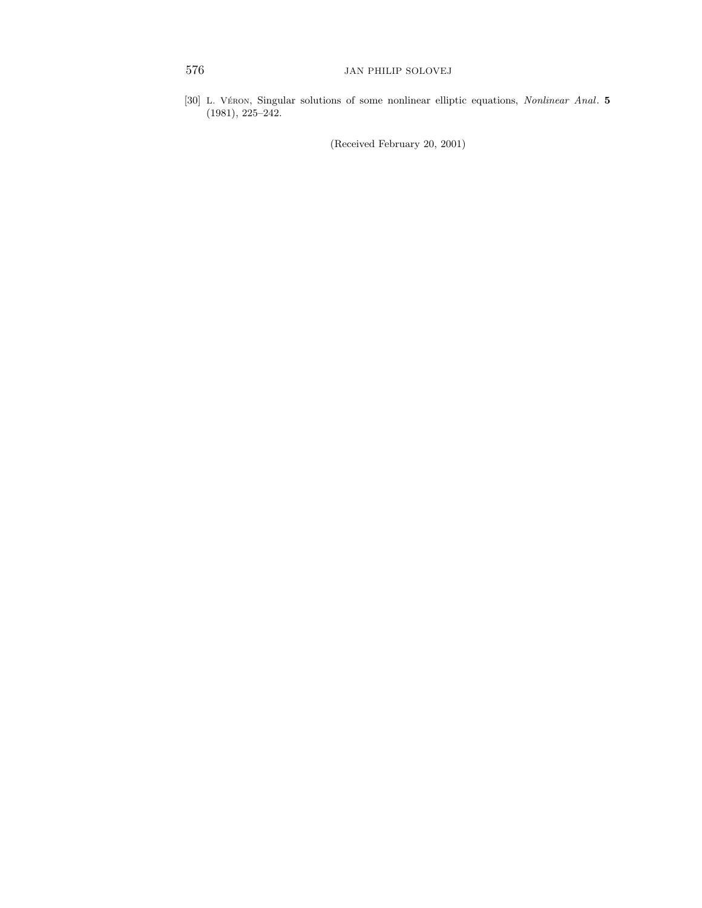[30] L. Véron, Singular solutions of some nonlinear elliptic equations, *Nonlinear Anal.* **5** (1981), 225–242.

(Received February 20, 2001)